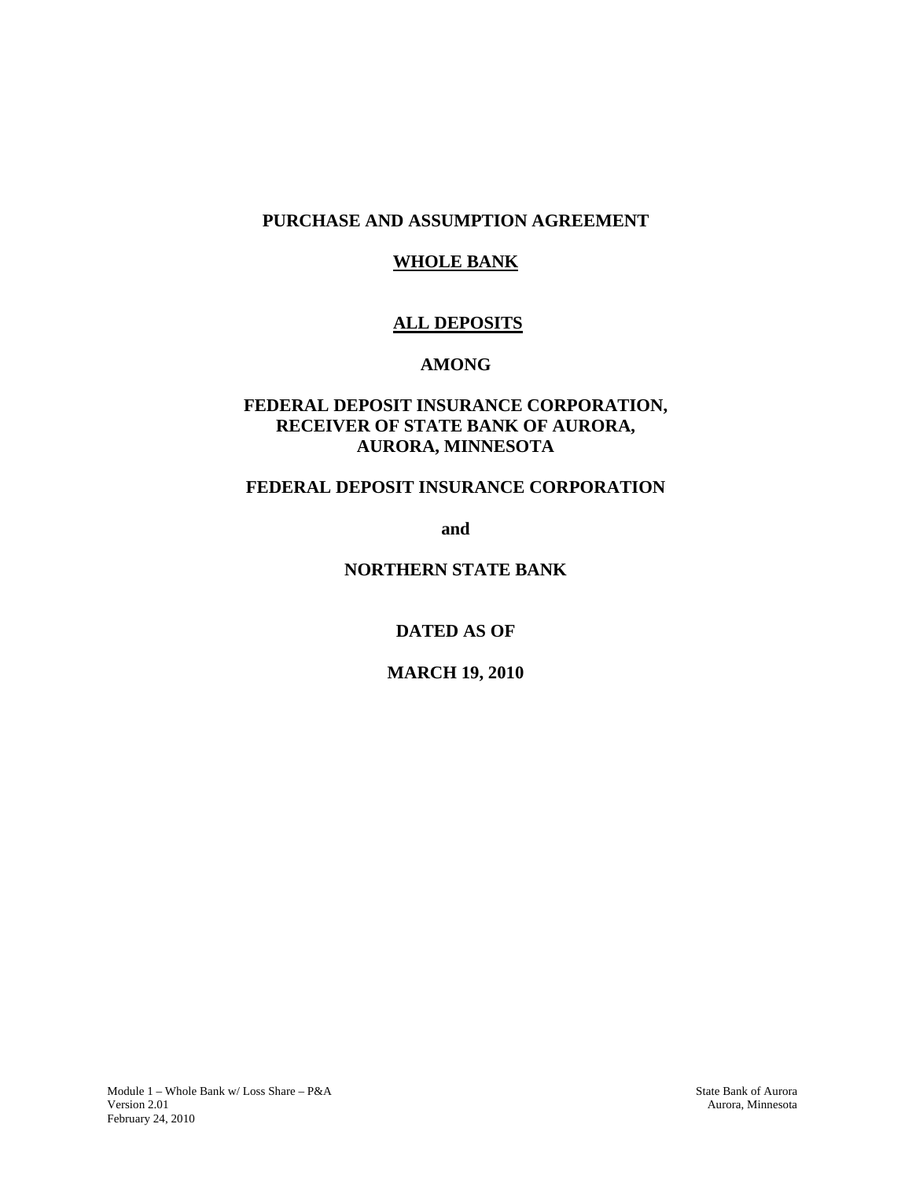**PURCHASE AND ASSUMPTION AGREEMENT**

**WHOLE BANK**

**ALL DEPOSITS**

**AMONG**

**FEDERAL DEPOSIT INSURANCE CORPORATION, RECEIVER OF STATE BANK OF AURORA, AURORA, MINNESOTA**

**FEDERAL DEPOSIT INSURANCE CORPORATION**

**and**

**NORTHERN STATE BANK**

**DATED AS OF**

**MARCH 19, 2010**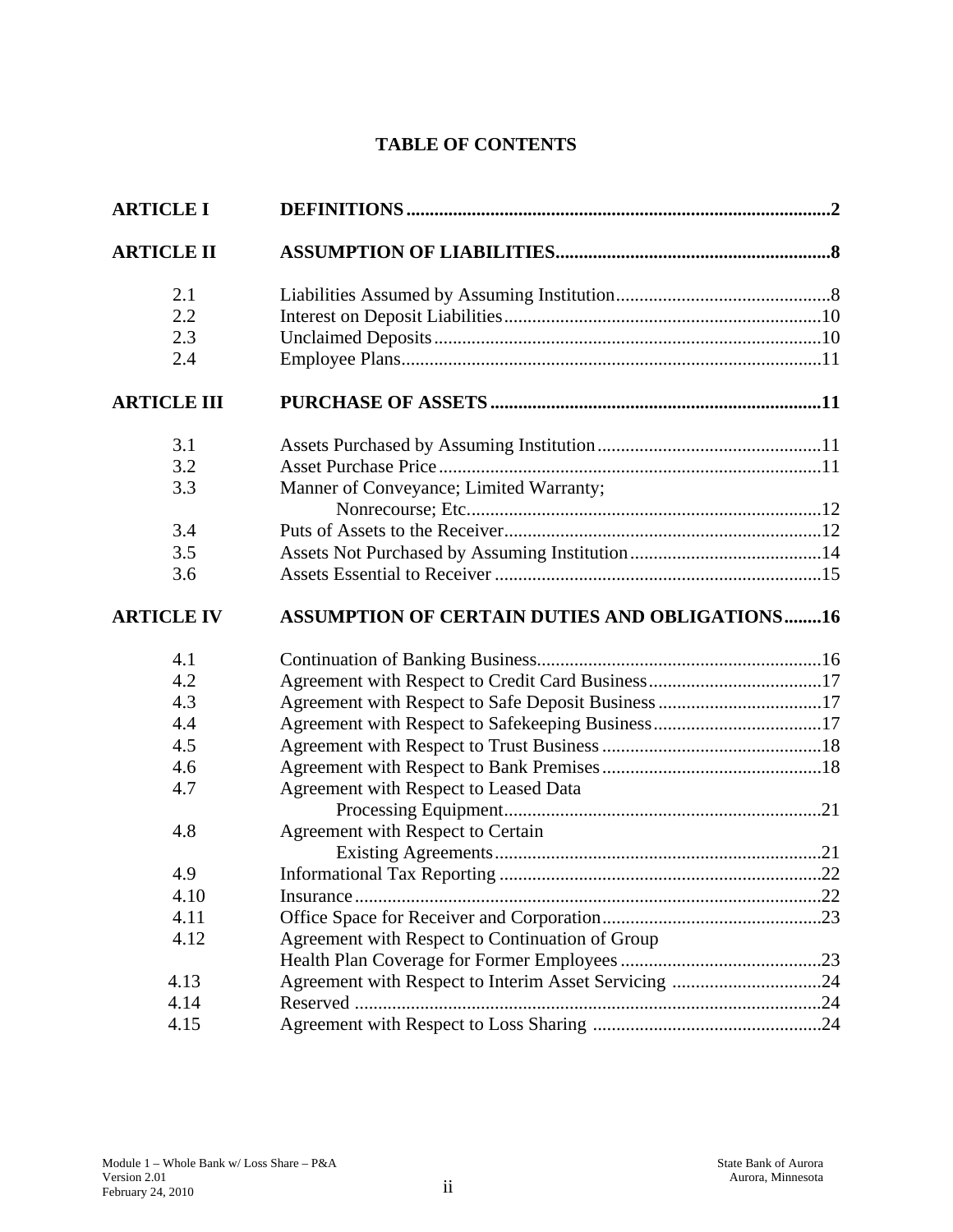# TABLE OF CONTENTS

| | | |
|---|---|---|
| **ARTICLE I** | **DEFINITIONS** | **2** |
| **ARTICLE II** | **ASSUMPTION OF LIABILITIES** | **8** |
| 2.1 | Liabilities Assumed by Assuming Institution | 8 |
| 2.2 | Interest on Deposit Liabilities | 10 |
| 2.3 | Unclaimed Deposits | 10 |
| 2.4 | Employee Plans | 11 |
| **ARTICLE III** | **PURCHASE OF ASSETS** | **11** |
| 3.1 | Assets Purchased by Assuming Institution | 11 |
| 3.2 | Asset Purchase Price | 11 |
| 3.3 | Manner of Conveyance; Limited Warranty; Nonrecourse; Etc. | 12 |
| 3.4 | Puts of Assets to the Receiver | 12 |
| 3.5 | Assets Not Purchased by Assuming Institution | 14 |
| 3.6 | Assets Essential to Receiver | 15 |
| **ARTICLE IV** | **ASSUMPTION OF CERTAIN DUTIES AND OBLIGATIONS** | **16** |
| 4.1 | Continuation of Banking Business | 16 |
| 4.2 | Agreement with Respect to Credit Card Business | 17 |
| 4.3 | Agreement with Respect to Safe Deposit Business | 17 |
| 4.4 | Agreement with Respect to Safekeeping Business | 17 |
| 4.5 | Agreement with Respect to Trust Business | 18 |
| 4.6 | Agreement with Respect to Bank Premises | 18 |
| 4.7 | Agreement with Respect to Leased Data Processing Equipment | 21 |
| 4.8 | Agreement with Respect to Certain Existing Agreements | 21 |
| 4.9 | Informational Tax Reporting | 22 |
| 4.10 | Insurance | 22 |
| 4.11 | Office Space for Receiver and Corporation | 23 |
| 4.12 | Agreement with Respect to Continuation of Group Health Plan Coverage for Former Employees | 23 |
| 4.13 | Agreement with Respect to Interim Asset Servicing | 24 |
| 4.14 | Reserved | 24 |
| 4.15 | Agreement with Respect to Loss Sharing | 24 |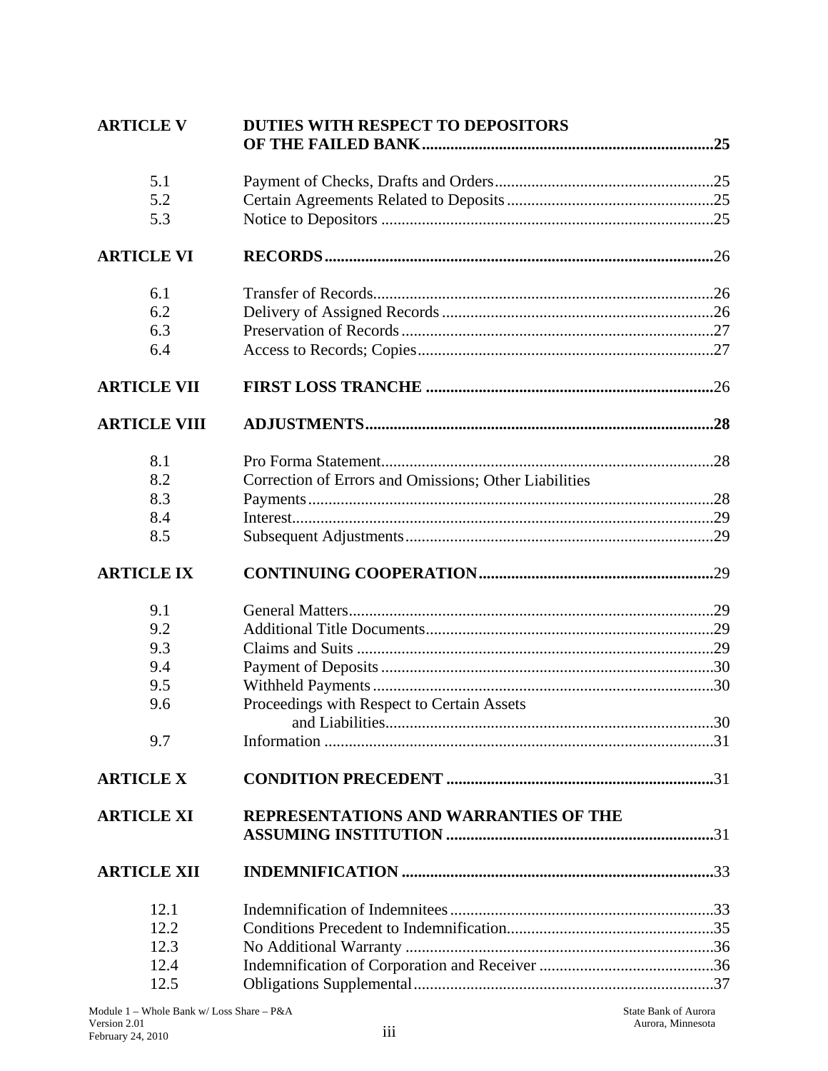| | | |
|---|---|---|
| **ARTICLE V** | **DUTIES WITH RESPECT TO DEPOSITORS OF THE FAILED BANK** | **25** |
| 5.1 | Payment of Checks, Drafts and Orders | 25 |
| 5.2 | Certain Agreements Related to Deposits | 25 |
| 5.3 | Notice to Depositors | 25 |
| **ARTICLE VI** | **RECORDS** | 26 |
| 6.1 | Transfer of Records | 26 |
| 6.2 | Delivery of Assigned Records | 26 |
| 6.3 | Preservation of Records | 27 |
| 6.4 | Access to Records; Copies | 27 |
| **ARTICLE VII** | **FIRST LOSS TRANCHE** | 26 |
| **ARTICLE VIII** | **ADJUSTMENTS** | **28** |
| 8.1 | Pro Forma Statement | 28 |
| 8.2 | Correction of Errors and Omissions; Other Liabilities | |
| 8.3 | Payments | 28 |
| 8.4 | Interest | 29 |
| 8.5 | Subsequent Adjustments | 29 |
| **ARTICLE IX** | **CONTINUING COOPERATION** | 29 |
| 9.1 | General Matters | 29 |
| 9.2 | Additional Title Documents | 29 |
| 9.3 | Claims and Suits | 29 |
| 9.4 | Payment of Deposits | 30 |
| 9.5 | Withheld Payments | 30 |
| 9.6 | Proceedings with Respect to Certain Assets and Liabilities | 30 |
| 9.7 | Information | 31 |
| **ARTICLE X** | **CONDITION PRECEDENT** | 31 |
| **ARTICLE XI** | **REPRESENTATIONS AND WARRANTIES OF THE ASSUMING INSTITUTION** | 31 |
| **ARTICLE XII** | **INDEMNIFICATION** | 33 |
| 12.1 | Indemnification of Indemnitees | 33 |
| 12.2 | Conditions Precedent to Indemnification | 35 |
| 12.3 | No Additional Warranty | 36 |
| 12.4 | Indemnification of Corporation and Receiver | 36 |
| 12.5 | Obligations Supplemental | 37 |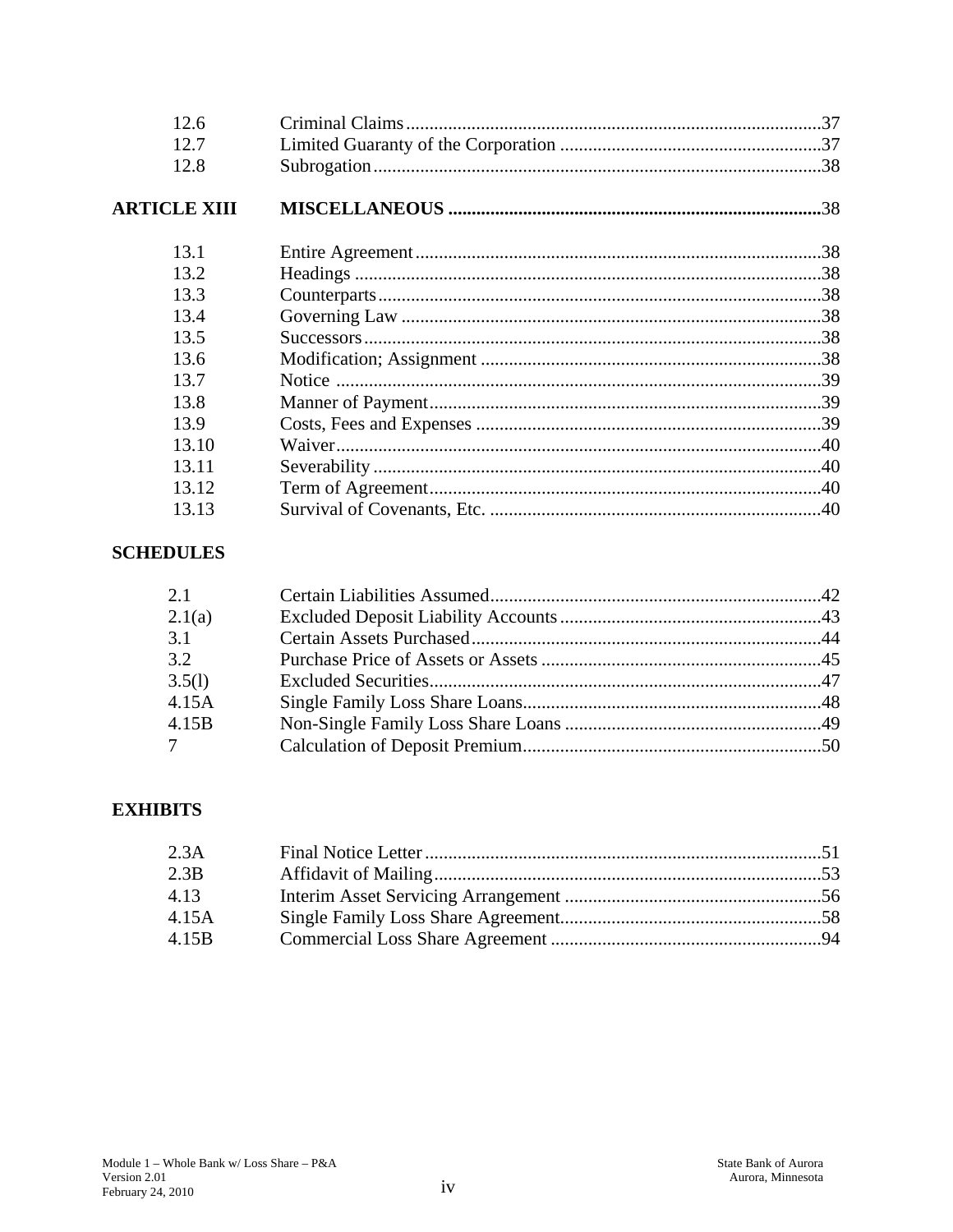| | | |
|---|---|---|
| 12.6 | Criminal Claims | 37 |
| 12.7 | Limited Guaranty of the Corporation | 37 |
| 12.8 | Subrogation | 38 |
| **ARTICLE XIII** | **MISCELLANEOUS** | 38 |
| 13.1 | Entire Agreement | 38 |
| 13.2 | Headings | 38 |
| 13.3 | Counterparts | 38 |
| 13.4 | Governing Law | 38 |
| 13.5 | Successors | 38 |
| 13.6 | Modification; Assignment | 38 |
| 13.7 | Notice | 39 |
| 13.8 | Manner of Payment | 39 |
| 13.9 | Costs, Fees and Expenses | 39 |
| 13.10 | Waiver | 40 |
| 13.11 | Severability | 40 |
| 13.12 | Term of Agreement | 40 |
| 13.13 | Survival of Covenants, Etc. | 40 |

**SCHEDULES**

| | | |
|---|---|---|
| 2.1 | Certain Liabilities Assumed | 42 |
| 2.1(a) | Excluded Deposit Liability Accounts | 43 |
| 3.1 | Certain Assets Purchased | 44 |
| 3.2 | Purchase Price of Assets or Assets | 45 |
| 3.5(l) | Excluded Securities | 47 |
| 4.15A | Single Family Loss Share Loans | 48 |
| 4.15B | Non-Single Family Loss Share Loans | 49 |
| 7 | Calculation of Deposit Premium | 50 |

**EXHIBITS**

| | | |
|---|---|---|
| 2.3A | Final Notice Letter | 51 |
| 2.3B | Affidavit of Mailing | 53 |
| 4.13 | Interim Asset Servicing Arrangement | 56 |
| 4.15A | Single Family Loss Share Agreement | 58 |
| 4.15B | Commercial Loss Share Agreement | 94 |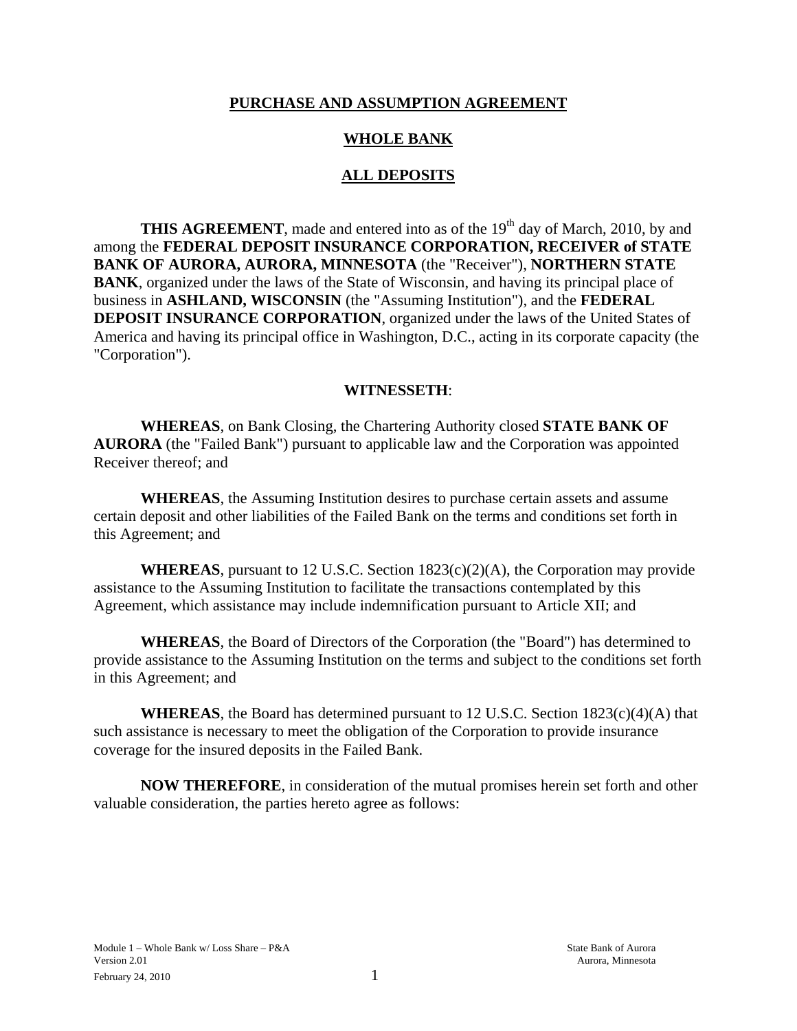**PURCHASE AND ASSUMPTION AGREEMENT**

**WHOLE BANK**

**ALL DEPOSITS**

**THIS AGREEMENT**, made and entered into as of the 19th day of March, 2010, by and among the **FEDERAL DEPOSIT INSURANCE CORPORATION, RECEIVER of STATE BANK OF AURORA, AURORA, MINNESOTA** (the "Receiver"), **NORTHERN STATE BANK**, organized under the laws of the State of Wisconsin, and having its principal place of business in **ASHLAND, WISCONSIN** (the "Assuming Institution"), and the **FEDERAL DEPOSIT INSURANCE CORPORATION**, organized under the laws of the United States of America and having its principal office in Washington, D.C., acting in its corporate capacity (the "Corporation").

**WITNESSETH**:

**WHEREAS**, on Bank Closing, the Chartering Authority closed **STATE BANK OF AURORA** (the "Failed Bank") pursuant to applicable law and the Corporation was appointed Receiver thereof; and

**WHEREAS**, the Assuming Institution desires to purchase certain assets and assume certain deposit and other liabilities of the Failed Bank on the terms and conditions set forth in this Agreement; and

**WHEREAS**, pursuant to 12 U.S.C. Section 1823(c)(2)(A), the Corporation may provide assistance to the Assuming Institution to facilitate the transactions contemplated by this Agreement, which assistance may include indemnification pursuant to Article XII; and

**WHEREAS**, the Board of Directors of the Corporation (the "Board") has determined to provide assistance to the Assuming Institution on the terms and subject to the conditions set forth in this Agreement; and

**WHEREAS**, the Board has determined pursuant to 12 U.S.C. Section 1823(c)(4)(A) that such assistance is necessary to meet the obligation of the Corporation to provide insurance coverage for the insured deposits in the Failed Bank.

**NOW THEREFORE**, in consideration of the mutual promises herein set forth and other valuable consideration, the parties hereto agree as follows: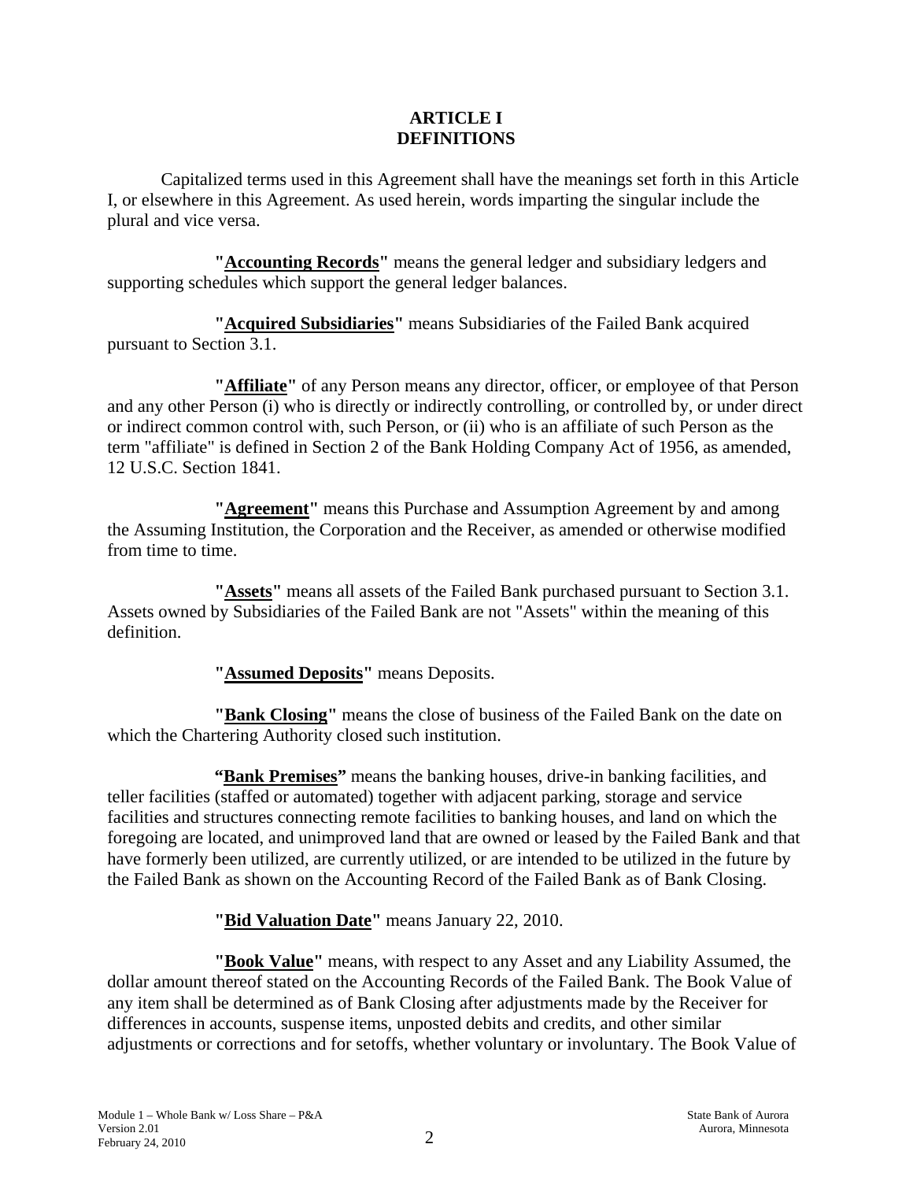# ARTICLE I
# DEFINITIONS

Capitalized terms used in this Agreement shall have the meanings set forth in this Article I, or elsewhere in this Agreement. As used herein, words imparting the singular include the plural and vice versa.

**"<u>Accounting Records</u>"** means the general ledger and subsidiary ledgers and supporting schedules which support the general ledger balances.

**"<u>Acquired Subsidiaries</u>"** means Subsidiaries of the Failed Bank acquired pursuant to Section 3.1.

**"<u>Affiliate</u>"** of any Person means any director, officer, or employee of that Person and any other Person (i) who is directly or indirectly controlling, or controlled by, or under direct or indirect common control with, such Person, or (ii) who is an affiliate of such Person as the term "affiliate" is defined in Section 2 of the Bank Holding Company Act of 1956, as amended, 12 U.S.C. Section 1841.

**"<u>Agreement</u>"** means this Purchase and Assumption Agreement by and among the Assuming Institution, the Corporation and the Receiver, as amended or otherwise modified from time to time.

**"<u>Assets</u>"** means all assets of the Failed Bank purchased pursuant to Section 3.1. Assets owned by Subsidiaries of the Failed Bank are not "Assets" within the meaning of this definition.

**"<u>Assumed Deposits</u>"** means Deposits.

**"<u>Bank Closing</u>"** means the close of business of the Failed Bank on the date on which the Chartering Authority closed such institution.

**"<u>Bank Premises</u>"** means the banking houses, drive-in banking facilities, and teller facilities (staffed or automated) together with adjacent parking, storage and service facilities and structures connecting remote facilities to banking houses, and land on which the foregoing are located, and unimproved land that are owned or leased by the Failed Bank and that have formerly been utilized, are currently utilized, or are intended to be utilized in the future by the Failed Bank as shown on the Accounting Record of the Failed Bank as of Bank Closing.

**"<u>Bid Valuation Date</u>"** means January 22, 2010.

**"<u>Book Value</u>"** means, with respect to any Asset and any Liability Assumed, the dollar amount thereof stated on the Accounting Records of the Failed Bank. The Book Value of any item shall be determined as of Bank Closing after adjustments made by the Receiver for differences in accounts, suspense items, unposted debits and credits, and other similar adjustments or corrections and for setoffs, whether voluntary or involuntary. The Book Value of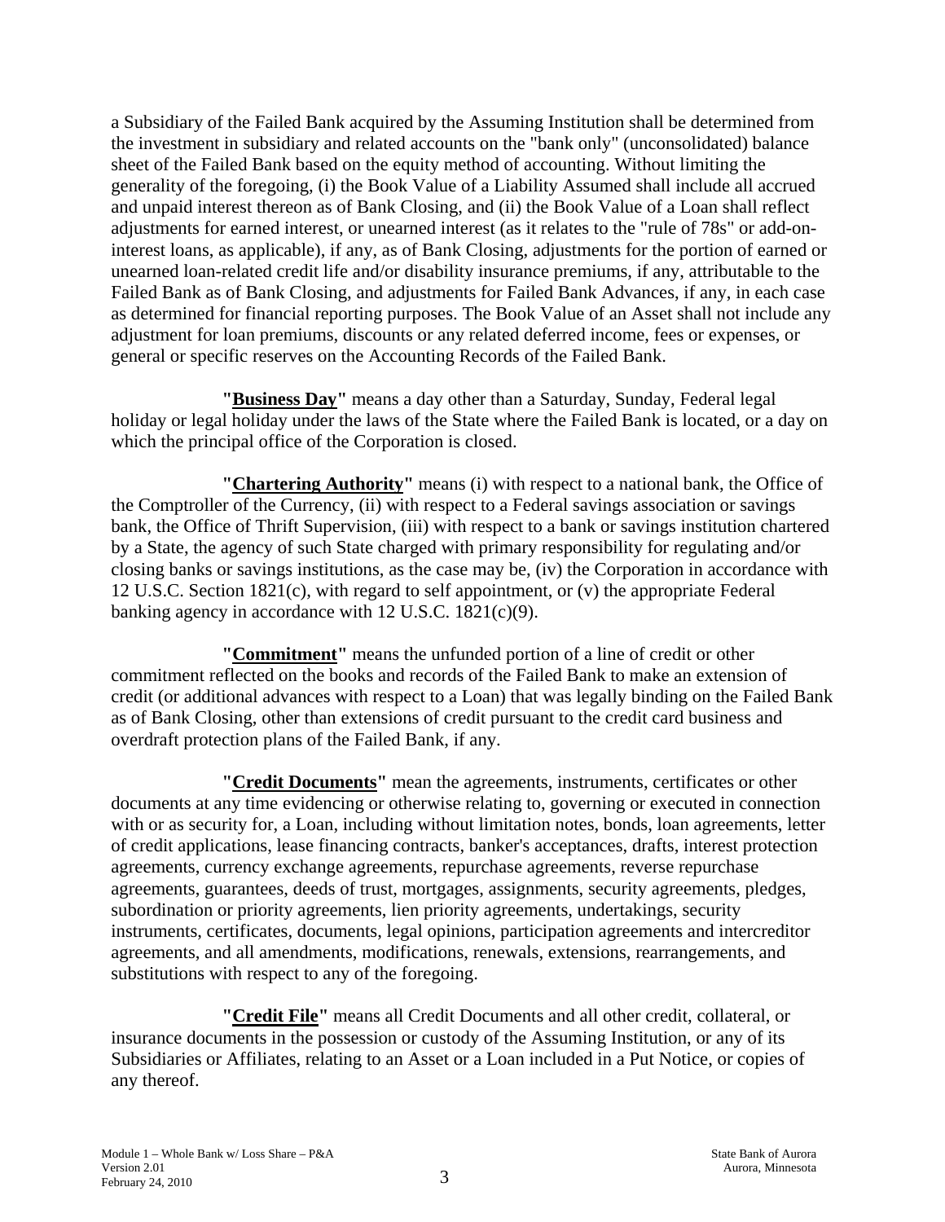a Subsidiary of the Failed Bank acquired by the Assuming Institution shall be determined from the investment in subsidiary and related accounts on the "bank only" (unconsolidated) balance sheet of the Failed Bank based on the equity method of accounting. Without limiting the generality of the foregoing, (i) the Book Value of a Liability Assumed shall include all accrued and unpaid interest thereon as of Bank Closing, and (ii) the Book Value of a Loan shall reflect adjustments for earned interest, or unearned interest (as it relates to the "rule of 78s" or add-on-interest loans, as applicable), if any, as of Bank Closing, adjustments for the portion of earned or unearned loan-related credit life and/or disability insurance premiums, if any, attributable to the Failed Bank as of Bank Closing, and adjustments for Failed Bank Advances, if any, in each case as determined for financial reporting purposes. The Book Value of an Asset shall not include any adjustment for loan premiums, discounts or any related deferred income, fees or expenses, or general or specific reserves on the Accounting Records of the Failed Bank.

**"Business Day"** means a day other than a Saturday, Sunday, Federal legal holiday or legal holiday under the laws of the State where the Failed Bank is located, or a day on which the principal office of the Corporation is closed.

**"Chartering Authority"** means (i) with respect to a national bank, the Office of the Comptroller of the Currency, (ii) with respect to a Federal savings association or savings bank, the Office of Thrift Supervision, (iii) with respect to a bank or savings institution chartered by a State, the agency of such State charged with primary responsibility for regulating and/or closing banks or savings institutions, as the case may be, (iv) the Corporation in accordance with 12 U.S.C. Section 1821(c), with regard to self appointment, or (v) the appropriate Federal banking agency in accordance with 12 U.S.C. 1821(c)(9).

**"Commitment"** means the unfunded portion of a line of credit or other commitment reflected on the books and records of the Failed Bank to make an extension of credit (or additional advances with respect to a Loan) that was legally binding on the Failed Bank as of Bank Closing, other than extensions of credit pursuant to the credit card business and overdraft protection plans of the Failed Bank, if any.

**"Credit Documents"** mean the agreements, instruments, certificates or other documents at any time evidencing or otherwise relating to, governing or executed in connection with or as security for, a Loan, including without limitation notes, bonds, loan agreements, letter of credit applications, lease financing contracts, banker's acceptances, drafts, interest protection agreements, currency exchange agreements, repurchase agreements, reverse repurchase agreements, guarantees, deeds of trust, mortgages, assignments, security agreements, pledges, subordination or priority agreements, lien priority agreements, undertakings, security instruments, certificates, documents, legal opinions, participation agreements and intercreditor agreements, and all amendments, modifications, renewals, extensions, rearrangements, and substitutions with respect to any of the foregoing.

**"Credit File"** means all Credit Documents and all other credit, collateral, or insurance documents in the possession or custody of the Assuming Institution, or any of its Subsidiaries or Affiliates, relating to an Asset or a Loan included in a Put Notice, or copies of any thereof.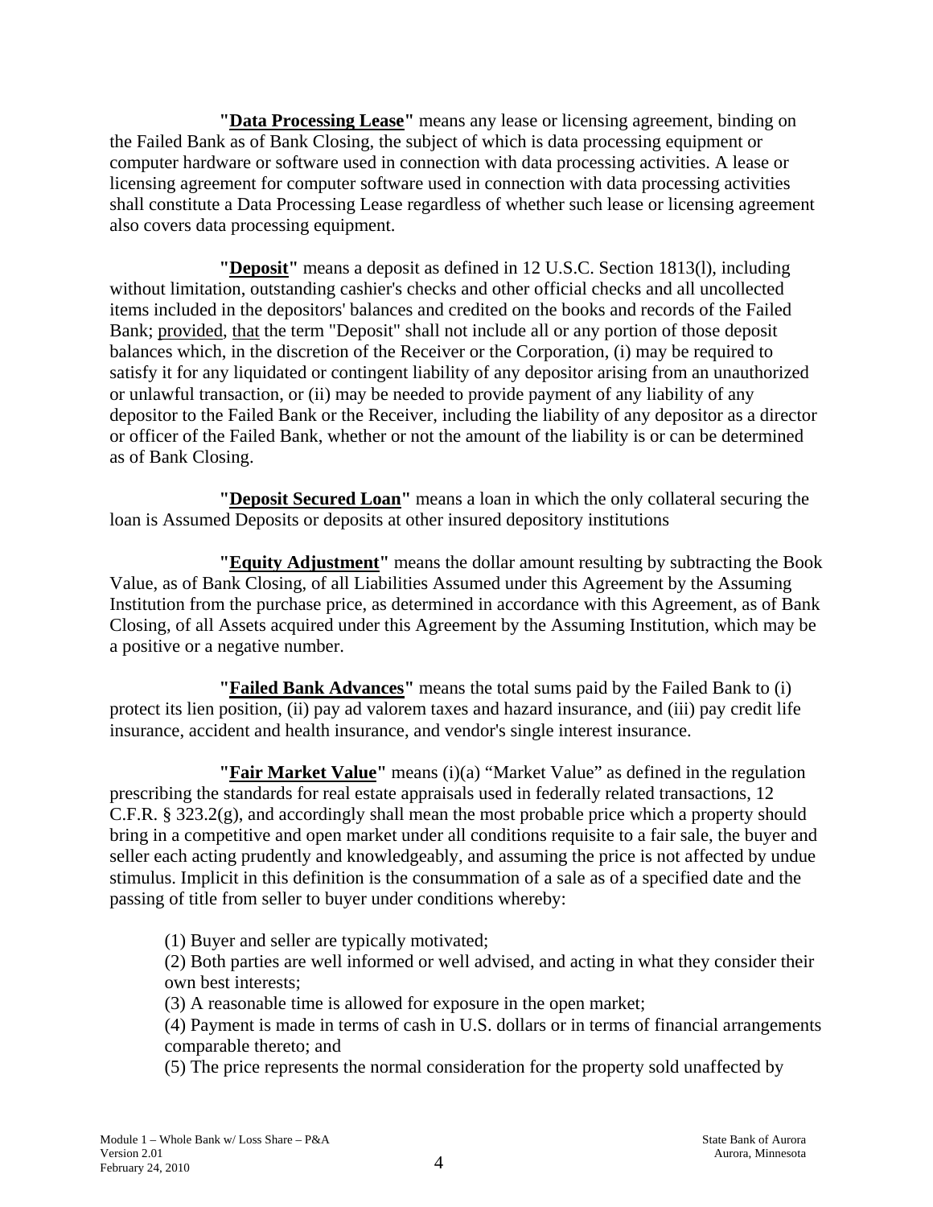**"Data Processing Lease"** means any lease or licensing agreement, binding on the Failed Bank as of Bank Closing, the subject of which is data processing equipment or computer hardware or software used in connection with data processing activities. A lease or licensing agreement for computer software used in connection with data processing activities shall constitute a Data Processing Lease regardless of whether such lease or licensing agreement also covers data processing equipment.

**"Deposit"** means a deposit as defined in 12 U.S.C. Section 1813(l), including without limitation, outstanding cashier's checks and other official checks and all uncollected items included in the depositors' balances and credited on the books and records of the Failed Bank; provided, that the term "Deposit" shall not include all or any portion of those deposit balances which, in the discretion of the Receiver or the Corporation, (i) may be required to satisfy it for any liquidated or contingent liability of any depositor arising from an unauthorized or unlawful transaction, or (ii) may be needed to provide payment of any liability of any depositor to the Failed Bank or the Receiver, including the liability of any depositor as a director or officer of the Failed Bank, whether or not the amount of the liability is or can be determined as of Bank Closing.

**"Deposit Secured Loan"** means a loan in which the only collateral securing the loan is Assumed Deposits or deposits at other insured depository institutions

**"Equity Adjustment"** means the dollar amount resulting by subtracting the Book Value, as of Bank Closing, of all Liabilities Assumed under this Agreement by the Assuming Institution from the purchase price, as determined in accordance with this Agreement, as of Bank Closing, of all Assets acquired under this Agreement by the Assuming Institution, which may be a positive or a negative number.

**"Failed Bank Advances"** means the total sums paid by the Failed Bank to (i) protect its lien position, (ii) pay ad valorem taxes and hazard insurance, and (iii) pay credit life insurance, accident and health insurance, and vendor's single interest insurance.

**"Fair Market Value"** means (i)(a) "Market Value" as defined in the regulation prescribing the standards for real estate appraisals used in federally related transactions, 12 C.F.R. § 323.2(g), and accordingly shall mean the most probable price which a property should bring in a competitive and open market under all conditions requisite to a fair sale, the buyer and seller each acting prudently and knowledgeably, and assuming the price is not affected by undue stimulus. Implicit in this definition is the consummation of a sale as of a specified date and the passing of title from seller to buyer under conditions whereby:

(1) Buyer and seller are typically motivated;
(2) Both parties are well informed or well advised, and acting in what they consider their own best interests;
(3) A reasonable time is allowed for exposure in the open market;
(4) Payment is made in terms of cash in U.S. dollars or in terms of financial arrangements comparable thereto; and
(5) The price represents the normal consideration for the property sold unaffected by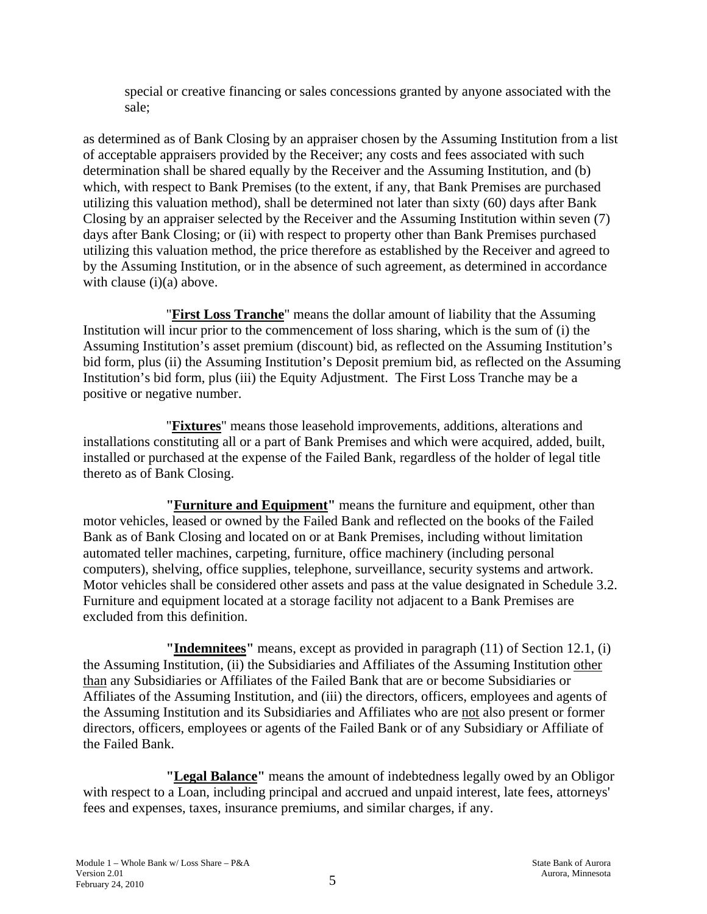special or creative financing or sales concessions granted by anyone associated with the sale;

as determined as of Bank Closing by an appraiser chosen by the Assuming Institution from a list of acceptable appraisers provided by the Receiver; any costs and fees associated with such determination shall be shared equally by the Receiver and the Assuming Institution, and (b) which, with respect to Bank Premises (to the extent, if any, that Bank Premises are purchased utilizing this valuation method), shall be determined not later than sixty (60) days after Bank Closing by an appraiser selected by the Receiver and the Assuming Institution within seven (7) days after Bank Closing; or (ii) with respect to property other than Bank Premises purchased utilizing this valuation method, the price therefore as established by the Receiver and agreed to by the Assuming Institution, or in the absence of such agreement, as determined in accordance with clause (i)(a) above.

"**First Loss Tranche**" means the dollar amount of liability that the Assuming Institution will incur prior to the commencement of loss sharing, which is the sum of (i) the Assuming Institution's asset premium (discount) bid, as reflected on the Assuming Institution's bid form, plus (ii) the Assuming Institution's Deposit premium bid, as reflected on the Assuming Institution's bid form, plus (iii) the Equity Adjustment. The First Loss Tranche may be a positive or negative number.

"**Fixtures**" means those leasehold improvements, additions, alterations and installations constituting all or a part of Bank Premises and which were acquired, added, built, installed or purchased at the expense of the Failed Bank, regardless of the holder of legal title thereto as of Bank Closing.

**"Furniture and Equipment"** means the furniture and equipment, other than motor vehicles, leased or owned by the Failed Bank and reflected on the books of the Failed Bank as of Bank Closing and located on or at Bank Premises, including without limitation automated teller machines, carpeting, furniture, office machinery (including personal computers), shelving, office supplies, telephone, surveillance, security systems and artwork. Motor vehicles shall be considered other assets and pass at the value designated in Schedule 3.2. Furniture and equipment located at a storage facility not adjacent to a Bank Premises are excluded from this definition.

**"Indemnitees"** means, except as provided in paragraph (11) of Section 12.1, (i) the Assuming Institution, (ii) the Subsidiaries and Affiliates of the Assuming Institution other than any Subsidiaries or Affiliates of the Failed Bank that are or become Subsidiaries or Affiliates of the Assuming Institution, and (iii) the directors, officers, employees and agents of the Assuming Institution and its Subsidiaries and Affiliates who are not also present or former directors, officers, employees or agents of the Failed Bank or of any Subsidiary or Affiliate of the Failed Bank.

**"Legal Balance"** means the amount of indebtedness legally owed by an Obligor with respect to a Loan, including principal and accrued and unpaid interest, late fees, attorneys' fees and expenses, taxes, insurance premiums, and similar charges, if any.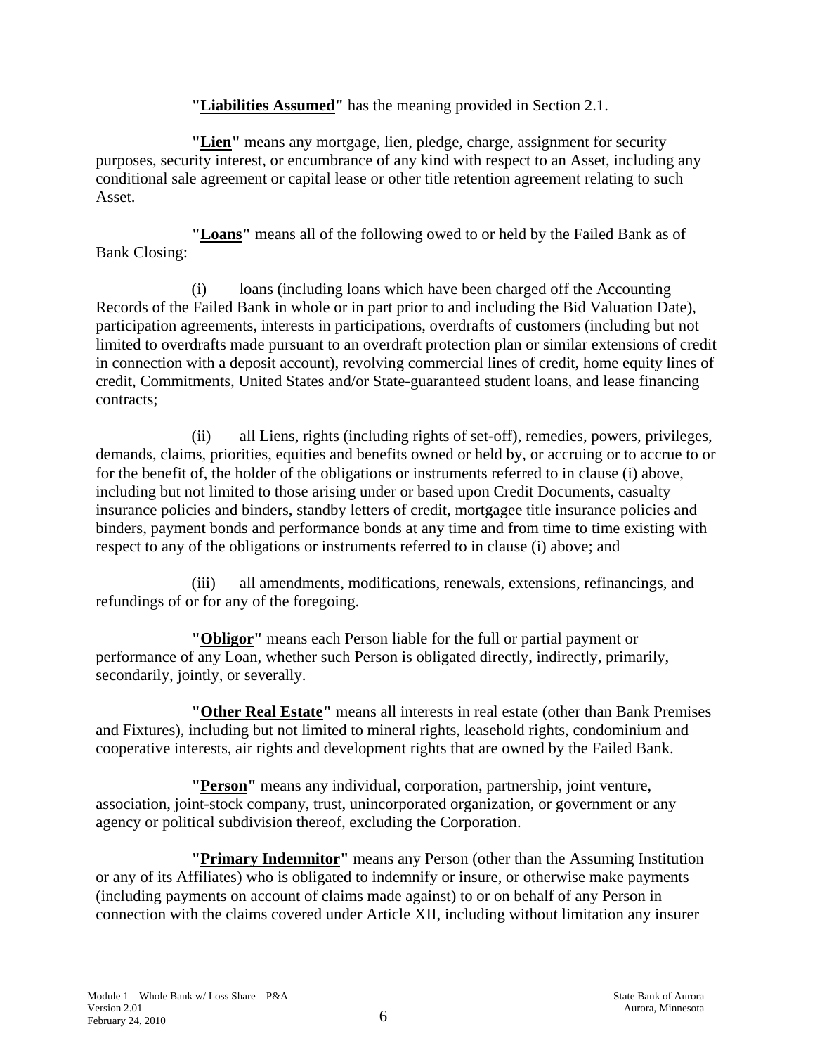**"Liabilities Assumed"** has the meaning provided in Section 2.1.

**"Lien"** means any mortgage, lien, pledge, charge, assignment for security purposes, security interest, or encumbrance of any kind with respect to an Asset, including any conditional sale agreement or capital lease or other title retention agreement relating to such Asset.

**"Loans"** means all of the following owed to or held by the Failed Bank as of Bank Closing:

(i) loans (including loans which have been charged off the Accounting Records of the Failed Bank in whole or in part prior to and including the Bid Valuation Date), participation agreements, interests in participations, overdrafts of customers (including but not limited to overdrafts made pursuant to an overdraft protection plan or similar extensions of credit in connection with a deposit account), revolving commercial lines of credit, home equity lines of credit, Commitments, United States and/or State-guaranteed student loans, and lease financing contracts;

(ii) all Liens, rights (including rights of set-off), remedies, powers, privileges, demands, claims, priorities, equities and benefits owned or held by, or accruing or to accrue to or for the benefit of, the holder of the obligations or instruments referred to in clause (i) above, including but not limited to those arising under or based upon Credit Documents, casualty insurance policies and binders, standby letters of credit, mortgagee title insurance policies and binders, payment bonds and performance bonds at any time and from time to time existing with respect to any of the obligations or instruments referred to in clause (i) above; and

(iii) all amendments, modifications, renewals, extensions, refinancings, and refundings of or for any of the foregoing.

**"Obligor"** means each Person liable for the full or partial payment or performance of any Loan, whether such Person is obligated directly, indirectly, primarily, secondarily, jointly, or severally.

**"Other Real Estate"** means all interests in real estate (other than Bank Premises and Fixtures), including but not limited to mineral rights, leasehold rights, condominium and cooperative interests, air rights and development rights that are owned by the Failed Bank.

**"Person"** means any individual, corporation, partnership, joint venture, association, joint-stock company, trust, unincorporated organization, or government or any agency or political subdivision thereof, excluding the Corporation.

**"Primary Indemnitor"** means any Person (other than the Assuming Institution or any of its Affiliates) who is obligated to indemnify or insure, or otherwise make payments (including payments on account of claims made against) to or on behalf of any Person in connection with the claims covered under Article XII, including without limitation any insurer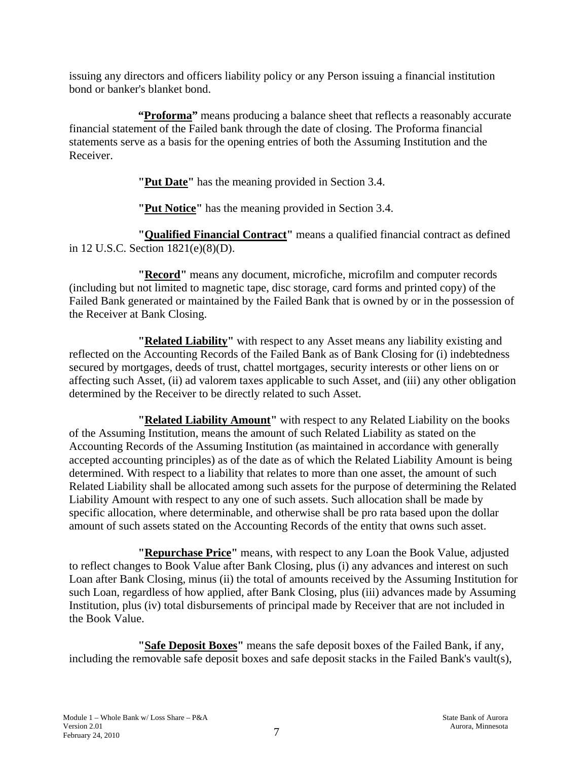issuing any directors and officers liability policy or any Person issuing a financial institution bond or banker's blanket bond.

**"Proforma"** means producing a balance sheet that reflects a reasonably accurate financial statement of the Failed bank through the date of closing. The Proforma financial statements serve as a basis for the opening entries of both the Assuming Institution and the Receiver.

**"Put Date"** has the meaning provided in Section 3.4.

**"Put Notice"** has the meaning provided in Section 3.4.

**"Qualified Financial Contract"** means a qualified financial contract as defined in 12 U.S.C. Section 1821(e)(8)(D).

**"Record"** means any document, microfiche, microfilm and computer records (including but not limited to magnetic tape, disc storage, card forms and printed copy) of the Failed Bank generated or maintained by the Failed Bank that is owned by or in the possession of the Receiver at Bank Closing.

**"Related Liability"** with respect to any Asset means any liability existing and reflected on the Accounting Records of the Failed Bank as of Bank Closing for (i) indebtedness secured by mortgages, deeds of trust, chattel mortgages, security interests or other liens on or affecting such Asset, (ii) ad valorem taxes applicable to such Asset, and (iii) any other obligation determined by the Receiver to be directly related to such Asset.

**"Related Liability Amount"** with respect to any Related Liability on the books of the Assuming Institution, means the amount of such Related Liability as stated on the Accounting Records of the Assuming Institution (as maintained in accordance with generally accepted accounting principles) as of the date as of which the Related Liability Amount is being determined. With respect to a liability that relates to more than one asset, the amount of such Related Liability shall be allocated among such assets for the purpose of determining the Related Liability Amount with respect to any one of such assets. Such allocation shall be made by specific allocation, where determinable, and otherwise shall be pro rata based upon the dollar amount of such assets stated on the Accounting Records of the entity that owns such asset.

**"Repurchase Price"** means, with respect to any Loan the Book Value, adjusted to reflect changes to Book Value after Bank Closing, plus (i) any advances and interest on such Loan after Bank Closing, minus (ii) the total of amounts received by the Assuming Institution for such Loan, regardless of how applied, after Bank Closing, plus (iii) advances made by Assuming Institution, plus (iv) total disbursements of principal made by Receiver that are not included in the Book Value.

**"Safe Deposit Boxes"** means the safe deposit boxes of the Failed Bank, if any, including the removable safe deposit boxes and safe deposit stacks in the Failed Bank's vault(s),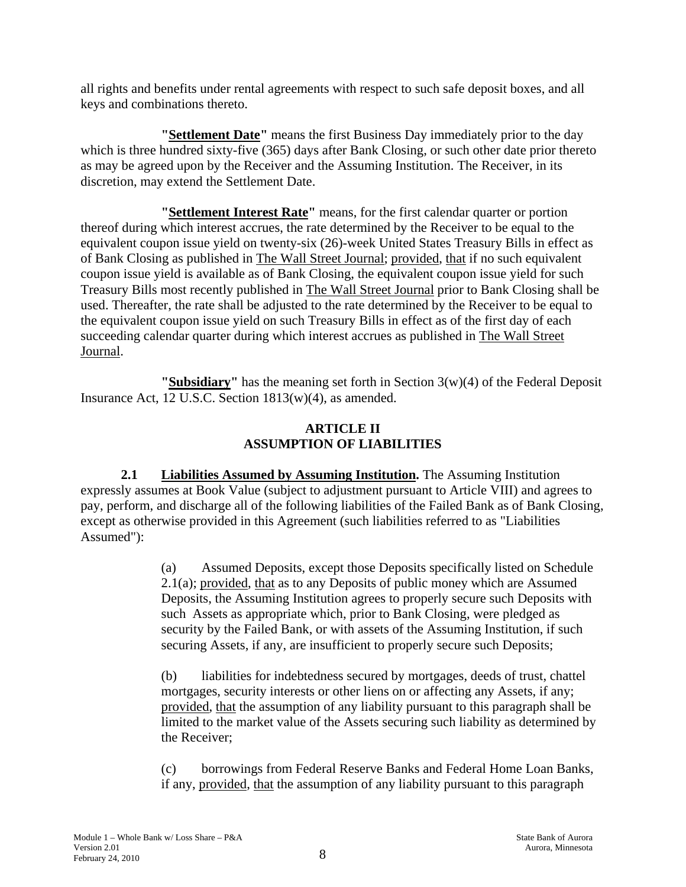all rights and benefits under rental agreements with respect to such safe deposit boxes, and all keys and combinations thereto.

**"Settlement Date"** means the first Business Day immediately prior to the day which is three hundred sixty-five (365) days after Bank Closing, or such other date prior thereto as may be agreed upon by the Receiver and the Assuming Institution. The Receiver, in its discretion, may extend the Settlement Date.

**"Settlement Interest Rate"** means, for the first calendar quarter or portion thereof during which interest accrues, the rate determined by the Receiver to be equal to the equivalent coupon issue yield on twenty-six (26)-week United States Treasury Bills in effect as of Bank Closing as published in The Wall Street Journal; provided, that if no such equivalent coupon issue yield is available as of Bank Closing, the equivalent coupon issue yield for such Treasury Bills most recently published in The Wall Street Journal prior to Bank Closing shall be used. Thereafter, the rate shall be adjusted to the rate determined by the Receiver to be equal to the equivalent coupon issue yield on such Treasury Bills in effect as of the first day of each succeeding calendar quarter during which interest accrues as published in The Wall Street Journal.

**"Subsidiary"** has the meaning set forth in Section 3(w)(4) of the Federal Deposit Insurance Act, 12 U.S.C. Section 1813(w)(4), as amended.

## ARTICLE II
## ASSUMPTION OF LIABILITIES

**2.1 Liabilities Assumed by Assuming Institution.** The Assuming Institution expressly assumes at Book Value (subject to adjustment pursuant to Article VIII) and agrees to pay, perform, and discharge all of the following liabilities of the Failed Bank as of Bank Closing, except as otherwise provided in this Agreement (such liabilities referred to as "Liabilities Assumed"):

(a) Assumed Deposits, except those Deposits specifically listed on Schedule 2.1(a); provided, that as to any Deposits of public money which are Assumed Deposits, the Assuming Institution agrees to properly secure such Deposits with such Assets as appropriate which, prior to Bank Closing, were pledged as security by the Failed Bank, or with assets of the Assuming Institution, if such securing Assets, if any, are insufficient to properly secure such Deposits;

(b) liabilities for indebtedness secured by mortgages, deeds of trust, chattel mortgages, security interests or other liens on or affecting any Assets, if any; provided, that the assumption of any liability pursuant to this paragraph shall be limited to the market value of the Assets securing such liability as determined by the Receiver;

(c) borrowings from Federal Reserve Banks and Federal Home Loan Banks, if any, provided, that the assumption of any liability pursuant to this paragraph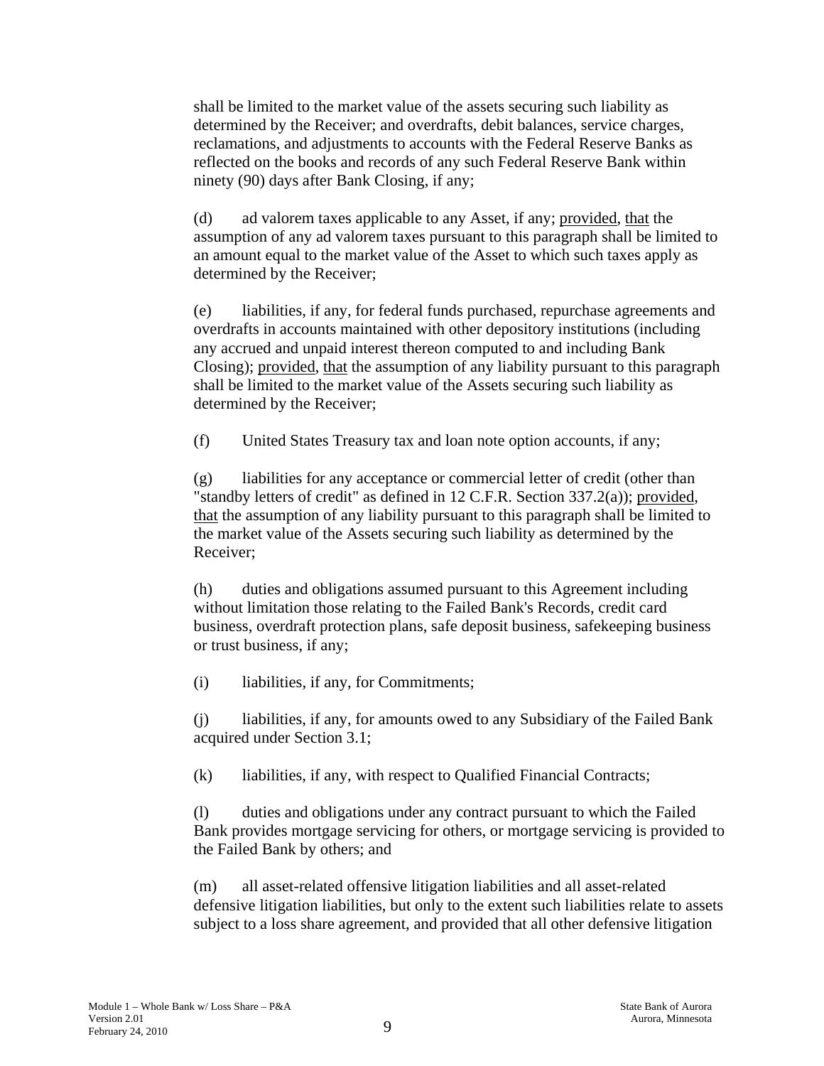shall be limited to the market value of the assets securing such liability as determined by the Receiver; and overdrafts, debit balances, service charges, reclamations, and adjustments to accounts with the Federal Reserve Banks as reflected on the books and records of any such Federal Reserve Bank within ninety (90) days after Bank Closing, if any;

(d) ad valorem taxes applicable to any Asset, if any; provided, that the assumption of any ad valorem taxes pursuant to this paragraph shall be limited to an amount equal to the market value of the Asset to which such taxes apply as determined by the Receiver;

(e) liabilities, if any, for federal funds purchased, repurchase agreements and overdrafts in accounts maintained with other depository institutions (including any accrued and unpaid interest thereon computed to and including Bank Closing); provided, that the assumption of any liability pursuant to this paragraph shall be limited to the market value of the Assets securing such liability as determined by the Receiver;

(f) United States Treasury tax and loan note option accounts, if any;

(g) liabilities for any acceptance or commercial letter of credit (other than "standby letters of credit" as defined in 12 C.F.R. Section 337.2(a)); provided, that the assumption of any liability pursuant to this paragraph shall be limited to the market value of the Assets securing such liability as determined by the Receiver;

(h) duties and obligations assumed pursuant to this Agreement including without limitation those relating to the Failed Bank's Records, credit card business, overdraft protection plans, safe deposit business, safekeeping business or trust business, if any;

(i) liabilities, if any, for Commitments;

(j) liabilities, if any, for amounts owed to any Subsidiary of the Failed Bank acquired under Section 3.1;

(k) liabilities, if any, with respect to Qualified Financial Contracts;

(l) duties and obligations under any contract pursuant to which the Failed Bank provides mortgage servicing for others, or mortgage servicing is provided to the Failed Bank by others; and

(m) all asset-related offensive litigation liabilities and all asset-related defensive litigation liabilities, but only to the extent such liabilities relate to assets subject to a loss share agreement, and provided that all other defensive litigation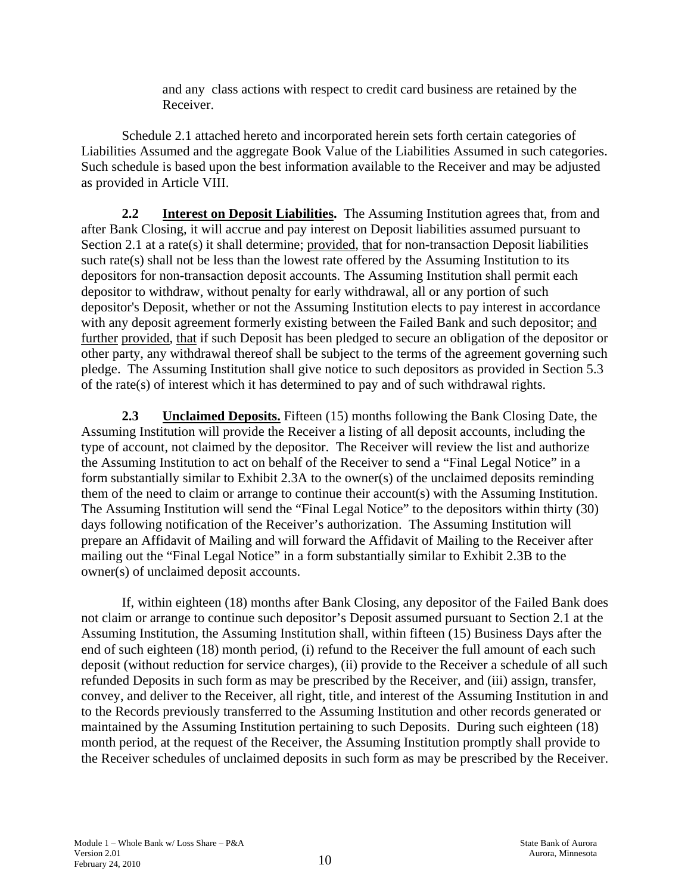and any class actions with respect to credit card business are retained by the Receiver.

Schedule 2.1 attached hereto and incorporated herein sets forth certain categories of Liabilities Assumed and the aggregate Book Value of the Liabilities Assumed in such categories. Such schedule is based upon the best information available to the Receiver and may be adjusted as provided in Article VIII.

**2.2 Interest on Deposit Liabilities.** The Assuming Institution agrees that, from and after Bank Closing, it will accrue and pay interest on Deposit liabilities assumed pursuant to Section 2.1 at a rate(s) it shall determine; provided, that for non-transaction Deposit liabilities such rate(s) shall not be less than the lowest rate offered by the Assuming Institution to its depositors for non-transaction deposit accounts. The Assuming Institution shall permit each depositor to withdraw, without penalty for early withdrawal, all or any portion of such depositor's Deposit, whether or not the Assuming Institution elects to pay interest in accordance with any deposit agreement formerly existing between the Failed Bank and such depositor; and further provided, that if such Deposit has been pledged to secure an obligation of the depositor or other party, any withdrawal thereof shall be subject to the terms of the agreement governing such pledge. The Assuming Institution shall give notice to such depositors as provided in Section 5.3 of the rate(s) of interest which it has determined to pay and of such withdrawal rights.

**2.3 Unclaimed Deposits.** Fifteen (15) months following the Bank Closing Date, the Assuming Institution will provide the Receiver a listing of all deposit accounts, including the type of account, not claimed by the depositor. The Receiver will review the list and authorize the Assuming Institution to act on behalf of the Receiver to send a "Final Legal Notice" in a form substantially similar to Exhibit 2.3A to the owner(s) of the unclaimed deposits reminding them of the need to claim or arrange to continue their account(s) with the Assuming Institution. The Assuming Institution will send the "Final Legal Notice" to the depositors within thirty (30) days following notification of the Receiver's authorization. The Assuming Institution will prepare an Affidavit of Mailing and will forward the Affidavit of Mailing to the Receiver after mailing out the "Final Legal Notice" in a form substantially similar to Exhibit 2.3B to the owner(s) of unclaimed deposit accounts.

If, within eighteen (18) months after Bank Closing, any depositor of the Failed Bank does not claim or arrange to continue such depositor's Deposit assumed pursuant to Section 2.1 at the Assuming Institution, the Assuming Institution shall, within fifteen (15) Business Days after the end of such eighteen (18) month period, (i) refund to the Receiver the full amount of each such deposit (without reduction for service charges), (ii) provide to the Receiver a schedule of all such refunded Deposits in such form as may be prescribed by the Receiver, and (iii) assign, transfer, convey, and deliver to the Receiver, all right, title, and interest of the Assuming Institution in and to the Records previously transferred to the Assuming Institution and other records generated or maintained by the Assuming Institution pertaining to such Deposits. During such eighteen (18) month period, at the request of the Receiver, the Assuming Institution promptly shall provide to the Receiver schedules of unclaimed deposits in such form as may be prescribed by the Receiver.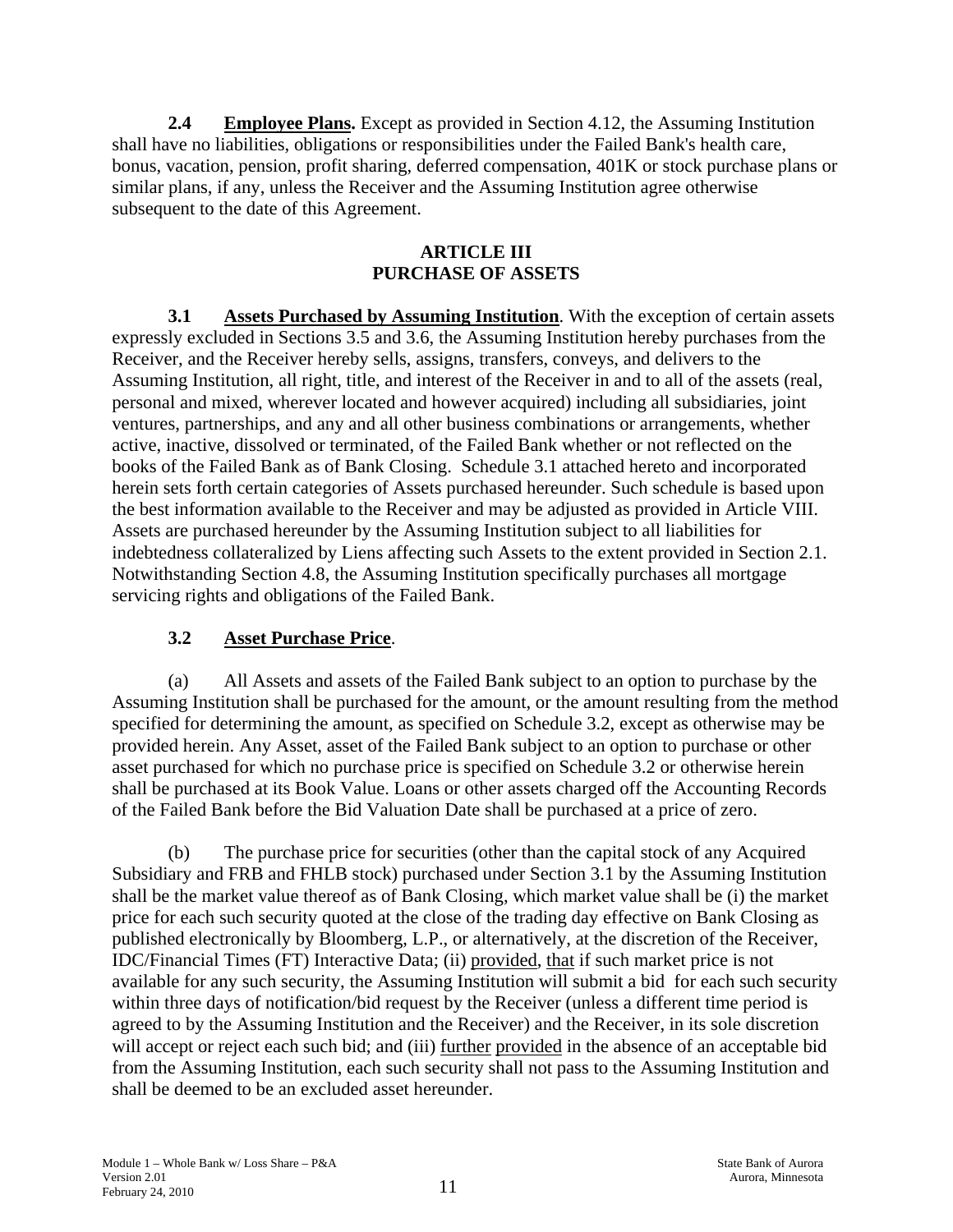**2.4 Employee Plans.** Except as provided in Section 4.12, the Assuming Institution shall have no liabilities, obligations or responsibilities under the Failed Bank's health care, bonus, vacation, pension, profit sharing, deferred compensation, 401K or stock purchase plans or similar plans, if any, unless the Receiver and the Assuming Institution agree otherwise subsequent to the date of this Agreement.

## ARTICLE III
## PURCHASE OF ASSETS

**3.1 Assets Purchased by Assuming Institution**. With the exception of certain assets expressly excluded in Sections 3.5 and 3.6, the Assuming Institution hereby purchases from the Receiver, and the Receiver hereby sells, assigns, transfers, conveys, and delivers to the Assuming Institution, all right, title, and interest of the Receiver in and to all of the assets (real, personal and mixed, wherever located and however acquired) including all subsidiaries, joint ventures, partnerships, and any and all other business combinations or arrangements, whether active, inactive, dissolved or terminated, of the Failed Bank whether or not reflected on the books of the Failed Bank as of Bank Closing. Schedule 3.1 attached hereto and incorporated herein sets forth certain categories of Assets purchased hereunder. Such schedule is based upon the best information available to the Receiver and may be adjusted as provided in Article VIII. Assets are purchased hereunder by the Assuming Institution subject to all liabilities for indebtedness collateralized by Liens affecting such Assets to the extent provided in Section 2.1. Notwithstanding Section 4.8, the Assuming Institution specifically purchases all mortgage servicing rights and obligations of the Failed Bank.

**3.2 Asset Purchase Price**.

(a) All Assets and assets of the Failed Bank subject to an option to purchase by the Assuming Institution shall be purchased for the amount, or the amount resulting from the method specified for determining the amount, as specified on Schedule 3.2, except as otherwise may be provided herein. Any Asset, asset of the Failed Bank subject to an option to purchase or other asset purchased for which no purchase price is specified on Schedule 3.2 or otherwise herein shall be purchased at its Book Value. Loans or other assets charged off the Accounting Records of the Failed Bank before the Bid Valuation Date shall be purchased at a price of zero.

(b) The purchase price for securities (other than the capital stock of any Acquired Subsidiary and FRB and FHLB stock) purchased under Section 3.1 by the Assuming Institution shall be the market value thereof as of Bank Closing, which market value shall be (i) the market price for each such security quoted at the close of the trading day effective on Bank Closing as published electronically by Bloomberg, L.P., or alternatively, at the discretion of the Receiver, IDC/Financial Times (FT) Interactive Data; (ii) provided, that if such market price is not available for any such security, the Assuming Institution will submit a bid for each such security within three days of notification/bid request by the Receiver (unless a different time period is agreed to by the Assuming Institution and the Receiver) and the Receiver, in its sole discretion will accept or reject each such bid; and (iii) further provided in the absence of an acceptable bid from the Assuming Institution, each such security shall not pass to the Assuming Institution and shall be deemed to be an excluded asset hereunder.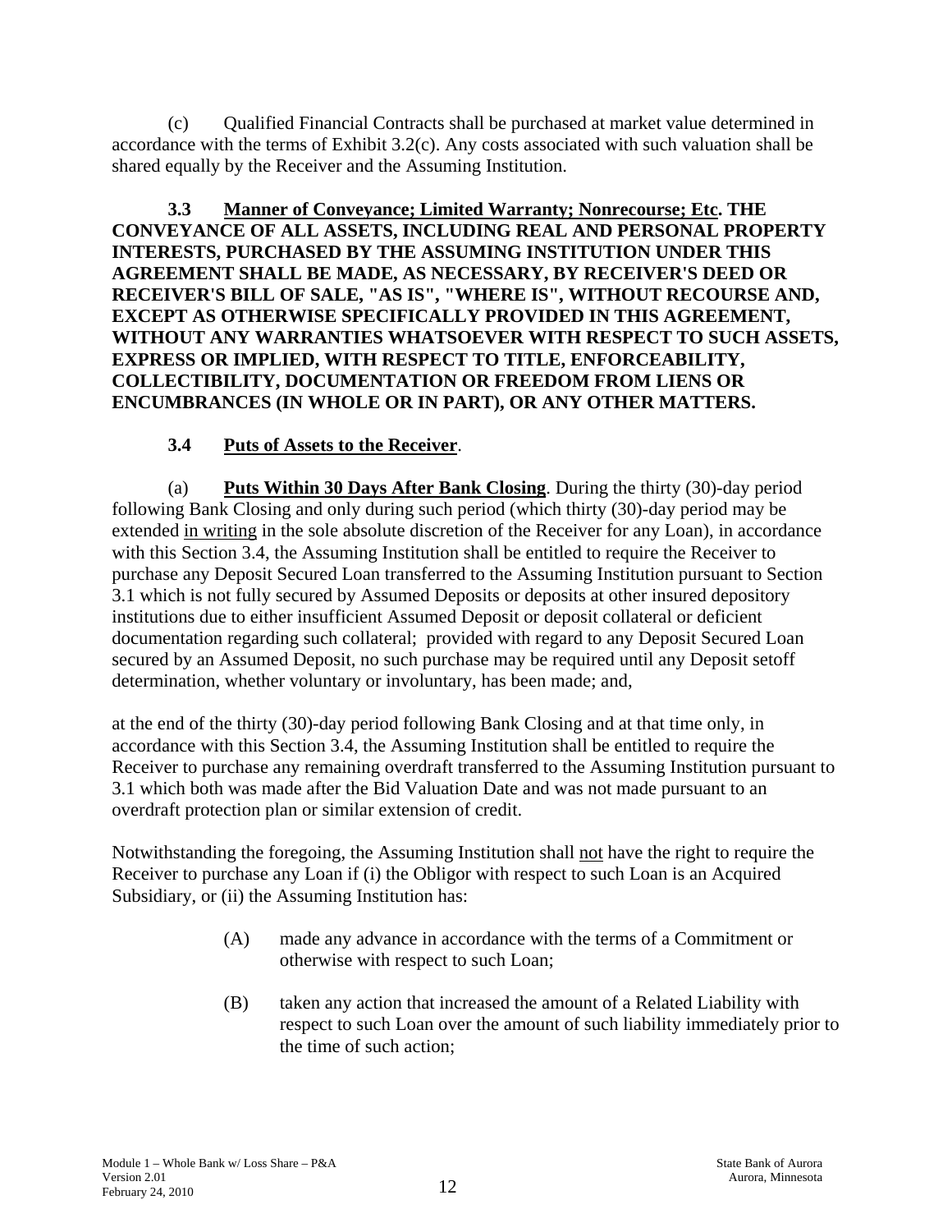(c) Qualified Financial Contracts shall be purchased at market value determined in accordance with the terms of Exhibit 3.2(c). Any costs associated with such valuation shall be shared equally by the Receiver and the Assuming Institution.

**3.3 Manner of Conveyance; Limited Warranty; Nonrecourse; Etc. THE CONVEYANCE OF ALL ASSETS, INCLUDING REAL AND PERSONAL PROPERTY INTERESTS, PURCHASED BY THE ASSUMING INSTITUTION UNDER THIS AGREEMENT SHALL BE MADE, AS NECESSARY, BY RECEIVER'S DEED OR RECEIVER'S BILL OF SALE, "AS IS", "WHERE IS", WITHOUT RECOURSE AND, EXCEPT AS OTHERWISE SPECIFICALLY PROVIDED IN THIS AGREEMENT, WITHOUT ANY WARRANTIES WHATSOEVER WITH RESPECT TO SUCH ASSETS, EXPRESS OR IMPLIED, WITH RESPECT TO TITLE, ENFORCEABILITY, COLLECTIBILITY, DOCUMENTATION OR FREEDOM FROM LIENS OR ENCUMBRANCES (IN WHOLE OR IN PART), OR ANY OTHER MATTERS.**

**3.4 Puts of Assets to the Receiver**.

(a) **Puts Within 30 Days After Bank Closing**. During the thirty (30)-day period following Bank Closing and only during such period (which thirty (30)-day period may be extended in writing in the sole absolute discretion of the Receiver for any Loan), in accordance with this Section 3.4, the Assuming Institution shall be entitled to require the Receiver to purchase any Deposit Secured Loan transferred to the Assuming Institution pursuant to Section 3.1 which is not fully secured by Assumed Deposits or deposits at other insured depository institutions due to either insufficient Assumed Deposit or deposit collateral or deficient documentation regarding such collateral; provided with regard to any Deposit Secured Loan secured by an Assumed Deposit, no such purchase may be required until any Deposit setoff determination, whether voluntary or involuntary, has been made; and,

at the end of the thirty (30)-day period following Bank Closing and at that time only, in accordance with this Section 3.4, the Assuming Institution shall be entitled to require the Receiver to purchase any remaining overdraft transferred to the Assuming Institution pursuant to 3.1 which both was made after the Bid Valuation Date and was not made pursuant to an overdraft protection plan or similar extension of credit.

Notwithstanding the foregoing, the Assuming Institution shall not have the right to require the Receiver to purchase any Loan if (i) the Obligor with respect to such Loan is an Acquired Subsidiary, or (ii) the Assuming Institution has:

(A) made any advance in accordance with the terms of a Commitment or otherwise with respect to such Loan;

(B) taken any action that increased the amount of a Related Liability with respect to such Loan over the amount of such liability immediately prior to the time of such action;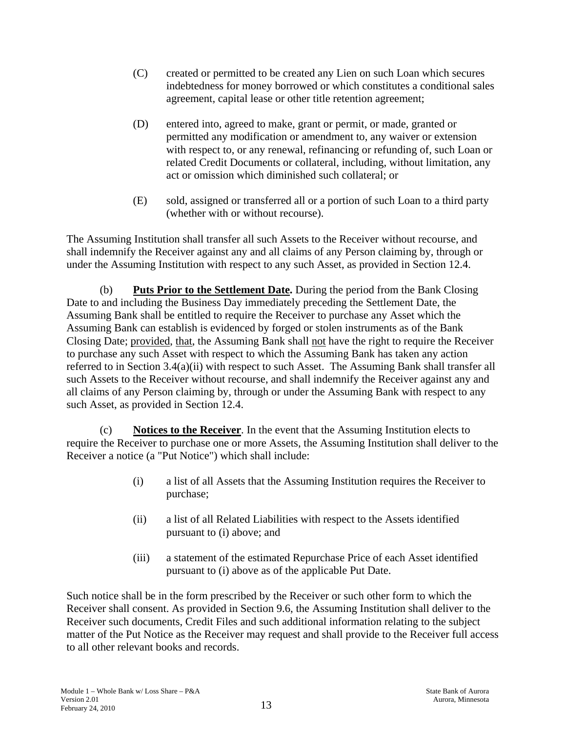(C) created or permitted to be created any Lien on such Loan which secures indebtedness for money borrowed or which constitutes a conditional sales agreement, capital lease or other title retention agreement;

(D) entered into, agreed to make, grant or permit, or made, granted or permitted any modification or amendment to, any waiver or extension with respect to, or any renewal, refinancing or refunding of, such Loan or related Credit Documents or collateral, including, without limitation, any act or omission which diminished such collateral; or

(E) sold, assigned or transferred all or a portion of such Loan to a third party (whether with or without recourse).

The Assuming Institution shall transfer all such Assets to the Receiver without recourse, and shall indemnify the Receiver against any and all claims of any Person claiming by, through or under the Assuming Institution with respect to any such Asset, as provided in Section 12.4.

(b) **Puts Prior to the Settlement Date.** During the period from the Bank Closing Date to and including the Business Day immediately preceding the Settlement Date, the Assuming Bank shall be entitled to require the Receiver to purchase any Asset which the Assuming Bank can establish is evidenced by forged or stolen instruments as of the Bank Closing Date; provided, that, the Assuming Bank shall not have the right to require the Receiver to purchase any such Asset with respect to which the Assuming Bank has taken any action referred to in Section 3.4(a)(ii) with respect to such Asset. The Assuming Bank shall transfer all such Assets to the Receiver without recourse, and shall indemnify the Receiver against any and all claims of any Person claiming by, through or under the Assuming Bank with respect to any such Asset, as provided in Section 12.4.

(c) **Notices to the Receiver**. In the event that the Assuming Institution elects to require the Receiver to purchase one or more Assets, the Assuming Institution shall deliver to the Receiver a notice (a "Put Notice") which shall include:

(i) a list of all Assets that the Assuming Institution requires the Receiver to purchase;

(ii) a list of all Related Liabilities with respect to the Assets identified pursuant to (i) above; and

(iii) a statement of the estimated Repurchase Price of each Asset identified pursuant to (i) above as of the applicable Put Date.

Such notice shall be in the form prescribed by the Receiver or such other form to which the Receiver shall consent. As provided in Section 9.6, the Assuming Institution shall deliver to the Receiver such documents, Credit Files and such additional information relating to the subject matter of the Put Notice as the Receiver may request and shall provide to the Receiver full access to all other relevant books and records.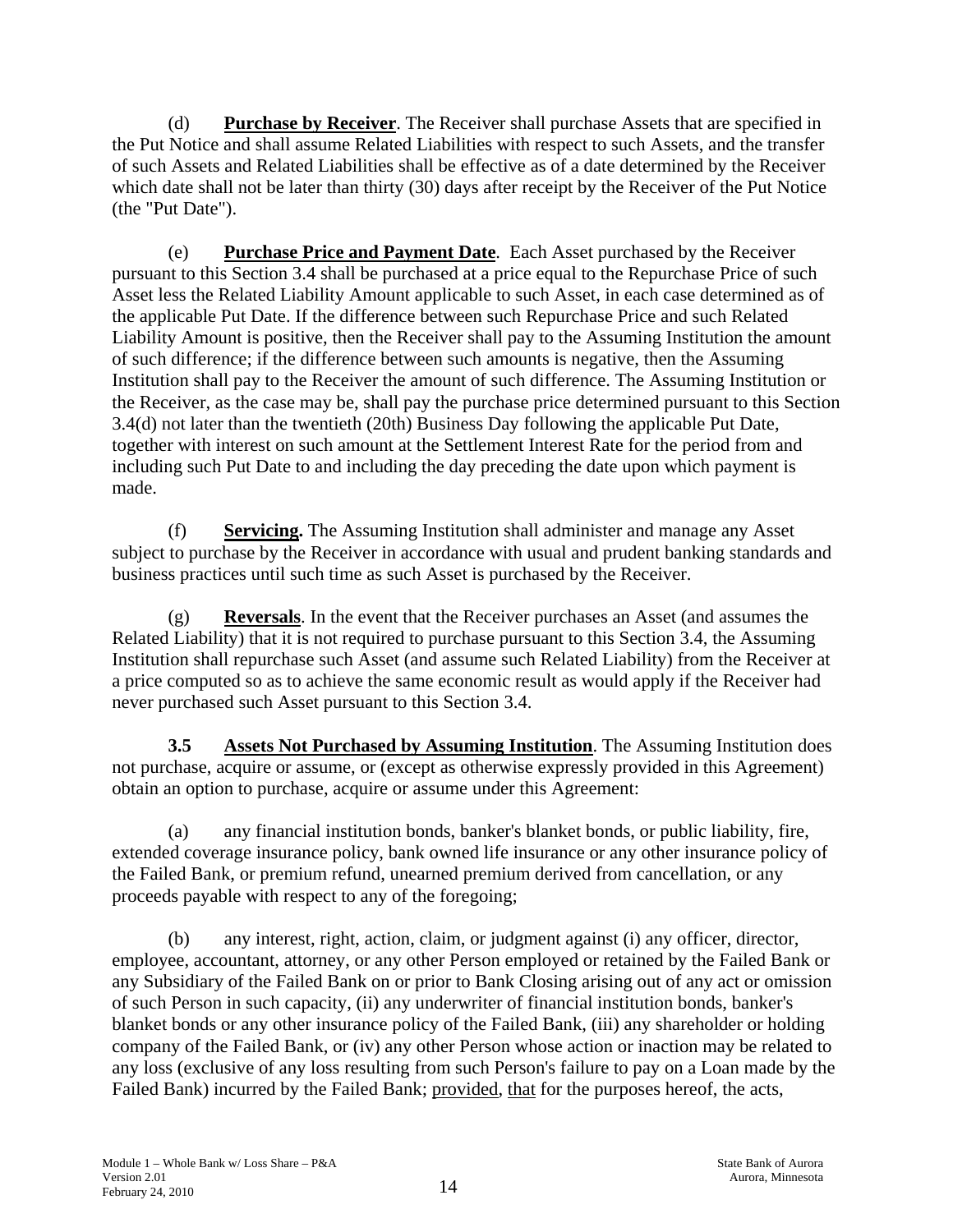(d) **Purchase by Receiver**. The Receiver shall purchase Assets that are specified in the Put Notice and shall assume Related Liabilities with respect to such Assets, and the transfer of such Assets and Related Liabilities shall be effective as of a date determined by the Receiver which date shall not be later than thirty (30) days after receipt by the Receiver of the Put Notice (the "Put Date").

(e) **Purchase Price and Payment Date**. Each Asset purchased by the Receiver pursuant to this Section 3.4 shall be purchased at a price equal to the Repurchase Price of such Asset less the Related Liability Amount applicable to such Asset, in each case determined as of the applicable Put Date. If the difference between such Repurchase Price and such Related Liability Amount is positive, then the Receiver shall pay to the Assuming Institution the amount of such difference; if the difference between such amounts is negative, then the Assuming Institution shall pay to the Receiver the amount of such difference. The Assuming Institution or the Receiver, as the case may be, shall pay the purchase price determined pursuant to this Section 3.4(d) not later than the twentieth (20th) Business Day following the applicable Put Date, together with interest on such amount at the Settlement Interest Rate for the period from and including such Put Date to and including the day preceding the date upon which payment is made.

(f) **Servicing.** The Assuming Institution shall administer and manage any Asset subject to purchase by the Receiver in accordance with usual and prudent banking standards and business practices until such time as such Asset is purchased by the Receiver.

(g) **Reversals**. In the event that the Receiver purchases an Asset (and assumes the Related Liability) that it is not required to purchase pursuant to this Section 3.4, the Assuming Institution shall repurchase such Asset (and assume such Related Liability) from the Receiver at a price computed so as to achieve the same economic result as would apply if the Receiver had never purchased such Asset pursuant to this Section 3.4.

**3.5 Assets Not Purchased by Assuming Institution**. The Assuming Institution does not purchase, acquire or assume, or (except as otherwise expressly provided in this Agreement) obtain an option to purchase, acquire or assume under this Agreement:

(a) any financial institution bonds, banker's blanket bonds, or public liability, fire, extended coverage insurance policy, bank owned life insurance or any other insurance policy of the Failed Bank, or premium refund, unearned premium derived from cancellation, or any proceeds payable with respect to any of the foregoing;

(b) any interest, right, action, claim, or judgment against (i) any officer, director, employee, accountant, attorney, or any other Person employed or retained by the Failed Bank or any Subsidiary of the Failed Bank on or prior to Bank Closing arising out of any act or omission of such Person in such capacity, (ii) any underwriter of financial institution bonds, banker's blanket bonds or any other insurance policy of the Failed Bank, (iii) any shareholder or holding company of the Failed Bank, or (iv) any other Person whose action or inaction may be related to any loss (exclusive of any loss resulting from such Person's failure to pay on a Loan made by the Failed Bank) incurred by the Failed Bank; provided, that for the purposes hereof, the acts,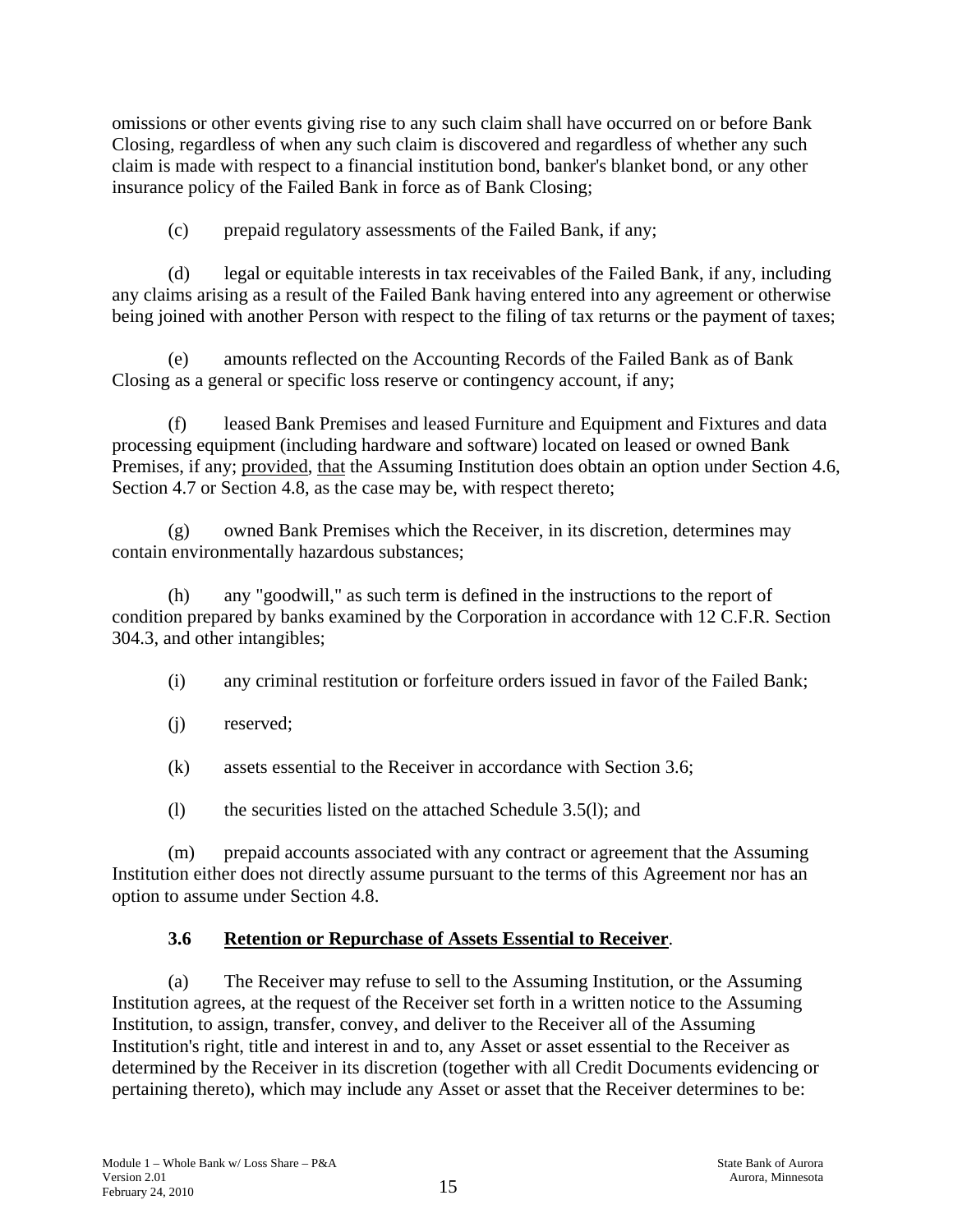omissions or other events giving rise to any such claim shall have occurred on or before Bank Closing, regardless of when any such claim is discovered and regardless of whether any such claim is made with respect to a financial institution bond, banker's blanket bond, or any other insurance policy of the Failed Bank in force as of Bank Closing;

(c) prepaid regulatory assessments of the Failed Bank, if any;

(d) legal or equitable interests in tax receivables of the Failed Bank, if any, including any claims arising as a result of the Failed Bank having entered into any agreement or otherwise being joined with another Person with respect to the filing of tax returns or the payment of taxes;

(e) amounts reflected on the Accounting Records of the Failed Bank as of Bank Closing as a general or specific loss reserve or contingency account, if any;

(f) leased Bank Premises and leased Furniture and Equipment and Fixtures and data processing equipment (including hardware and software) located on leased or owned Bank Premises, if any; provided, that the Assuming Institution does obtain an option under Section 4.6, Section 4.7 or Section 4.8, as the case may be, with respect thereto;

(g) owned Bank Premises which the Receiver, in its discretion, determines may contain environmentally hazardous substances;

(h) any "goodwill," as such term is defined in the instructions to the report of condition prepared by banks examined by the Corporation in accordance with 12 C.F.R. Section 304.3, and other intangibles;

(i) any criminal restitution or forfeiture orders issued in favor of the Failed Bank;

(j) reserved;

(k) assets essential to the Receiver in accordance with Section 3.6;

(l) the securities listed on the attached Schedule 3.5(l); and

(m) prepaid accounts associated with any contract or agreement that the Assuming Institution either does not directly assume pursuant to the terms of this Agreement nor has an option to assume under Section 4.8.

### 3.6 Retention or Repurchase of Assets Essential to Receiver.

(a) The Receiver may refuse to sell to the Assuming Institution, or the Assuming Institution agrees, at the request of the Receiver set forth in a written notice to the Assuming Institution, to assign, transfer, convey, and deliver to the Receiver all of the Assuming Institution's right, title and interest in and to, any Asset or asset essential to the Receiver as determined by the Receiver in its discretion (together with all Credit Documents evidencing or pertaining thereto), which may include any Asset or asset that the Receiver determines to be: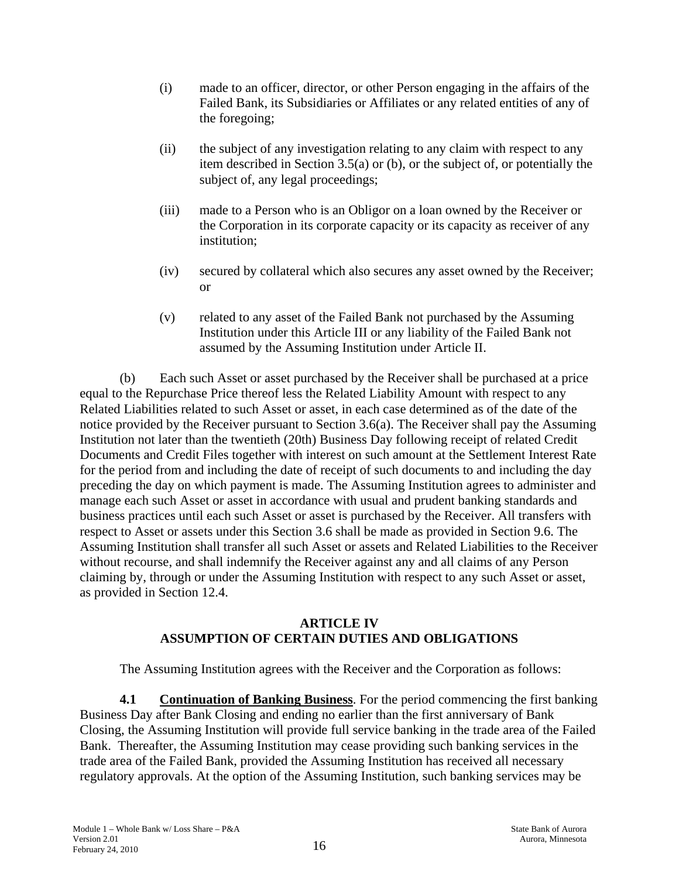(i) made to an officer, director, or other Person engaging in the affairs of the Failed Bank, its Subsidiaries or Affiliates or any related entities of any of the foregoing;

(ii) the subject of any investigation relating to any claim with respect to any item described in Section 3.5(a) or (b), or the subject of, or potentially the subject of, any legal proceedings;

(iii) made to a Person who is an Obligor on a loan owned by the Receiver or the Corporation in its corporate capacity or its capacity as receiver of any institution;

(iv) secured by collateral which also secures any asset owned by the Receiver; or

(v) related to any asset of the Failed Bank not purchased by the Assuming Institution under this Article III or any liability of the Failed Bank not assumed by the Assuming Institution under Article II.

(b) Each such Asset or asset purchased by the Receiver shall be purchased at a price equal to the Repurchase Price thereof less the Related Liability Amount with respect to any Related Liabilities related to such Asset or asset, in each case determined as of the date of the notice provided by the Receiver pursuant to Section 3.6(a). The Receiver shall pay the Assuming Institution not later than the twentieth (20th) Business Day following receipt of related Credit Documents and Credit Files together with interest on such amount at the Settlement Interest Rate for the period from and including the date of receipt of such documents to and including the day preceding the day on which payment is made. The Assuming Institution agrees to administer and manage each such Asset or asset in accordance with usual and prudent banking standards and business practices until each such Asset or asset is purchased by the Receiver. All transfers with respect to Asset or assets under this Section 3.6 shall be made as provided in Section 9.6. The Assuming Institution shall transfer all such Asset or assets and Related Liabilities to the Receiver without recourse, and shall indemnify the Receiver against any and all claims of any Person claiming by, through or under the Assuming Institution with respect to any such Asset or asset, as provided in Section 12.4.

## ARTICLE IV
## ASSUMPTION OF CERTAIN DUTIES AND OBLIGATIONS

The Assuming Institution agrees with the Receiver and the Corporation as follows:

**4.1 Continuation of Banking Business**. For the period commencing the first banking Business Day after Bank Closing and ending no earlier than the first anniversary of Bank Closing, the Assuming Institution will provide full service banking in the trade area of the Failed Bank. Thereafter, the Assuming Institution may cease providing such banking services in the trade area of the Failed Bank, provided the Assuming Institution has received all necessary regulatory approvals. At the option of the Assuming Institution, such banking services may be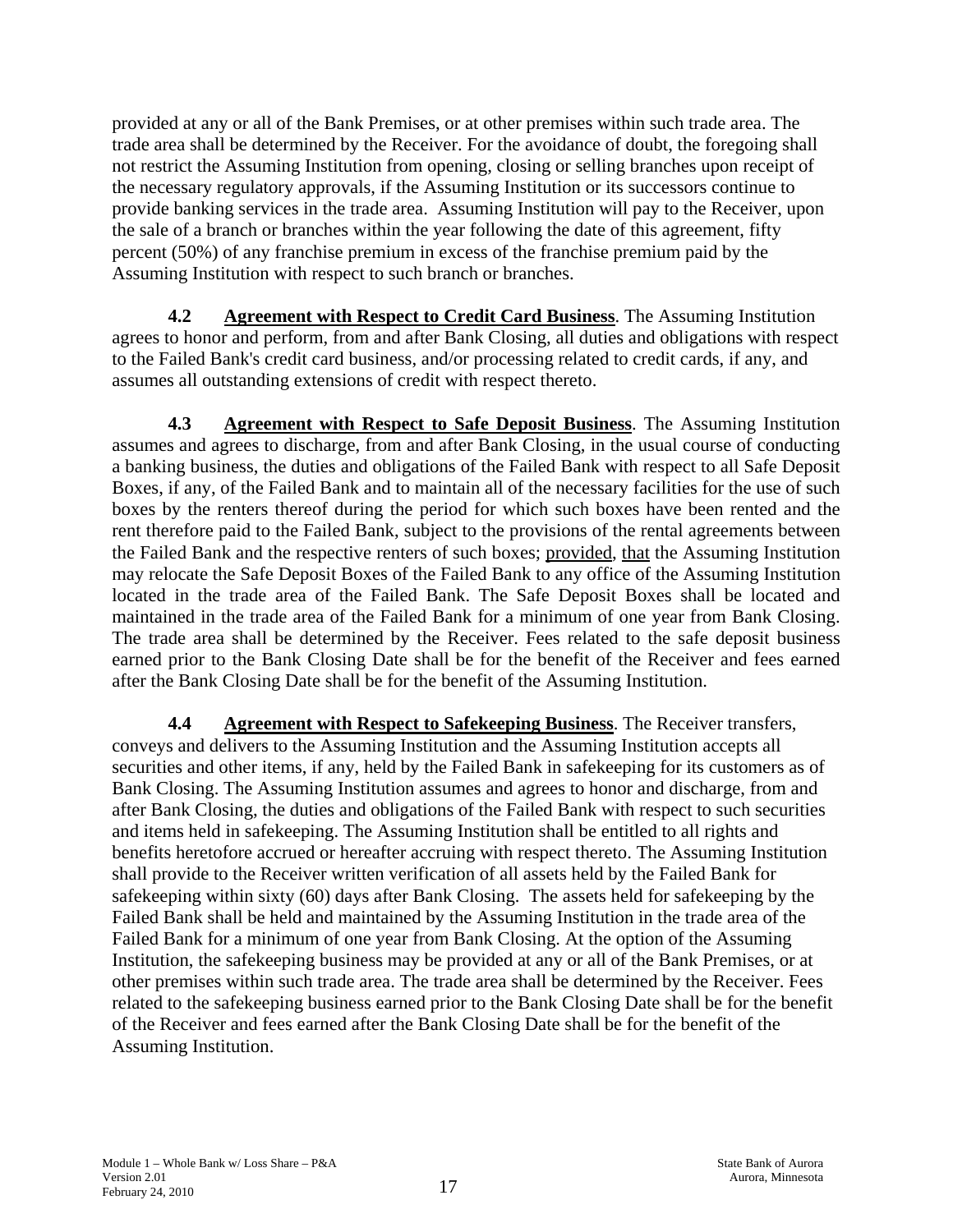provided at any or all of the Bank Premises, or at other premises within such trade area. The trade area shall be determined by the Receiver. For the avoidance of doubt, the foregoing shall not restrict the Assuming Institution from opening, closing or selling branches upon receipt of the necessary regulatory approvals, if the Assuming Institution or its successors continue to provide banking services in the trade area. Assuming Institution will pay to the Receiver, upon the sale of a branch or branches within the year following the date of this agreement, fifty percent (50%) of any franchise premium in excess of the franchise premium paid by the Assuming Institution with respect to such branch or branches.

**4.2 Agreement with Respect to Credit Card Business**. The Assuming Institution agrees to honor and perform, from and after Bank Closing, all duties and obligations with respect to the Failed Bank's credit card business, and/or processing related to credit cards, if any, and assumes all outstanding extensions of credit with respect thereto.

**4.3 Agreement with Respect to Safe Deposit Business**. The Assuming Institution assumes and agrees to discharge, from and after Bank Closing, in the usual course of conducting a banking business, the duties and obligations of the Failed Bank with respect to all Safe Deposit Boxes, if any, of the Failed Bank and to maintain all of the necessary facilities for the use of such boxes by the renters thereof during the period for which such boxes have been rented and the rent therefore paid to the Failed Bank, subject to the provisions of the rental agreements between the Failed Bank and the respective renters of such boxes; provided, that the Assuming Institution may relocate the Safe Deposit Boxes of the Failed Bank to any office of the Assuming Institution located in the trade area of the Failed Bank. The Safe Deposit Boxes shall be located and maintained in the trade area of the Failed Bank for a minimum of one year from Bank Closing. The trade area shall be determined by the Receiver. Fees related to the safe deposit business earned prior to the Bank Closing Date shall be for the benefit of the Receiver and fees earned after the Bank Closing Date shall be for the benefit of the Assuming Institution.

**4.4 Agreement with Respect to Safekeeping Business**. The Receiver transfers, conveys and delivers to the Assuming Institution and the Assuming Institution accepts all securities and other items, if any, held by the Failed Bank in safekeeping for its customers as of Bank Closing. The Assuming Institution assumes and agrees to honor and discharge, from and after Bank Closing, the duties and obligations of the Failed Bank with respect to such securities and items held in safekeeping. The Assuming Institution shall be entitled to all rights and benefits heretofore accrued or hereafter accruing with respect thereto. The Assuming Institution shall provide to the Receiver written verification of all assets held by the Failed Bank for safekeeping within sixty (60) days after Bank Closing. The assets held for safekeeping by the Failed Bank shall be held and maintained by the Assuming Institution in the trade area of the Failed Bank for a minimum of one year from Bank Closing. At the option of the Assuming Institution, the safekeeping business may be provided at any or all of the Bank Premises, or at other premises within such trade area. The trade area shall be determined by the Receiver. Fees related to the safekeeping business earned prior to the Bank Closing Date shall be for the benefit of the Receiver and fees earned after the Bank Closing Date shall be for the benefit of the Assuming Institution.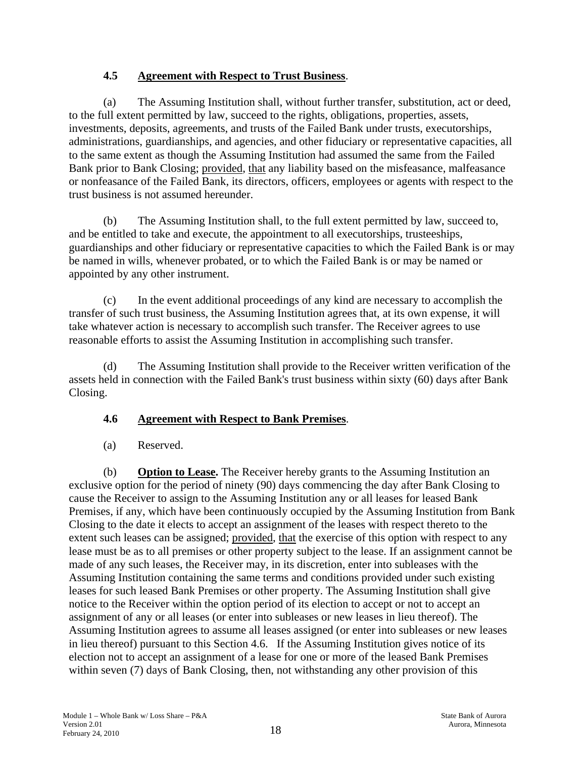### 4.5 <u>Agreement with Respect to Trust Business</u>.

(a) The Assuming Institution shall, without further transfer, substitution, act or deed, to the full extent permitted by law, succeed to the rights, obligations, properties, assets, investments, deposits, agreements, and trusts of the Failed Bank under trusts, executorships, administrations, guardianships, and agencies, and other fiduciary or representative capacities, all to the same extent as though the Assuming Institution had assumed the same from the Failed Bank prior to Bank Closing; <u>provided</u>, <u>that</u> any liability based on the misfeasance, malfeasance or nonfeasance of the Failed Bank, its directors, officers, employees or agents with respect to the trust business is not assumed hereunder.

(b) The Assuming Institution shall, to the full extent permitted by law, succeed to, and be entitled to take and execute, the appointment to all executorships, trusteeships, guardianships and other fiduciary or representative capacities to which the Failed Bank is or may be named in wills, whenever probated, or to which the Failed Bank is or may be named or appointed by any other instrument.

(c) In the event additional proceedings of any kind are necessary to accomplish the transfer of such trust business, the Assuming Institution agrees that, at its own expense, it will take whatever action is necessary to accomplish such transfer. The Receiver agrees to use reasonable efforts to assist the Assuming Institution in accomplishing such transfer.

(d) The Assuming Institution shall provide to the Receiver written verification of the assets held in connection with the Failed Bank's trust business within sixty (60) days after Bank Closing.

### 4.6 <u>Agreement with Respect to Bank Premises</u>.

(a) Reserved.

(b) **<u>Option to Lease.</u>** The Receiver hereby grants to the Assuming Institution an exclusive option for the period of ninety (90) days commencing the day after Bank Closing to cause the Receiver to assign to the Assuming Institution any or all leases for leased Bank Premises, if any, which have been continuously occupied by the Assuming Institution from Bank Closing to the date it elects to accept an assignment of the leases with respect thereto to the extent such leases can be assigned; <u>provided</u>, <u>that</u> the exercise of this option with respect to any lease must be as to all premises or other property subject to the lease. If an assignment cannot be made of any such leases, the Receiver may, in its discretion, enter into subleases with the Assuming Institution containing the same terms and conditions provided under such existing leases for such leased Bank Premises or other property. The Assuming Institution shall give notice to the Receiver within the option period of its election to accept or not to accept an assignment of any or all leases (or enter into subleases or new leases in lieu thereof). The Assuming Institution agrees to assume all leases assigned (or enter into subleases or new leases in lieu thereof) pursuant to this Section 4.6. If the Assuming Institution gives notice of its election not to accept an assignment of a lease for one or more of the leased Bank Premises within seven (7) days of Bank Closing, then, not withstanding any other provision of this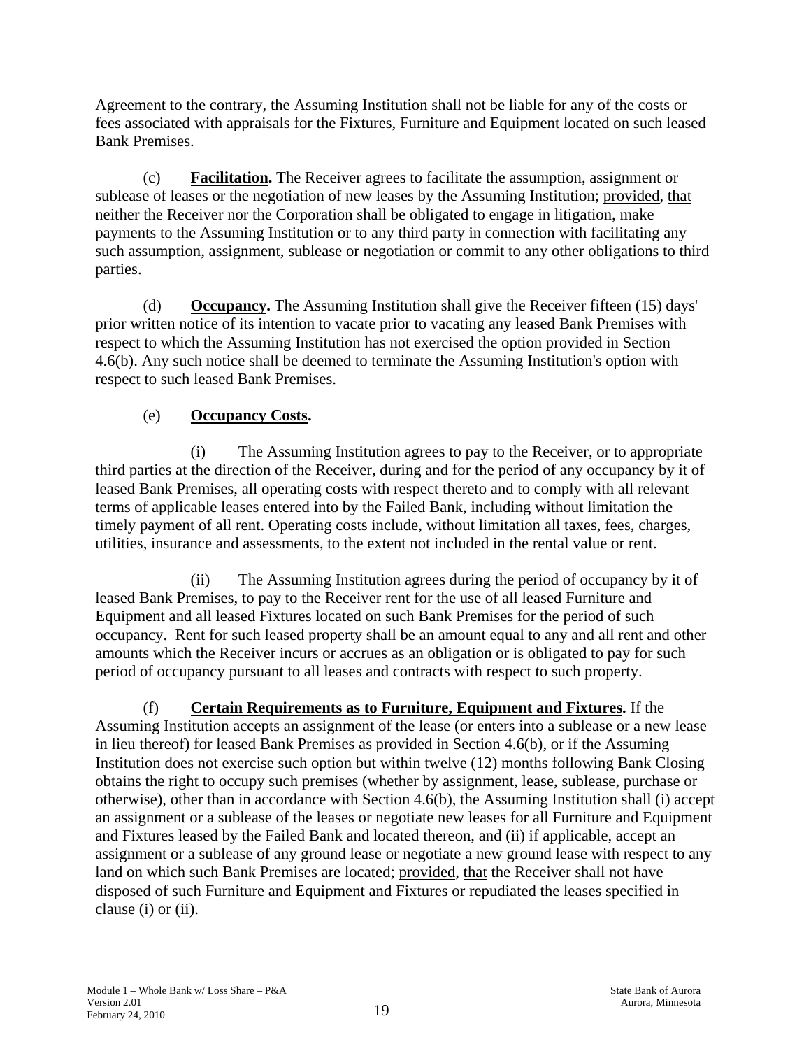Agreement to the contrary, the Assuming Institution shall not be liable for any of the costs or fees associated with appraisals for the Fixtures, Furniture and Equipment located on such leased Bank Premises.

(c) **Facilitation.** The Receiver agrees to facilitate the assumption, assignment or sublease of leases or the negotiation of new leases by the Assuming Institution; provided, that neither the Receiver nor the Corporation shall be obligated to engage in litigation, make payments to the Assuming Institution or to any third party in connection with facilitating any such assumption, assignment, sublease or negotiation or commit to any other obligations to third parties.

(d) **Occupancy.** The Assuming Institution shall give the Receiver fifteen (15) days' prior written notice of its intention to vacate prior to vacating any leased Bank Premises with respect to which the Assuming Institution has not exercised the option provided in Section 4.6(b). Any such notice shall be deemed to terminate the Assuming Institution's option with respect to such leased Bank Premises.

(e) **Occupancy Costs.**

(i) The Assuming Institution agrees to pay to the Receiver, or to appropriate third parties at the direction of the Receiver, during and for the period of any occupancy by it of leased Bank Premises, all operating costs with respect thereto and to comply with all relevant terms of applicable leases entered into by the Failed Bank, including without limitation the timely payment of all rent. Operating costs include, without limitation all taxes, fees, charges, utilities, insurance and assessments, to the extent not included in the rental value or rent.

(ii) The Assuming Institution agrees during the period of occupancy by it of leased Bank Premises, to pay to the Receiver rent for the use of all leased Furniture and Equipment and all leased Fixtures located on such Bank Premises for the period of such occupancy. Rent for such leased property shall be an amount equal to any and all rent and other amounts which the Receiver incurs or accrues as an obligation or is obligated to pay for such period of occupancy pursuant to all leases and contracts with respect to such property.

(f) **Certain Requirements as to Furniture, Equipment and Fixtures.** If the Assuming Institution accepts an assignment of the lease (or enters into a sublease or a new lease in lieu thereof) for leased Bank Premises as provided in Section 4.6(b), or if the Assuming Institution does not exercise such option but within twelve (12) months following Bank Closing obtains the right to occupy such premises (whether by assignment, lease, sublease, purchase or otherwise), other than in accordance with Section 4.6(b), the Assuming Institution shall (i) accept an assignment or a sublease of the leases or negotiate new leases for all Furniture and Equipment and Fixtures leased by the Failed Bank and located thereon, and (ii) if applicable, accept an assignment or a sublease of any ground lease or negotiate a new ground lease with respect to any land on which such Bank Premises are located; provided, that the Receiver shall not have disposed of such Furniture and Equipment and Fixtures or repudiated the leases specified in clause (i) or (ii).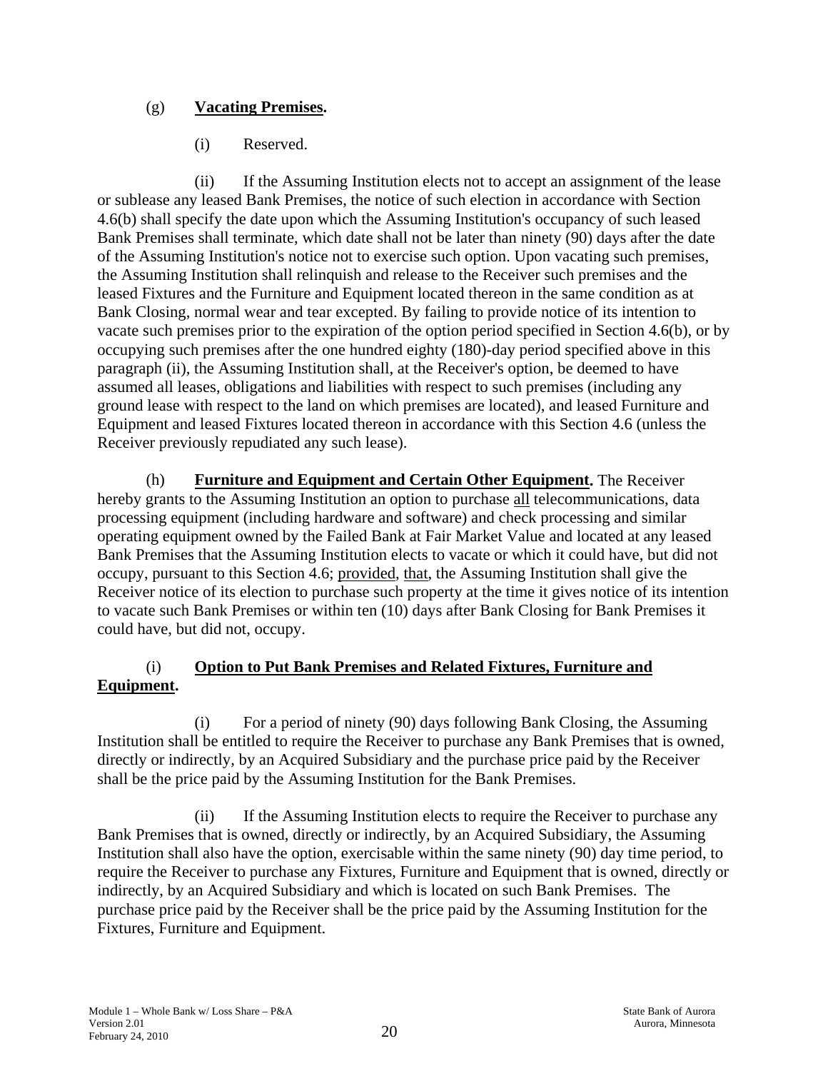(g) **Vacating Premises.**

(i) Reserved.

(ii) If the Assuming Institution elects not to accept an assignment of the lease or sublease any leased Bank Premises, the notice of such election in accordance with Section 4.6(b) shall specify the date upon which the Assuming Institution's occupancy of such leased Bank Premises shall terminate, which date shall not be later than ninety (90) days after the date of the Assuming Institution's notice not to exercise such option. Upon vacating such premises, the Assuming Institution shall relinquish and release to the Receiver such premises and the leased Fixtures and the Furniture and Equipment located thereon in the same condition as at Bank Closing, normal wear and tear excepted. By failing to provide notice of its intention to vacate such premises prior to the expiration of the option period specified in Section 4.6(b), or by occupying such premises after the one hundred eighty (180)-day period specified above in this paragraph (ii), the Assuming Institution shall, at the Receiver's option, be deemed to have assumed all leases, obligations and liabilities with respect to such premises (including any ground lease with respect to the land on which premises are located), and leased Furniture and Equipment and leased Fixtures located thereon in accordance with this Section 4.6 (unless the Receiver previously repudiated any such lease).

(h) **Furniture and Equipment and Certain Other Equipment.** The Receiver hereby grants to the Assuming Institution an option to purchase all telecommunications, data processing equipment (including hardware and software) and check processing and similar operating equipment owned by the Failed Bank at Fair Market Value and located at any leased Bank Premises that the Assuming Institution elects to vacate or which it could have, but did not occupy, pursuant to this Section 4.6; provided, that, the Assuming Institution shall give the Receiver notice of its election to purchase such property at the time it gives notice of its intention to vacate such Bank Premises or within ten (10) days after Bank Closing for Bank Premises it could have, but did not, occupy.

(i) **Option to Put Bank Premises and Related Fixtures, Furniture and Equipment.**

(i) For a period of ninety (90) days following Bank Closing, the Assuming Institution shall be entitled to require the Receiver to purchase any Bank Premises that is owned, directly or indirectly, by an Acquired Subsidiary and the purchase price paid by the Receiver shall be the price paid by the Assuming Institution for the Bank Premises.

(ii) If the Assuming Institution elects to require the Receiver to purchase any Bank Premises that is owned, directly or indirectly, by an Acquired Subsidiary, the Assuming Institution shall also have the option, exercisable within the same ninety (90) day time period, to require the Receiver to purchase any Fixtures, Furniture and Equipment that is owned, directly or indirectly, by an Acquired Subsidiary and which is located on such Bank Premises. The purchase price paid by the Receiver shall be the price paid by the Assuming Institution for the Fixtures, Furniture and Equipment.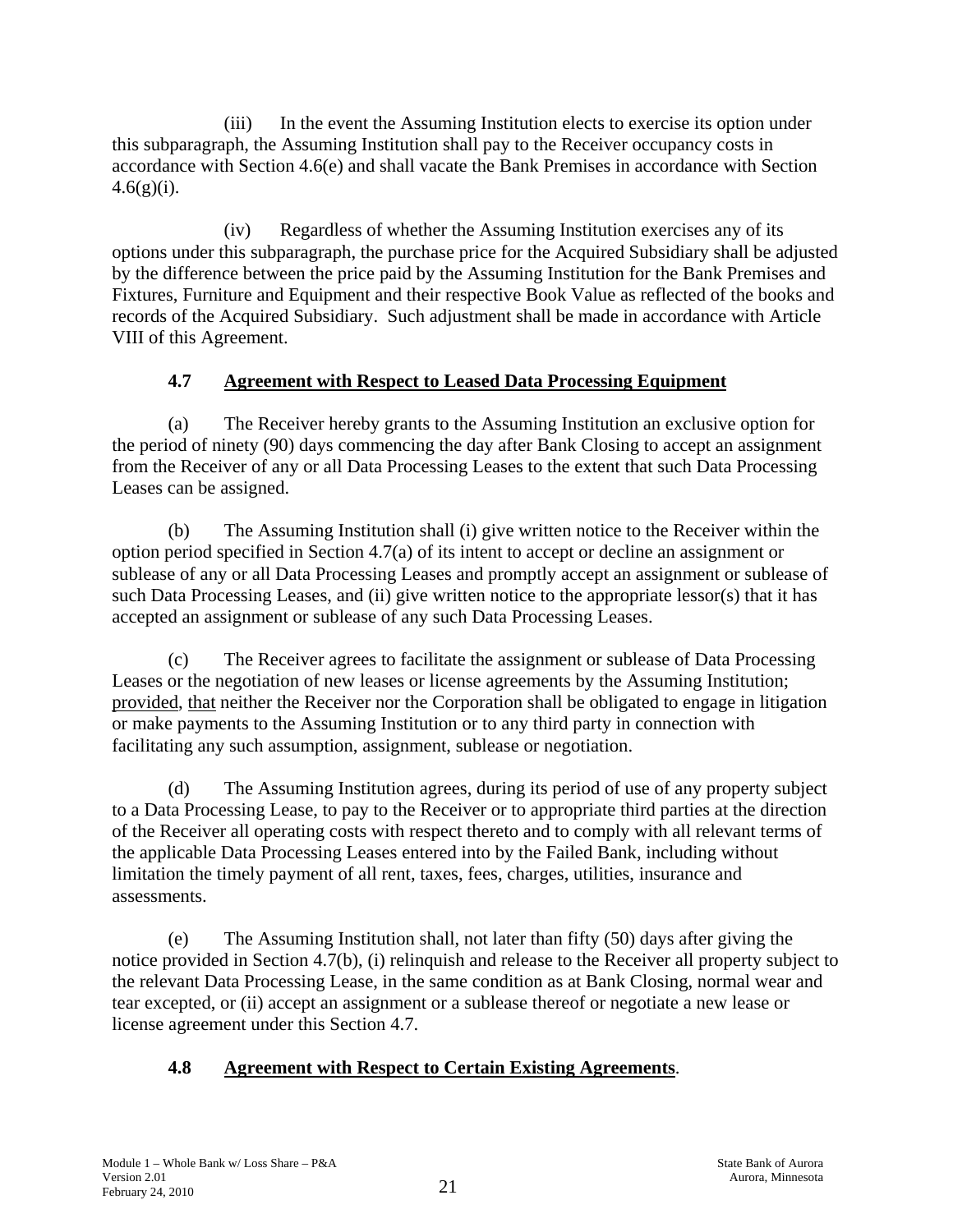(iii) In the event the Assuming Institution elects to exercise its option under this subparagraph, the Assuming Institution shall pay to the Receiver occupancy costs in accordance with Section 4.6(e) and shall vacate the Bank Premises in accordance with Section 4.6(g)(i).

(iv) Regardless of whether the Assuming Institution exercises any of its options under this subparagraph, the purchase price for the Acquired Subsidiary shall be adjusted by the difference between the price paid by the Assuming Institution for the Bank Premises and Fixtures, Furniture and Equipment and their respective Book Value as reflected of the books and records of the Acquired Subsidiary. Such adjustment shall be made in accordance with Article VIII of this Agreement.

### 4.7 Agreement with Respect to Leased Data Processing Equipment

(a) The Receiver hereby grants to the Assuming Institution an exclusive option for the period of ninety (90) days commencing the day after Bank Closing to accept an assignment from the Receiver of any or all Data Processing Leases to the extent that such Data Processing Leases can be assigned.

(b) The Assuming Institution shall (i) give written notice to the Receiver within the option period specified in Section 4.7(a) of its intent to accept or decline an assignment or sublease of any or all Data Processing Leases and promptly accept an assignment or sublease of such Data Processing Leases, and (ii) give written notice to the appropriate lessor(s) that it has accepted an assignment or sublease of any such Data Processing Leases.

(c) The Receiver agrees to facilitate the assignment or sublease of Data Processing Leases or the negotiation of new leases or license agreements by the Assuming Institution; provided, that neither the Receiver nor the Corporation shall be obligated to engage in litigation or make payments to the Assuming Institution or to any third party in connection with facilitating any such assumption, assignment, sublease or negotiation.

(d) The Assuming Institution agrees, during its period of use of any property subject to a Data Processing Lease, to pay to the Receiver or to appropriate third parties at the direction of the Receiver all operating costs with respect thereto and to comply with all relevant terms of the applicable Data Processing Leases entered into by the Failed Bank, including without limitation the timely payment of all rent, taxes, fees, charges, utilities, insurance and assessments.

(e) The Assuming Institution shall, not later than fifty (50) days after giving the notice provided in Section 4.7(b), (i) relinquish and release to the Receiver all property subject to the relevant Data Processing Lease, in the same condition as at Bank Closing, normal wear and tear excepted, or (ii) accept an assignment or a sublease thereof or negotiate a new lease or license agreement under this Section 4.7.

### 4.8 Agreement with Respect to Certain Existing Agreements.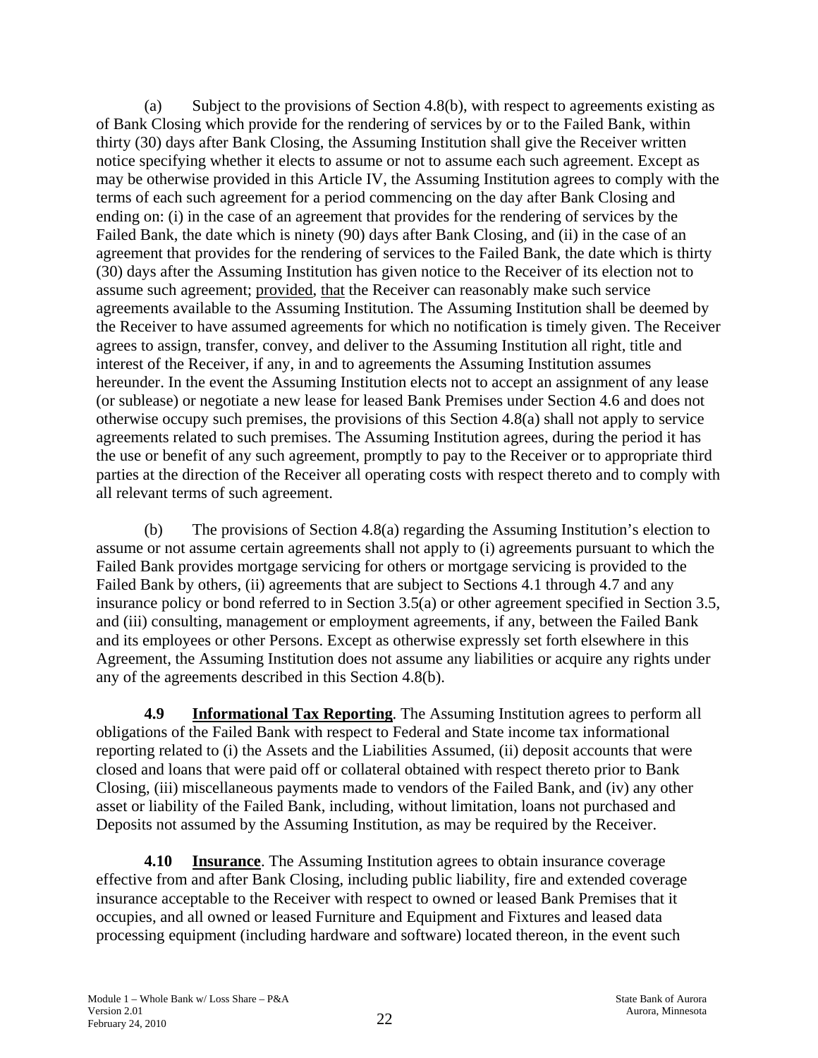(a) Subject to the provisions of Section 4.8(b), with respect to agreements existing as of Bank Closing which provide for the rendering of services by or to the Failed Bank, within thirty (30) days after Bank Closing, the Assuming Institution shall give the Receiver written notice specifying whether it elects to assume or not to assume each such agreement. Except as may be otherwise provided in this Article IV, the Assuming Institution agrees to comply with the terms of each such agreement for a period commencing on the day after Bank Closing and ending on: (i) in the case of an agreement that provides for the rendering of services by the Failed Bank, the date which is ninety (90) days after Bank Closing, and (ii) in the case of an agreement that provides for the rendering of services to the Failed Bank, the date which is thirty (30) days after the Assuming Institution has given notice to the Receiver of its election not to assume such agreement; provided, that the Receiver can reasonably make such service agreements available to the Assuming Institution. The Assuming Institution shall be deemed by the Receiver to have assumed agreements for which no notification is timely given. The Receiver agrees to assign, transfer, convey, and deliver to the Assuming Institution all right, title and interest of the Receiver, if any, in and to agreements the Assuming Institution assumes hereunder. In the event the Assuming Institution elects not to accept an assignment of any lease (or sublease) or negotiate a new lease for leased Bank Premises under Section 4.6 and does not otherwise occupy such premises, the provisions of this Section 4.8(a) shall not apply to service agreements related to such premises. The Assuming Institution agrees, during the period it has the use or benefit of any such agreement, promptly to pay to the Receiver or to appropriate third parties at the direction of the Receiver all operating costs with respect thereto and to comply with all relevant terms of such agreement.

(b) The provisions of Section 4.8(a) regarding the Assuming Institution's election to assume or not assume certain agreements shall not apply to (i) agreements pursuant to which the Failed Bank provides mortgage servicing for others or mortgage servicing is provided to the Failed Bank by others, (ii) agreements that are subject to Sections 4.1 through 4.7 and any insurance policy or bond referred to in Section 3.5(a) or other agreement specified in Section 3.5, and (iii) consulting, management or employment agreements, if any, between the Failed Bank and its employees or other Persons. Except as otherwise expressly set forth elsewhere in this Agreement, the Assuming Institution does not assume any liabilities or acquire any rights under any of the agreements described in this Section 4.8(b).

**4.9 Informational Tax Reporting**. The Assuming Institution agrees to perform all obligations of the Failed Bank with respect to Federal and State income tax informational reporting related to (i) the Assets and the Liabilities Assumed, (ii) deposit accounts that were closed and loans that were paid off or collateral obtained with respect thereto prior to Bank Closing, (iii) miscellaneous payments made to vendors of the Failed Bank, and (iv) any other asset or liability of the Failed Bank, including, without limitation, loans not purchased and Deposits not assumed by the Assuming Institution, as may be required by the Receiver.

**4.10 Insurance**. The Assuming Institution agrees to obtain insurance coverage effective from and after Bank Closing, including public liability, fire and extended coverage insurance acceptable to the Receiver with respect to owned or leased Bank Premises that it occupies, and all owned or leased Furniture and Equipment and Fixtures and leased data processing equipment (including hardware and software) located thereon, in the event such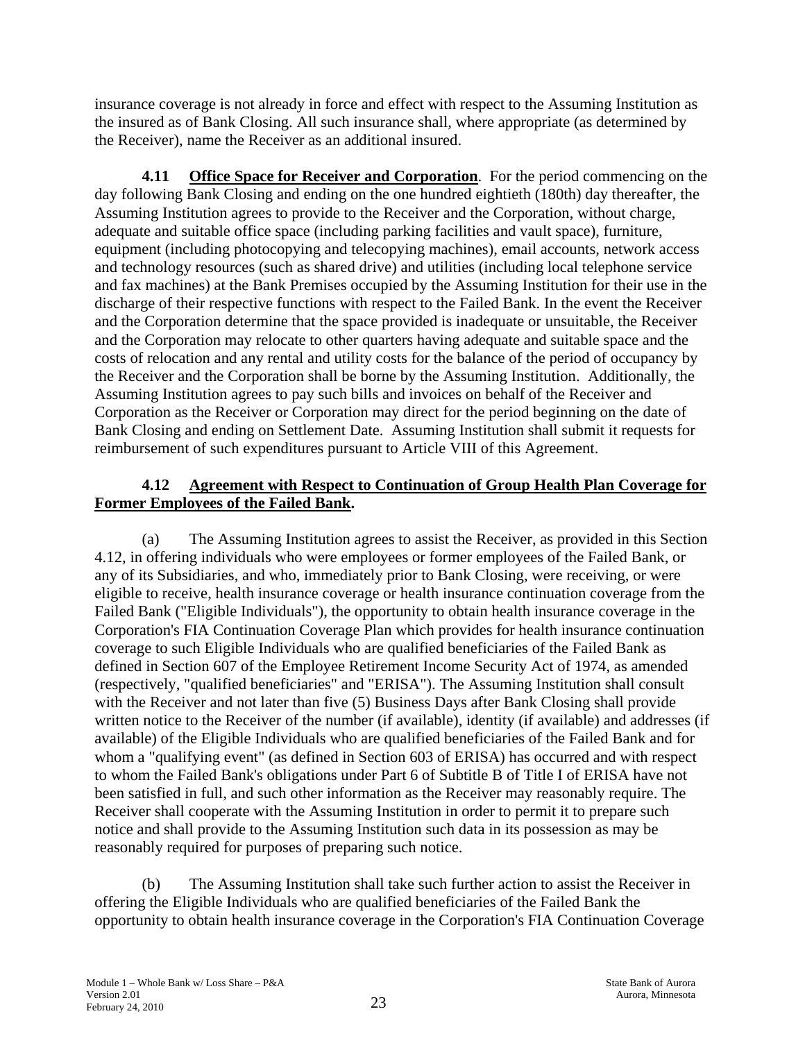insurance coverage is not already in force and effect with respect to the Assuming Institution as the insured as of Bank Closing. All such insurance shall, where appropriate (as determined by the Receiver), name the Receiver as an additional insured.

**4.11 Office Space for Receiver and Corporation**. For the period commencing on the day following Bank Closing and ending on the one hundred eightieth (180th) day thereafter, the Assuming Institution agrees to provide to the Receiver and the Corporation, without charge, adequate and suitable office space (including parking facilities and vault space), furniture, equipment (including photocopying and telecopying machines), email accounts, network access and technology resources (such as shared drive) and utilities (including local telephone service and fax machines) at the Bank Premises occupied by the Assuming Institution for their use in the discharge of their respective functions with respect to the Failed Bank. In the event the Receiver and the Corporation determine that the space provided is inadequate or unsuitable, the Receiver and the Corporation may relocate to other quarters having adequate and suitable space and the costs of relocation and any rental and utility costs for the balance of the period of occupancy by the Receiver and the Corporation shall be borne by the Assuming Institution. Additionally, the Assuming Institution agrees to pay such bills and invoices on behalf of the Receiver and Corporation as the Receiver or Corporation may direct for the period beginning on the date of Bank Closing and ending on Settlement Date. Assuming Institution shall submit it requests for reimbursement of such expenditures pursuant to Article VIII of this Agreement.

**4.12 Agreement with Respect to Continuation of Group Health Plan Coverage for Former Employees of the Failed Bank.**

(a) The Assuming Institution agrees to assist the Receiver, as provided in this Section 4.12, in offering individuals who were employees or former employees of the Failed Bank, or any of its Subsidiaries, and who, immediately prior to Bank Closing, were receiving, or were eligible to receive, health insurance coverage or health insurance continuation coverage from the Failed Bank ("Eligible Individuals"), the opportunity to obtain health insurance coverage in the Corporation's FIA Continuation Coverage Plan which provides for health insurance continuation coverage to such Eligible Individuals who are qualified beneficiaries of the Failed Bank as defined in Section 607 of the Employee Retirement Income Security Act of 1974, as amended (respectively, "qualified beneficiaries" and "ERISA"). The Assuming Institution shall consult with the Receiver and not later than five (5) Business Days after Bank Closing shall provide written notice to the Receiver of the number (if available), identity (if available) and addresses (if available) of the Eligible Individuals who are qualified beneficiaries of the Failed Bank and for whom a "qualifying event" (as defined in Section 603 of ERISA) has occurred and with respect to whom the Failed Bank's obligations under Part 6 of Subtitle B of Title I of ERISA have not been satisfied in full, and such other information as the Receiver may reasonably require. The Receiver shall cooperate with the Assuming Institution in order to permit it to prepare such notice and shall provide to the Assuming Institution such data in its possession as may be reasonably required for purposes of preparing such notice.

(b) The Assuming Institution shall take such further action to assist the Receiver in offering the Eligible Individuals who are qualified beneficiaries of the Failed Bank the opportunity to obtain health insurance coverage in the Corporation's FIA Continuation Coverage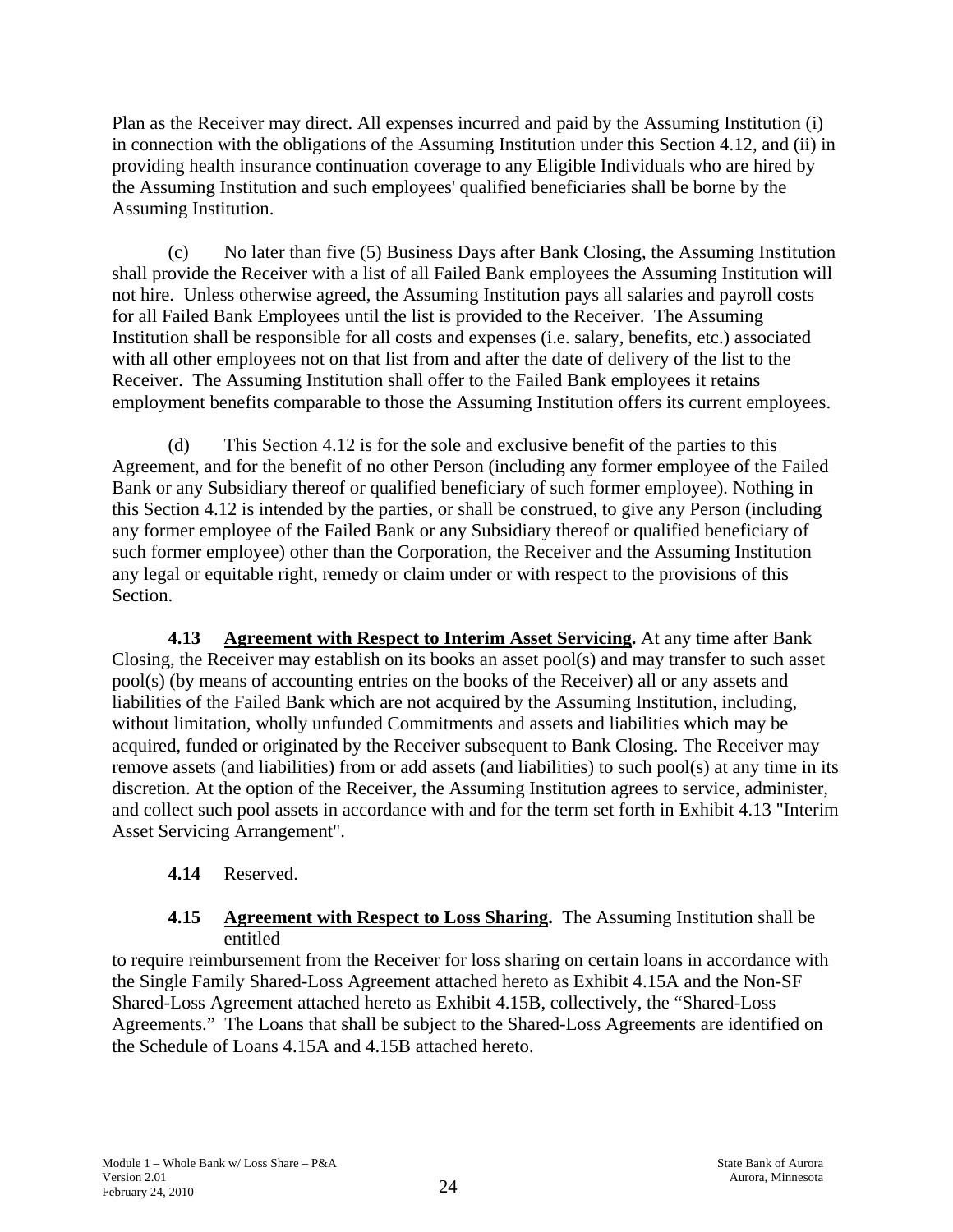Plan as the Receiver may direct. All expenses incurred and paid by the Assuming Institution (i) in connection with the obligations of the Assuming Institution under this Section 4.12, and (ii) in providing health insurance continuation coverage to any Eligible Individuals who are hired by the Assuming Institution and such employees' qualified beneficiaries shall be borne by the Assuming Institution.

(c) No later than five (5) Business Days after Bank Closing, the Assuming Institution shall provide the Receiver with a list of all Failed Bank employees the Assuming Institution will not hire. Unless otherwise agreed, the Assuming Institution pays all salaries and payroll costs for all Failed Bank Employees until the list is provided to the Receiver. The Assuming Institution shall be responsible for all costs and expenses (i.e. salary, benefits, etc.) associated with all other employees not on that list from and after the date of delivery of the list to the Receiver. The Assuming Institution shall offer to the Failed Bank employees it retains employment benefits comparable to those the Assuming Institution offers its current employees.

(d) This Section 4.12 is for the sole and exclusive benefit of the parties to this Agreement, and for the benefit of no other Person (including any former employee of the Failed Bank or any Subsidiary thereof or qualified beneficiary of such former employee). Nothing in this Section 4.12 is intended by the parties, or shall be construed, to give any Person (including any former employee of the Failed Bank or any Subsidiary thereof or qualified beneficiary of such former employee) other than the Corporation, the Receiver and the Assuming Institution any legal or equitable right, remedy or claim under or with respect to the provisions of this Section.

**4.13 Agreement with Respect to Interim Asset Servicing.** At any time after Bank Closing, the Receiver may establish on its books an asset pool(s) and may transfer to such asset pool(s) (by means of accounting entries on the books of the Receiver) all or any assets and liabilities of the Failed Bank which are not acquired by the Assuming Institution, including, without limitation, wholly unfunded Commitments and assets and liabilities which may be acquired, funded or originated by the Receiver subsequent to Bank Closing. The Receiver may remove assets (and liabilities) from or add assets (and liabilities) to such pool(s) at any time in its discretion. At the option of the Receiver, the Assuming Institution agrees to service, administer, and collect such pool assets in accordance with and for the term set forth in Exhibit 4.13 "Interim Asset Servicing Arrangement".

**4.14** Reserved.

**4.15 Agreement with Respect to Loss Sharing.** The Assuming Institution shall be entitled to require reimbursement from the Receiver for loss sharing on certain loans in accordance with the Single Family Shared-Loss Agreement attached hereto as Exhibit 4.15A and the Non-SF Shared-Loss Agreement attached hereto as Exhibit 4.15B, collectively, the "Shared-Loss Agreements." The Loans that shall be subject to the Shared-Loss Agreements are identified on the Schedule of Loans 4.15A and 4.15B attached hereto.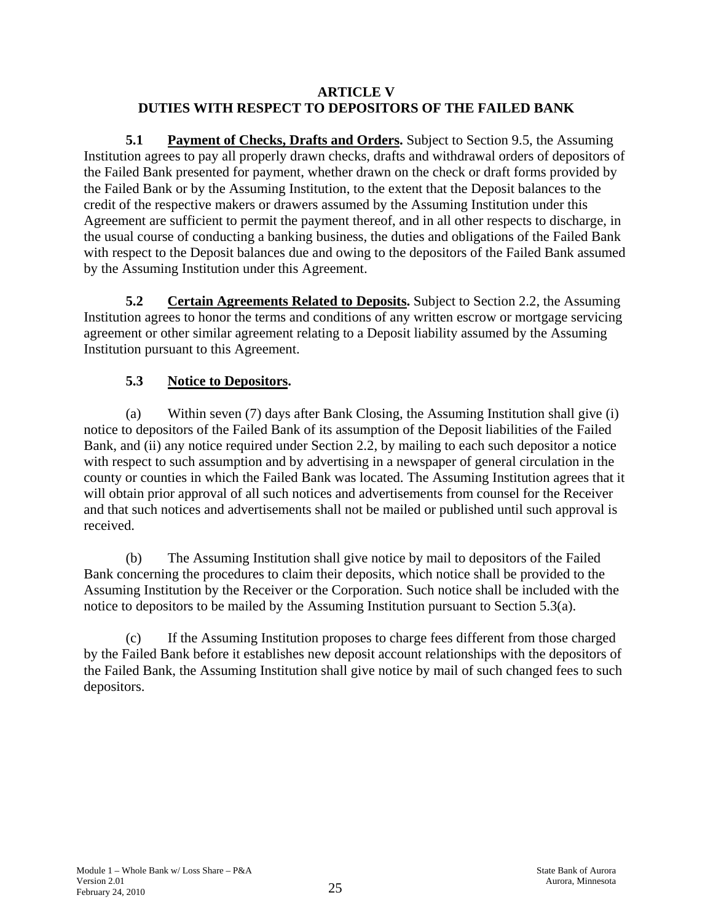# ARTICLE V
# DUTIES WITH RESPECT TO DEPOSITORS OF THE FAILED BANK

**5.1 Payment of Checks, Drafts and Orders.** Subject to Section 9.5, the Assuming Institution agrees to pay all properly drawn checks, drafts and withdrawal orders of depositors of the Failed Bank presented for payment, whether drawn on the check or draft forms provided by the Failed Bank or by the Assuming Institution, to the extent that the Deposit balances to the credit of the respective makers or drawers assumed by the Assuming Institution under this Agreement are sufficient to permit the payment thereof, and in all other respects to discharge, in the usual course of conducting a banking business, the duties and obligations of the Failed Bank with respect to the Deposit balances due and owing to the depositors of the Failed Bank assumed by the Assuming Institution under this Agreement.

**5.2 Certain Agreements Related to Deposits.** Subject to Section 2.2, the Assuming Institution agrees to honor the terms and conditions of any written escrow or mortgage servicing agreement or other similar agreement relating to a Deposit liability assumed by the Assuming Institution pursuant to this Agreement.

**5.3 Notice to Depositors.**

(a) Within seven (7) days after Bank Closing, the Assuming Institution shall give (i) notice to depositors of the Failed Bank of its assumption of the Deposit liabilities of the Failed Bank, and (ii) any notice required under Section 2.2, by mailing to each such depositor a notice with respect to such assumption and by advertising in a newspaper of general circulation in the county or counties in which the Failed Bank was located. The Assuming Institution agrees that it will obtain prior approval of all such notices and advertisements from counsel for the Receiver and that such notices and advertisements shall not be mailed or published until such approval is received.

(b) The Assuming Institution shall give notice by mail to depositors of the Failed Bank concerning the procedures to claim their deposits, which notice shall be provided to the Assuming Institution by the Receiver or the Corporation. Such notice shall be included with the notice to depositors to be mailed by the Assuming Institution pursuant to Section 5.3(a).

(c) If the Assuming Institution proposes to charge fees different from those charged by the Failed Bank before it establishes new deposit account relationships with the depositors of the Failed Bank, the Assuming Institution shall give notice by mail of such changed fees to such depositors.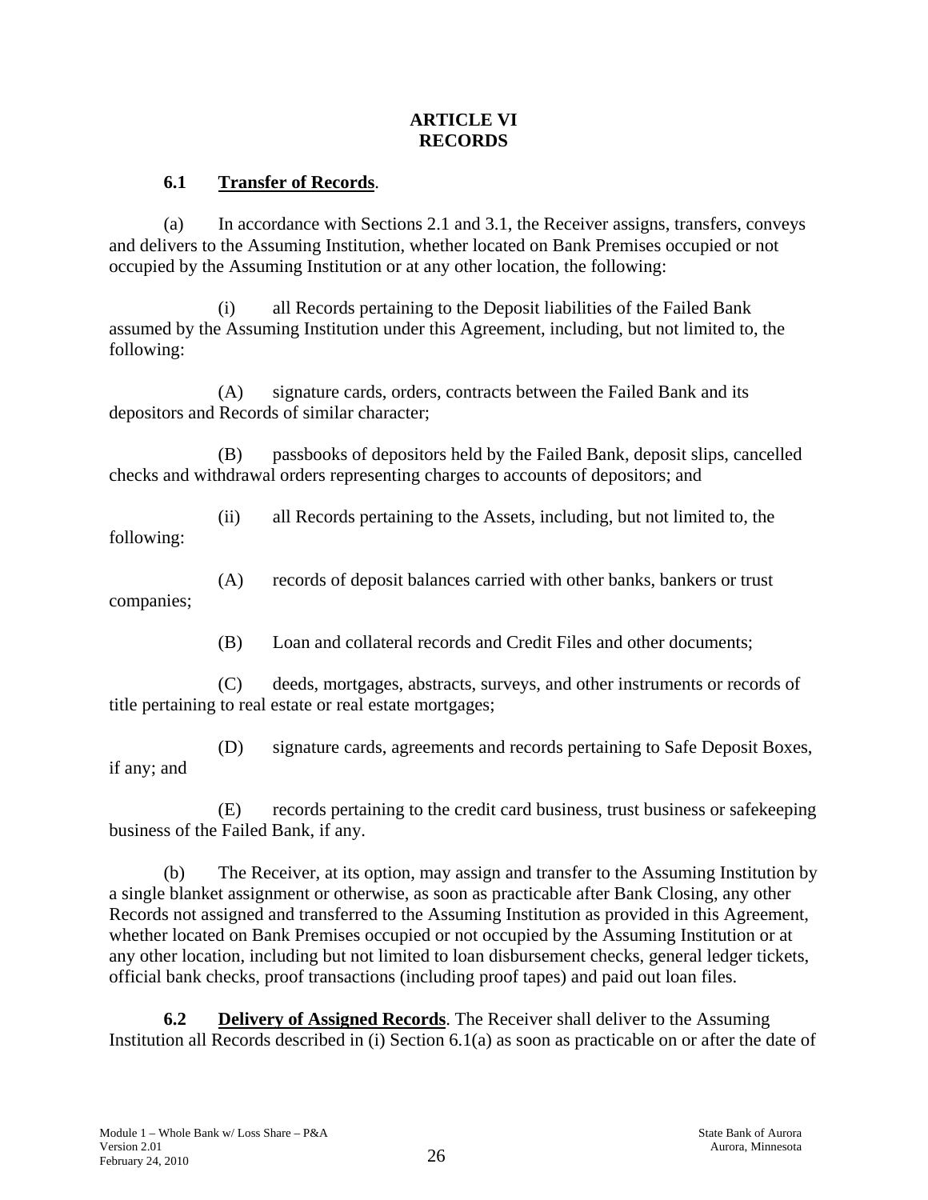# ARTICLE VI
# RECORDS

**6.1 Transfer of Records**.

(a) In accordance with Sections 2.1 and 3.1, the Receiver assigns, transfers, conveys and delivers to the Assuming Institution, whether located on Bank Premises occupied or not occupied by the Assuming Institution or at any other location, the following:

(i) all Records pertaining to the Deposit liabilities of the Failed Bank assumed by the Assuming Institution under this Agreement, including, but not limited to, the following:

(A) signature cards, orders, contracts between the Failed Bank and its depositors and Records of similar character;

(B) passbooks of depositors held by the Failed Bank, deposit slips, cancelled checks and withdrawal orders representing charges to accounts of depositors; and

(ii) all Records pertaining to the Assets, including, but not limited to, the following:

(A) records of deposit balances carried with other banks, bankers or trust companies;

(B) Loan and collateral records and Credit Files and other documents;

(C) deeds, mortgages, abstracts, surveys, and other instruments or records of title pertaining to real estate or real estate mortgages;

(D) signature cards, agreements and records pertaining to Safe Deposit Boxes, if any; and

(E) records pertaining to the credit card business, trust business or safekeeping business of the Failed Bank, if any.

(b) The Receiver, at its option, may assign and transfer to the Assuming Institution by a single blanket assignment or otherwise, as soon as practicable after Bank Closing, any other Records not assigned and transferred to the Assuming Institution as provided in this Agreement, whether located on Bank Premises occupied or not occupied by the Assuming Institution or at any other location, including but not limited to loan disbursement checks, general ledger tickets, official bank checks, proof transactions (including proof tapes) and paid out loan files.

**6.2 Delivery of Assigned Records**. The Receiver shall deliver to the Assuming Institution all Records described in (i) Section 6.1(a) as soon as practicable on or after the date of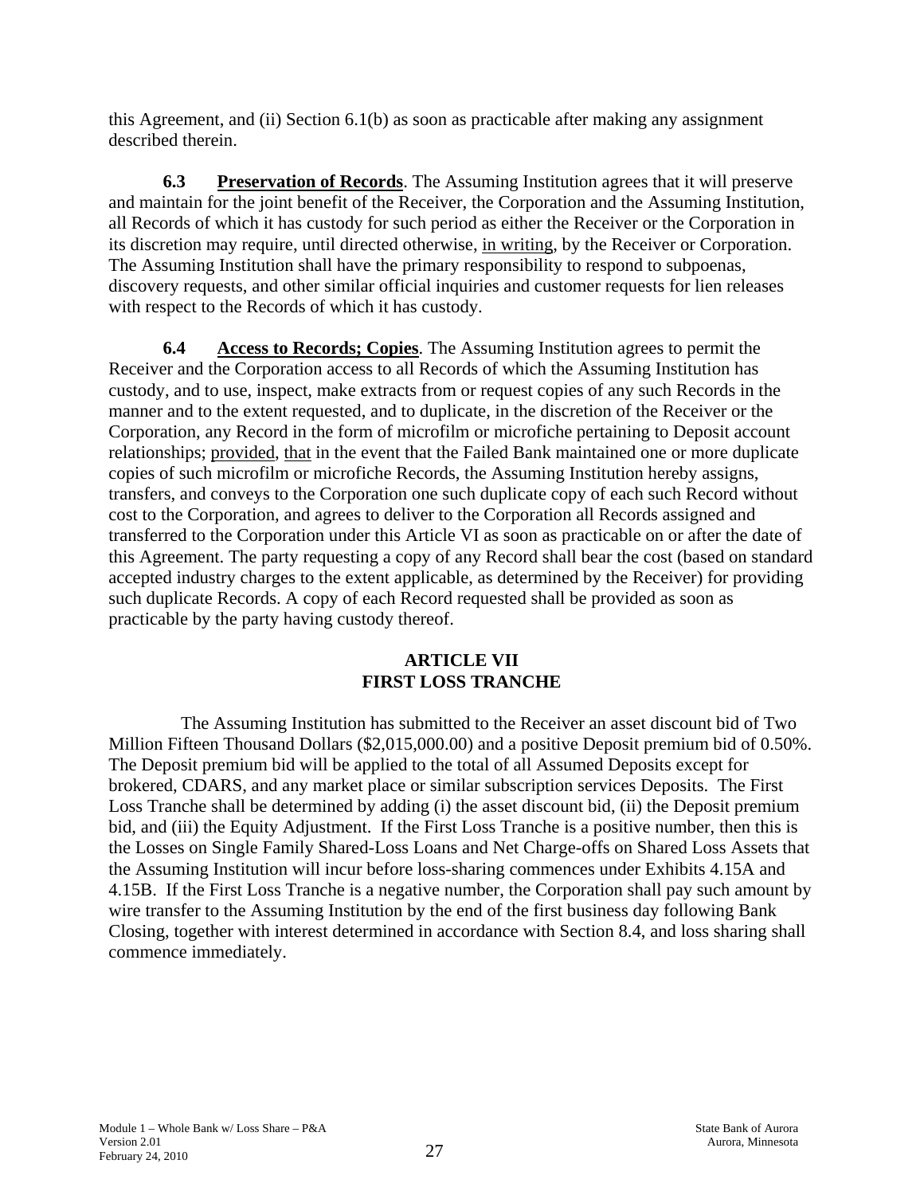this Agreement, and (ii) Section 6.1(b) as soon as practicable after making any assignment described therein.

**6.3 Preservation of Records**. The Assuming Institution agrees that it will preserve and maintain for the joint benefit of the Receiver, the Corporation and the Assuming Institution, all Records of which it has custody for such period as either the Receiver or the Corporation in its discretion may require, until directed otherwise, in writing, by the Receiver or Corporation. The Assuming Institution shall have the primary responsibility to respond to subpoenas, discovery requests, and other similar official inquiries and customer requests for lien releases with respect to the Records of which it has custody.

**6.4 Access to Records; Copies**. The Assuming Institution agrees to permit the Receiver and the Corporation access to all Records of which the Assuming Institution has custody, and to use, inspect, make extracts from or request copies of any such Records in the manner and to the extent requested, and to duplicate, in the discretion of the Receiver or the Corporation, any Record in the form of microfilm or microfiche pertaining to Deposit account relationships; provided, that in the event that the Failed Bank maintained one or more duplicate copies of such microfilm or microfiche Records, the Assuming Institution hereby assigns, transfers, and conveys to the Corporation one such duplicate copy of each such Record without cost to the Corporation, and agrees to deliver to the Corporation all Records assigned and transferred to the Corporation under this Article VI as soon as practicable on or after the date of this Agreement. The party requesting a copy of any Record shall bear the cost (based on standard accepted industry charges to the extent applicable, as determined by the Receiver) for providing such duplicate Records. A copy of each Record requested shall be provided as soon as practicable by the party having custody thereof.

## ARTICLE VII
## FIRST LOSS TRANCHE

The Assuming Institution has submitted to the Receiver an asset discount bid of Two Million Fifteen Thousand Dollars ($2,015,000.00) and a positive Deposit premium bid of 0.50%. The Deposit premium bid will be applied to the total of all Assumed Deposits except for brokered, CDARS, and any market place or similar subscription services Deposits. The First Loss Tranche shall be determined by adding (i) the asset discount bid, (ii) the Deposit premium bid, and (iii) the Equity Adjustment. If the First Loss Tranche is a positive number, then this is the Losses on Single Family Shared-Loss Loans and Net Charge-offs on Shared Loss Assets that the Assuming Institution will incur before loss-sharing commences under Exhibits 4.15A and 4.15B. If the First Loss Tranche is a negative number, the Corporation shall pay such amount by wire transfer to the Assuming Institution by the end of the first business day following Bank Closing, together with interest determined in accordance with Section 8.4, and loss sharing shall commence immediately.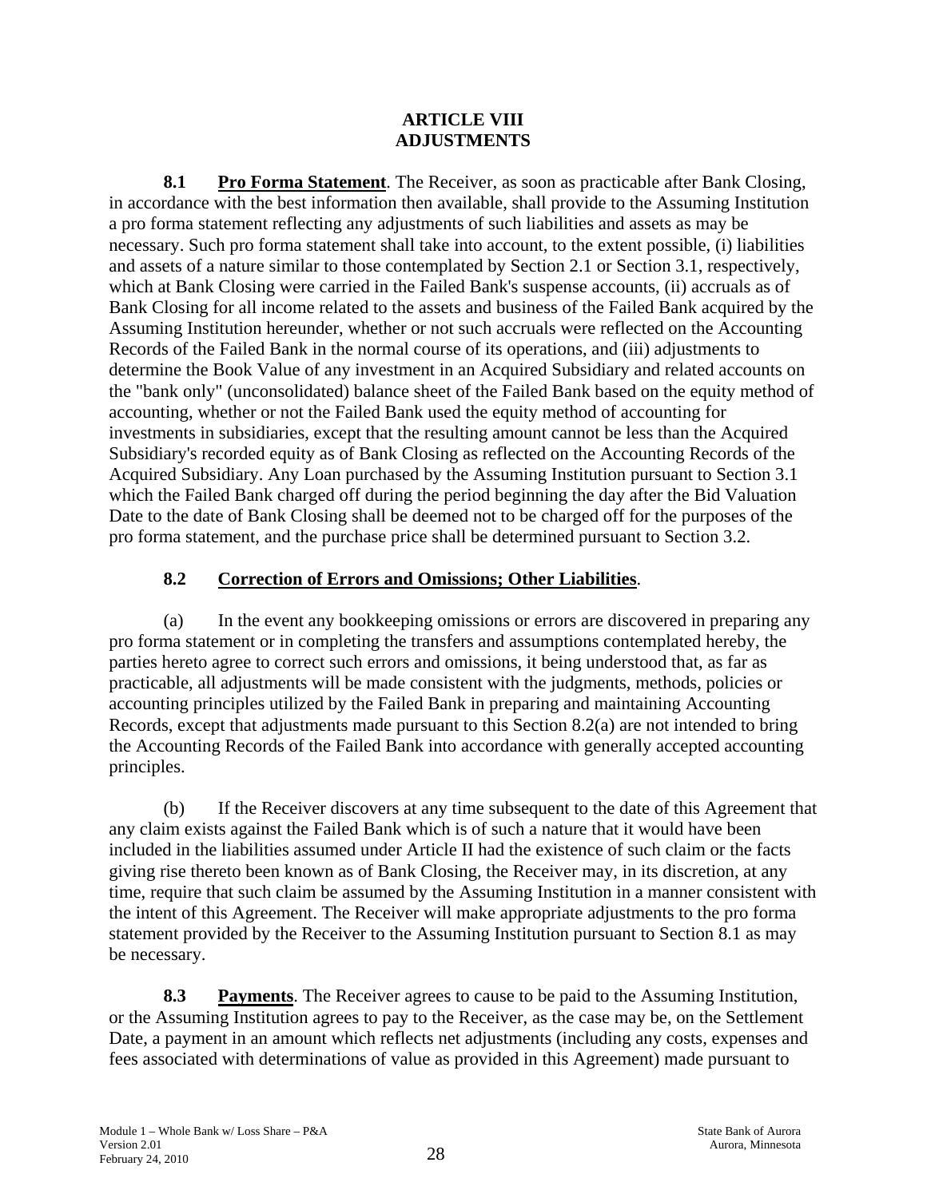## ARTICLE VIII
## ADJUSTMENTS

**8.1 Pro Forma Statement**. The Receiver, as soon as practicable after Bank Closing, in accordance with the best information then available, shall provide to the Assuming Institution a pro forma statement reflecting any adjustments of such liabilities and assets as may be necessary. Such pro forma statement shall take into account, to the extent possible, (i) liabilities and assets of a nature similar to those contemplated by Section 2.1 or Section 3.1, respectively, which at Bank Closing were carried in the Failed Bank's suspense accounts, (ii) accruals as of Bank Closing for all income related to the assets and business of the Failed Bank acquired by the Assuming Institution hereunder, whether or not such accruals were reflected on the Accounting Records of the Failed Bank in the normal course of its operations, and (iii) adjustments to determine the Book Value of any investment in an Acquired Subsidiary and related accounts on the "bank only" (unconsolidated) balance sheet of the Failed Bank based on the equity method of accounting, whether or not the Failed Bank used the equity method of accounting for investments in subsidiaries, except that the resulting amount cannot be less than the Acquired Subsidiary's recorded equity as of Bank Closing as reflected on the Accounting Records of the Acquired Subsidiary. Any Loan purchased by the Assuming Institution pursuant to Section 3.1 which the Failed Bank charged off during the period beginning the day after the Bid Valuation Date to the date of Bank Closing shall be deemed not to be charged off for the purposes of the pro forma statement, and the purchase price shall be determined pursuant to Section 3.2.

### 8.2 Correction of Errors and Omissions; Other Liabilities.

(a) In the event any bookkeeping omissions or errors are discovered in preparing any pro forma statement or in completing the transfers and assumptions contemplated hereby, the parties hereto agree to correct such errors and omissions, it being understood that, as far as practicable, all adjustments will be made consistent with the judgments, methods, policies or accounting principles utilized by the Failed Bank in preparing and maintaining Accounting Records, except that adjustments made pursuant to this Section 8.2(a) are not intended to bring the Accounting Records of the Failed Bank into accordance with generally accepted accounting principles.

(b) If the Receiver discovers at any time subsequent to the date of this Agreement that any claim exists against the Failed Bank which is of such a nature that it would have been included in the liabilities assumed under Article II had the existence of such claim or the facts giving rise thereto been known as of Bank Closing, the Receiver may, in its discretion, at any time, require that such claim be assumed by the Assuming Institution in a manner consistent with the intent of this Agreement. The Receiver will make appropriate adjustments to the pro forma statement provided by the Receiver to the Assuming Institution pursuant to Section 8.1 as may be necessary.

**8.3 Payments**. The Receiver agrees to cause to be paid to the Assuming Institution, or the Assuming Institution agrees to pay to the Receiver, as the case may be, on the Settlement Date, a payment in an amount which reflects net adjustments (including any costs, expenses and fees associated with determinations of value as provided in this Agreement) made pursuant to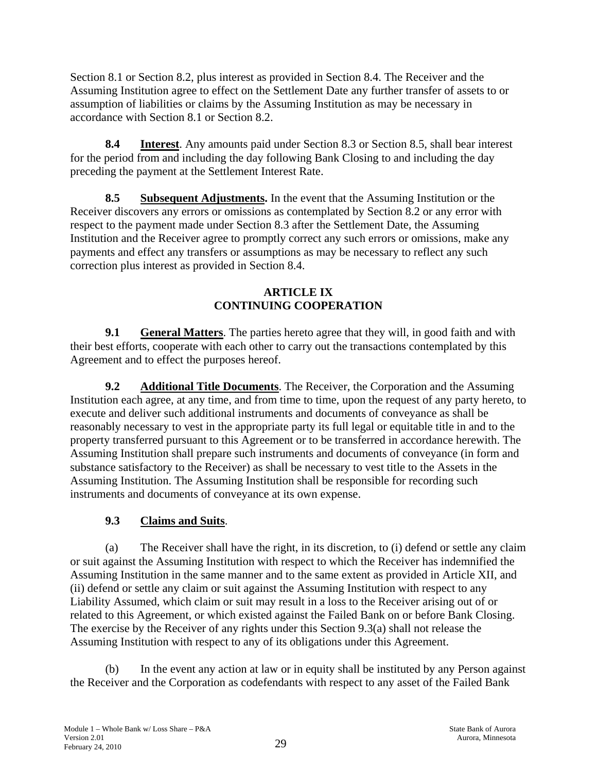Section 8.1 or Section 8.2, plus interest as provided in Section 8.4. The Receiver and the Assuming Institution agree to effect on the Settlement Date any further transfer of assets to or assumption of liabilities or claims by the Assuming Institution as may be necessary in accordance with Section 8.1 or Section 8.2.

**8.4 Interest**. Any amounts paid under Section 8.3 or Section 8.5, shall bear interest for the period from and including the day following Bank Closing to and including the day preceding the payment at the Settlement Interest Rate.

**8.5 Subsequent Adjustments.** In the event that the Assuming Institution or the Receiver discovers any errors or omissions as contemplated by Section 8.2 or any error with respect to the payment made under Section 8.3 after the Settlement Date, the Assuming Institution and the Receiver agree to promptly correct any such errors or omissions, make any payments and effect any transfers or assumptions as may be necessary to reflect any such correction plus interest as provided in Section 8.4.

## ARTICLE IX
## CONTINUING COOPERATION

**9.1 General Matters**. The parties hereto agree that they will, in good faith and with their best efforts, cooperate with each other to carry out the transactions contemplated by this Agreement and to effect the purposes hereof.

**9.2 Additional Title Documents**. The Receiver, the Corporation and the Assuming Institution each agree, at any time, and from time to time, upon the request of any party hereto, to execute and deliver such additional instruments and documents of conveyance as shall be reasonably necessary to vest in the appropriate party its full legal or equitable title in and to the property transferred pursuant to this Agreement or to be transferred in accordance herewith. The Assuming Institution shall prepare such instruments and documents of conveyance (in form and substance satisfactory to the Receiver) as shall be necessary to vest title to the Assets in the Assuming Institution. The Assuming Institution shall be responsible for recording such instruments and documents of conveyance at its own expense.

**9.3 Claims and Suits**.

(a) The Receiver shall have the right, in its discretion, to (i) defend or settle any claim or suit against the Assuming Institution with respect to which the Receiver has indemnified the Assuming Institution in the same manner and to the same extent as provided in Article XII, and (ii) defend or settle any claim or suit against the Assuming Institution with respect to any Liability Assumed, which claim or suit may result in a loss to the Receiver arising out of or related to this Agreement, or which existed against the Failed Bank on or before Bank Closing. The exercise by the Receiver of any rights under this Section 9.3(a) shall not release the Assuming Institution with respect to any of its obligations under this Agreement.

(b) In the event any action at law or in equity shall be instituted by any Person against the Receiver and the Corporation as codefendants with respect to any asset of the Failed Bank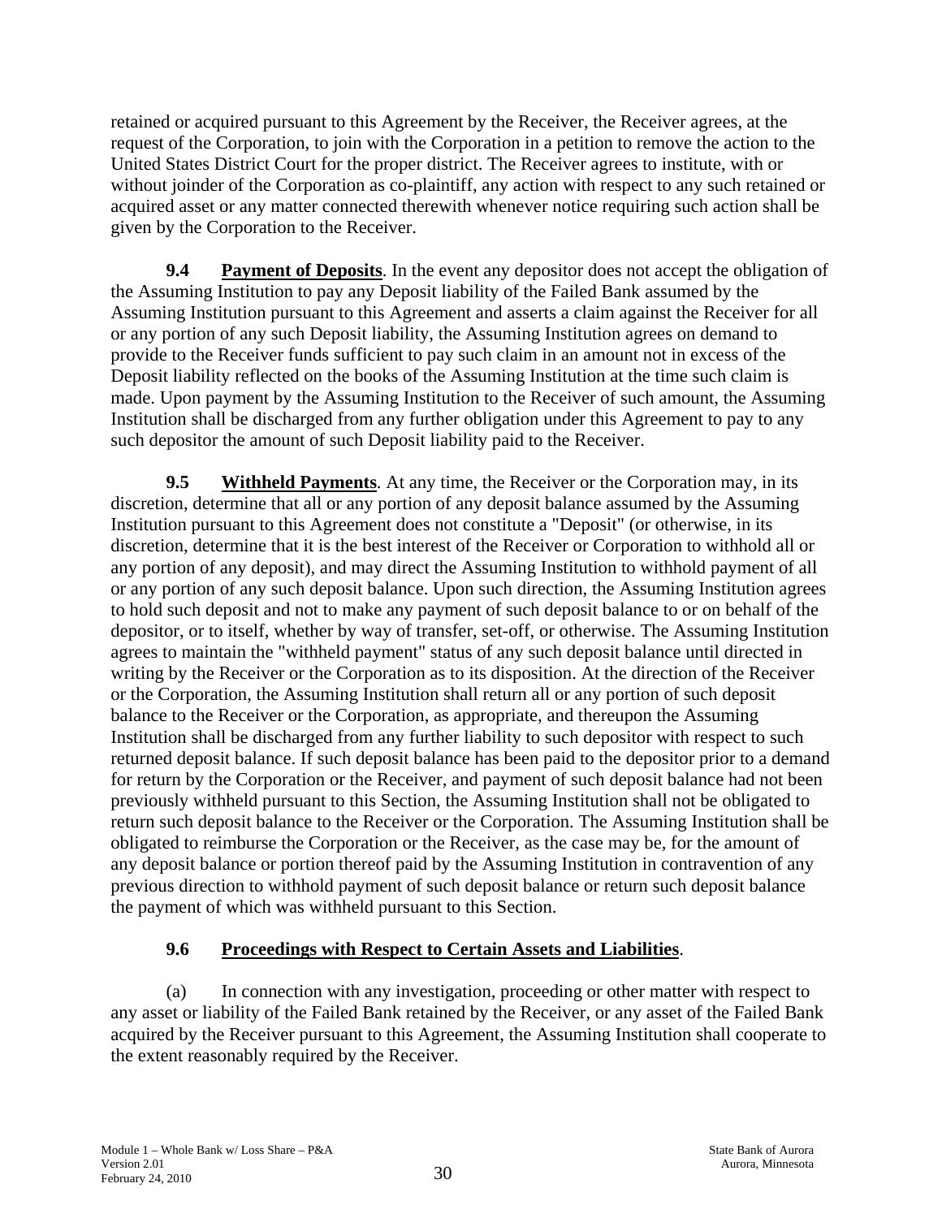retained or acquired pursuant to this Agreement by the Receiver, the Receiver agrees, at the request of the Corporation, to join with the Corporation in a petition to remove the action to the United States District Court for the proper district. The Receiver agrees to institute, with or without joinder of the Corporation as co-plaintiff, any action with respect to any such retained or acquired asset or any matter connected therewith whenever notice requiring such action shall be given by the Corporation to the Receiver.

**9.4 Payment of Deposits**. In the event any depositor does not accept the obligation of the Assuming Institution to pay any Deposit liability of the Failed Bank assumed by the Assuming Institution pursuant to this Agreement and asserts a claim against the Receiver for all or any portion of any such Deposit liability, the Assuming Institution agrees on demand to provide to the Receiver funds sufficient to pay such claim in an amount not in excess of the Deposit liability reflected on the books of the Assuming Institution at the time such claim is made. Upon payment by the Assuming Institution to the Receiver of such amount, the Assuming Institution shall be discharged from any further obligation under this Agreement to pay to any such depositor the amount of such Deposit liability paid to the Receiver.

**9.5 Withheld Payments**. At any time, the Receiver or the Corporation may, in its discretion, determine that all or any portion of any deposit balance assumed by the Assuming Institution pursuant to this Agreement does not constitute a "Deposit" (or otherwise, in its discretion, determine that it is the best interest of the Receiver or Corporation to withhold all or any portion of any deposit), and may direct the Assuming Institution to withhold payment of all or any portion of any such deposit balance. Upon such direction, the Assuming Institution agrees to hold such deposit and not to make any payment of such deposit balance to or on behalf of the depositor, or to itself, whether by way of transfer, set-off, or otherwise. The Assuming Institution agrees to maintain the "withheld payment" status of any such deposit balance until directed in writing by the Receiver or the Corporation as to its disposition. At the direction of the Receiver or the Corporation, the Assuming Institution shall return all or any portion of such deposit balance to the Receiver or the Corporation, as appropriate, and thereupon the Assuming Institution shall be discharged from any further liability to such depositor with respect to such returned deposit balance. If such deposit balance has been paid to the depositor prior to a demand for return by the Corporation or the Receiver, and payment of such deposit balance had not been previously withheld pursuant to this Section, the Assuming Institution shall not be obligated to return such deposit balance to the Receiver or the Corporation. The Assuming Institution shall be obligated to reimburse the Corporation or the Receiver, as the case may be, for the amount of any deposit balance or portion thereof paid by the Assuming Institution in contravention of any previous direction to withhold payment of such deposit balance or return such deposit balance the payment of which was withheld pursuant to this Section.

**9.6 Proceedings with Respect to Certain Assets and Liabilities**.

(a) In connection with any investigation, proceeding or other matter with respect to any asset or liability of the Failed Bank retained by the Receiver, or any asset of the Failed Bank acquired by the Receiver pursuant to this Agreement, the Assuming Institution shall cooperate to the extent reasonably required by the Receiver.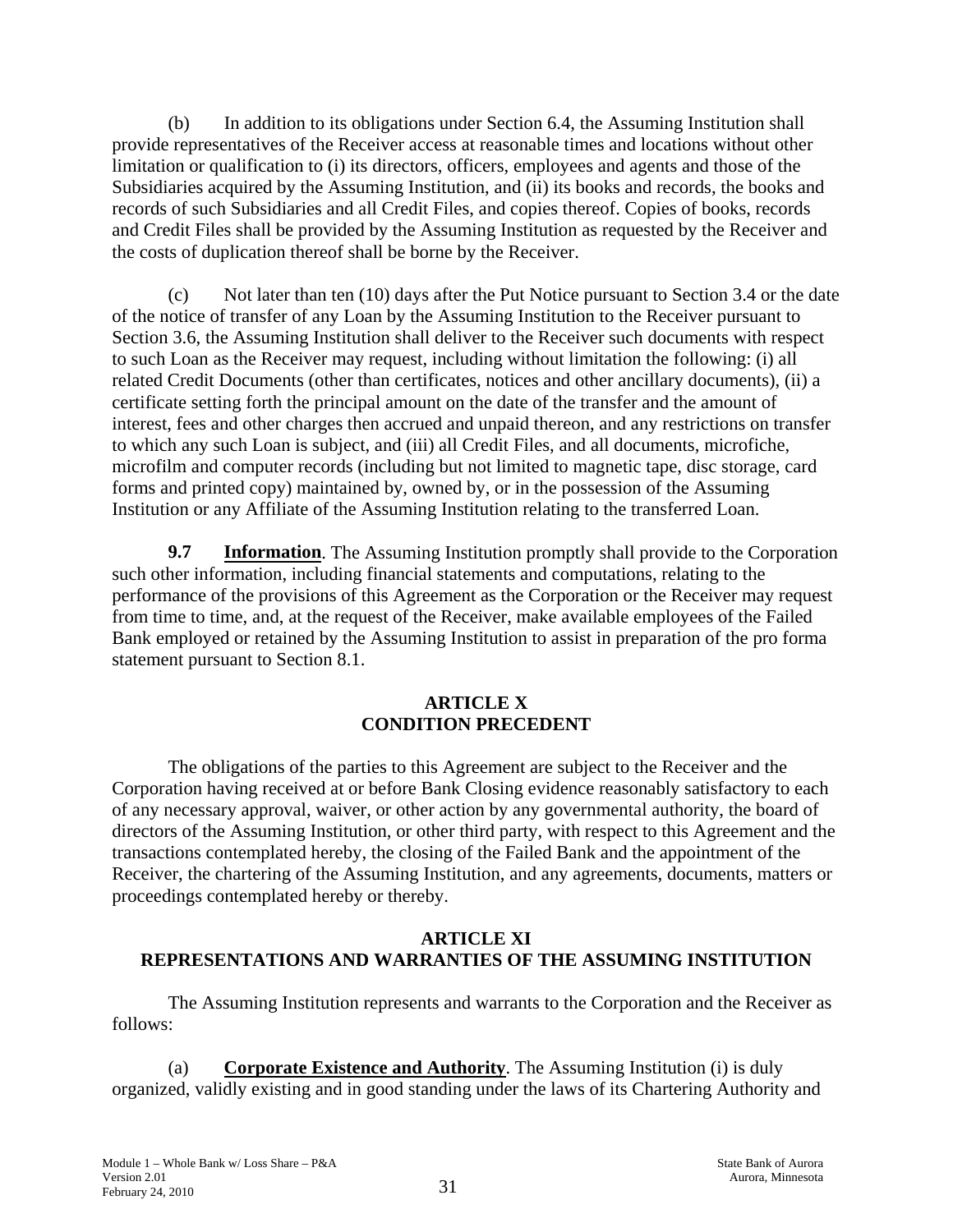(b) In addition to its obligations under Section 6.4, the Assuming Institution shall provide representatives of the Receiver access at reasonable times and locations without other limitation or qualification to (i) its directors, officers, employees and agents and those of the Subsidiaries acquired by the Assuming Institution, and (ii) its books and records, the books and records of such Subsidiaries and all Credit Files, and copies thereof. Copies of books, records and Credit Files shall be provided by the Assuming Institution as requested by the Receiver and the costs of duplication thereof shall be borne by the Receiver.

(c) Not later than ten (10) days after the Put Notice pursuant to Section 3.4 or the date of the notice of transfer of any Loan by the Assuming Institution to the Receiver pursuant to Section 3.6, the Assuming Institution shall deliver to the Receiver such documents with respect to such Loan as the Receiver may request, including without limitation the following: (i) all related Credit Documents (other than certificates, notices and other ancillary documents), (ii) a certificate setting forth the principal amount on the date of the transfer and the amount of interest, fees and other charges then accrued and unpaid thereon, and any restrictions on transfer to which any such Loan is subject, and (iii) all Credit Files, and all documents, microfiche, microfilm and computer records (including but not limited to magnetic tape, disc storage, card forms and printed copy) maintained by, owned by, or in the possession of the Assuming Institution or any Affiliate of the Assuming Institution relating to the transferred Loan.

**9.7 <u>Information</u>**. The Assuming Institution promptly shall provide to the Corporation such other information, including financial statements and computations, relating to the performance of the provisions of this Agreement as the Corporation or the Receiver may request from time to time, and, at the request of the Receiver, make available employees of the Failed Bank employed or retained by the Assuming Institution to assist in preparation of the pro forma statement pursuant to Section 8.1.

## ARTICLE X
## CONDITION PRECEDENT

The obligations of the parties to this Agreement are subject to the Receiver and the Corporation having received at or before Bank Closing evidence reasonably satisfactory to each of any necessary approval, waiver, or other action by any governmental authority, the board of directors of the Assuming Institution, or other third party, with respect to this Agreement and the transactions contemplated hereby, the closing of the Failed Bank and the appointment of the Receiver, the chartering of the Assuming Institution, and any agreements, documents, matters or proceedings contemplated hereby or thereby.

## ARTICLE XI
## REPRESENTATIONS AND WARRANTIES OF THE ASSUMING INSTITUTION

The Assuming Institution represents and warrants to the Corporation and the Receiver as follows:

(a) **<u>Corporate Existence and Authority</u>**. The Assuming Institution (i) is duly organized, validly existing and in good standing under the laws of its Chartering Authority and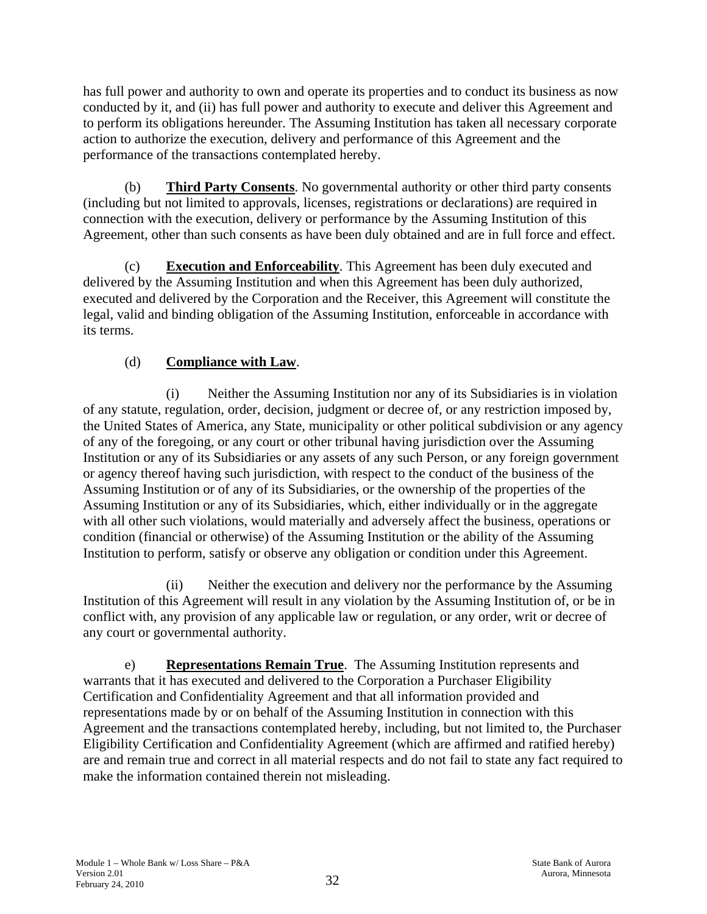has full power and authority to own and operate its properties and to conduct its business as now conducted by it, and (ii) has full power and authority to execute and deliver this Agreement and to perform its obligations hereunder. The Assuming Institution has taken all necessary corporate action to authorize the execution, delivery and performance of this Agreement and the performance of the transactions contemplated hereby.

(b) **Third Party Consents**. No governmental authority or other third party consents (including but not limited to approvals, licenses, registrations or declarations) are required in connection with the execution, delivery or performance by the Assuming Institution of this Agreement, other than such consents as have been duly obtained and are in full force and effect.

(c) **Execution and Enforceability**. This Agreement has been duly executed and delivered by the Assuming Institution and when this Agreement has been duly authorized, executed and delivered by the Corporation and the Receiver, this Agreement will constitute the legal, valid and binding obligation of the Assuming Institution, enforceable in accordance with its terms.

(d) **Compliance with Law**.

(i) Neither the Assuming Institution nor any of its Subsidiaries is in violation of any statute, regulation, order, decision, judgment or decree of, or any restriction imposed by, the United States of America, any State, municipality or other political subdivision or any agency of any of the foregoing, or any court or other tribunal having jurisdiction over the Assuming Institution or any of its Subsidiaries or any assets of any such Person, or any foreign government or agency thereof having such jurisdiction, with respect to the conduct of the business of the Assuming Institution or of any of its Subsidiaries, or the ownership of the properties of the Assuming Institution or any of its Subsidiaries, which, either individually or in the aggregate with all other such violations, would materially and adversely affect the business, operations or condition (financial or otherwise) of the Assuming Institution or the ability of the Assuming Institution to perform, satisfy or observe any obligation or condition under this Agreement.

(ii) Neither the execution and delivery nor the performance by the Assuming Institution of this Agreement will result in any violation by the Assuming Institution of, or be in conflict with, any provision of any applicable law or regulation, or any order, writ or decree of any court or governmental authority.

e) **Representations Remain True**. The Assuming Institution represents and warrants that it has executed and delivered to the Corporation a Purchaser Eligibility Certification and Confidentiality Agreement and that all information provided and representations made by or on behalf of the Assuming Institution in connection with this Agreement and the transactions contemplated hereby, including, but not limited to, the Purchaser Eligibility Certification and Confidentiality Agreement (which are affirmed and ratified hereby) are and remain true and correct in all material respects and do not fail to state any fact required to make the information contained therein not misleading.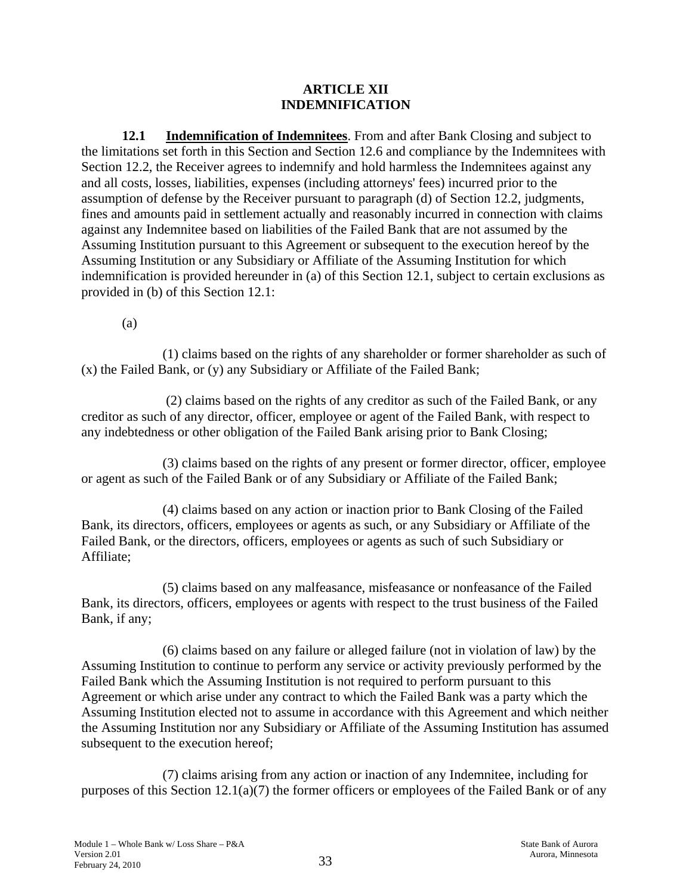# ARTICLE XII
# INDEMNIFICATION

**12.1 Indemnification of Indemnitees**. From and after Bank Closing and subject to the limitations set forth in this Section and Section 12.6 and compliance by the Indemnitees with Section 12.2, the Receiver agrees to indemnify and hold harmless the Indemnitees against any and all costs, losses, liabilities, expenses (including attorneys' fees) incurred prior to the assumption of defense by the Receiver pursuant to paragraph (d) of Section 12.2, judgments, fines and amounts paid in settlement actually and reasonably incurred in connection with claims against any Indemnitee based on liabilities of the Failed Bank that are not assumed by the Assuming Institution pursuant to this Agreement or subsequent to the execution hereof by the Assuming Institution or any Subsidiary or Affiliate of the Assuming Institution for which indemnification is provided hereunder in (a) of this Section 12.1, subject to certain exclusions as provided in (b) of this Section 12.1:

(a)

(1) claims based on the rights of any shareholder or former shareholder as such of (x) the Failed Bank, or (y) any Subsidiary or Affiliate of the Failed Bank;

(2) claims based on the rights of any creditor as such of the Failed Bank, or any creditor as such of any director, officer, employee or agent of the Failed Bank, with respect to any indebtedness or other obligation of the Failed Bank arising prior to Bank Closing;

(3) claims based on the rights of any present or former director, officer, employee or agent as such of the Failed Bank or of any Subsidiary or Affiliate of the Failed Bank;

(4) claims based on any action or inaction prior to Bank Closing of the Failed Bank, its directors, officers, employees or agents as such, or any Subsidiary or Affiliate of the Failed Bank, or the directors, officers, employees or agents as such of such Subsidiary or Affiliate;

(5) claims based on any malfeasance, misfeasance or nonfeasance of the Failed Bank, its directors, officers, employees or agents with respect to the trust business of the Failed Bank, if any;

(6) claims based on any failure or alleged failure (not in violation of law) by the Assuming Institution to continue to perform any service or activity previously performed by the Failed Bank which the Assuming Institution is not required to perform pursuant to this Agreement or which arise under any contract to which the Failed Bank was a party which the Assuming Institution elected not to assume in accordance with this Agreement and which neither the Assuming Institution nor any Subsidiary or Affiliate of the Assuming Institution has assumed subsequent to the execution hereof;

(7) claims arising from any action or inaction of any Indemnitee, including for purposes of this Section 12.1(a)(7) the former officers or employees of the Failed Bank or of any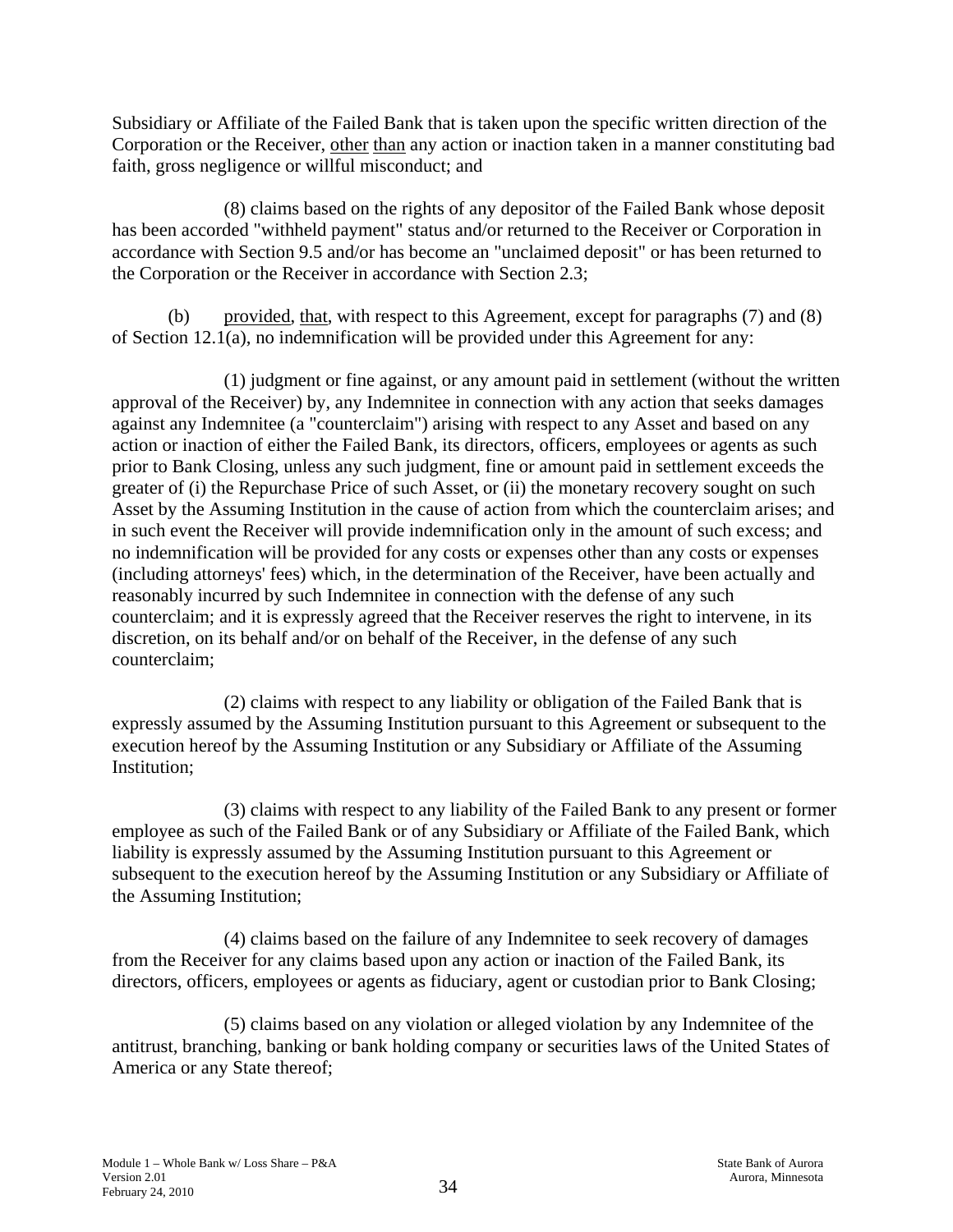Subsidiary or Affiliate of the Failed Bank that is taken upon the specific written direction of the Corporation or the Receiver, other than any action or inaction taken in a manner constituting bad faith, gross negligence or willful misconduct; and

(8) claims based on the rights of any depositor of the Failed Bank whose deposit has been accorded "withheld payment" status and/or returned to the Receiver or Corporation in accordance with Section 9.5 and/or has become an "unclaimed deposit" or has been returned to the Corporation or the Receiver in accordance with Section 2.3;

(b) provided, that, with respect to this Agreement, except for paragraphs (7) and (8) of Section 12.1(a), no indemnification will be provided under this Agreement for any:

(1) judgment or fine against, or any amount paid in settlement (without the written approval of the Receiver) by, any Indemnitee in connection with any action that seeks damages against any Indemnitee (a "counterclaim") arising with respect to any Asset and based on any action or inaction of either the Failed Bank, its directors, officers, employees or agents as such prior to Bank Closing, unless any such judgment, fine or amount paid in settlement exceeds the greater of (i) the Repurchase Price of such Asset, or (ii) the monetary recovery sought on such Asset by the Assuming Institution in the cause of action from which the counterclaim arises; and in such event the Receiver will provide indemnification only in the amount of such excess; and no indemnification will be provided for any costs or expenses other than any costs or expenses (including attorneys' fees) which, in the determination of the Receiver, have been actually and reasonably incurred by such Indemnitee in connection with the defense of any such counterclaim; and it is expressly agreed that the Receiver reserves the right to intervene, in its discretion, on its behalf and/or on behalf of the Receiver, in the defense of any such counterclaim;

(2) claims with respect to any liability or obligation of the Failed Bank that is expressly assumed by the Assuming Institution pursuant to this Agreement or subsequent to the execution hereof by the Assuming Institution or any Subsidiary or Affiliate of the Assuming Institution;

(3) claims with respect to any liability of the Failed Bank to any present or former employee as such of the Failed Bank or of any Subsidiary or Affiliate of the Failed Bank, which liability is expressly assumed by the Assuming Institution pursuant to this Agreement or subsequent to the execution hereof by the Assuming Institution or any Subsidiary or Affiliate of the Assuming Institution;

(4) claims based on the failure of any Indemnitee to seek recovery of damages from the Receiver for any claims based upon any action or inaction of the Failed Bank, its directors, officers, employees or agents as fiduciary, agent or custodian prior to Bank Closing;

(5) claims based on any violation or alleged violation by any Indemnitee of the antitrust, branching, banking or bank holding company or securities laws of the United States of America or any State thereof;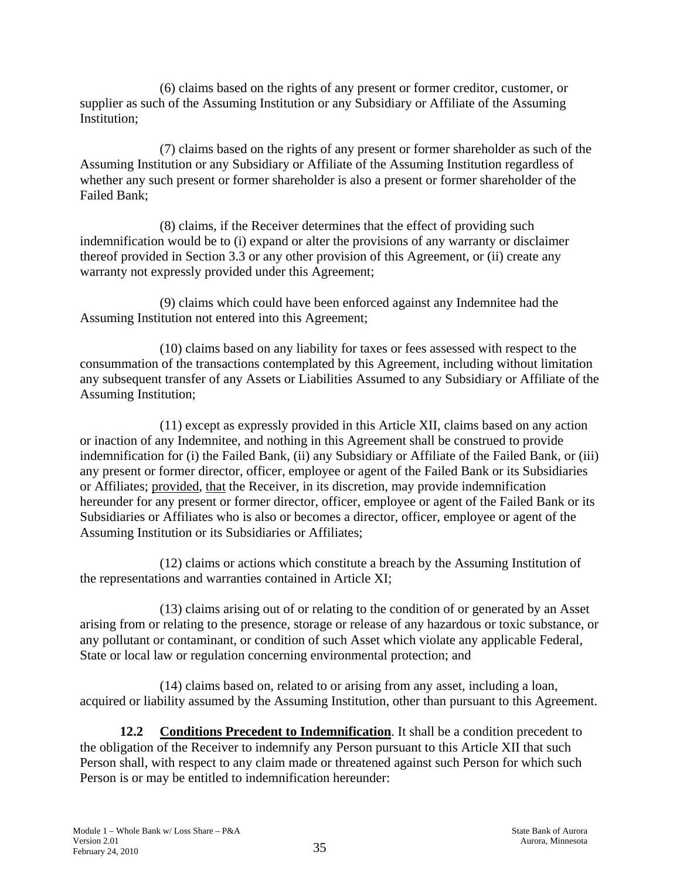(6) claims based on the rights of any present or former creditor, customer, or supplier as such of the Assuming Institution or any Subsidiary or Affiliate of the Assuming Institution;

(7) claims based on the rights of any present or former shareholder as such of the Assuming Institution or any Subsidiary or Affiliate of the Assuming Institution regardless of whether any such present or former shareholder is also a present or former shareholder of the Failed Bank;

(8) claims, if the Receiver determines that the effect of providing such indemnification would be to (i) expand or alter the provisions of any warranty or disclaimer thereof provided in Section 3.3 or any other provision of this Agreement, or (ii) create any warranty not expressly provided under this Agreement;

(9) claims which could have been enforced against any Indemnitee had the Assuming Institution not entered into this Agreement;

(10) claims based on any liability for taxes or fees assessed with respect to the consummation of the transactions contemplated by this Agreement, including without limitation any subsequent transfer of any Assets or Liabilities Assumed to any Subsidiary or Affiliate of the Assuming Institution;

(11) except as expressly provided in this Article XII, claims based on any action or inaction of any Indemnitee, and nothing in this Agreement shall be construed to provide indemnification for (i) the Failed Bank, (ii) any Subsidiary or Affiliate of the Failed Bank, or (iii) any present or former director, officer, employee or agent of the Failed Bank or its Subsidiaries or Affiliates; provided, that the Receiver, in its discretion, may provide indemnification hereunder for any present or former director, officer, employee or agent of the Failed Bank or its Subsidiaries or Affiliates who is also or becomes a director, officer, employee or agent of the Assuming Institution or its Subsidiaries or Affiliates;

(12) claims or actions which constitute a breach by the Assuming Institution of the representations and warranties contained in Article XI;

(13) claims arising out of or relating to the condition of or generated by an Asset arising from or relating to the presence, storage or release of any hazardous or toxic substance, or any pollutant or contaminant, or condition of such Asset which violate any applicable Federal, State or local law or regulation concerning environmental protection; and

(14) claims based on, related to or arising from any asset, including a loan, acquired or liability assumed by the Assuming Institution, other than pursuant to this Agreement.

**12.2 Conditions Precedent to Indemnification**. It shall be a condition precedent to the obligation of the Receiver to indemnify any Person pursuant to this Article XII that such Person shall, with respect to any claim made or threatened against such Person for which such Person is or may be entitled to indemnification hereunder: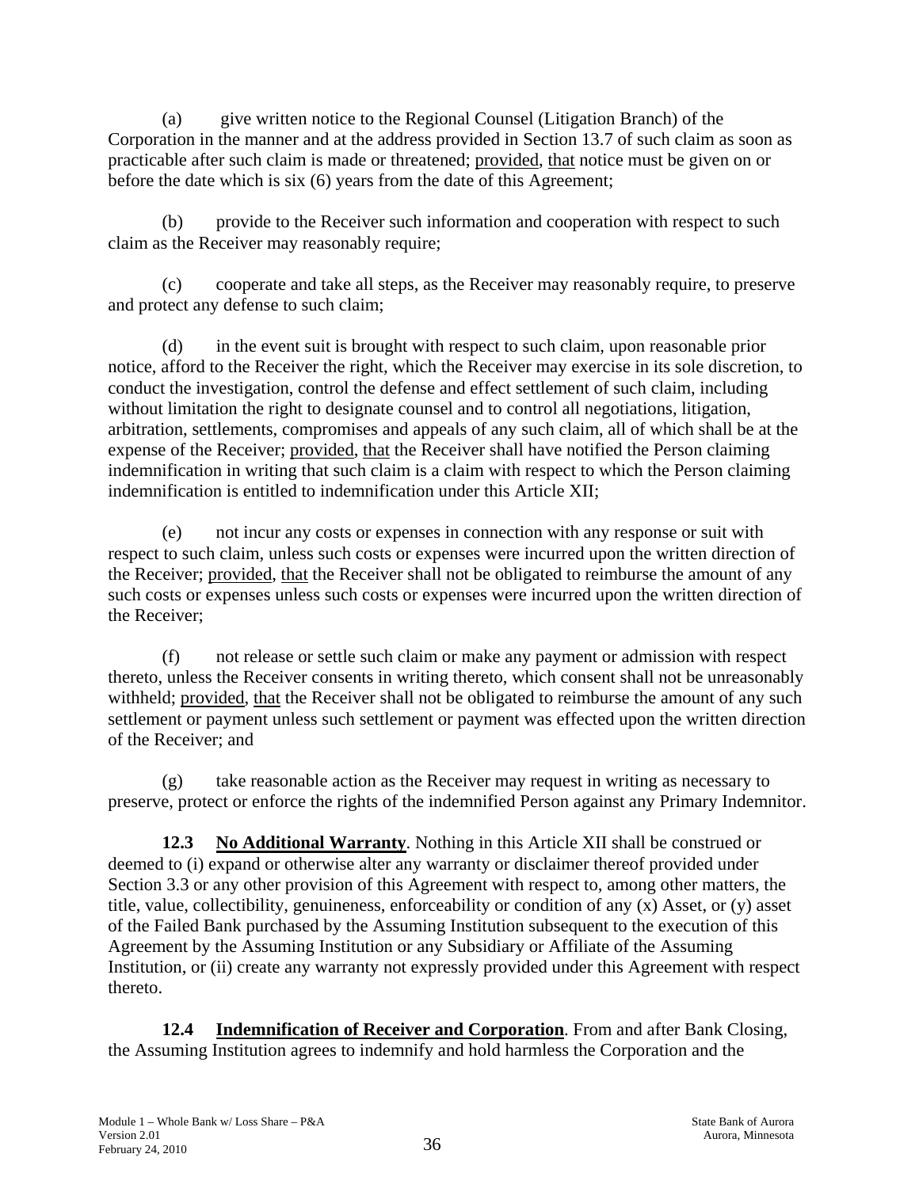(a) give written notice to the Regional Counsel (Litigation Branch) of the Corporation in the manner and at the address provided in Section 13.7 of such claim as soon as practicable after such claim is made or threatened; provided, that notice must be given on or before the date which is six (6) years from the date of this Agreement;

(b) provide to the Receiver such information and cooperation with respect to such claim as the Receiver may reasonably require;

(c) cooperate and take all steps, as the Receiver may reasonably require, to preserve and protect any defense to such claim;

(d) in the event suit is brought with respect to such claim, upon reasonable prior notice, afford to the Receiver the right, which the Receiver may exercise in its sole discretion, to conduct the investigation, control the defense and effect settlement of such claim, including without limitation the right to designate counsel and to control all negotiations, litigation, arbitration, settlements, compromises and appeals of any such claim, all of which shall be at the expense of the Receiver; provided, that the Receiver shall have notified the Person claiming indemnification in writing that such claim is a claim with respect to which the Person claiming indemnification is entitled to indemnification under this Article XII;

(e) not incur any costs or expenses in connection with any response or suit with respect to such claim, unless such costs or expenses were incurred upon the written direction of the Receiver; provided, that the Receiver shall not be obligated to reimburse the amount of any such costs or expenses unless such costs or expenses were incurred upon the written direction of the Receiver;

(f) not release or settle such claim or make any payment or admission with respect thereto, unless the Receiver consents in writing thereto, which consent shall not be unreasonably withheld; provided, that the Receiver shall not be obligated to reimburse the amount of any such settlement or payment unless such settlement or payment was effected upon the written direction of the Receiver; and

(g) take reasonable action as the Receiver may request in writing as necessary to preserve, protect or enforce the rights of the indemnified Person against any Primary Indemnitor.

**12.3 No Additional Warranty**. Nothing in this Article XII shall be construed or deemed to (i) expand or otherwise alter any warranty or disclaimer thereof provided under Section 3.3 or any other provision of this Agreement with respect to, among other matters, the title, value, collectibility, genuineness, enforceability or condition of any (x) Asset, or (y) asset of the Failed Bank purchased by the Assuming Institution subsequent to the execution of this Agreement by the Assuming Institution or any Subsidiary or Affiliate of the Assuming Institution, or (ii) create any warranty not expressly provided under this Agreement with respect thereto.

**12.4 Indemnification of Receiver and Corporation**. From and after Bank Closing, the Assuming Institution agrees to indemnify and hold harmless the Corporation and the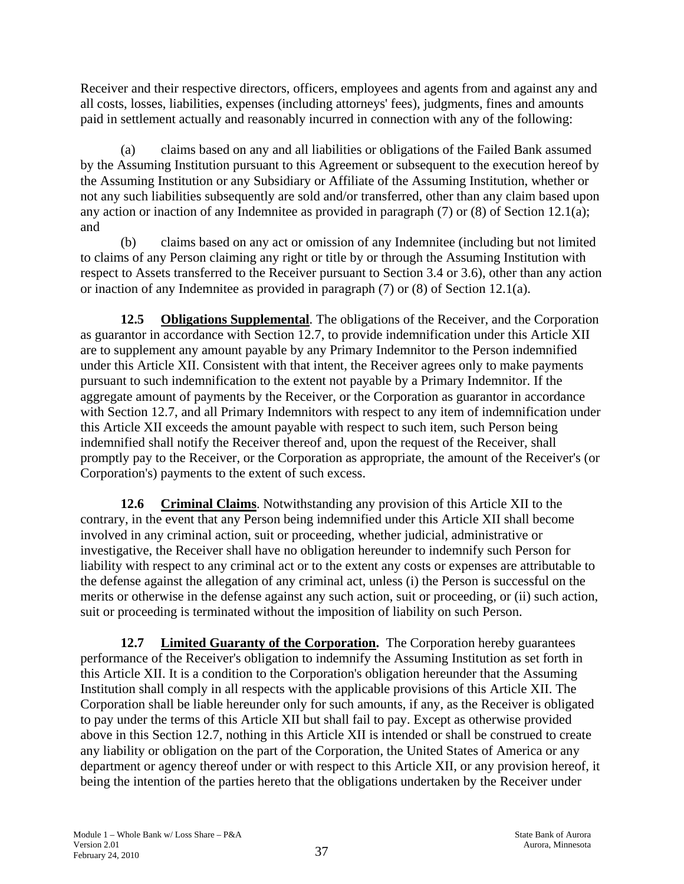Receiver and their respective directors, officers, employees and agents from and against any and all costs, losses, liabilities, expenses (including attorneys' fees), judgments, fines and amounts paid in settlement actually and reasonably incurred in connection with any of the following:

(a) claims based on any and all liabilities or obligations of the Failed Bank assumed by the Assuming Institution pursuant to this Agreement or subsequent to the execution hereof by the Assuming Institution or any Subsidiary or Affiliate of the Assuming Institution, whether or not any such liabilities subsequently are sold and/or transferred, other than any claim based upon any action or inaction of any Indemnitee as provided in paragraph (7) or (8) of Section 12.1(a); and

(b) claims based on any act or omission of any Indemnitee (including but not limited to claims of any Person claiming any right or title by or through the Assuming Institution with respect to Assets transferred to the Receiver pursuant to Section 3.4 or 3.6), other than any action or inaction of any Indemnitee as provided in paragraph (7) or (8) of Section 12.1(a).

**12.5 Obligations Supplemental**. The obligations of the Receiver, and the Corporation as guarantor in accordance with Section 12.7, to provide indemnification under this Article XII are to supplement any amount payable by any Primary Indemnitor to the Person indemnified under this Article XII. Consistent with that intent, the Receiver agrees only to make payments pursuant to such indemnification to the extent not payable by a Primary Indemnitor. If the aggregate amount of payments by the Receiver, or the Corporation as guarantor in accordance with Section 12.7, and all Primary Indemnitors with respect to any item of indemnification under this Article XII exceeds the amount payable with respect to such item, such Person being indemnified shall notify the Receiver thereof and, upon the request of the Receiver, shall promptly pay to the Receiver, or the Corporation as appropriate, the amount of the Receiver's (or Corporation's) payments to the extent of such excess.

**12.6 Criminal Claims**. Notwithstanding any provision of this Article XII to the contrary, in the event that any Person being indemnified under this Article XII shall become involved in any criminal action, suit or proceeding, whether judicial, administrative or investigative, the Receiver shall have no obligation hereunder to indemnify such Person for liability with respect to any criminal act or to the extent any costs or expenses are attributable to the defense against the allegation of any criminal act, unless (i) the Person is successful on the merits or otherwise in the defense against any such action, suit or proceeding, or (ii) such action, suit or proceeding is terminated without the imposition of liability on such Person.

**12.7 Limited Guaranty of the Corporation.** The Corporation hereby guarantees performance of the Receiver's obligation to indemnify the Assuming Institution as set forth in this Article XII. It is a condition to the Corporation's obligation hereunder that the Assuming Institution shall comply in all respects with the applicable provisions of this Article XII. The Corporation shall be liable hereunder only for such amounts, if any, as the Receiver is obligated to pay under the terms of this Article XII but shall fail to pay. Except as otherwise provided above in this Section 12.7, nothing in this Article XII is intended or shall be construed to create any liability or obligation on the part of the Corporation, the United States of America or any department or agency thereof under or with respect to this Article XII, or any provision hereof, it being the intention of the parties hereto that the obligations undertaken by the Receiver under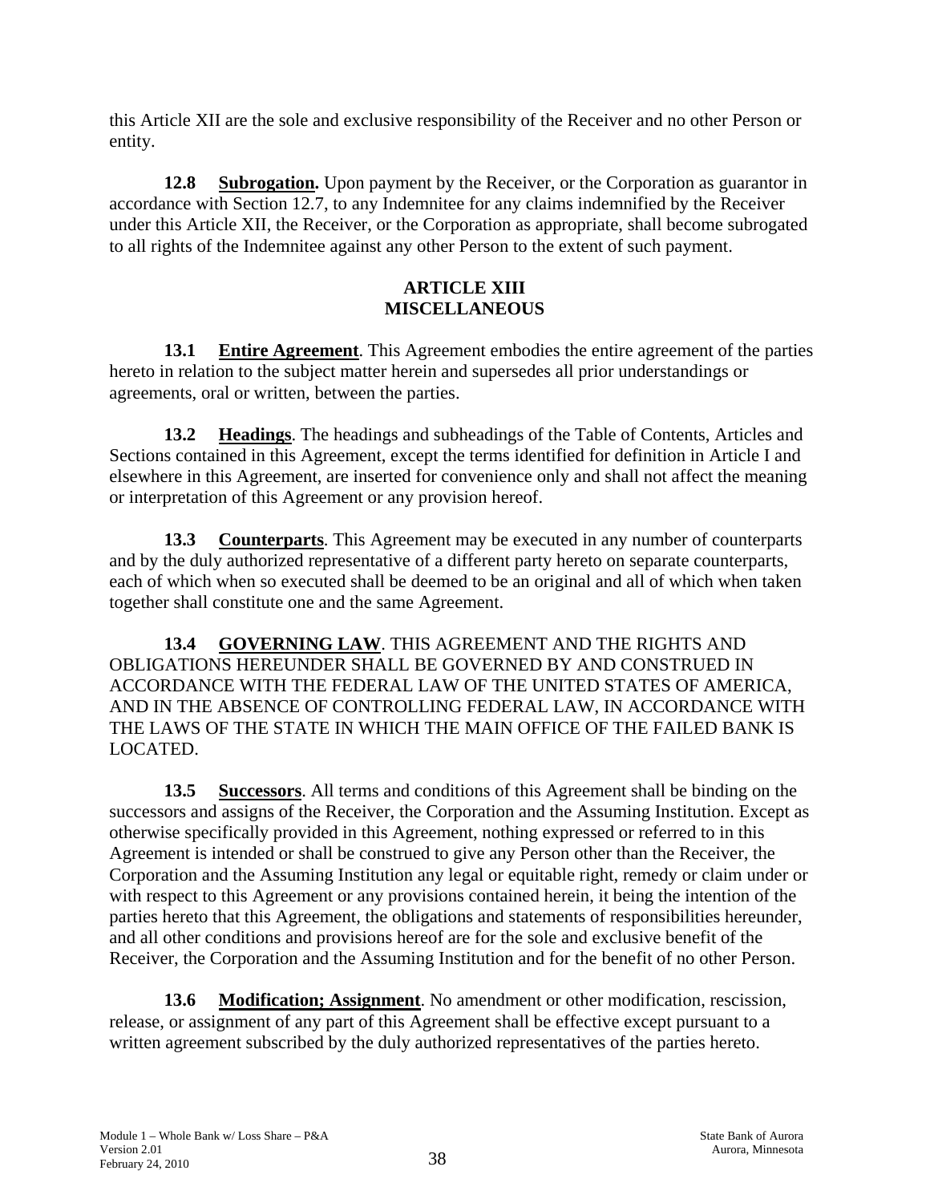this Article XII are the sole and exclusive responsibility of the Receiver and no other Person or entity.

**12.8 Subrogation.** Upon payment by the Receiver, or the Corporation as guarantor in accordance with Section 12.7, to any Indemnitee for any claims indemnified by the Receiver under this Article XII, the Receiver, or the Corporation as appropriate, shall become subrogated to all rights of the Indemnitee against any other Person to the extent of such payment.

## ARTICLE XIII
## MISCELLANEOUS

**13.1 Entire Agreement**. This Agreement embodies the entire agreement of the parties hereto in relation to the subject matter herein and supersedes all prior understandings or agreements, oral or written, between the parties.

**13.2 Headings**. The headings and subheadings of the Table of Contents, Articles and Sections contained in this Agreement, except the terms identified for definition in Article I and elsewhere in this Agreement, are inserted for convenience only and shall not affect the meaning or interpretation of this Agreement or any provision hereof.

**13.3 Counterparts**. This Agreement may be executed in any number of counterparts and by the duly authorized representative of a different party hereto on separate counterparts, each of which when so executed shall be deemed to be an original and all of which when taken together shall constitute one and the same Agreement.

**13.4 GOVERNING LAW**. THIS AGREEMENT AND THE RIGHTS AND OBLIGATIONS HEREUNDER SHALL BE GOVERNED BY AND CONSTRUED IN ACCORDANCE WITH THE FEDERAL LAW OF THE UNITED STATES OF AMERICA, AND IN THE ABSENCE OF CONTROLLING FEDERAL LAW, IN ACCORDANCE WITH THE LAWS OF THE STATE IN WHICH THE MAIN OFFICE OF THE FAILED BANK IS LOCATED.

**13.5 Successors**. All terms and conditions of this Agreement shall be binding on the successors and assigns of the Receiver, the Corporation and the Assuming Institution. Except as otherwise specifically provided in this Agreement, nothing expressed or referred to in this Agreement is intended or shall be construed to give any Person other than the Receiver, the Corporation and the Assuming Institution any legal or equitable right, remedy or claim under or with respect to this Agreement or any provisions contained herein, it being the intention of the parties hereto that this Agreement, the obligations and statements of responsibilities hereunder, and all other conditions and provisions hereof are for the sole and exclusive benefit of the Receiver, the Corporation and the Assuming Institution and for the benefit of no other Person.

**13.6 Modification; Assignment**. No amendment or other modification, rescission, release, or assignment of any part of this Agreement shall be effective except pursuant to a written agreement subscribed by the duly authorized representatives of the parties hereto.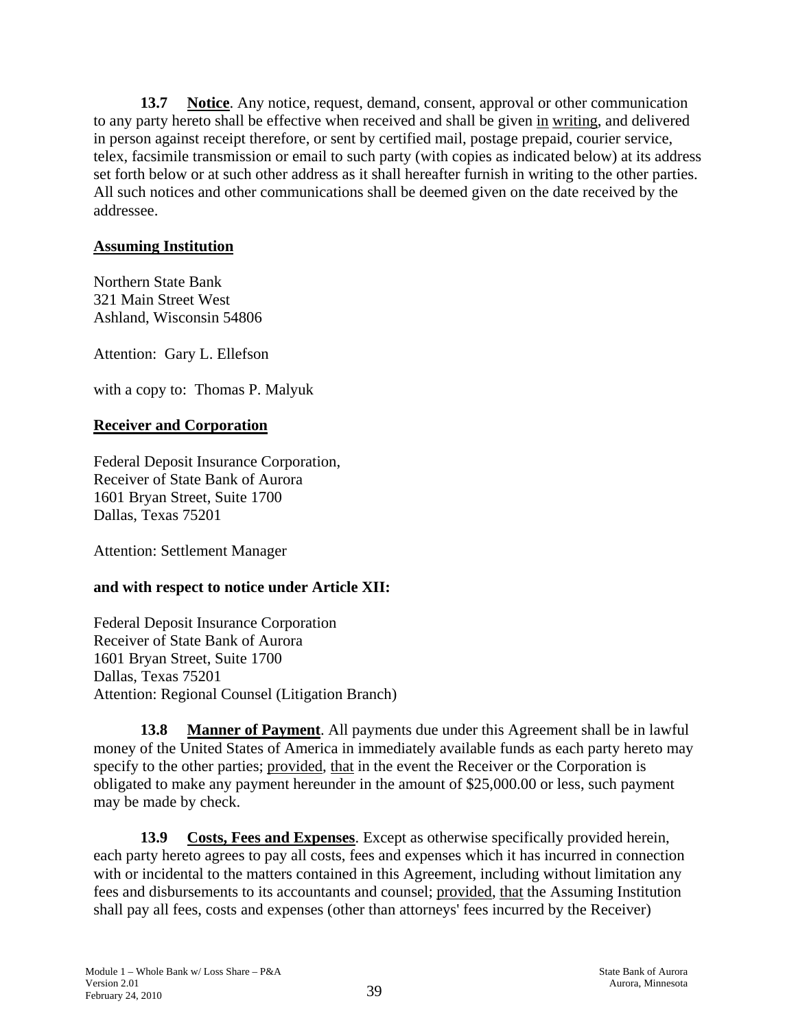**13.7 Notice**. Any notice, request, demand, consent, approval or other communication to any party hereto shall be effective when received and shall be given in writing, and delivered in person against receipt therefore, or sent by certified mail, postage prepaid, courier service, telex, facsimile transmission or email to such party (with copies as indicated below) at its address set forth below or at such other address as it shall hereafter furnish in writing to the other parties. All such notices and other communications shall be deemed given on the date received by the addressee.

**Assuming Institution**

Northern State Bank
321 Main Street West
Ashland, Wisconsin 54806

Attention: Gary L. Ellefson

with a copy to: Thomas P. Malyuk

**Receiver and Corporation**

Federal Deposit Insurance Corporation,
Receiver of State Bank of Aurora
1601 Bryan Street, Suite 1700
Dallas, Texas 75201

Attention: Settlement Manager

**and with respect to notice under Article XII:**

Federal Deposit Insurance Corporation
Receiver of State Bank of Aurora
1601 Bryan Street, Suite 1700
Dallas, Texas 75201
Attention: Regional Counsel (Litigation Branch)

**13.8 Manner of Payment**. All payments due under this Agreement shall be in lawful money of the United States of America in immediately available funds as each party hereto may specify to the other parties; provided, that in the event the Receiver or the Corporation is obligated to make any payment hereunder in the amount of $25,000.00 or less, such payment may be made by check.

**13.9 Costs, Fees and Expenses**. Except as otherwise specifically provided herein, each party hereto agrees to pay all costs, fees and expenses which it has incurred in connection with or incidental to the matters contained in this Agreement, including without limitation any fees and disbursements to its accountants and counsel; provided, that the Assuming Institution shall pay all fees, costs and expenses (other than attorneys' fees incurred by the Receiver)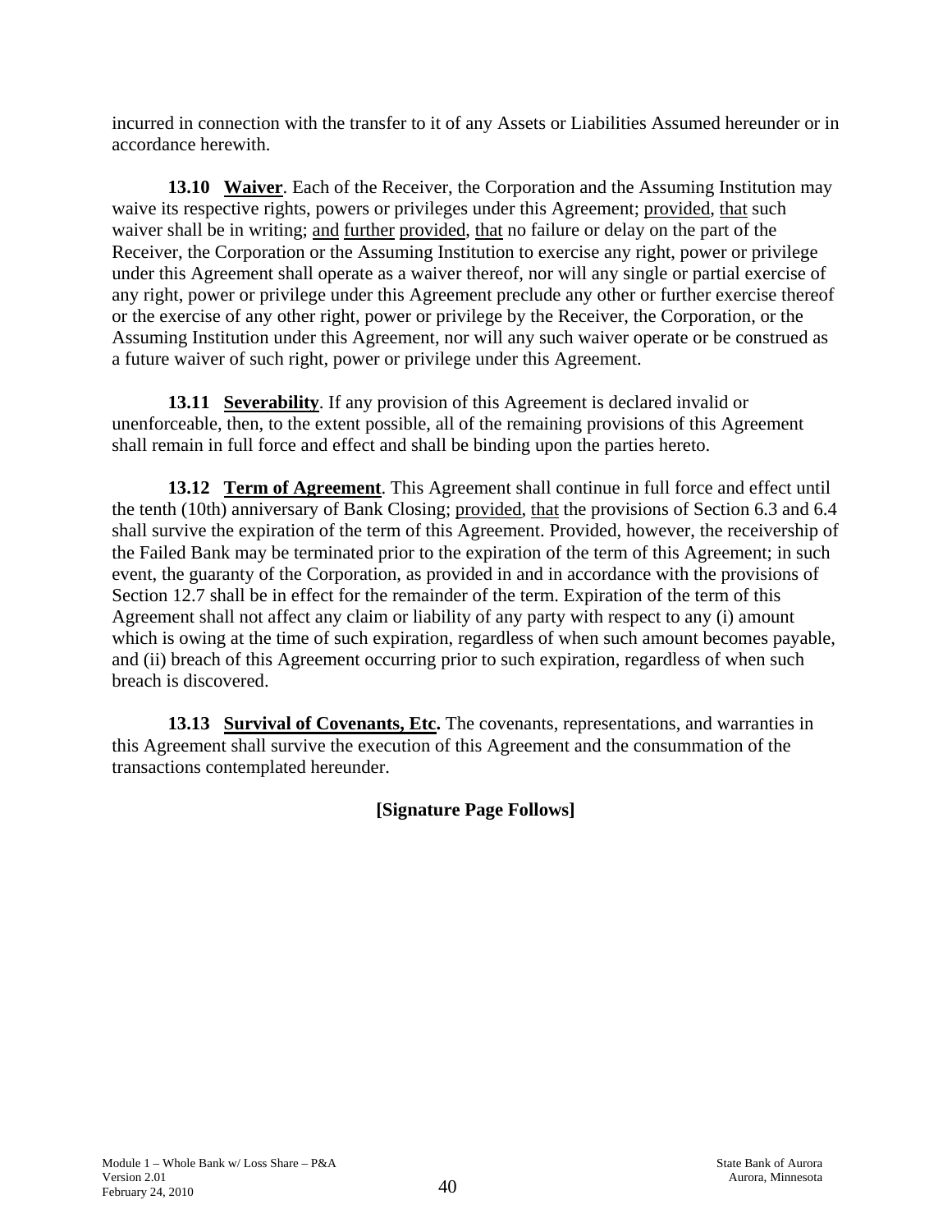incurred in connection with the transfer to it of any Assets or Liabilities Assumed hereunder or in accordance herewith.

**13.10 Waiver**. Each of the Receiver, the Corporation and the Assuming Institution may waive its respective rights, powers or privileges under this Agreement; provided, that such waiver shall be in writing; and further provided, that no failure or delay on the part of the Receiver, the Corporation or the Assuming Institution to exercise any right, power or privilege under this Agreement shall operate as a waiver thereof, nor will any single or partial exercise of any right, power or privilege under this Agreement preclude any other or further exercise thereof or the exercise of any other right, power or privilege by the Receiver, the Corporation, or the Assuming Institution under this Agreement, nor will any such waiver operate or be construed as a future waiver of such right, power or privilege under this Agreement.

**13.11 Severability**. If any provision of this Agreement is declared invalid or unenforceable, then, to the extent possible, all of the remaining provisions of this Agreement shall remain in full force and effect and shall be binding upon the parties hereto.

**13.12 Term of Agreement**. This Agreement shall continue in full force and effect until the tenth (10th) anniversary of Bank Closing; provided, that the provisions of Section 6.3 and 6.4 shall survive the expiration of the term of this Agreement. Provided, however, the receivership of the Failed Bank may be terminated prior to the expiration of the term of this Agreement; in such event, the guaranty of the Corporation, as provided in and in accordance with the provisions of Section 12.7 shall be in effect for the remainder of the term. Expiration of the term of this Agreement shall not affect any claim or liability of any party with respect to any (i) amount which is owing at the time of such expiration, regardless of when such amount becomes payable, and (ii) breach of this Agreement occurring prior to such expiration, regardless of when such breach is discovered.

**13.13 Survival of Covenants, Etc.** The covenants, representations, and warranties in this Agreement shall survive the execution of this Agreement and the consummation of the transactions contemplated hereunder.

**[Signature Page Follows]**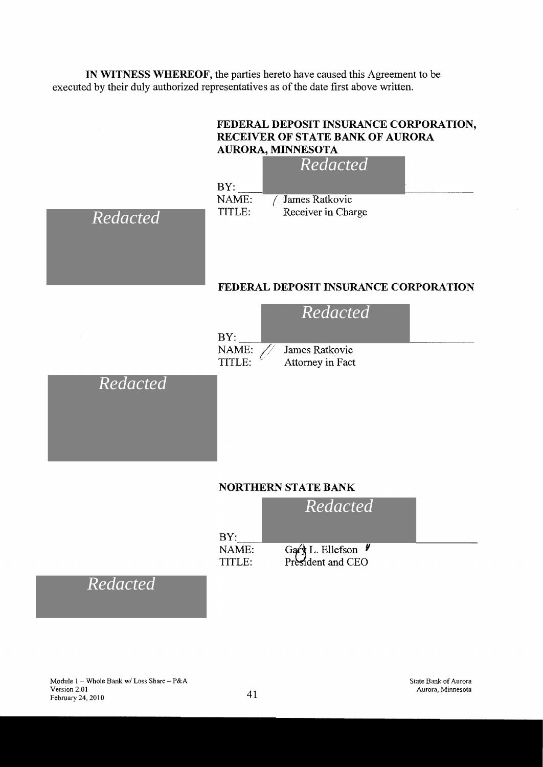**IN WITNESS WHEREOF**, the parties hereto have caused this Agreement to be executed by their duly authorized representatives as of the date first above written.

**FEDERAL DEPOSIT INSURANCE CORPORATION, RECEIVER OF STATE BANK OF AURORA AURORA, MINNESOTA**

*Redacted*

BY: \_\_\_\_\_\_\_\_\_\_\_\_\_\_\_\_\_\_\_\_\_\_\_\_
NAME: James Ratkovic
TITLE: Receiver in Charge

*Redacted*

**FEDERAL DEPOSIT INSURANCE CORPORATION**

*Redacted*

BY: \_\_\_\_\_\_\_\_\_\_\_\_\_\_\_\_\_\_\_\_\_\_\_\_
NAME: James Ratkovic
TITLE: Attorney in Fact

*Redacted*

**NORTHERN STATE BANK**

*Redacted*

BY: \_\_\_\_\_\_\_\_\_\_\_\_\_\_\_\_\_\_\_\_\_\_\_\_
NAME: Gary L. Ellefson
TITLE: President and CEO

*Redacted*

Module 1 – Whole Bank w/ Loss Share – P&A
Version 2.01
February 24, 2010

State Bank of Aurora
Aurora, Minnesota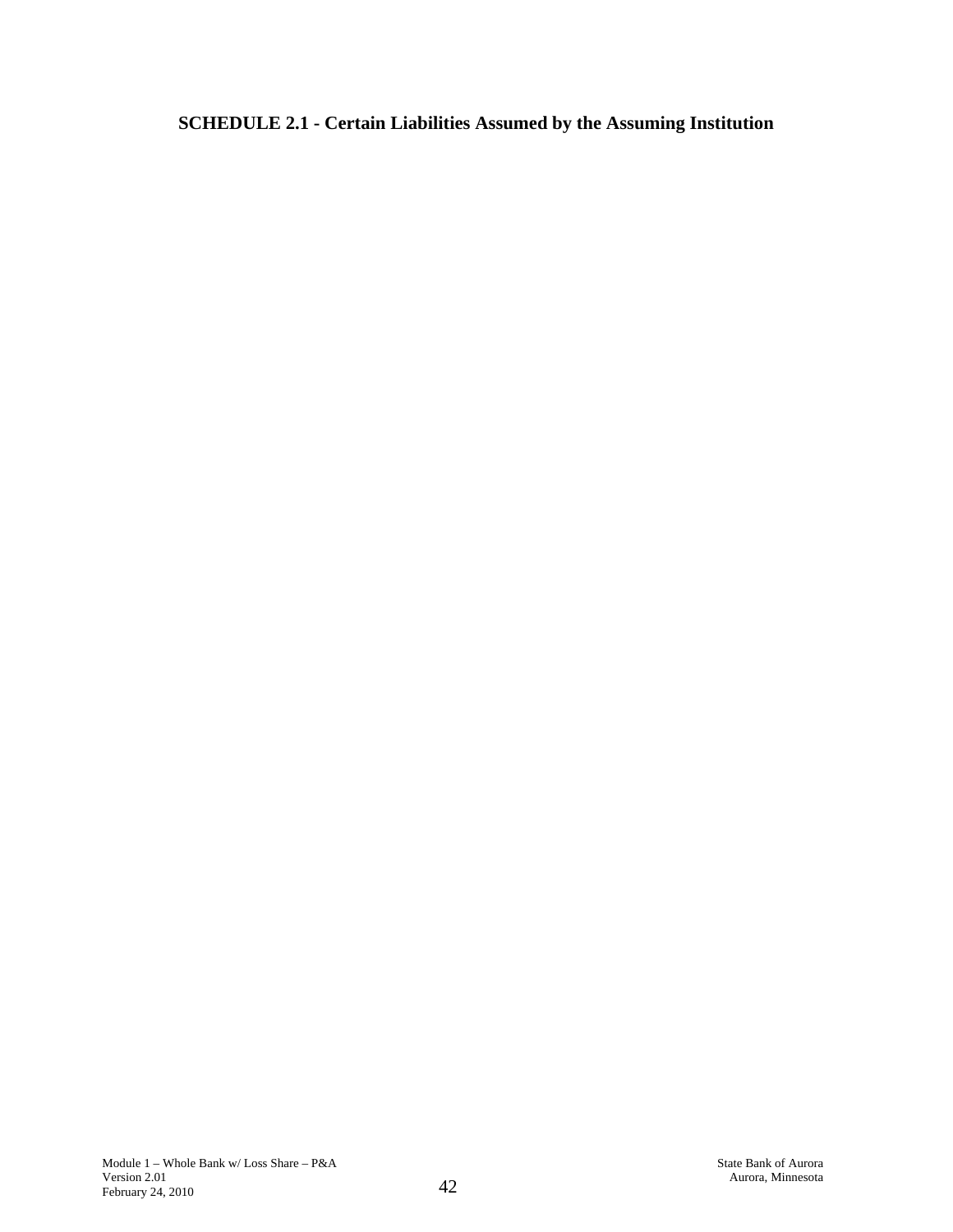**SCHEDULE 2.1 - Certain Liabilities Assumed by the Assuming Institution**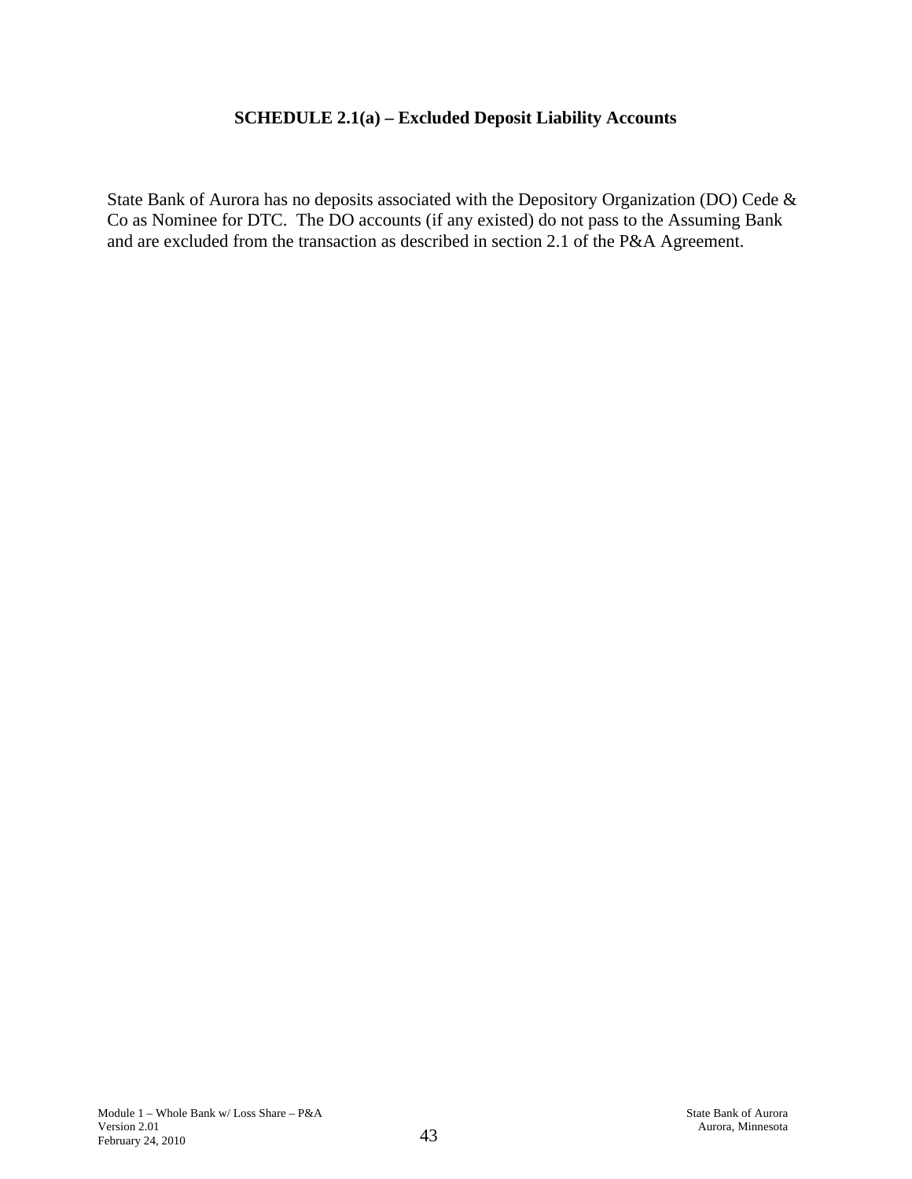**SCHEDULE 2.1(a) – Excluded Deposit Liability Accounts**

State Bank of Aurora has no deposits associated with the Depository Organization (DO) Cede & Co as Nominee for DTC. The DO accounts (if any existed) do not pass to the Assuming Bank and are excluded from the transaction as described in section 2.1 of the P&A Agreement.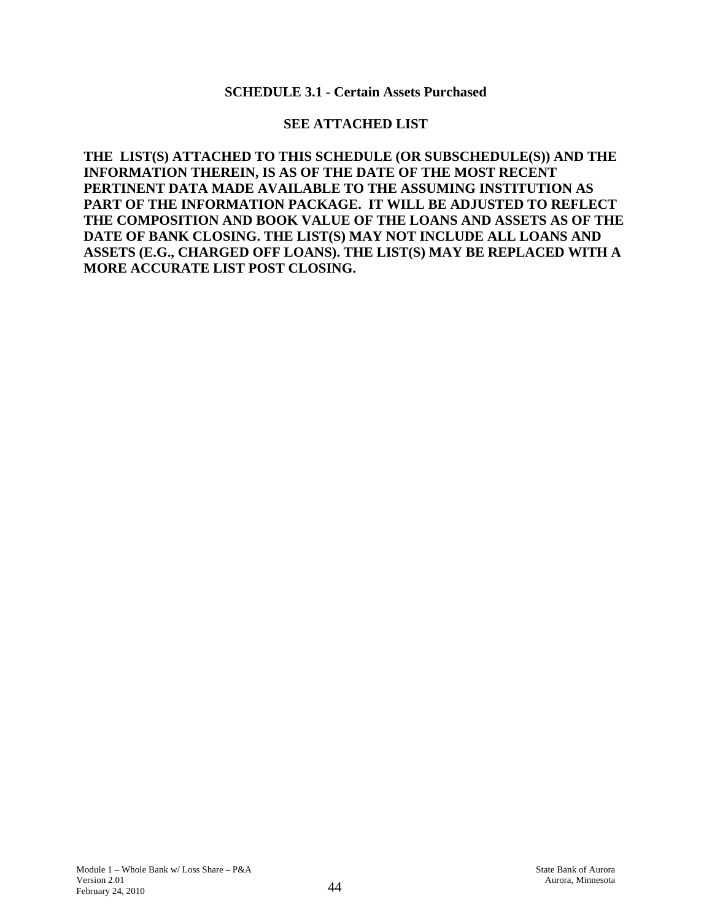## SCHEDULE 3.1 - Certain Assets Purchased

**SEE ATTACHED LIST**

**THE LIST(S) ATTACHED TO THIS SCHEDULE (OR SUBSCHEDULE(S)) AND THE INFORMATION THEREIN, IS AS OF THE DATE OF THE MOST RECENT PERTINENT DATA MADE AVAILABLE TO THE ASSUMING INSTITUTION AS PART OF THE INFORMATION PACKAGE. IT WILL BE ADJUSTED TO REFLECT THE COMPOSITION AND BOOK VALUE OF THE LOANS AND ASSETS AS OF THE DATE OF BANK CLOSING. THE LIST(S) MAY NOT INCLUDE ALL LOANS AND ASSETS (E.G., CHARGED OFF LOANS). THE LIST(S) MAY BE REPLACED WITH A MORE ACCURATE LIST POST CLOSING.**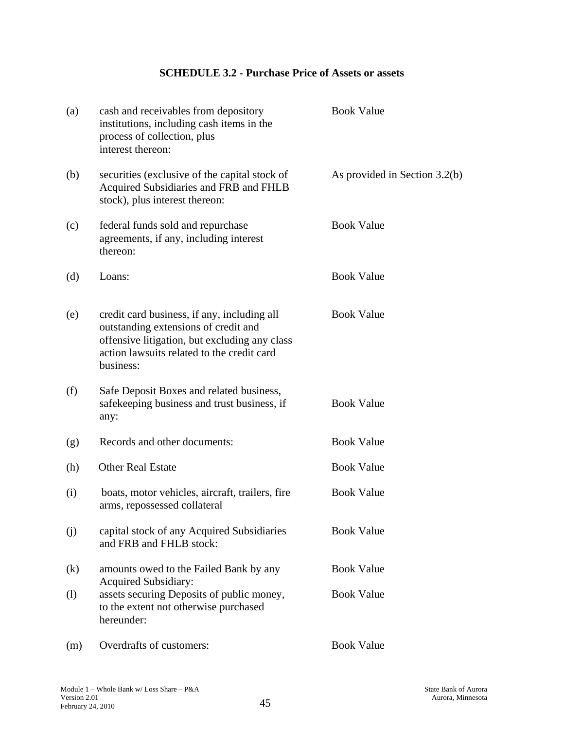**SCHEDULE 3.2 - Purchase Price of Assets or assets**

| | | |
|---|---|---|
| (a) | cash and receivables from depository institutions, including cash items in the process of collection, plus interest thereon: | Book Value |
| (b) | securities (exclusive of the capital stock of Acquired Subsidiaries and FRB and FHLB stock), plus interest thereon: | As provided in Section 3.2(b) |
| (c) | federal funds sold and repurchase agreements, if any, including interest thereon: | Book Value |
| (d) | Loans: | Book Value |
| (e) | credit card business, if any, including all outstanding extensions of credit and offensive litigation, but excluding any class action lawsuits related to the credit card business: | Book Value |
| (f) | Safe Deposit Boxes and related business, safekeeping business and trust business, if any: | Book Value |
| (g) | Records and other documents: | Book Value |
| (h) | Other Real Estate | Book Value |
| (i) | boats, motor vehicles, aircraft, trailers, fire arms, repossessed collateral | Book Value |
| (j) | capital stock of any Acquired Subsidiaries and FRB and FHLB stock: | Book Value |
| (k) | amounts owed to the Failed Bank by any Acquired Subsidiary: | Book Value |
| (l) | assets securing Deposits of public money, to the extent not otherwise purchased hereunder: | Book Value |
| (m) | Overdrafts of customers: | Book Value |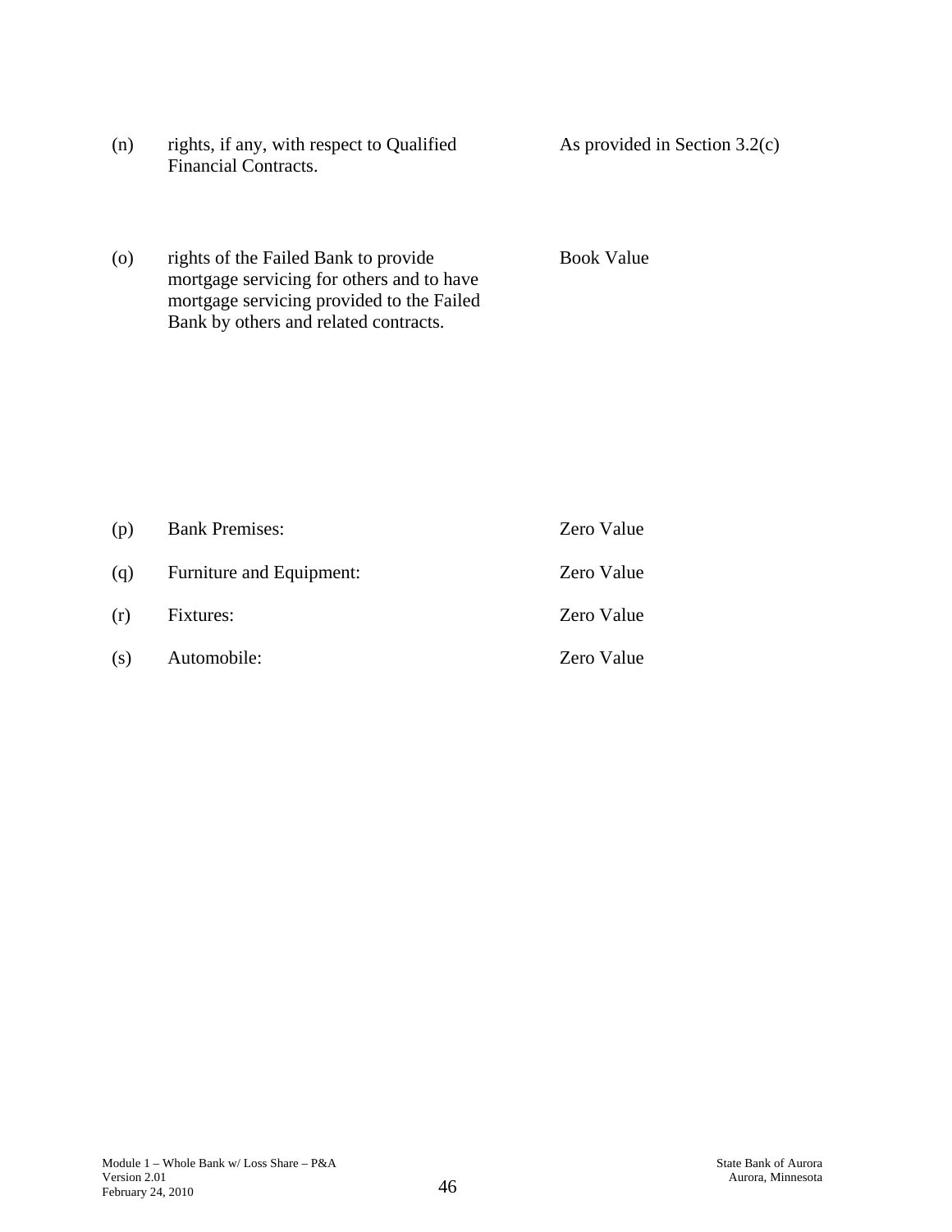| | | |
|---|---|---|
| (n) | rights, if any, with respect to Qualified Financial Contracts. | As provided in Section 3.2(c) |
| (o) | rights of the Failed Bank to provide mortgage servicing for others and to have mortgage servicing provided to the Failed Bank by others and related contracts. | Book Value |
| (p) | Bank Premises: | Zero Value |
| (q) | Furniture and Equipment: | Zero Value |
| (r) | Fixtures: | Zero Value |
| (s) | Automobile: | Zero Value |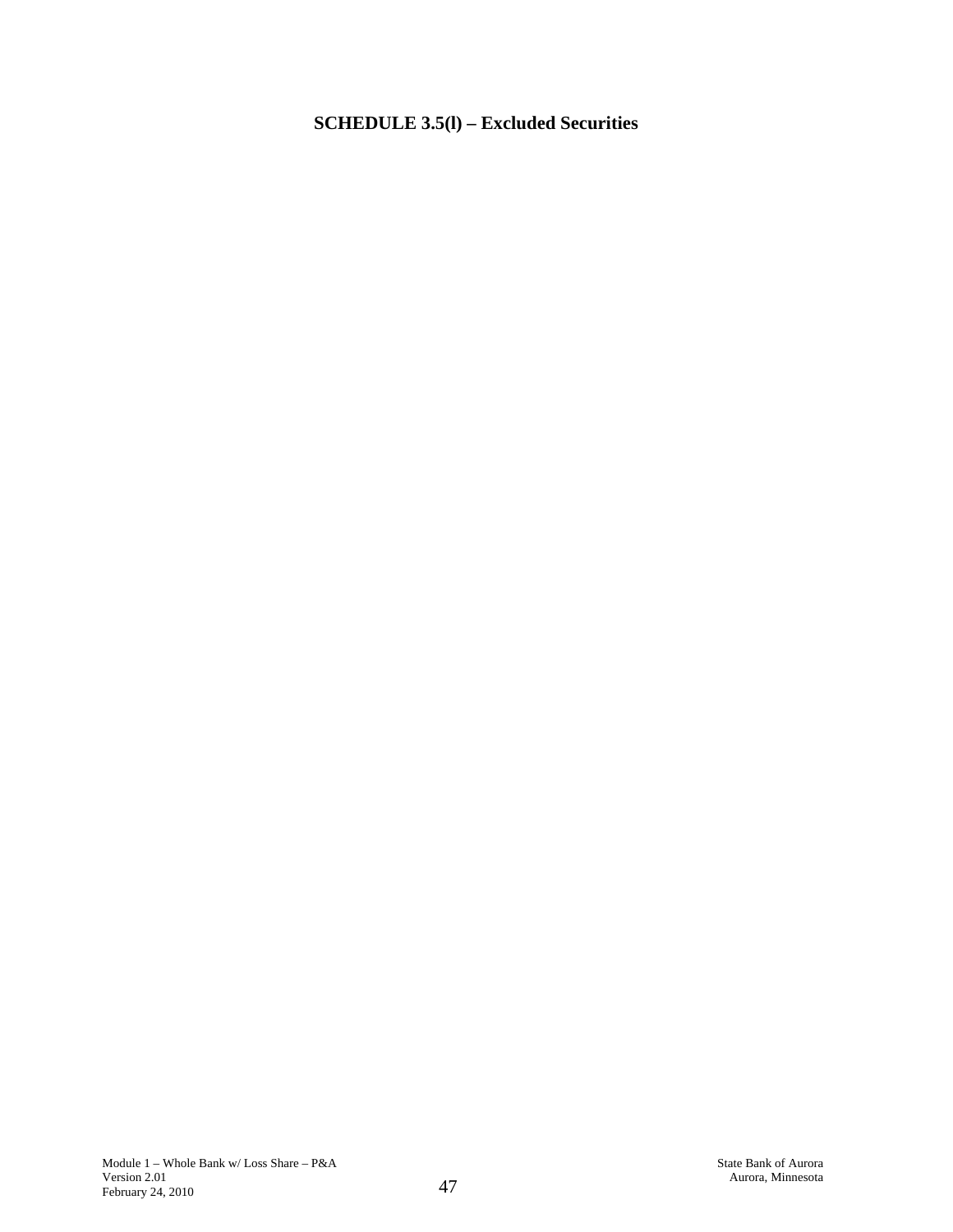# SCHEDULE 3.5(l) – Excluded Securities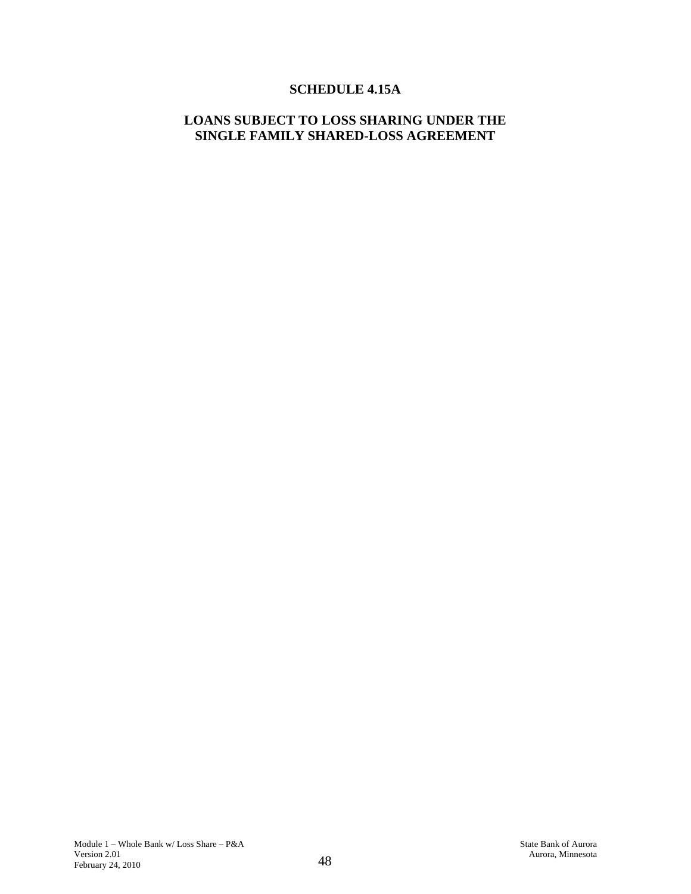# SCHEDULE 4.15A

## LOANS SUBJECT TO LOSS SHARING UNDER THE SINGLE FAMILY SHARED-LOSS AGREEMENT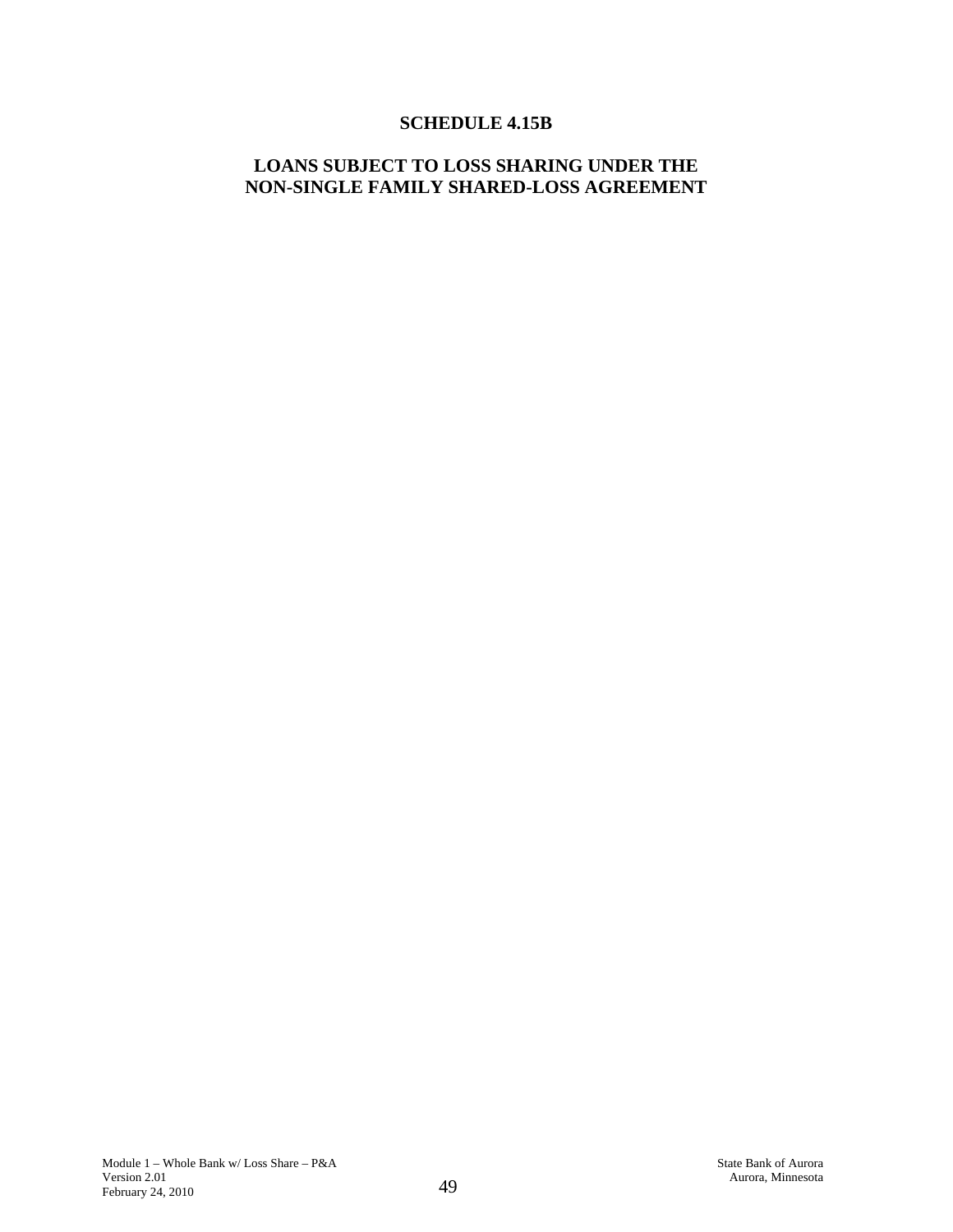# SCHEDULE 4.15B

## LOANS SUBJECT TO LOSS SHARING UNDER THE NON-SINGLE FAMILY SHARED-LOSS AGREEMENT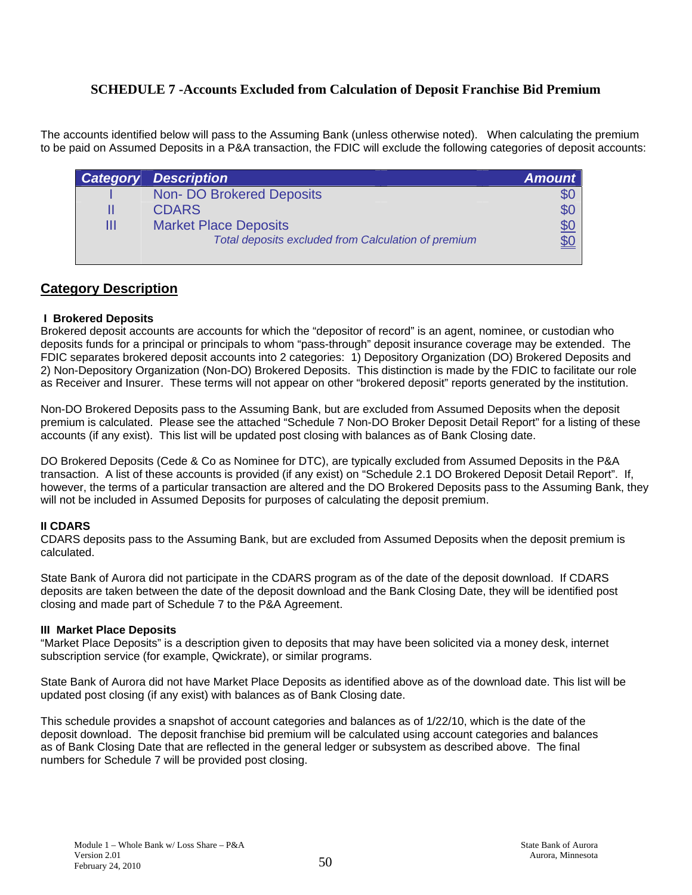## SCHEDULE 7 -Accounts Excluded from Calculation of Deposit Franchise Bid Premium

The accounts identified below will pass to the Assuming Bank (unless otherwise noted). When calculating the premium to be paid on Assumed Deposits in a P&A transaction, the FDIC will exclude the following categories of deposit accounts:

| Category | Description | Amount |
|---|---|---|
| I | Non- DO Brokered Deposits | $0 |
| II | CDARS | $0 |
| III | Market Place Deposits | $0 |
| | *Total deposits excluded from Calculation of premium* | $0 |

## Category Description

**I Brokered Deposits**

Brokered deposit accounts are accounts for which the "depositor of record" is an agent, nominee, or custodian who deposits funds for a principal or principals to whom "pass-through" deposit insurance coverage may be extended. The FDIC separates brokered deposit accounts into 2 categories: 1) Depository Organization (DO) Brokered Deposits and 2) Non-Depository Organization (Non-DO) Brokered Deposits. This distinction is made by the FDIC to facilitate our role as Receiver and Insurer. These terms will not appear on other "brokered deposit" reports generated by the institution.

Non-DO Brokered Deposits pass to the Assuming Bank, but are excluded from Assumed Deposits when the deposit premium is calculated. Please see the attached "Schedule 7 Non-DO Broker Deposit Detail Report" for a listing of these accounts (if any exist). This list will be updated post closing with balances as of Bank Closing date.

DO Brokered Deposits (Cede & Co as Nominee for DTC), are typically excluded from Assumed Deposits in the P&A transaction. A list of these accounts is provided (if any exist) on "Schedule 2.1 DO Brokered Deposit Detail Report". If, however, the terms of a particular transaction are altered and the DO Brokered Deposits pass to the Assuming Bank, they will not be included in Assumed Deposits for purposes of calculating the deposit premium.

**II CDARS**

CDARS deposits pass to the Assuming Bank, but are excluded from Assumed Deposits when the deposit premium is calculated.

State Bank of Aurora did not participate in the CDARS program as of the date of the deposit download. If CDARS deposits are taken between the date of the deposit download and the Bank Closing Date, they will be identified post closing and made part of Schedule 7 to the P&A Agreement.

**III Market Place Deposits**

"Market Place Deposits" is a description given to deposits that may have been solicited via a money desk, internet subscription service (for example, Qwickrate), or similar programs.

State Bank of Aurora did not have Market Place Deposits as identified above as of the download date. This list will be updated post closing (if any exist) with balances as of Bank Closing date.

This schedule provides a snapshot of account categories and balances as of 1/22/10, which is the date of the deposit download. The deposit franchise bid premium will be calculated using account categories and balances as of Bank Closing Date that are reflected in the general ledger or subsystem as described above. The final numbers for Schedule 7 will be provided post closing.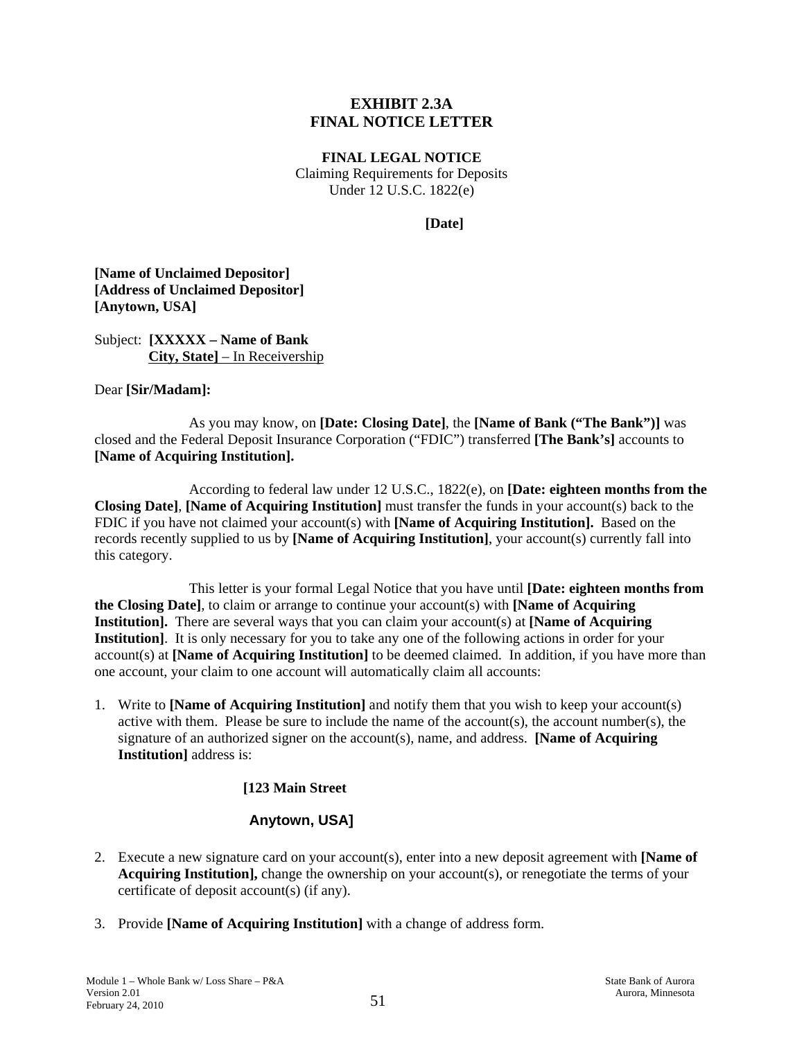# EXHIBIT 2.3A
# FINAL NOTICE LETTER

**FINAL LEGAL NOTICE**
Claiming Requirements for Deposits
Under 12 U.S.C. 1822(e)

**[Date]**

**[Name of Unclaimed Depositor]**
**[Address of Unclaimed Depositor]**
**[Anytown, USA]**

Subject: **[XXXXX – Name of Bank**
**City, State]** – In Receivership

Dear **[Sir/Madam]:**

As you may know, on **[Date: Closing Date]**, the **[Name of Bank ("The Bank")]** was closed and the Federal Deposit Insurance Corporation ("FDIC") transferred **[The Bank's]** accounts to **[Name of Acquiring Institution].**

According to federal law under 12 U.S.C., 1822(e), on **[Date: eighteen months from the Closing Date]**, **[Name of Acquiring Institution]** must transfer the funds in your account(s) back to the FDIC if you have not claimed your account(s) with **[Name of Acquiring Institution].** Based on the records recently supplied to us by **[Name of Acquiring Institution]**, your account(s) currently fall into this category.

This letter is your formal Legal Notice that you have until **[Date: eighteen months from the Closing Date]**, to claim or arrange to continue your account(s) with **[Name of Acquiring Institution].** There are several ways that you can claim your account(s) at **[Name of Acquiring Institution]**. It is only necessary for you to take any one of the following actions in order for your account(s) at **[Name of Acquiring Institution]** to be deemed claimed. In addition, if you have more than one account, your claim to one account will automatically claim all accounts:

1. Write to **[Name of Acquiring Institution]** and notify them that you wish to keep your account(s) active with them. Please be sure to include the name of the account(s), the account number(s), the signature of an authorized signer on the account(s), name, and address. **[Name of Acquiring Institution]** address is:

   **[123 Main Street**

   **Anytown, USA]**

2. Execute a new signature card on your account(s), enter into a new deposit agreement with **[Name of Acquiring Institution],** change the ownership on your account(s), or renegotiate the terms of your certificate of deposit account(s) (if any).

3. Provide **[Name of Acquiring Institution]** with a change of address form.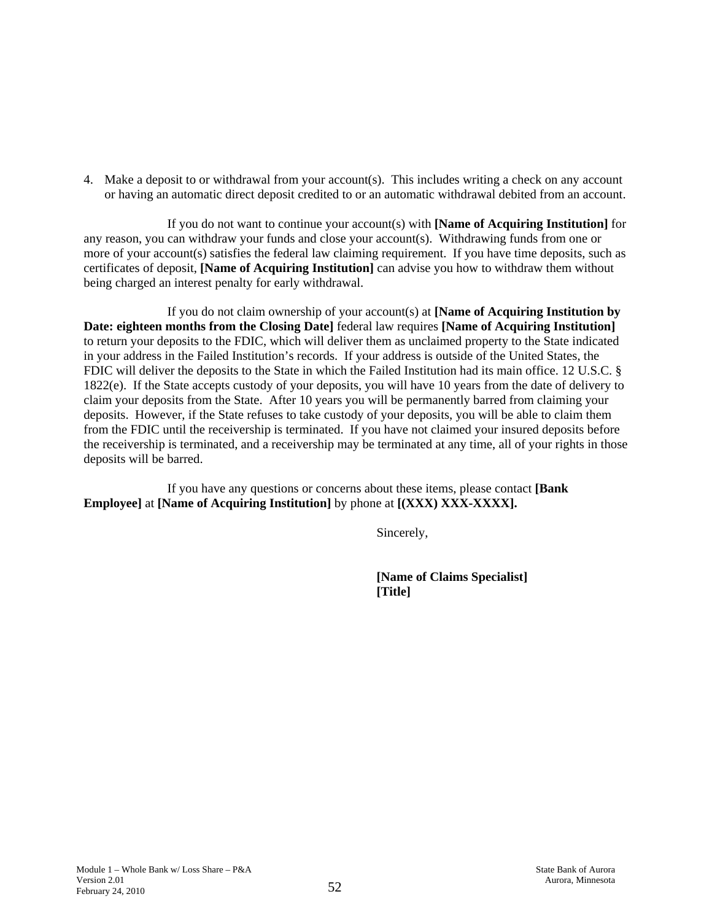4. Make a deposit to or withdrawal from your account(s). This includes writing a check on any account or having an automatic direct deposit credited to or an automatic withdrawal debited from an account.

If you do not want to continue your account(s) with **[Name of Acquiring Institution]** for any reason, you can withdraw your funds and close your account(s). Withdrawing funds from one or more of your account(s) satisfies the federal law claiming requirement. If you have time deposits, such as certificates of deposit, **[Name of Acquiring Institution]** can advise you how to withdraw them without being charged an interest penalty for early withdrawal.

If you do not claim ownership of your account(s) at **[Name of Acquiring Institution by Date: eighteen months from the Closing Date]** federal law requires **[Name of Acquiring Institution]** to return your deposits to the FDIC, which will deliver them as unclaimed property to the State indicated in your address in the Failed Institution's records. If your address is outside of the United States, the FDIC will deliver the deposits to the State in which the Failed Institution had its main office. 12 U.S.C. § 1822(e). If the State accepts custody of your deposits, you will have 10 years from the date of delivery to claim your deposits from the State. After 10 years you will be permanently barred from claiming your deposits. However, if the State refuses to take custody of your deposits, you will be able to claim them from the FDIC until the receivership is terminated. If you have not claimed your insured deposits before the receivership is terminated, and a receivership may be terminated at any time, all of your rights in those deposits will be barred.

If you have any questions or concerns about these items, please contact **[Bank Employee]** at **[Name of Acquiring Institution]** by phone at **[(XXX) XXX-XXXX].**

Sincerely,

**[Name of Claims Specialist]**
**[Title]**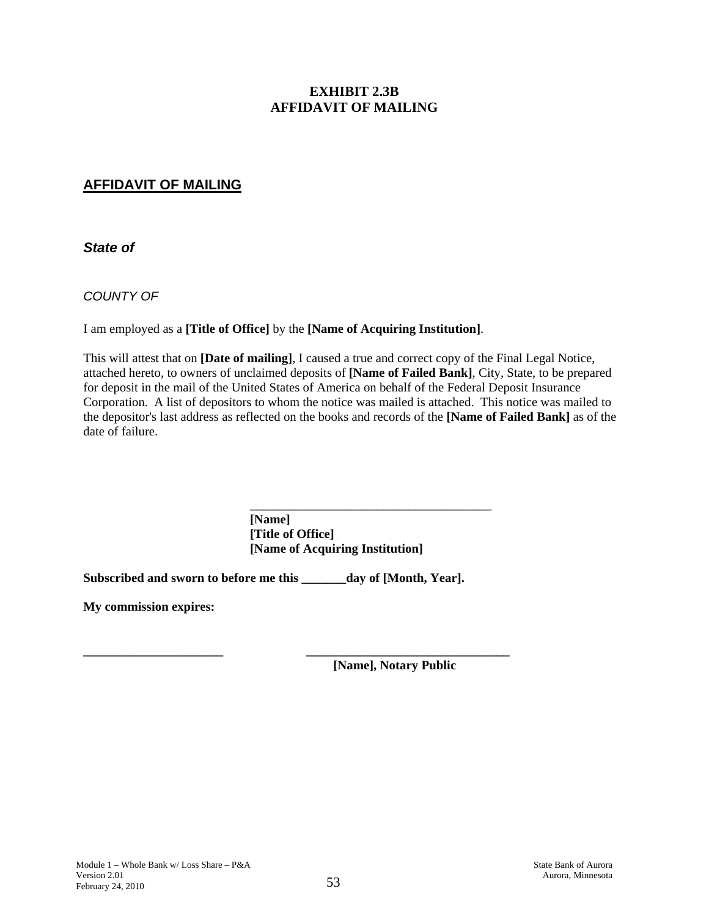**EXHIBIT 2.3B**
**AFFIDAVIT OF MAILING**

## AFFIDAVIT OF MAILING

***State of***

*COUNTY OF*

I am employed as a **[Title of Office]** by the **[Name of Acquiring Institution]**.

This will attest that on **[Date of mailing]**, I caused a true and correct copy of the Final Legal Notice, attached hereto, to owners of unclaimed deposits of **[Name of Failed Bank]**, City, State, to be prepared for deposit in the mail of the United States of America on behalf of the Federal Deposit Insurance Corporation. A list of depositors to whom the notice was mailed is attached. This notice was mailed to the depositor's last address as reflected on the books and records of the **[Name of Failed Bank]** as of the date of failure.

\_\_\_\_\_\_\_\_\_\_\_\_\_\_\_\_\_\_\_\_\_\_\_\_\_\_\_\_\_\_\_\_\_\_\_\_\_\_\_\_
**[Name]**
**[Title of Office]**
**[Name of Acquiring Institution]**

**Subscribed and sworn to before me this \_\_\_\_\_\_\_day of [Month, Year].**

**My commission expires:**

\_\_\_\_\_\_\_\_\_\_\_\_\_\_\_\_\_\_\_\_\_\_\_ \_\_\_\_\_\_\_\_\_\_\_\_\_\_\_\_\_\_\_\_\_\_\_\_\_\_\_\_\_\_\_\_\_
**[Name], Notary Public**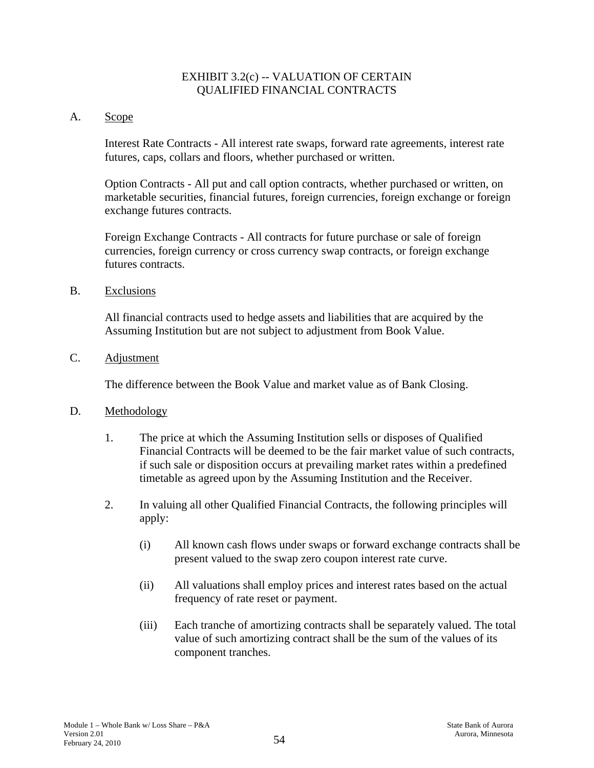# EXHIBIT 3.2(c) -- VALUATION OF CERTAIN QUALIFIED FINANCIAL CONTRACTS

A. Scope

Interest Rate Contracts - All interest rate swaps, forward rate agreements, interest rate futures, caps, collars and floors, whether purchased or written.

Option Contracts - All put and call option contracts, whether purchased or written, on marketable securities, financial futures, foreign currencies, foreign exchange or foreign exchange futures contracts.

Foreign Exchange Contracts - All contracts for future purchase or sale of foreign currencies, foreign currency or cross currency swap contracts, or foreign exchange futures contracts.

B. Exclusions

All financial contracts used to hedge assets and liabilities that are acquired by the Assuming Institution but are not subject to adjustment from Book Value.

C. Adjustment

The difference between the Book Value and market value as of Bank Closing.

D. Methodology

1. The price at which the Assuming Institution sells or disposes of Qualified Financial Contracts will be deemed to be the fair market value of such contracts, if such sale or disposition occurs at prevailing market rates within a predefined timetable as agreed upon by the Assuming Institution and the Receiver.

2. In valuing all other Qualified Financial Contracts, the following principles will apply:

   (i) All known cash flows under swaps or forward exchange contracts shall be present valued to the swap zero coupon interest rate curve.

   (ii) All valuations shall employ prices and interest rates based on the actual frequency of rate reset or payment.

   (iii) Each tranche of amortizing contracts shall be separately valued. The total value of such amortizing contract shall be the sum of the values of its component tranches.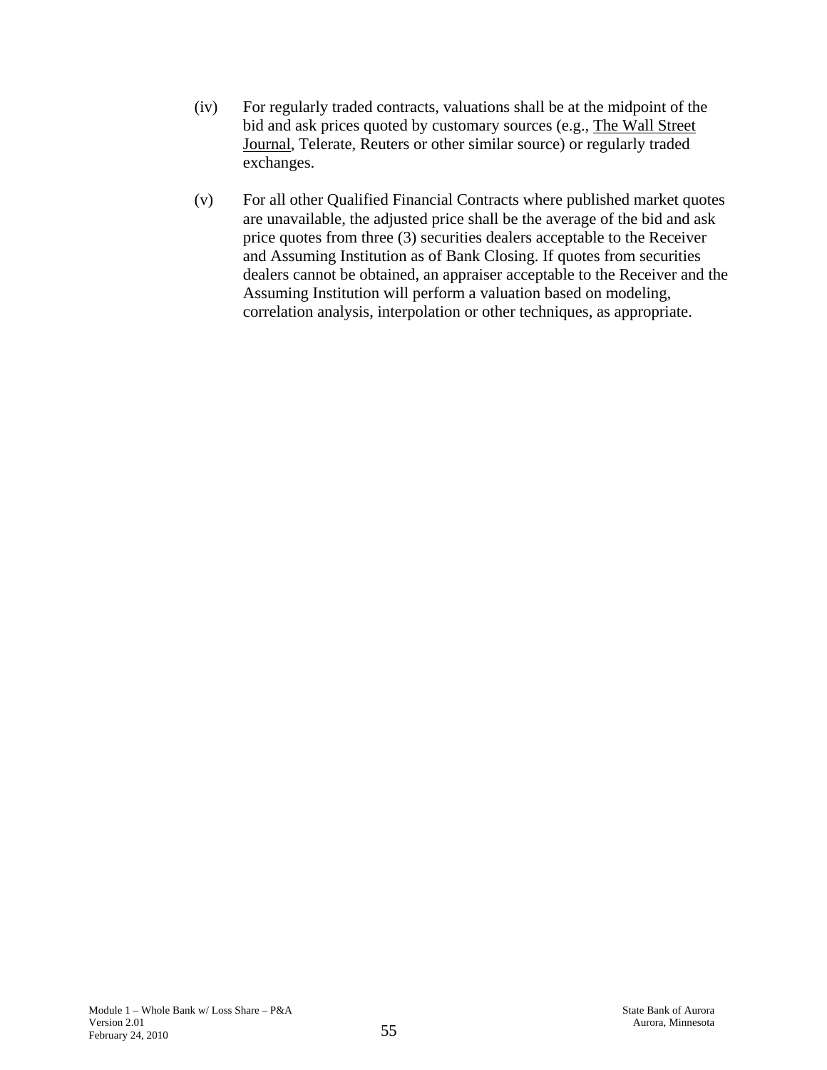(iv) For regularly traded contracts, valuations shall be at the midpoint of the bid and ask prices quoted by customary sources (e.g., The Wall Street Journal, Telerate, Reuters or other similar source) or regularly traded exchanges.

(v) For all other Qualified Financial Contracts where published market quotes are unavailable, the adjusted price shall be the average of the bid and ask price quotes from three (3) securities dealers acceptable to the Receiver and Assuming Institution as of Bank Closing. If quotes from securities dealers cannot be obtained, an appraiser acceptable to the Receiver and the Assuming Institution will perform a valuation based on modeling, correlation analysis, interpolation or other techniques, as appropriate.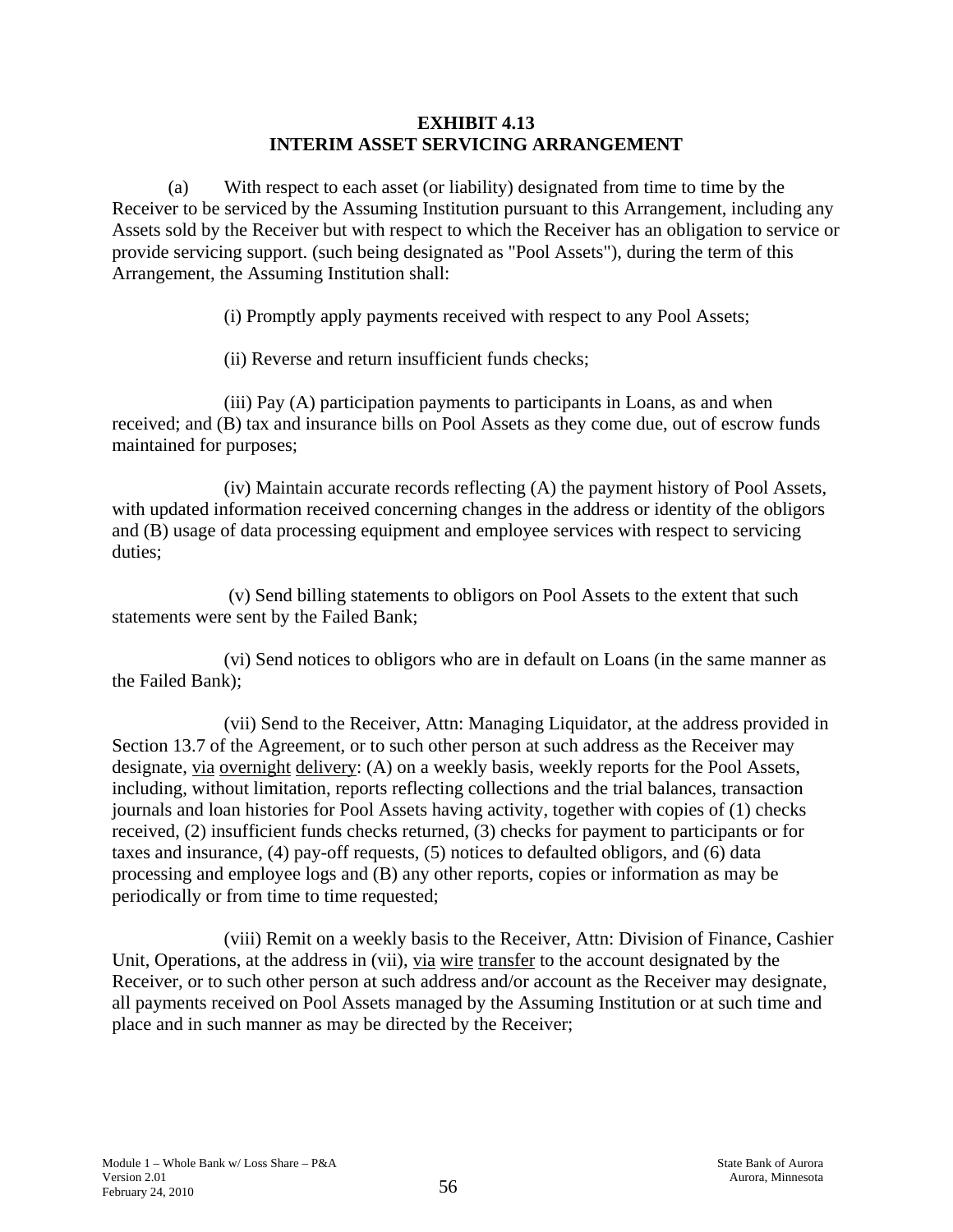# EXHIBIT 4.13
# INTERIM ASSET SERVICING ARRANGEMENT

(a) With respect to each asset (or liability) designated from time to time by the Receiver to be serviced by the Assuming Institution pursuant to this Arrangement, including any Assets sold by the Receiver but with respect to which the Receiver has an obligation to service or provide servicing support. (such being designated as "Pool Assets"), during the term of this Arrangement, the Assuming Institution shall:

(i) Promptly apply payments received with respect to any Pool Assets;

(ii) Reverse and return insufficient funds checks;

(iii) Pay (A) participation payments to participants in Loans, as and when received; and (B) tax and insurance bills on Pool Assets as they come due, out of escrow funds maintained for purposes;

(iv) Maintain accurate records reflecting (A) the payment history of Pool Assets, with updated information received concerning changes in the address or identity of the obligors and (B) usage of data processing equipment and employee services with respect to servicing duties;

(v) Send billing statements to obligors on Pool Assets to the extent that such statements were sent by the Failed Bank;

(vi) Send notices to obligors who are in default on Loans (in the same manner as the Failed Bank);

(vii) Send to the Receiver, Attn: Managing Liquidator, at the address provided in Section 13.7 of the Agreement, or to such other person at such address as the Receiver may designate, <u>via</u> <u>overnight</u> <u>delivery</u>: (A) on a weekly basis, weekly reports for the Pool Assets, including, without limitation, reports reflecting collections and the trial balances, transaction journals and loan histories for Pool Assets having activity, together with copies of (1) checks received, (2) insufficient funds checks returned, (3) checks for payment to participants or for taxes and insurance, (4) pay-off requests, (5) notices to defaulted obligors, and (6) data processing and employee logs and (B) any other reports, copies or information as may be periodically or from time to time requested;

(viii) Remit on a weekly basis to the Receiver, Attn: Division of Finance, Cashier Unit, Operations, at the address in (vii), <u>via</u> <u>wire</u> <u>transfer</u> to the account designated by the Receiver, or to such other person at such address and/or account as the Receiver may designate, all payments received on Pool Assets managed by the Assuming Institution or at such time and place and in such manner as may be directed by the Receiver;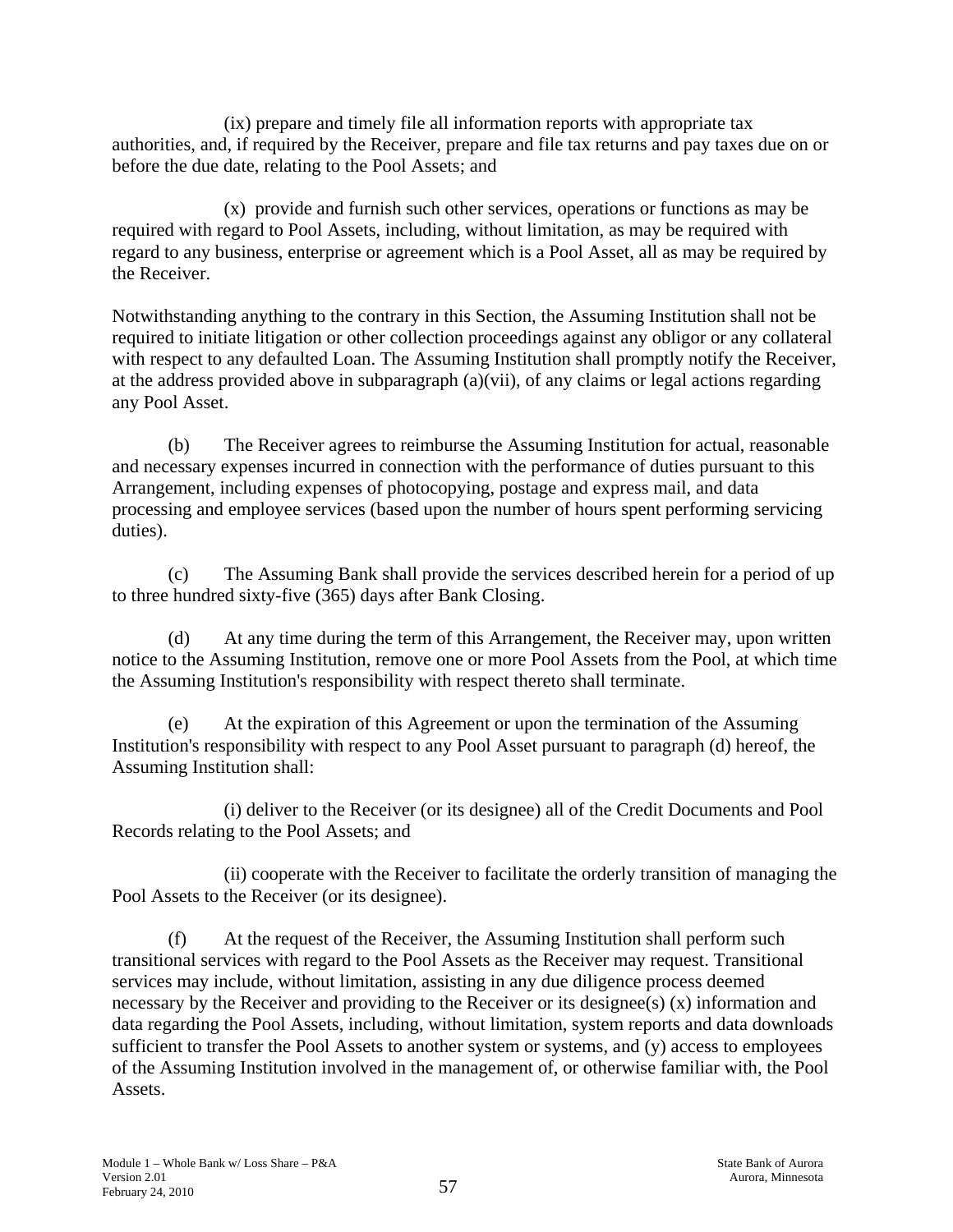(ix) prepare and timely file all information reports with appropriate tax authorities, and, if required by the Receiver, prepare and file tax returns and pay taxes due on or before the due date, relating to the Pool Assets; and

(x) provide and furnish such other services, operations or functions as may be required with regard to Pool Assets, including, without limitation, as may be required with regard to any business, enterprise or agreement which is a Pool Asset, all as may be required by the Receiver.

Notwithstanding anything to the contrary in this Section, the Assuming Institution shall not be required to initiate litigation or other collection proceedings against any obligor or any collateral with respect to any defaulted Loan. The Assuming Institution shall promptly notify the Receiver, at the address provided above in subparagraph (a)(vii), of any claims or legal actions regarding any Pool Asset.

(b) The Receiver agrees to reimburse the Assuming Institution for actual, reasonable and necessary expenses incurred in connection with the performance of duties pursuant to this Arrangement, including expenses of photocopying, postage and express mail, and data processing and employee services (based upon the number of hours spent performing servicing duties).

(c) The Assuming Bank shall provide the services described herein for a period of up to three hundred sixty-five (365) days after Bank Closing.

(d) At any time during the term of this Arrangement, the Receiver may, upon written notice to the Assuming Institution, remove one or more Pool Assets from the Pool, at which time the Assuming Institution's responsibility with respect thereto shall terminate.

(e) At the expiration of this Agreement or upon the termination of the Assuming Institution's responsibility with respect to any Pool Asset pursuant to paragraph (d) hereof, the Assuming Institution shall:

(i) deliver to the Receiver (or its designee) all of the Credit Documents and Pool Records relating to the Pool Assets; and

(ii) cooperate with the Receiver to facilitate the orderly transition of managing the Pool Assets to the Receiver (or its designee).

(f) At the request of the Receiver, the Assuming Institution shall perform such transitional services with regard to the Pool Assets as the Receiver may request. Transitional services may include, without limitation, assisting in any due diligence process deemed necessary by the Receiver and providing to the Receiver or its designee(s) (x) information and data regarding the Pool Assets, including, without limitation, system reports and data downloads sufficient to transfer the Pool Assets to another system or systems, and (y) access to employees of the Assuming Institution involved in the management of, or otherwise familiar with, the Pool Assets.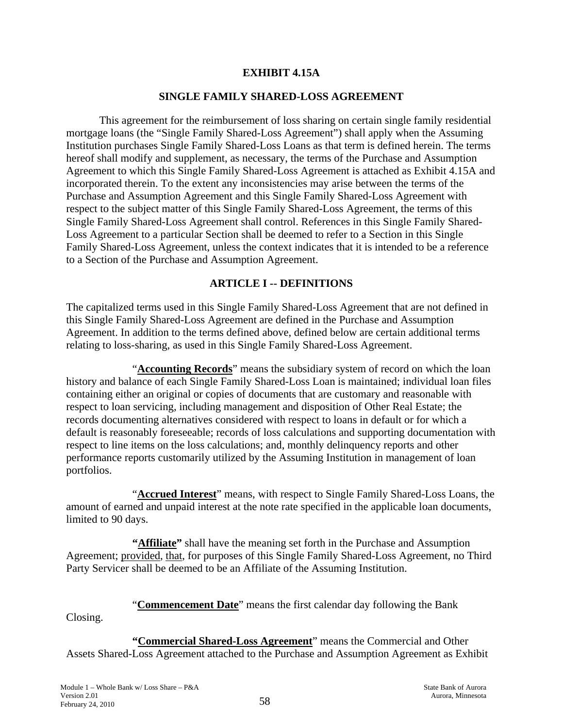# EXHIBIT 4.15A

## SINGLE FAMILY SHARED-LOSS AGREEMENT

This agreement for the reimbursement of loss sharing on certain single family residential mortgage loans (the "Single Family Shared-Loss Agreement") shall apply when the Assuming Institution purchases Single Family Shared-Loss Loans as that term is defined herein. The terms hereof shall modify and supplement, as necessary, the terms of the Purchase and Assumption Agreement to which this Single Family Shared-Loss Agreement is attached as Exhibit 4.15A and incorporated therein. To the extent any inconsistencies may arise between the terms of the Purchase and Assumption Agreement and this Single Family Shared-Loss Agreement with respect to the subject matter of this Single Family Shared-Loss Agreement, the terms of this Single Family Shared-Loss Agreement shall control. References in this Single Family Shared-Loss Agreement to a particular Section shall be deemed to refer to a Section in this Single Family Shared-Loss Agreement, unless the context indicates that it is intended to be a reference to a Section of the Purchase and Assumption Agreement.

## ARTICLE I -- DEFINITIONS

The capitalized terms used in this Single Family Shared-Loss Agreement that are not defined in this Single Family Shared-Loss Agreement are defined in the Purchase and Assumption Agreement. In addition to the terms defined above, defined below are certain additional terms relating to loss-sharing, as used in this Single Family Shared-Loss Agreement.

"**Accounting Records**" means the subsidiary system of record on which the loan history and balance of each Single Family Shared-Loss Loan is maintained; individual loan files containing either an original or copies of documents that are customary and reasonable with respect to loan servicing, including management and disposition of Other Real Estate; the records documenting alternatives considered with respect to loans in default or for which a default is reasonably foreseeable; records of loss calculations and supporting documentation with respect to line items on the loss calculations; and, monthly delinquency reports and other performance reports customarily utilized by the Assuming Institution in management of loan portfolios.

"**Accrued Interest**" means, with respect to Single Family Shared-Loss Loans, the amount of earned and unpaid interest at the note rate specified in the applicable loan documents, limited to 90 days.

**"Affiliate"** shall have the meaning set forth in the Purchase and Assumption Agreement; provided, that, for purposes of this Single Family Shared-Loss Agreement, no Third Party Servicer shall be deemed to be an Affiliate of the Assuming Institution.

"**Commencement Date**" means the first calendar day following the Bank Closing.

**"Commercial Shared-Loss Agreement"** means the Commercial and Other Assets Shared-Loss Agreement attached to the Purchase and Assumption Agreement as Exhibit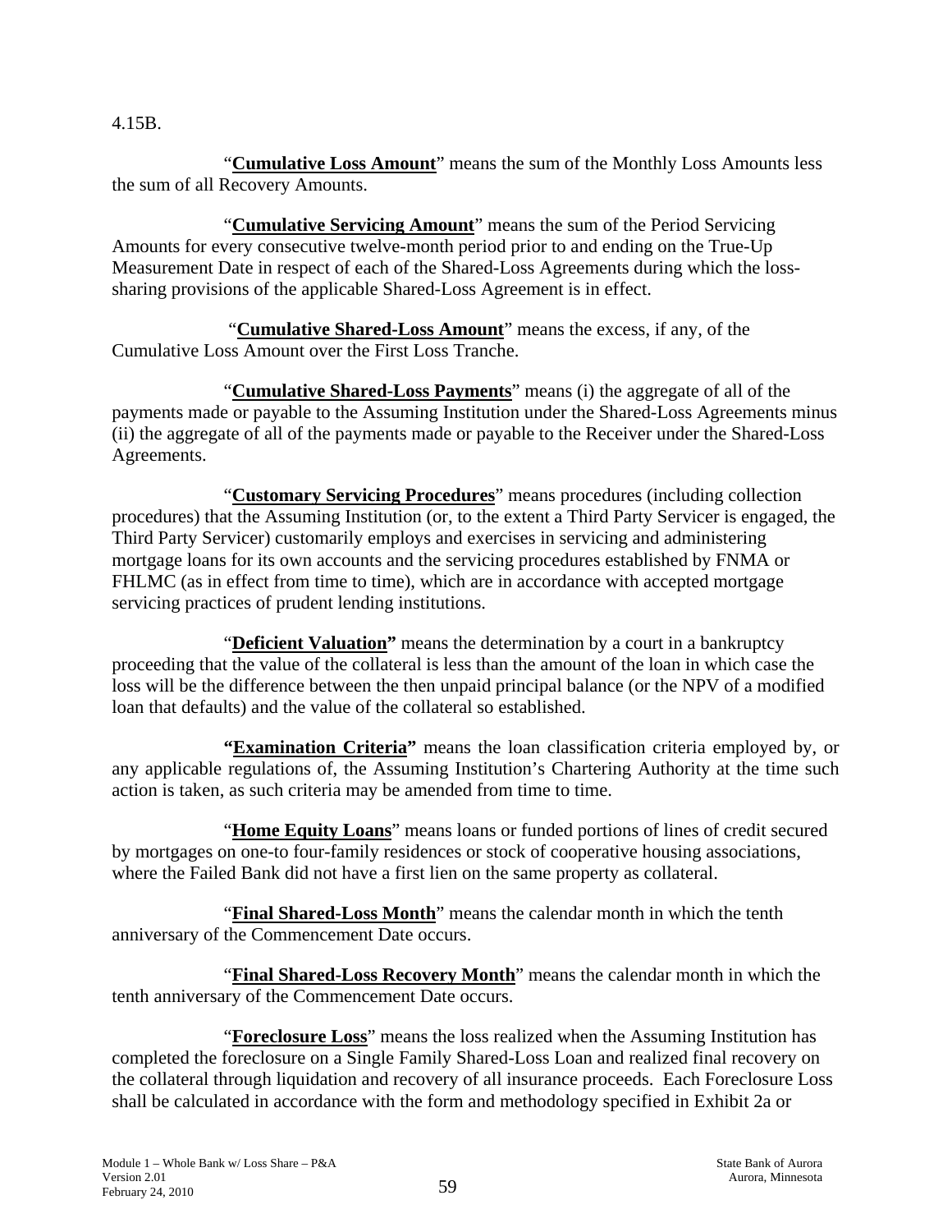4.15B.

"**Cumulative Loss Amount**" means the sum of the Monthly Loss Amounts less the sum of all Recovery Amounts.

"**Cumulative Servicing Amount**" means the sum of the Period Servicing Amounts for every consecutive twelve-month period prior to and ending on the True-Up Measurement Date in respect of each of the Shared-Loss Agreements during which the loss-sharing provisions of the applicable Shared-Loss Agreement is in effect.

"**Cumulative Shared-Loss Amount**" means the excess, if any, of the Cumulative Loss Amount over the First Loss Tranche.

"**Cumulative Shared-Loss Payments**" means (i) the aggregate of all of the payments made or payable to the Assuming Institution under the Shared-Loss Agreements minus (ii) the aggregate of all of the payments made or payable to the Receiver under the Shared-Loss Agreements.

"**Customary Servicing Procedures**" means procedures (including collection procedures) that the Assuming Institution (or, to the extent a Third Party Servicer is engaged, the Third Party Servicer) customarily employs and exercises in servicing and administering mortgage loans for its own accounts and the servicing procedures established by FNMA or FHLMC (as in effect from time to time), which are in accordance with accepted mortgage servicing practices of prudent lending institutions.

"**Deficient Valuation**" means the determination by a court in a bankruptcy proceeding that the value of the collateral is less than the amount of the loan in which case the loss will be the difference between the then unpaid principal balance (or the NPV of a modified loan that defaults) and the value of the collateral so established.

**"Examination Criteria"** means the loan classification criteria employed by, or any applicable regulations of, the Assuming Institution's Chartering Authority at the time such action is taken, as such criteria may be amended from time to time.

"**Home Equity Loans**" means loans or funded portions of lines of credit secured by mortgages on one-to four-family residences or stock of cooperative housing associations, where the Failed Bank did not have a first lien on the same property as collateral.

"**Final Shared-Loss Month**" means the calendar month in which the tenth anniversary of the Commencement Date occurs.

"**Final Shared-Loss Recovery Month**" means the calendar month in which the tenth anniversary of the Commencement Date occurs.

"**Foreclosure Loss**" means the loss realized when the Assuming Institution has completed the foreclosure on a Single Family Shared-Loss Loan and realized final recovery on the collateral through liquidation and recovery of all insurance proceeds. Each Foreclosure Loss shall be calculated in accordance with the form and methodology specified in Exhibit 2a or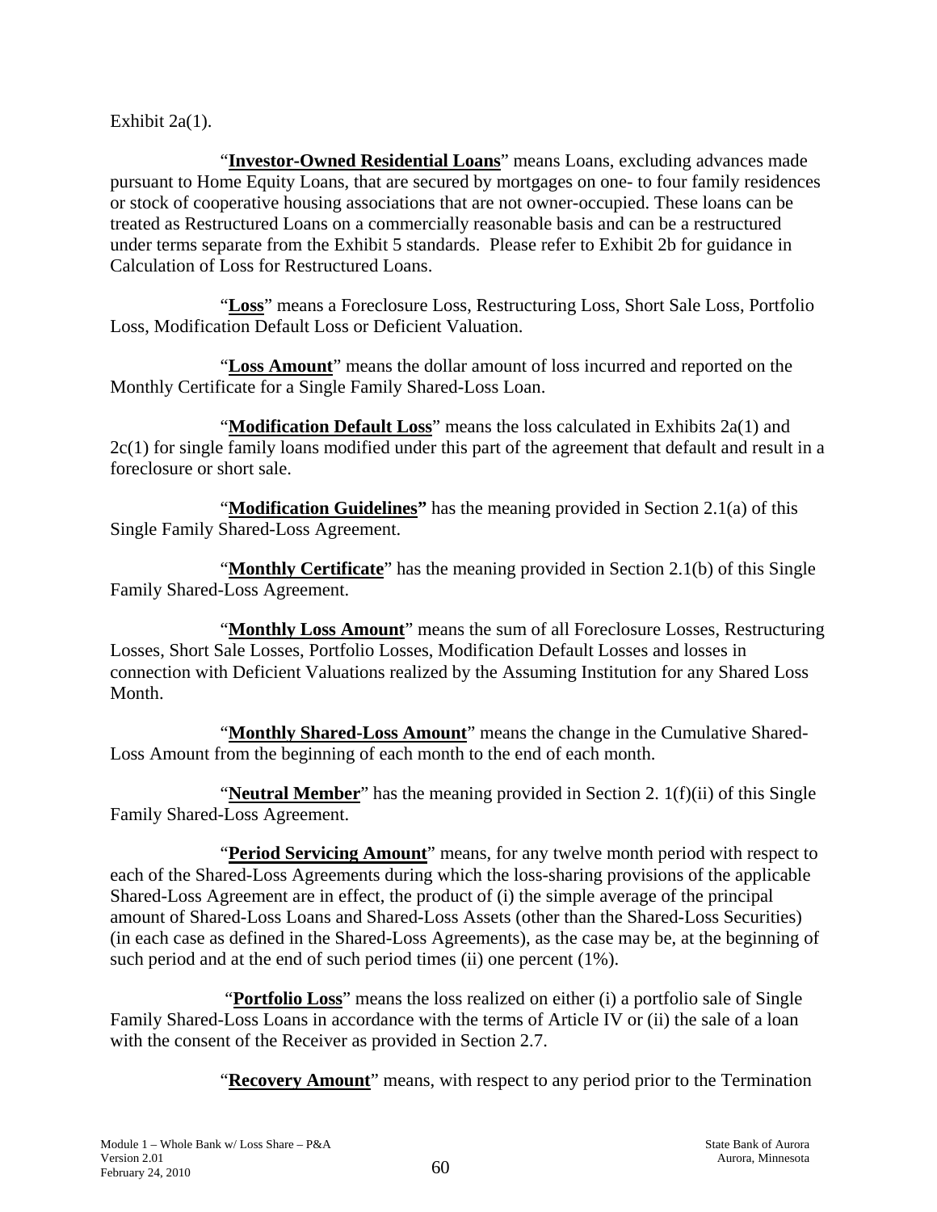Exhibit 2a(1).

"**Investor-Owned Residential Loans**" means Loans, excluding advances made pursuant to Home Equity Loans, that are secured by mortgages on one- to four family residences or stock of cooperative housing associations that are not owner-occupied. These loans can be treated as Restructured Loans on a commercially reasonable basis and can be a restructured under terms separate from the Exhibit 5 standards. Please refer to Exhibit 2b for guidance in Calculation of Loss for Restructured Loans.

"**Loss**" means a Foreclosure Loss, Restructuring Loss, Short Sale Loss, Portfolio Loss, Modification Default Loss or Deficient Valuation.

"**Loss Amount**" means the dollar amount of loss incurred and reported on the Monthly Certificate for a Single Family Shared-Loss Loan.

"**Modification Default Loss**" means the loss calculated in Exhibits 2a(1) and 2c(1) for single family loans modified under this part of the agreement that default and result in a foreclosure or short sale.

"**Modification Guidelines"** has the meaning provided in Section 2.1(a) of this Single Family Shared-Loss Agreement.

"**Monthly Certificate**" has the meaning provided in Section 2.1(b) of this Single Family Shared-Loss Agreement.

"**Monthly Loss Amount**" means the sum of all Foreclosure Losses, Restructuring Losses, Short Sale Losses, Portfolio Losses, Modification Default Losses and losses in connection with Deficient Valuations realized by the Assuming Institution for any Shared Loss Month.

"**Monthly Shared-Loss Amount**" means the change in the Cumulative Shared-Loss Amount from the beginning of each month to the end of each month.

"**Neutral Member**" has the meaning provided in Section 2. 1(f)(ii) of this Single Family Shared-Loss Agreement.

"**Period Servicing Amount**" means, for any twelve month period with respect to each of the Shared-Loss Agreements during which the loss-sharing provisions of the applicable Shared-Loss Agreement are in effect, the product of (i) the simple average of the principal amount of Shared-Loss Loans and Shared-Loss Assets (other than the Shared-Loss Securities) (in each case as defined in the Shared-Loss Agreements), as the case may be, at the beginning of such period and at the end of such period times (ii) one percent (1%).

"**Portfolio Loss**" means the loss realized on either (i) a portfolio sale of Single Family Shared-Loss Loans in accordance with the terms of Article IV or (ii) the sale of a loan with the consent of the Receiver as provided in Section 2.7.

"**Recovery Amount**" means, with respect to any period prior to the Termination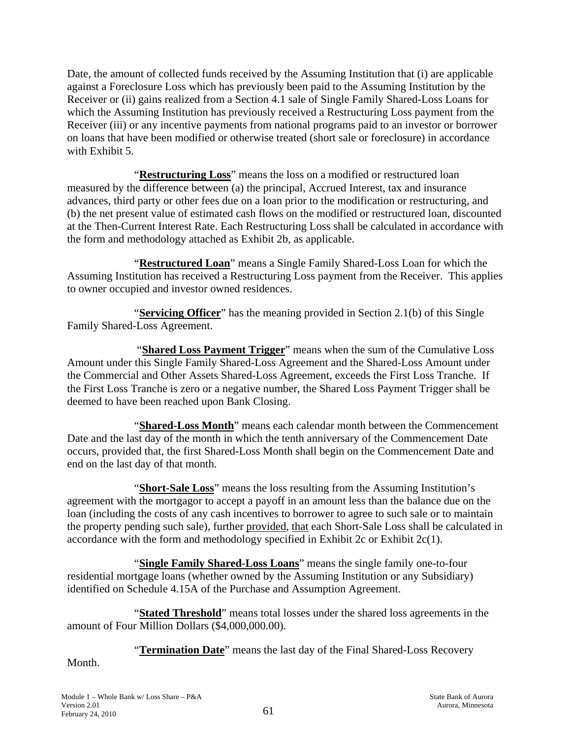Date, the amount of collected funds received by the Assuming Institution that (i) are applicable against a Foreclosure Loss which has previously been paid to the Assuming Institution by the Receiver or (ii) gains realized from a Section 4.1 sale of Single Family Shared-Loss Loans for which the Assuming Institution has previously received a Restructuring Loss payment from the Receiver (iii) or any incentive payments from national programs paid to an investor or borrower on loans that have been modified or otherwise treated (short sale or foreclosure) in accordance with Exhibit 5.

"**Restructuring Loss**" means the loss on a modified or restructured loan measured by the difference between (a) the principal, Accrued Interest, tax and insurance advances, third party or other fees due on a loan prior to the modification or restructuring, and (b) the net present value of estimated cash flows on the modified or restructured loan, discounted at the Then-Current Interest Rate. Each Restructuring Loss shall be calculated in accordance with the form and methodology attached as Exhibit 2b, as applicable.

"**Restructured Loan**" means a Single Family Shared-Loss Loan for which the Assuming Institution has received a Restructuring Loss payment from the Receiver. This applies to owner occupied and investor owned residences.

"**Servicing Officer**" has the meaning provided in Section 2.1(b) of this Single Family Shared-Loss Agreement.

"**Shared Loss Payment Trigger**" means when the sum of the Cumulative Loss Amount under this Single Family Shared-Loss Agreement and the Shared-Loss Amount under the Commercial and Other Assets Shared-Loss Agreement, exceeds the First Loss Tranche. If the First Loss Tranche is zero or a negative number, the Shared Loss Payment Trigger shall be deemed to have been reached upon Bank Closing.

"**Shared-Loss Month**" means each calendar month between the Commencement Date and the last day of the month in which the tenth anniversary of the Commencement Date occurs, provided that, the first Shared-Loss Month shall begin on the Commencement Date and end on the last day of that month.

"**Short-Sale Loss**" means the loss resulting from the Assuming Institution's agreement with the mortgagor to accept a payoff in an amount less than the balance due on the loan (including the costs of any cash incentives to borrower to agree to such sale or to maintain the property pending such sale), further provided, that each Short-Sale Loss shall be calculated in accordance with the form and methodology specified in Exhibit 2c or Exhibit 2c(1).

"**Single Family Shared-Loss Loans**" means the single family one-to-four residential mortgage loans (whether owned by the Assuming Institution or any Subsidiary) identified on Schedule 4.15A of the Purchase and Assumption Agreement.

"**Stated Threshold**" means total losses under the shared loss agreements in the amount of Four Million Dollars ($4,000,000.00).

"**Termination Date**" means the last day of the Final Shared-Loss Recovery Month.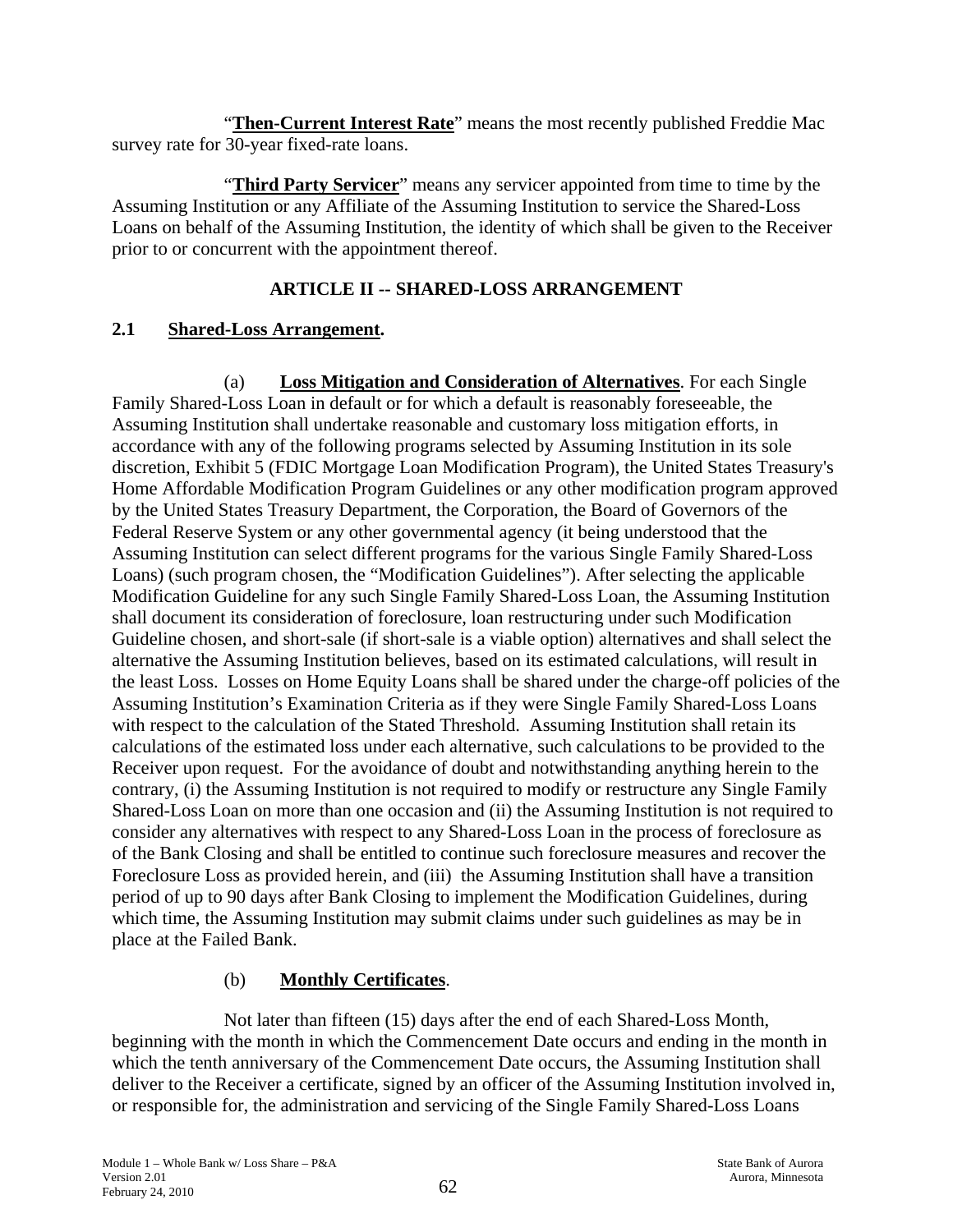"**Then-Current Interest Rate**" means the most recently published Freddie Mac survey rate for 30-year fixed-rate loans.

"**Third Party Servicer**" means any servicer appointed from time to time by the Assuming Institution or any Affiliate of the Assuming Institution to service the Shared-Loss Loans on behalf of the Assuming Institution, the identity of which shall be given to the Receiver prior to or concurrent with the appointment thereof.

## ARTICLE II -- SHARED-LOSS ARRANGEMENT

### 2.1 Shared-Loss Arrangement.

(a) **Loss Mitigation and Consideration of Alternatives**. For each Single Family Shared-Loss Loan in default or for which a default is reasonably foreseeable, the Assuming Institution shall undertake reasonable and customary loss mitigation efforts, in accordance with any of the following programs selected by Assuming Institution in its sole discretion, Exhibit 5 (FDIC Mortgage Loan Modification Program), the United States Treasury's Home Affordable Modification Program Guidelines or any other modification program approved by the United States Treasury Department, the Corporation, the Board of Governors of the Federal Reserve System or any other governmental agency (it being understood that the Assuming Institution can select different programs for the various Single Family Shared-Loss Loans) (such program chosen, the "Modification Guidelines"). After selecting the applicable Modification Guideline for any such Single Family Shared-Loss Loan, the Assuming Institution shall document its consideration of foreclosure, loan restructuring under such Modification Guideline chosen, and short-sale (if short-sale is a viable option) alternatives and shall select the alternative the Assuming Institution believes, based on its estimated calculations, will result in the least Loss. Losses on Home Equity Loans shall be shared under the charge-off policies of the Assuming Institution's Examination Criteria as if they were Single Family Shared-Loss Loans with respect to the calculation of the Stated Threshold. Assuming Institution shall retain its calculations of the estimated loss under each alternative, such calculations to be provided to the Receiver upon request. For the avoidance of doubt and notwithstanding anything herein to the contrary, (i) the Assuming Institution is not required to modify or restructure any Single Family Shared-Loss Loan on more than one occasion and (ii) the Assuming Institution is not required to consider any alternatives with respect to any Shared-Loss Loan in the process of foreclosure as of the Bank Closing and shall be entitled to continue such foreclosure measures and recover the Foreclosure Loss as provided herein, and (iii) the Assuming Institution shall have a transition period of up to 90 days after Bank Closing to implement the Modification Guidelines, during which time, the Assuming Institution may submit claims under such guidelines as may be in place at the Failed Bank.

(b) **Monthly Certificates**.

Not later than fifteen (15) days after the end of each Shared-Loss Month, beginning with the month in which the Commencement Date occurs and ending in the month in which the tenth anniversary of the Commencement Date occurs, the Assuming Institution shall deliver to the Receiver a certificate, signed by an officer of the Assuming Institution involved in, or responsible for, the administration and servicing of the Single Family Shared-Loss Loans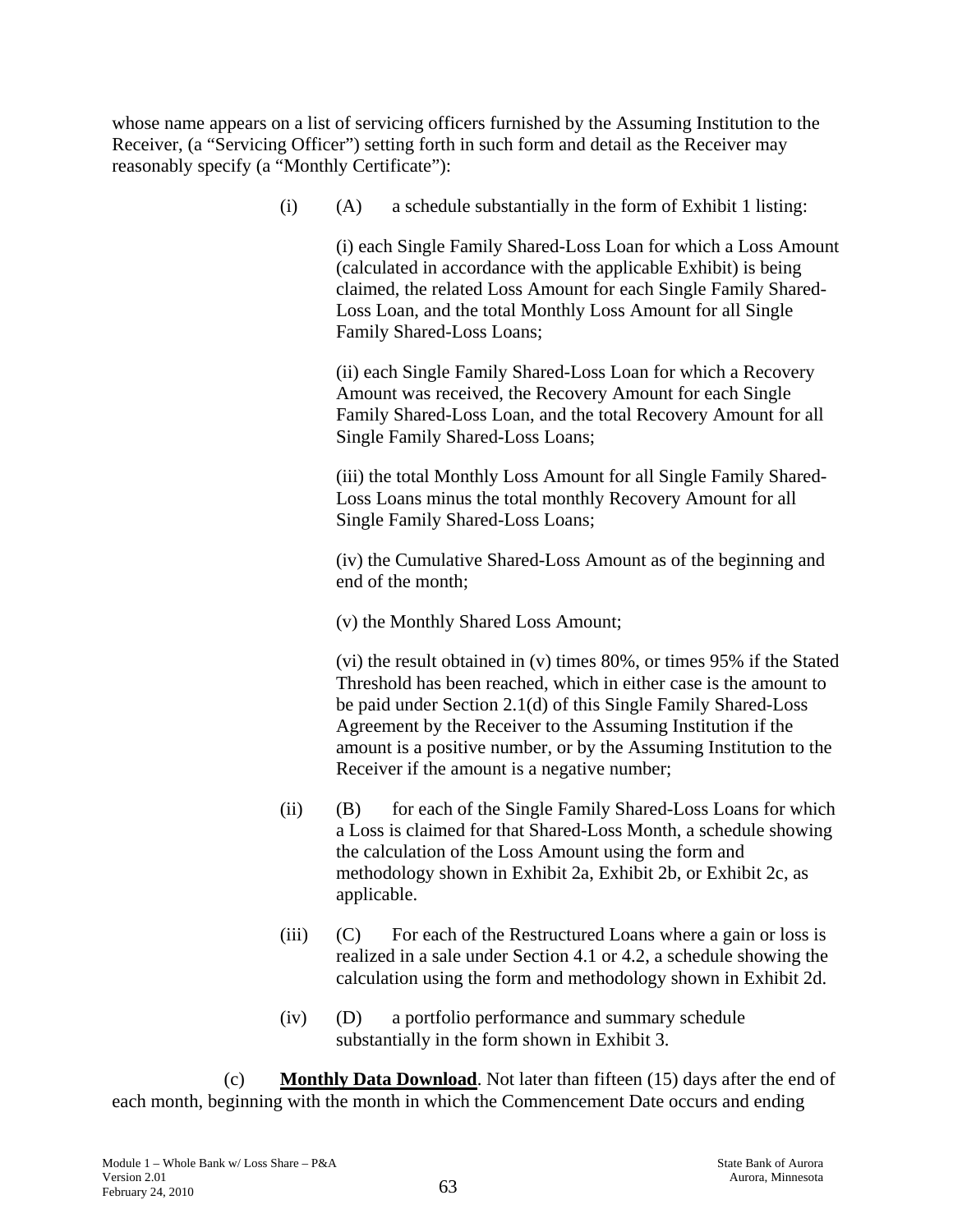whose name appears on a list of servicing officers furnished by the Assuming Institution to the Receiver, (a "Servicing Officer") setting forth in such form and detail as the Receiver may reasonably specify (a "Monthly Certificate"):

(i) (A) a schedule substantially in the form of Exhibit 1 listing:

(i) each Single Family Shared-Loss Loan for which a Loss Amount (calculated in accordance with the applicable Exhibit) is being claimed, the related Loss Amount for each Single Family Shared-Loss Loan, and the total Monthly Loss Amount for all Single Family Shared-Loss Loans;

(ii) each Single Family Shared-Loss Loan for which a Recovery Amount was received, the Recovery Amount for each Single Family Shared-Loss Loan, and the total Recovery Amount for all Single Family Shared-Loss Loans;

(iii) the total Monthly Loss Amount for all Single Family Shared-Loss Loans minus the total monthly Recovery Amount for all Single Family Shared-Loss Loans;

(iv) the Cumulative Shared-Loss Amount as of the beginning and end of the month;

(v) the Monthly Shared Loss Amount;

(vi) the result obtained in (v) times 80%, or times 95% if the Stated Threshold has been reached, which in either case is the amount to be paid under Section 2.1(d) of this Single Family Shared-Loss Agreement by the Receiver to the Assuming Institution if the amount is a positive number, or by the Assuming Institution to the Receiver if the amount is a negative number;

(ii) (B) for each of the Single Family Shared-Loss Loans for which a Loss is claimed for that Shared-Loss Month, a schedule showing the calculation of the Loss Amount using the form and methodology shown in Exhibit 2a, Exhibit 2b, or Exhibit 2c, as applicable.

(iii) (C) For each of the Restructured Loans where a gain or loss is realized in a sale under Section 4.1 or 4.2, a schedule showing the calculation using the form and methodology shown in Exhibit 2d.

(iv) (D) a portfolio performance and summary schedule substantially in the form shown in Exhibit 3.

(c) **Monthly Data Download**. Not later than fifteen (15) days after the end of each month, beginning with the month in which the Commencement Date occurs and ending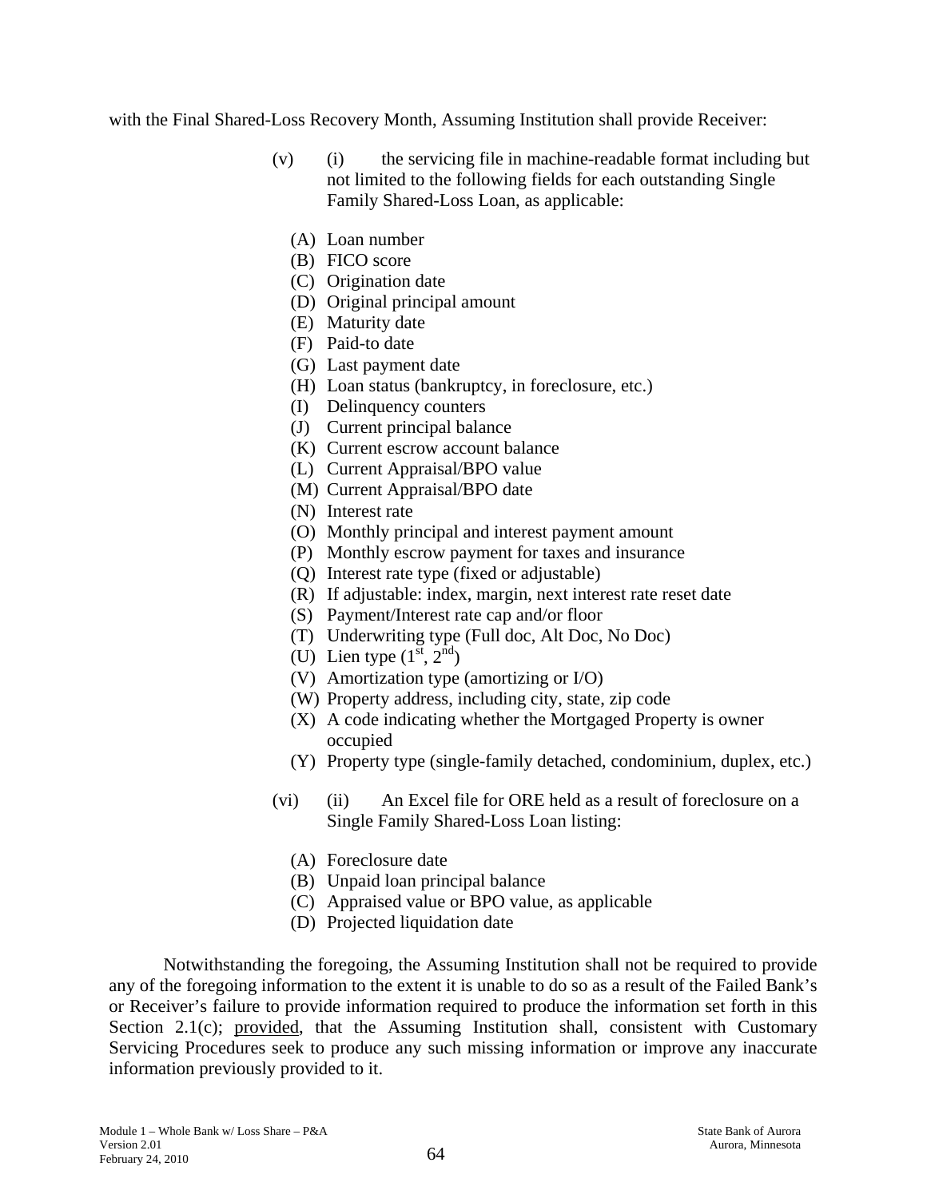with the Final Shared-Loss Recovery Month, Assuming Institution shall provide Receiver:

(v) (i) the servicing file in machine-readable format including but not limited to the following fields for each outstanding Single Family Shared-Loss Loan, as applicable:

(A) Loan number
(B) FICO score
(C) Origination date
(D) Original principal amount
(E) Maturity date
(F) Paid-to date
(G) Last payment date
(H) Loan status (bankruptcy, in foreclosure, etc.)
(I) Delinquency counters
(J) Current principal balance
(K) Current escrow account balance
(L) Current Appraisal/BPO value
(M) Current Appraisal/BPO date
(N) Interest rate
(O) Monthly principal and interest payment amount
(P) Monthly escrow payment for taxes and insurance
(Q) Interest rate type (fixed or adjustable)
(R) If adjustable: index, margin, next interest rate reset date
(S) Payment/Interest rate cap and/or floor
(T) Underwriting type (Full doc, Alt Doc, No Doc)
(U) Lien type ($1^{st}$, $2^{nd}$)
(V) Amortization type (amortizing or I/O)
(W) Property address, including city, state, zip code
(X) A code indicating whether the Mortgaged Property is owner occupied
(Y) Property type (single-family detached, condominium, duplex, etc.)

(vi) (ii) An Excel file for ORE held as a result of foreclosure on a Single Family Shared-Loss Loan listing:

(A) Foreclosure date
(B) Unpaid loan principal balance
(C) Appraised value or BPO value, as applicable
(D) Projected liquidation date

Notwithstanding the foregoing, the Assuming Institution shall not be required to provide any of the foregoing information to the extent it is unable to do so as a result of the Failed Bank's or Receiver's failure to provide information required to produce the information set forth in this Section 2.1(c); provided, that the Assuming Institution shall, consistent with Customary Servicing Procedures seek to produce any such missing information or improve any inaccurate information previously provided to it.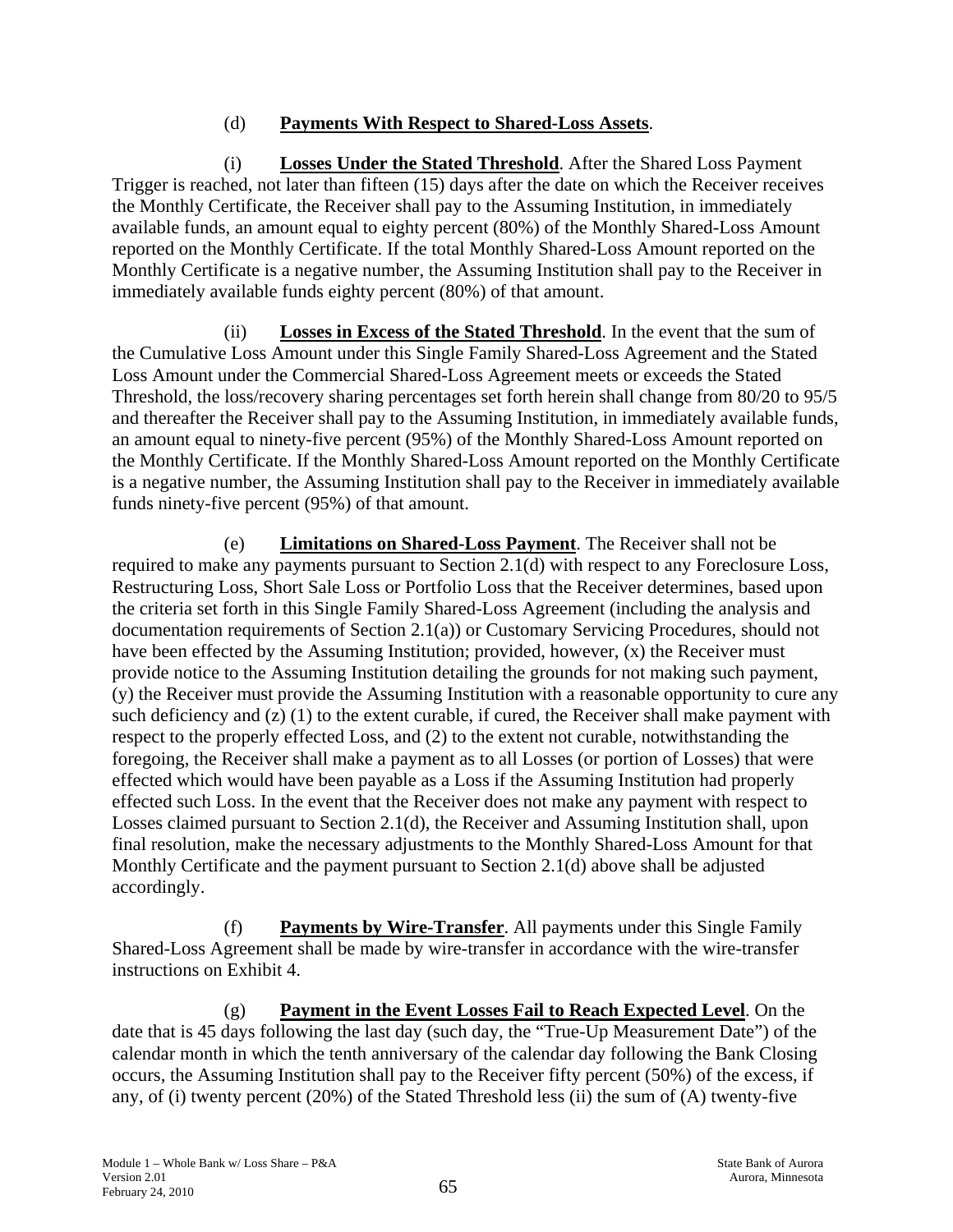(d) **Payments With Respect to Shared-Loss Assets**.

(i) **Losses Under the Stated Threshold**. After the Shared Loss Payment Trigger is reached, not later than fifteen (15) days after the date on which the Receiver receives the Monthly Certificate, the Receiver shall pay to the Assuming Institution, in immediately available funds, an amount equal to eighty percent (80%) of the Monthly Shared-Loss Amount reported on the Monthly Certificate. If the total Monthly Shared-Loss Amount reported on the Monthly Certificate is a negative number, the Assuming Institution shall pay to the Receiver in immediately available funds eighty percent (80%) of that amount.

(ii) **Losses in Excess of the Stated Threshold**. In the event that the sum of the Cumulative Loss Amount under this Single Family Shared-Loss Agreement and the Stated Loss Amount under the Commercial Shared-Loss Agreement meets or exceeds the Stated Threshold, the loss/recovery sharing percentages set forth herein shall change from 80/20 to 95/5 and thereafter the Receiver shall pay to the Assuming Institution, in immediately available funds, an amount equal to ninety-five percent (95%) of the Monthly Shared-Loss Amount reported on the Monthly Certificate. If the Monthly Shared-Loss Amount reported on the Monthly Certificate is a negative number, the Assuming Institution shall pay to the Receiver in immediately available funds ninety-five percent (95%) of that amount.

(e) **Limitations on Shared-Loss Payment**. The Receiver shall not be required to make any payments pursuant to Section 2.1(d) with respect to any Foreclosure Loss, Restructuring Loss, Short Sale Loss or Portfolio Loss that the Receiver determines, based upon the criteria set forth in this Single Family Shared-Loss Agreement (including the analysis and documentation requirements of Section 2.1(a)) or Customary Servicing Procedures, should not have been effected by the Assuming Institution; provided, however, (x) the Receiver must provide notice to the Assuming Institution detailing the grounds for not making such payment, (y) the Receiver must provide the Assuming Institution with a reasonable opportunity to cure any such deficiency and (z) (1) to the extent curable, if cured, the Receiver shall make payment with respect to the properly effected Loss, and (2) to the extent not curable, notwithstanding the foregoing, the Receiver shall make a payment as to all Losses (or portion of Losses) that were effected which would have been payable as a Loss if the Assuming Institution had properly effected such Loss. In the event that the Receiver does not make any payment with respect to Losses claimed pursuant to Section 2.1(d), the Receiver and Assuming Institution shall, upon final resolution, make the necessary adjustments to the Monthly Shared-Loss Amount for that Monthly Certificate and the payment pursuant to Section 2.1(d) above shall be adjusted accordingly.

(f) **Payments by Wire-Transfer**. All payments under this Single Family Shared-Loss Agreement shall be made by wire-transfer in accordance with the wire-transfer instructions on Exhibit 4.

(g) **Payment in the Event Losses Fail to Reach Expected Level**. On the date that is 45 days following the last day (such day, the "True-Up Measurement Date") of the calendar month in which the tenth anniversary of the calendar day following the Bank Closing occurs, the Assuming Institution shall pay to the Receiver fifty percent (50%) of the excess, if any, of (i) twenty percent (20%) of the Stated Threshold less (ii) the sum of (A) twenty-five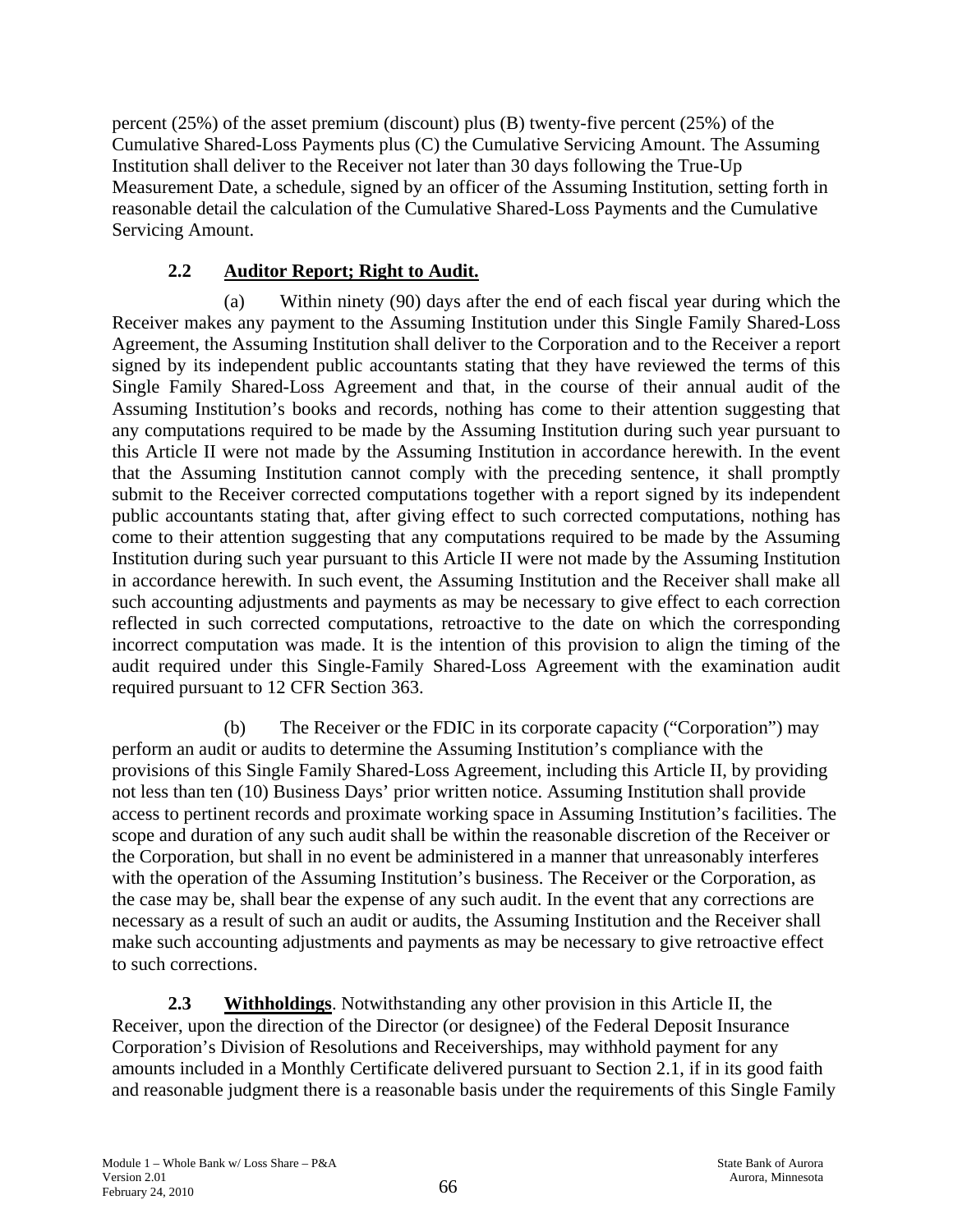percent (25%) of the asset premium (discount) plus (B) twenty-five percent (25%) of the Cumulative Shared-Loss Payments plus (C) the Cumulative Servicing Amount. The Assuming Institution shall deliver to the Receiver not later than 30 days following the True-Up Measurement Date, a schedule, signed by an officer of the Assuming Institution, setting forth in reasonable detail the calculation of the Cumulative Shared-Loss Payments and the Cumulative Servicing Amount.

## 2.2 Auditor Report; Right to Audit.

(a) Within ninety (90) days after the end of each fiscal year during which the Receiver makes any payment to the Assuming Institution under this Single Family Shared-Loss Agreement, the Assuming Institution shall deliver to the Corporation and to the Receiver a report signed by its independent public accountants stating that they have reviewed the terms of this Single Family Shared-Loss Agreement and that, in the course of their annual audit of the Assuming Institution's books and records, nothing has come to their attention suggesting that any computations required to be made by the Assuming Institution during such year pursuant to this Article II were not made by the Assuming Institution in accordance herewith. In the event that the Assuming Institution cannot comply with the preceding sentence, it shall promptly submit to the Receiver corrected computations together with a report signed by its independent public accountants stating that, after giving effect to such corrected computations, nothing has come to their attention suggesting that any computations required to be made by the Assuming Institution during such year pursuant to this Article II were not made by the Assuming Institution in accordance herewith. In such event, the Assuming Institution and the Receiver shall make all such accounting adjustments and payments as may be necessary to give effect to each correction reflected in such corrected computations, retroactive to the date on which the corresponding incorrect computation was made. It is the intention of this provision to align the timing of the audit required under this Single-Family Shared-Loss Agreement with the examination audit required pursuant to 12 CFR Section 363.

(b) The Receiver or the FDIC in its corporate capacity ("Corporation") may perform an audit or audits to determine the Assuming Institution's compliance with the provisions of this Single Family Shared-Loss Agreement, including this Article II, by providing not less than ten (10) Business Days' prior written notice. Assuming Institution shall provide access to pertinent records and proximate working space in Assuming Institution's facilities. The scope and duration of any such audit shall be within the reasonable discretion of the Receiver or the Corporation, but shall in no event be administered in a manner that unreasonably interferes with the operation of the Assuming Institution's business. The Receiver or the Corporation, as the case may be, shall bear the expense of any such audit. In the event that any corrections are necessary as a result of such an audit or audits, the Assuming Institution and the Receiver shall make such accounting adjustments and payments as may be necessary to give retroactive effect to such corrections.

**2.3 Withholdings**. Notwithstanding any other provision in this Article II, the Receiver, upon the direction of the Director (or designee) of the Federal Deposit Insurance Corporation's Division of Resolutions and Receiverships, may withhold payment for any amounts included in a Monthly Certificate delivered pursuant to Section 2.1, if in its good faith and reasonable judgment there is a reasonable basis under the requirements of this Single Family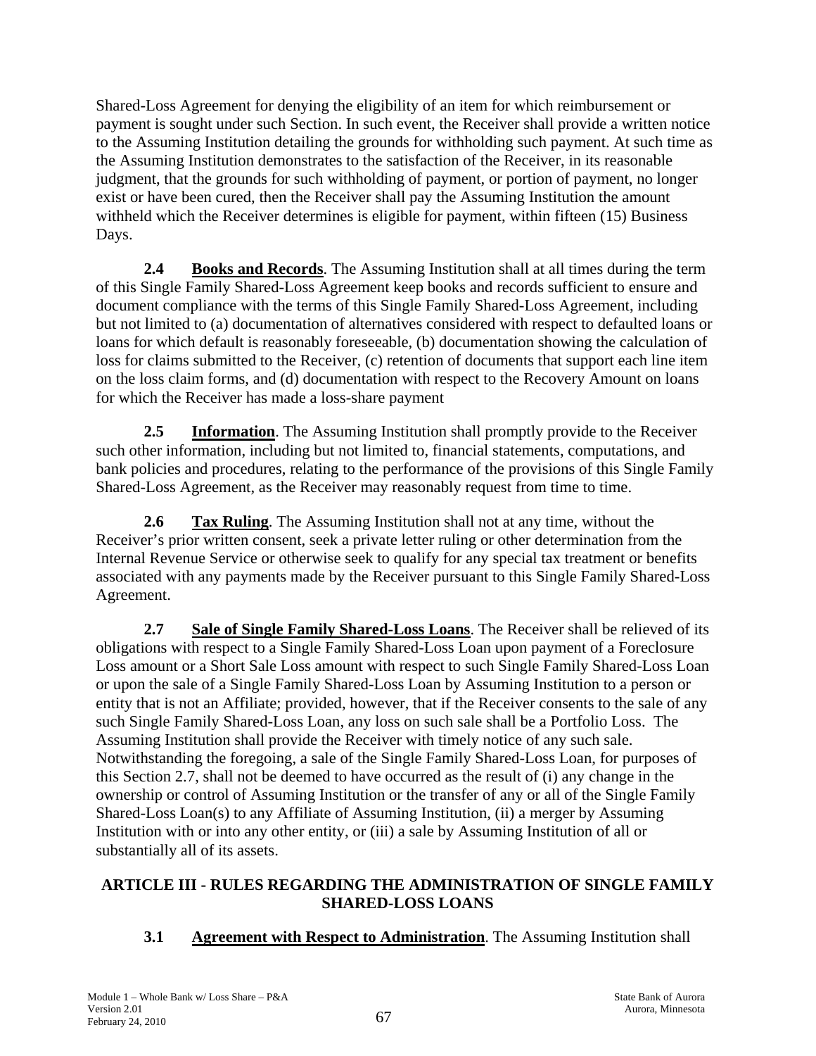Shared-Loss Agreement for denying the eligibility of an item for which reimbursement or payment is sought under such Section. In such event, the Receiver shall provide a written notice to the Assuming Institution detailing the grounds for withholding such payment. At such time as the Assuming Institution demonstrates to the satisfaction of the Receiver, in its reasonable judgment, that the grounds for such withholding of payment, or portion of payment, no longer exist or have been cured, then the Receiver shall pay the Assuming Institution the amount withheld which the Receiver determines is eligible for payment, within fifteen (15) Business Days.

**2.4 Books and Records**. The Assuming Institution shall at all times during the term of this Single Family Shared-Loss Agreement keep books and records sufficient to ensure and document compliance with the terms of this Single Family Shared-Loss Agreement, including but not limited to (a) documentation of alternatives considered with respect to defaulted loans or loans for which default is reasonably foreseeable, (b) documentation showing the calculation of loss for claims submitted to the Receiver, (c) retention of documents that support each line item on the loss claim forms, and (d) documentation with respect to the Recovery Amount on loans for which the Receiver has made a loss-share payment

**2.5 Information**. The Assuming Institution shall promptly provide to the Receiver such other information, including but not limited to, financial statements, computations, and bank policies and procedures, relating to the performance of the provisions of this Single Family Shared-Loss Agreement, as the Receiver may reasonably request from time to time.

**2.6 Tax Ruling**. The Assuming Institution shall not at any time, without the Receiver's prior written consent, seek a private letter ruling or other determination from the Internal Revenue Service or otherwise seek to qualify for any special tax treatment or benefits associated with any payments made by the Receiver pursuant to this Single Family Shared-Loss Agreement.

**2.7 Sale of Single Family Shared-Loss Loans**. The Receiver shall be relieved of its obligations with respect to a Single Family Shared-Loss Loan upon payment of a Foreclosure Loss amount or a Short Sale Loss amount with respect to such Single Family Shared-Loss Loan or upon the sale of a Single Family Shared-Loss Loan by Assuming Institution to a person or entity that is not an Affiliate; provided, however, that if the Receiver consents to the sale of any such Single Family Shared-Loss Loan, any loss on such sale shall be a Portfolio Loss. The Assuming Institution shall provide the Receiver with timely notice of any such sale. Notwithstanding the foregoing, a sale of the Single Family Shared-Loss Loan, for purposes of this Section 2.7, shall not be deemed to have occurred as the result of (i) any change in the ownership or control of Assuming Institution or the transfer of any or all of the Single Family Shared-Loss Loan(s) to any Affiliate of Assuming Institution, (ii) a merger by Assuming Institution with or into any other entity, or (iii) a sale by Assuming Institution of all or substantially all of its assets.

## ARTICLE III - RULES REGARDING THE ADMINISTRATION OF SINGLE FAMILY SHARED-LOSS LOANS

**3.1 Agreement with Respect to Administration**. The Assuming Institution shall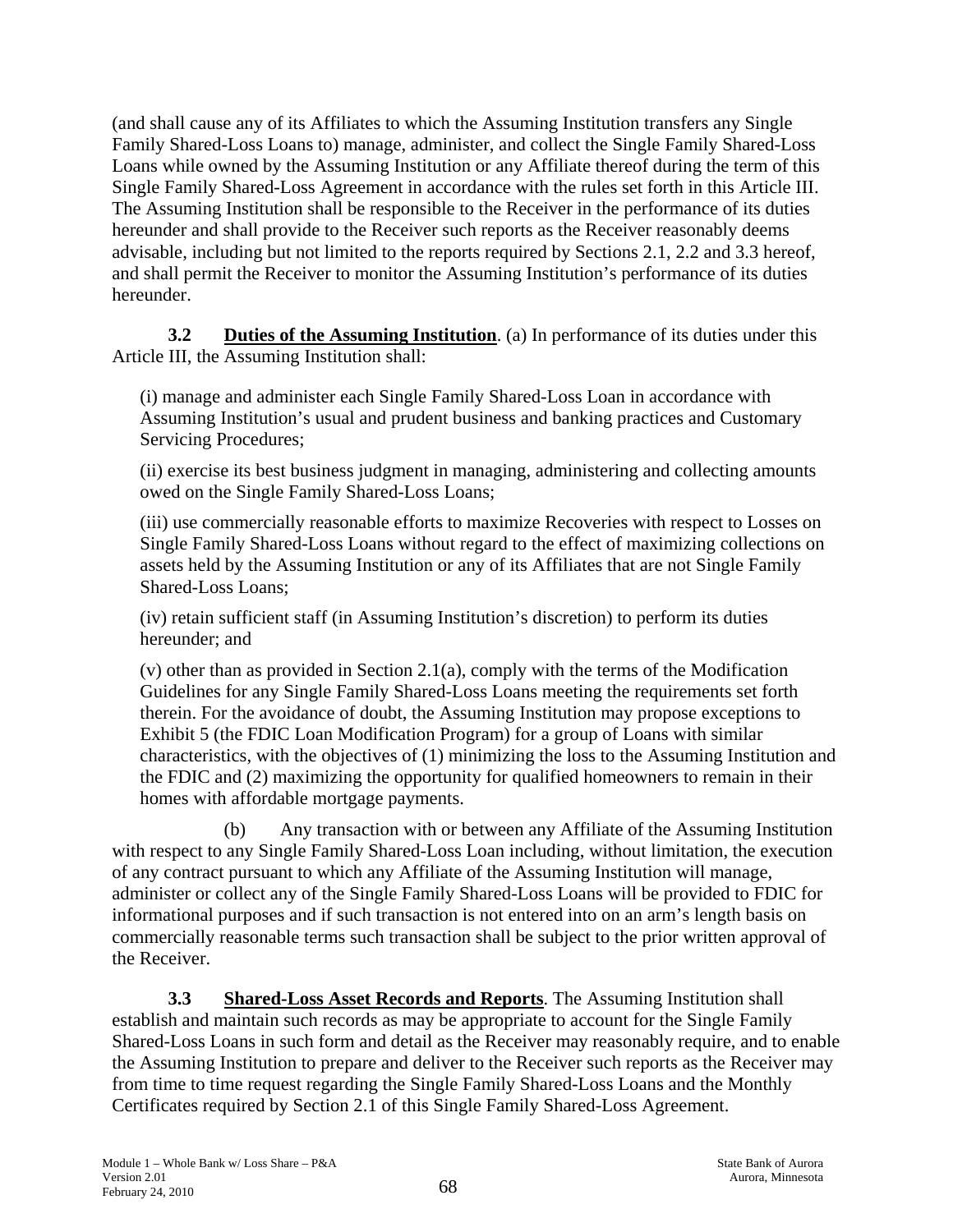(and shall cause any of its Affiliates to which the Assuming Institution transfers any Single Family Shared-Loss Loans to) manage, administer, and collect the Single Family Shared-Loss Loans while owned by the Assuming Institution or any Affiliate thereof during the term of this Single Family Shared-Loss Agreement in accordance with the rules set forth in this Article III. The Assuming Institution shall be responsible to the Receiver in the performance of its duties hereunder and shall provide to the Receiver such reports as the Receiver reasonably deems advisable, including but not limited to the reports required by Sections 2.1, 2.2 and 3.3 hereof, and shall permit the Receiver to monitor the Assuming Institution's performance of its duties hereunder.

**3.2 Duties of the Assuming Institution**. (a) In performance of its duties under this Article III, the Assuming Institution shall:

(i) manage and administer each Single Family Shared-Loss Loan in accordance with Assuming Institution's usual and prudent business and banking practices and Customary Servicing Procedures;

(ii) exercise its best business judgment in managing, administering and collecting amounts owed on the Single Family Shared-Loss Loans;

(iii) use commercially reasonable efforts to maximize Recoveries with respect to Losses on Single Family Shared-Loss Loans without regard to the effect of maximizing collections on assets held by the Assuming Institution or any of its Affiliates that are not Single Family Shared-Loss Loans;

(iv) retain sufficient staff (in Assuming Institution's discretion) to perform its duties hereunder; and

(v) other than as provided in Section 2.1(a), comply with the terms of the Modification Guidelines for any Single Family Shared-Loss Loans meeting the requirements set forth therein. For the avoidance of doubt, the Assuming Institution may propose exceptions to Exhibit 5 (the FDIC Loan Modification Program) for a group of Loans with similar characteristics, with the objectives of (1) minimizing the loss to the Assuming Institution and the FDIC and (2) maximizing the opportunity for qualified homeowners to remain in their homes with affordable mortgage payments.

(b) Any transaction with or between any Affiliate of the Assuming Institution with respect to any Single Family Shared-Loss Loan including, without limitation, the execution of any contract pursuant to which any Affiliate of the Assuming Institution will manage, administer or collect any of the Single Family Shared-Loss Loans will be provided to FDIC for informational purposes and if such transaction is not entered into on an arm's length basis on commercially reasonable terms such transaction shall be subject to the prior written approval of the Receiver.

**3.3 Shared-Loss Asset Records and Reports**. The Assuming Institution shall establish and maintain such records as may be appropriate to account for the Single Family Shared-Loss Loans in such form and detail as the Receiver may reasonably require, and to enable the Assuming Institution to prepare and deliver to the Receiver such reports as the Receiver may from time to time request regarding the Single Family Shared-Loss Loans and the Monthly Certificates required by Section 2.1 of this Single Family Shared-Loss Agreement.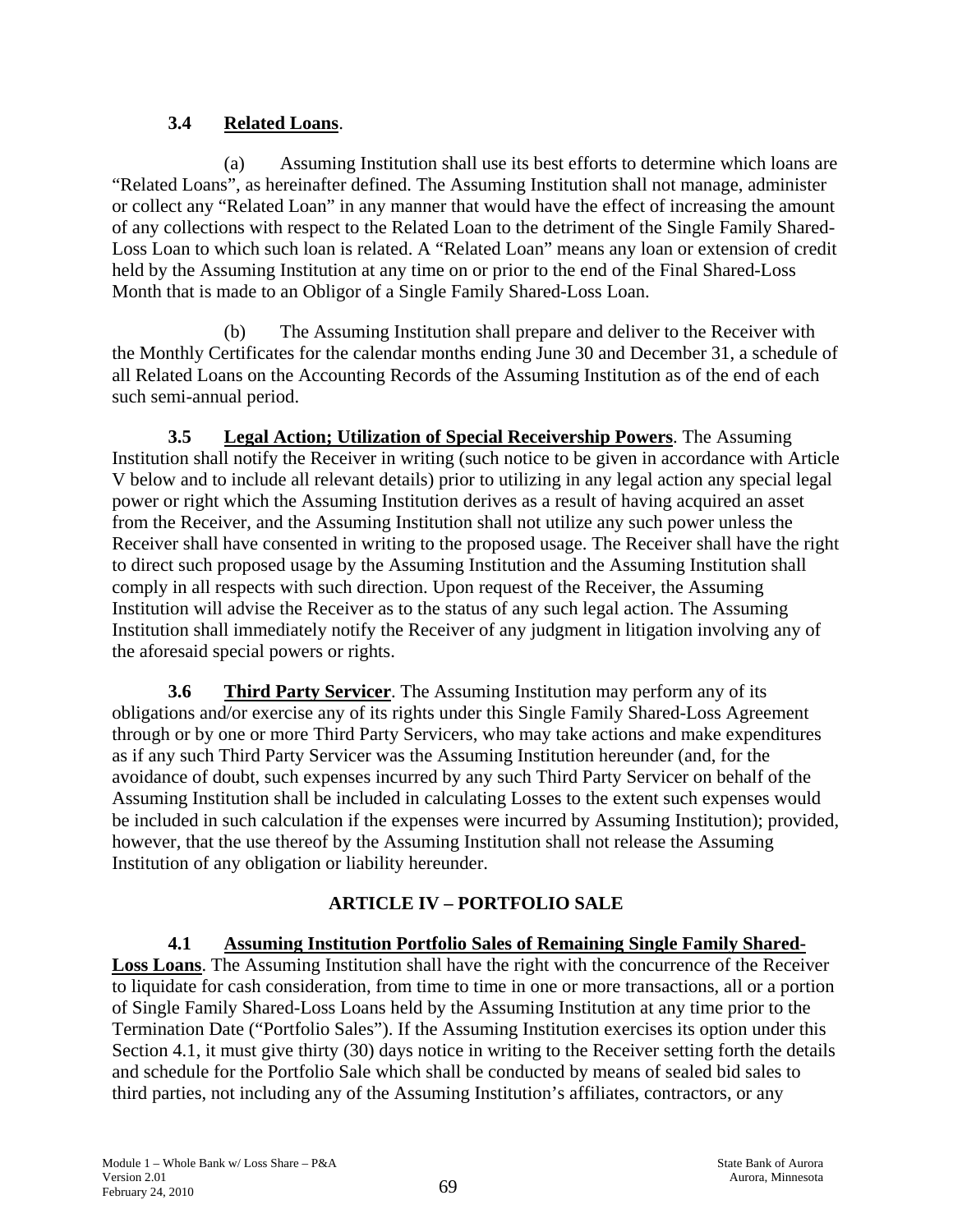**3.4 Related Loans**.

(a) Assuming Institution shall use its best efforts to determine which loans are "Related Loans", as hereinafter defined. The Assuming Institution shall not manage, administer or collect any "Related Loan" in any manner that would have the effect of increasing the amount of any collections with respect to the Related Loan to the detriment of the Single Family Shared-Loss Loan to which such loan is related. A "Related Loan" means any loan or extension of credit held by the Assuming Institution at any time on or prior to the end of the Final Shared-Loss Month that is made to an Obligor of a Single Family Shared-Loss Loan.

(b) The Assuming Institution shall prepare and deliver to the Receiver with the Monthly Certificates for the calendar months ending June 30 and December 31, a schedule of all Related Loans on the Accounting Records of the Assuming Institution as of the end of each such semi-annual period.

**3.5 Legal Action; Utilization of Special Receivership Powers**. The Assuming Institution shall notify the Receiver in writing (such notice to be given in accordance with Article V below and to include all relevant details) prior to utilizing in any legal action any special legal power or right which the Assuming Institution derives as a result of having acquired an asset from the Receiver, and the Assuming Institution shall not utilize any such power unless the Receiver shall have consented in writing to the proposed usage. The Receiver shall have the right to direct such proposed usage by the Assuming Institution and the Assuming Institution shall comply in all respects with such direction. Upon request of the Receiver, the Assuming Institution will advise the Receiver as to the status of any such legal action. The Assuming Institution shall immediately notify the Receiver of any judgment in litigation involving any of the aforesaid special powers or rights.

**3.6 Third Party Servicer**. The Assuming Institution may perform any of its obligations and/or exercise any of its rights under this Single Family Shared-Loss Agreement through or by one or more Third Party Servicers, who may take actions and make expenditures as if any such Third Party Servicer was the Assuming Institution hereunder (and, for the avoidance of doubt, such expenses incurred by any such Third Party Servicer on behalf of the Assuming Institution shall be included in calculating Losses to the extent such expenses would be included in such calculation if the expenses were incurred by Assuming Institution); provided, however, that the use thereof by the Assuming Institution shall not release the Assuming Institution of any obligation or liability hereunder.

## ARTICLE IV – PORTFOLIO SALE

**4.1 Assuming Institution Portfolio Sales of Remaining Single Family Shared-Loss Loans**. The Assuming Institution shall have the right with the concurrence of the Receiver to liquidate for cash consideration, from time to time in one or more transactions, all or a portion of Single Family Shared-Loss Loans held by the Assuming Institution at any time prior to the Termination Date ("Portfolio Sales"). If the Assuming Institution exercises its option under this Section 4.1, it must give thirty (30) days notice in writing to the Receiver setting forth the details and schedule for the Portfolio Sale which shall be conducted by means of sealed bid sales to third parties, not including any of the Assuming Institution's affiliates, contractors, or any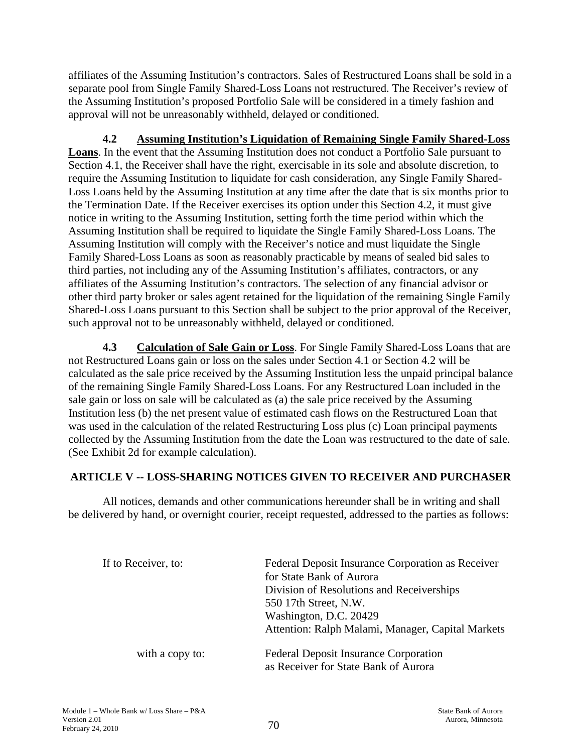affiliates of the Assuming Institution's contractors. Sales of Restructured Loans shall be sold in a separate pool from Single Family Shared-Loss Loans not restructured. The Receiver's review of the Assuming Institution's proposed Portfolio Sale will be considered in a timely fashion and approval will not be unreasonably withheld, delayed or conditioned.

**4.2 Assuming Institution's Liquidation of Remaining Single Family Shared-Loss Loans**. In the event that the Assuming Institution does not conduct a Portfolio Sale pursuant to Section 4.1, the Receiver shall have the right, exercisable in its sole and absolute discretion, to require the Assuming Institution to liquidate for cash consideration, any Single Family Shared-Loss Loans held by the Assuming Institution at any time after the date that is six months prior to the Termination Date. If the Receiver exercises its option under this Section 4.2, it must give notice in writing to the Assuming Institution, setting forth the time period within which the Assuming Institution shall be required to liquidate the Single Family Shared-Loss Loans. The Assuming Institution will comply with the Receiver's notice and must liquidate the Single Family Shared-Loss Loans as soon as reasonably practicable by means of sealed bid sales to third parties, not including any of the Assuming Institution's affiliates, contractors, or any affiliates of the Assuming Institution's contractors. The selection of any financial advisor or other third party broker or sales agent retained for the liquidation of the remaining Single Family Shared-Loss Loans pursuant to this Section shall be subject to the prior approval of the Receiver, such approval not to be unreasonably withheld, delayed or conditioned.

**4.3 Calculation of Sale Gain or Loss**. For Single Family Shared-Loss Loans that are not Restructured Loans gain or loss on the sales under Section 4.1 or Section 4.2 will be calculated as the sale price received by the Assuming Institution less the unpaid principal balance of the remaining Single Family Shared-Loss Loans. For any Restructured Loan included in the sale gain or loss on sale will be calculated as (a) the sale price received by the Assuming Institution less (b) the net present value of estimated cash flows on the Restructured Loan that was used in the calculation of the related Restructuring Loss plus (c) Loan principal payments collected by the Assuming Institution from the date the Loan was restructured to the date of sale. (See Exhibit 2d for example calculation).

## ARTICLE V -- LOSS-SHARING NOTICES GIVEN TO RECEIVER AND PURCHASER

All notices, demands and other communications hereunder shall be in writing and shall be delivered by hand, or overnight courier, receipt requested, addressed to the parties as follows:

If to Receiver, to:

Federal Deposit Insurance Corporation as Receiver
for State Bank of Aurora
Division of Resolutions and Receiverships
550 17th Street, N.W.
Washington, D.C. 20429
Attention: Ralph Malami, Manager, Capital Markets

with a copy to:

Federal Deposit Insurance Corporation
as Receiver for State Bank of Aurora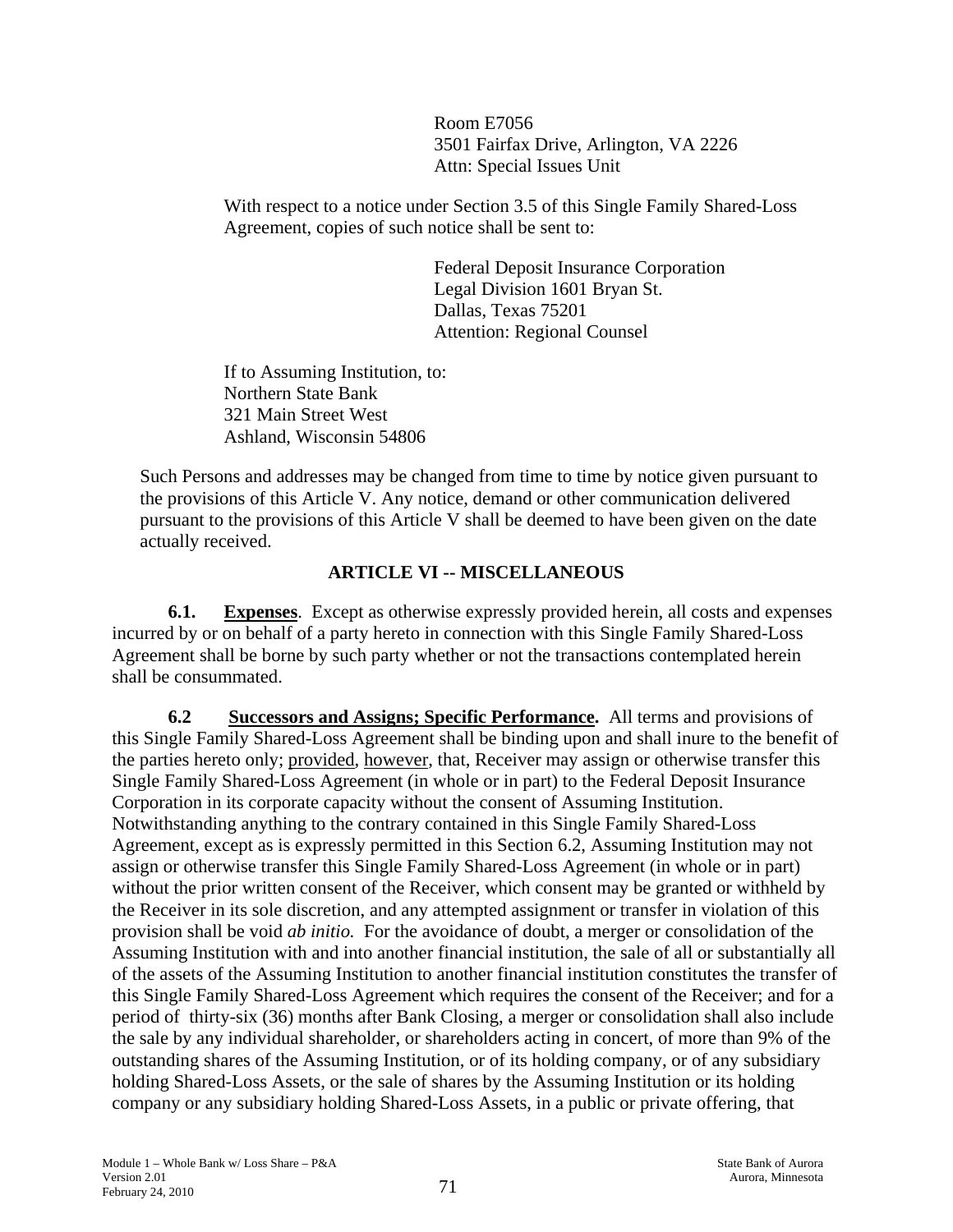Room E7056
3501 Fairfax Drive, Arlington, VA 2226
Attn: Special Issues Unit

With respect to a notice under Section 3.5 of this Single Family Shared-Loss Agreement, copies of such notice shall be sent to:

Federal Deposit Insurance Corporation
Legal Division 1601 Bryan St.
Dallas, Texas 75201
Attention: Regional Counsel

If to Assuming Institution, to:
Northern State Bank
321 Main Street West
Ashland, Wisconsin 54806

Such Persons and addresses may be changed from time to time by notice given pursuant to the provisions of this Article V. Any notice, demand or other communication delivered pursuant to the provisions of this Article V shall be deemed to have been given on the date actually received.

## ARTICLE VI -- MISCELLANEOUS

**6.1. Expenses**. Except as otherwise expressly provided herein, all costs and expenses incurred by or on behalf of a party hereto in connection with this Single Family Shared-Loss Agreement shall be borne by such party whether or not the transactions contemplated herein shall be consummated.

**6.2 Successors and Assigns; Specific Performance.** All terms and provisions of this Single Family Shared-Loss Agreement shall be binding upon and shall inure to the benefit of the parties hereto only; provided, however, that, Receiver may assign or otherwise transfer this Single Family Shared-Loss Agreement (in whole or in part) to the Federal Deposit Insurance Corporation in its corporate capacity without the consent of Assuming Institution. Notwithstanding anything to the contrary contained in this Single Family Shared-Loss Agreement, except as is expressly permitted in this Section 6.2, Assuming Institution may not assign or otherwise transfer this Single Family Shared-Loss Agreement (in whole or in part) without the prior written consent of the Receiver, which consent may be granted or withheld by the Receiver in its sole discretion, and any attempted assignment or transfer in violation of this provision shall be void *ab initio.* For the avoidance of doubt, a merger or consolidation of the Assuming Institution with and into another financial institution, the sale of all or substantially all of the assets of the Assuming Institution to another financial institution constitutes the transfer of this Single Family Shared-Loss Agreement which requires the consent of the Receiver; and for a period of thirty-six (36) months after Bank Closing, a merger or consolidation shall also include the sale by any individual shareholder, or shareholders acting in concert, of more than 9% of the outstanding shares of the Assuming Institution, or of its holding company, or of any subsidiary holding Shared-Loss Assets, or the sale of shares by the Assuming Institution or its holding company or any subsidiary holding Shared-Loss Assets, in a public or private offering, that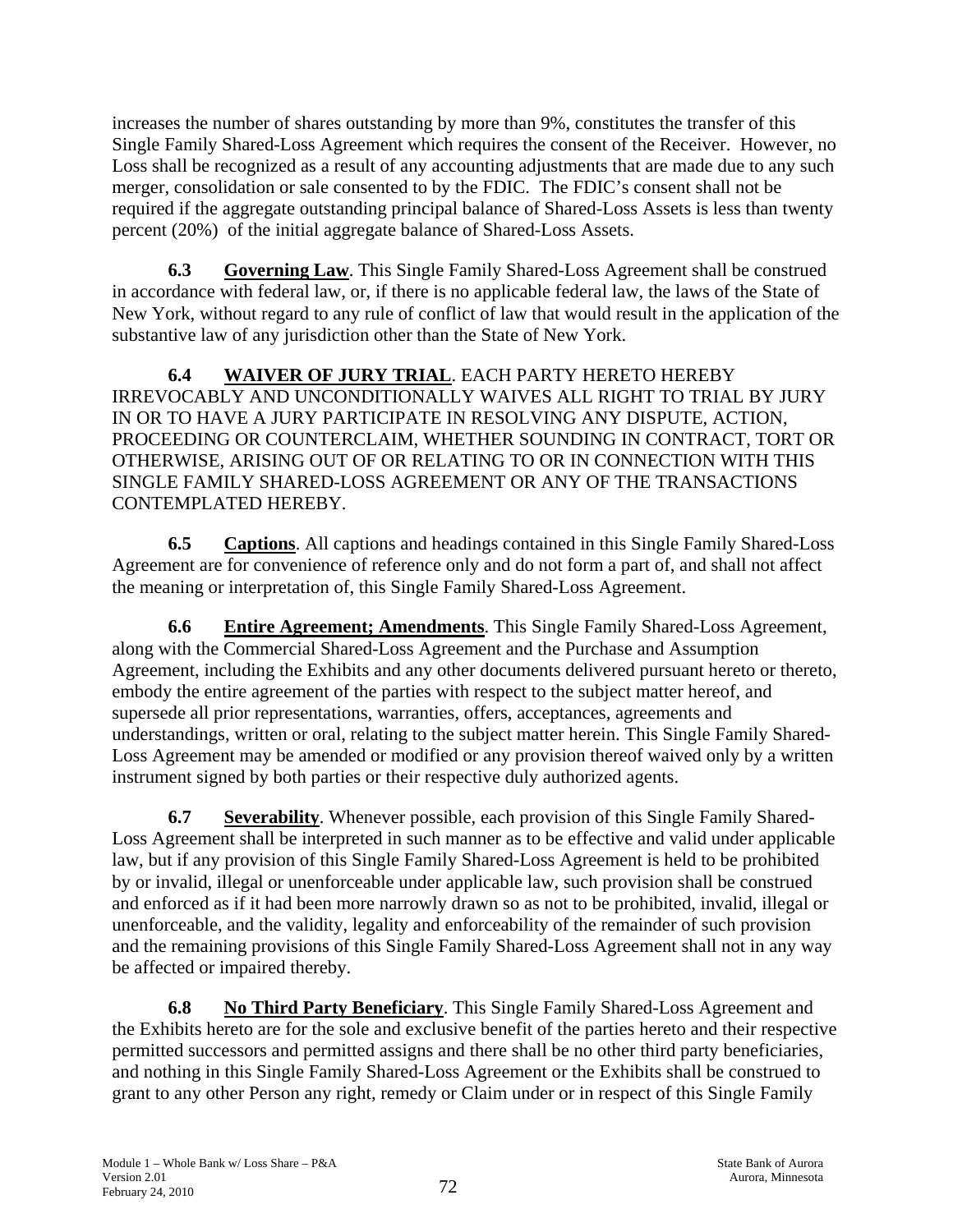increases the number of shares outstanding by more than 9%, constitutes the transfer of this Single Family Shared-Loss Agreement which requires the consent of the Receiver. However, no Loss shall be recognized as a result of any accounting adjustments that are made due to any such merger, consolidation or sale consented to by the FDIC. The FDIC's consent shall not be required if the aggregate outstanding principal balance of Shared-Loss Assets is less than twenty percent (20%) of the initial aggregate balance of Shared-Loss Assets.

**6.3 Governing Law**. This Single Family Shared-Loss Agreement shall be construed in accordance with federal law, or, if there is no applicable federal law, the laws of the State of New York, without regard to any rule of conflict of law that would result in the application of the substantive law of any jurisdiction other than the State of New York.

**6.4 WAIVER OF JURY TRIAL**. EACH PARTY HERETO HEREBY IRREVOCABLY AND UNCONDITIONALLY WAIVES ALL RIGHT TO TRIAL BY JURY IN OR TO HAVE A JURY PARTICIPATE IN RESOLVING ANY DISPUTE, ACTION, PROCEEDING OR COUNTERCLAIM, WHETHER SOUNDING IN CONTRACT, TORT OR OTHERWISE, ARISING OUT OF OR RELATING TO OR IN CONNECTION WITH THIS SINGLE FAMILY SHARED-LOSS AGREEMENT OR ANY OF THE TRANSACTIONS CONTEMPLATED HEREBY.

**6.5 Captions**. All captions and headings contained in this Single Family Shared-Loss Agreement are for convenience of reference only and do not form a part of, and shall not affect the meaning or interpretation of, this Single Family Shared-Loss Agreement.

**6.6 Entire Agreement; Amendments**. This Single Family Shared-Loss Agreement, along with the Commercial Shared-Loss Agreement and the Purchase and Assumption Agreement, including the Exhibits and any other documents delivered pursuant hereto or thereto, embody the entire agreement of the parties with respect to the subject matter hereof, and supersede all prior representations, warranties, offers, acceptances, agreements and understandings, written or oral, relating to the subject matter herein. This Single Family Shared-Loss Agreement may be amended or modified or any provision thereof waived only by a written instrument signed by both parties or their respective duly authorized agents.

**6.7 Severability**. Whenever possible, each provision of this Single Family Shared-Loss Agreement shall be interpreted in such manner as to be effective and valid under applicable law, but if any provision of this Single Family Shared-Loss Agreement is held to be prohibited by or invalid, illegal or unenforceable under applicable law, such provision shall be construed and enforced as if it had been more narrowly drawn so as not to be prohibited, invalid, illegal or unenforceable, and the validity, legality and enforceability of the remainder of such provision and the remaining provisions of this Single Family Shared-Loss Agreement shall not in any way be affected or impaired thereby.

**6.8 No Third Party Beneficiary**. This Single Family Shared-Loss Agreement and the Exhibits hereto are for the sole and exclusive benefit of the parties hereto and their respective permitted successors and permitted assigns and there shall be no other third party beneficiaries, and nothing in this Single Family Shared-Loss Agreement or the Exhibits shall be construed to grant to any other Person any right, remedy or Claim under or in respect of this Single Family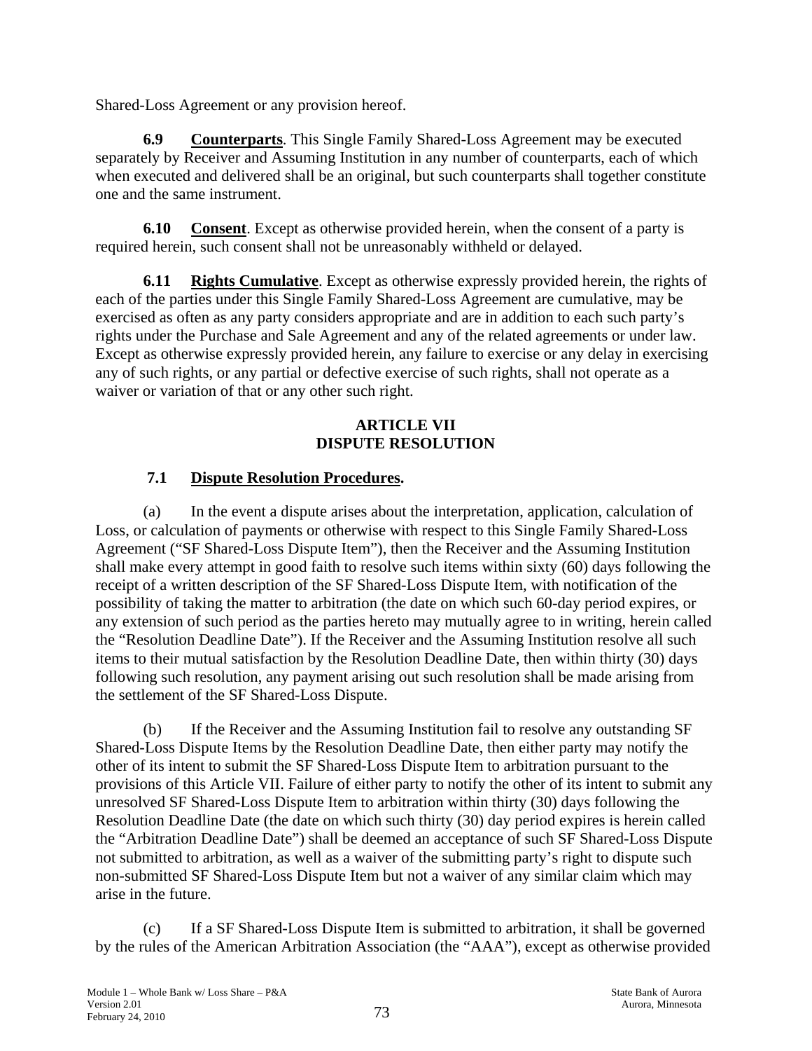Shared-Loss Agreement or any provision hereof.

**6.9 Counterparts**. This Single Family Shared-Loss Agreement may be executed separately by Receiver and Assuming Institution in any number of counterparts, each of which when executed and delivered shall be an original, but such counterparts shall together constitute one and the same instrument.

**6.10 Consent**. Except as otherwise provided herein, when the consent of a party is required herein, such consent shall not be unreasonably withheld or delayed.

**6.11 Rights Cumulative**. Except as otherwise expressly provided herein, the rights of each of the parties under this Single Family Shared-Loss Agreement are cumulative, may be exercised as often as any party considers appropriate and are in addition to each such party's rights under the Purchase and Sale Agreement and any of the related agreements or under law. Except as otherwise expressly provided herein, any failure to exercise or any delay in exercising any of such rights, or any partial or defective exercise of such rights, shall not operate as a waiver or variation of that or any other such right.

## ARTICLE VII DISPUTE RESOLUTION

**7.1 Dispute Resolution Procedures.**

(a) In the event a dispute arises about the interpretation, application, calculation of Loss, or calculation of payments or otherwise with respect to this Single Family Shared-Loss Agreement ("SF Shared-Loss Dispute Item"), then the Receiver and the Assuming Institution shall make every attempt in good faith to resolve such items within sixty (60) days following the receipt of a written description of the SF Shared-Loss Dispute Item, with notification of the possibility of taking the matter to arbitration (the date on which such 60-day period expires, or any extension of such period as the parties hereto may mutually agree to in writing, herein called the "Resolution Deadline Date"). If the Receiver and the Assuming Institution resolve all such items to their mutual satisfaction by the Resolution Deadline Date, then within thirty (30) days following such resolution, any payment arising out such resolution shall be made arising from the settlement of the SF Shared-Loss Dispute.

(b) If the Receiver and the Assuming Institution fail to resolve any outstanding SF Shared-Loss Dispute Items by the Resolution Deadline Date, then either party may notify the other of its intent to submit the SF Shared-Loss Dispute Item to arbitration pursuant to the provisions of this Article VII. Failure of either party to notify the other of its intent to submit any unresolved SF Shared-Loss Dispute Item to arbitration within thirty (30) days following the Resolution Deadline Date (the date on which such thirty (30) day period expires is herein called the "Arbitration Deadline Date") shall be deemed an acceptance of such SF Shared-Loss Dispute not submitted to arbitration, as well as a waiver of the submitting party's right to dispute such non-submitted SF Shared-Loss Dispute Item but not a waiver of any similar claim which may arise in the future.

(c) If a SF Shared-Loss Dispute Item is submitted to arbitration, it shall be governed by the rules of the American Arbitration Association (the "AAA"), except as otherwise provided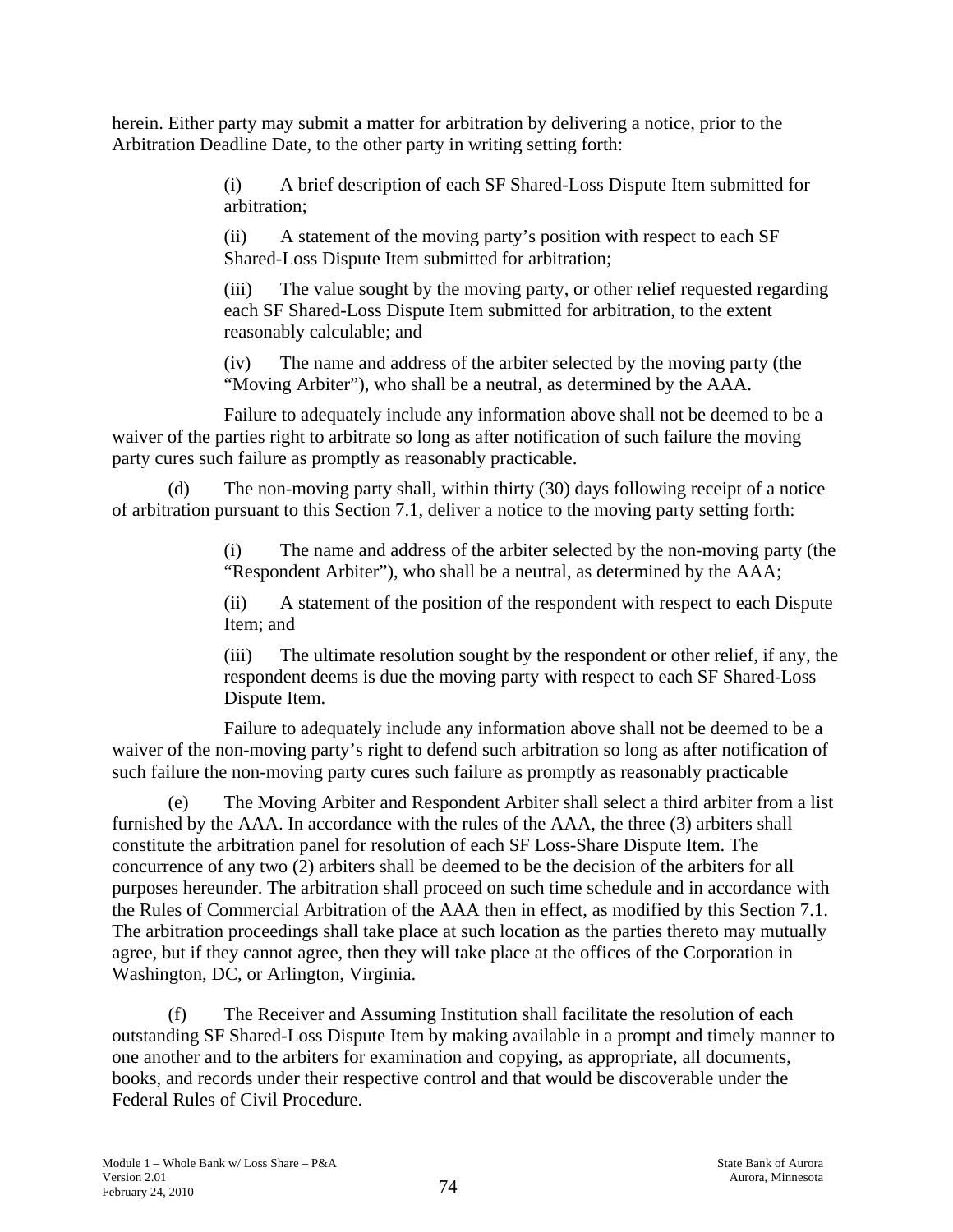herein. Either party may submit a matter for arbitration by delivering a notice, prior to the Arbitration Deadline Date, to the other party in writing setting forth:

> (i) A brief description of each SF Shared-Loss Dispute Item submitted for arbitration;
>
> (ii) A statement of the moving party's position with respect to each SF Shared-Loss Dispute Item submitted for arbitration;
>
> (iii) The value sought by the moving party, or other relief requested regarding each SF Shared-Loss Dispute Item submitted for arbitration, to the extent reasonably calculable; and
>
> (iv) The name and address of the arbiter selected by the moving party (the "Moving Arbiter"), who shall be a neutral, as determined by the AAA.

Failure to adequately include any information above shall not be deemed to be a waiver of the parties right to arbitrate so long as after notification of such failure the moving party cures such failure as promptly as reasonably practicable.

(d) The non-moving party shall, within thirty (30) days following receipt of a notice of arbitration pursuant to this Section 7.1, deliver a notice to the moving party setting forth:

> (i) The name and address of the arbiter selected by the non-moving party (the "Respondent Arbiter"), who shall be a neutral, as determined by the AAA;
>
> (ii) A statement of the position of the respondent with respect to each Dispute Item; and
>
> (iii) The ultimate resolution sought by the respondent or other relief, if any, the respondent deems is due the moving party with respect to each SF Shared-Loss Dispute Item.

Failure to adequately include any information above shall not be deemed to be a waiver of the non-moving party's right to defend such arbitration so long as after notification of such failure the non-moving party cures such failure as promptly as reasonably practicable

(e) The Moving Arbiter and Respondent Arbiter shall select a third arbiter from a list furnished by the AAA. In accordance with the rules of the AAA, the three (3) arbiters shall constitute the arbitration panel for resolution of each SF Loss-Share Dispute Item. The concurrence of any two (2) arbiters shall be deemed to be the decision of the arbiters for all purposes hereunder. The arbitration shall proceed on such time schedule and in accordance with the Rules of Commercial Arbitration of the AAA then in effect, as modified by this Section 7.1. The arbitration proceedings shall take place at such location as the parties thereto may mutually agree, but if they cannot agree, then they will take place at the offices of the Corporation in Washington, DC, or Arlington, Virginia.

(f) The Receiver and Assuming Institution shall facilitate the resolution of each outstanding SF Shared-Loss Dispute Item by making available in a prompt and timely manner to one another and to the arbiters for examination and copying, as appropriate, all documents, books, and records under their respective control and that would be discoverable under the Federal Rules of Civil Procedure.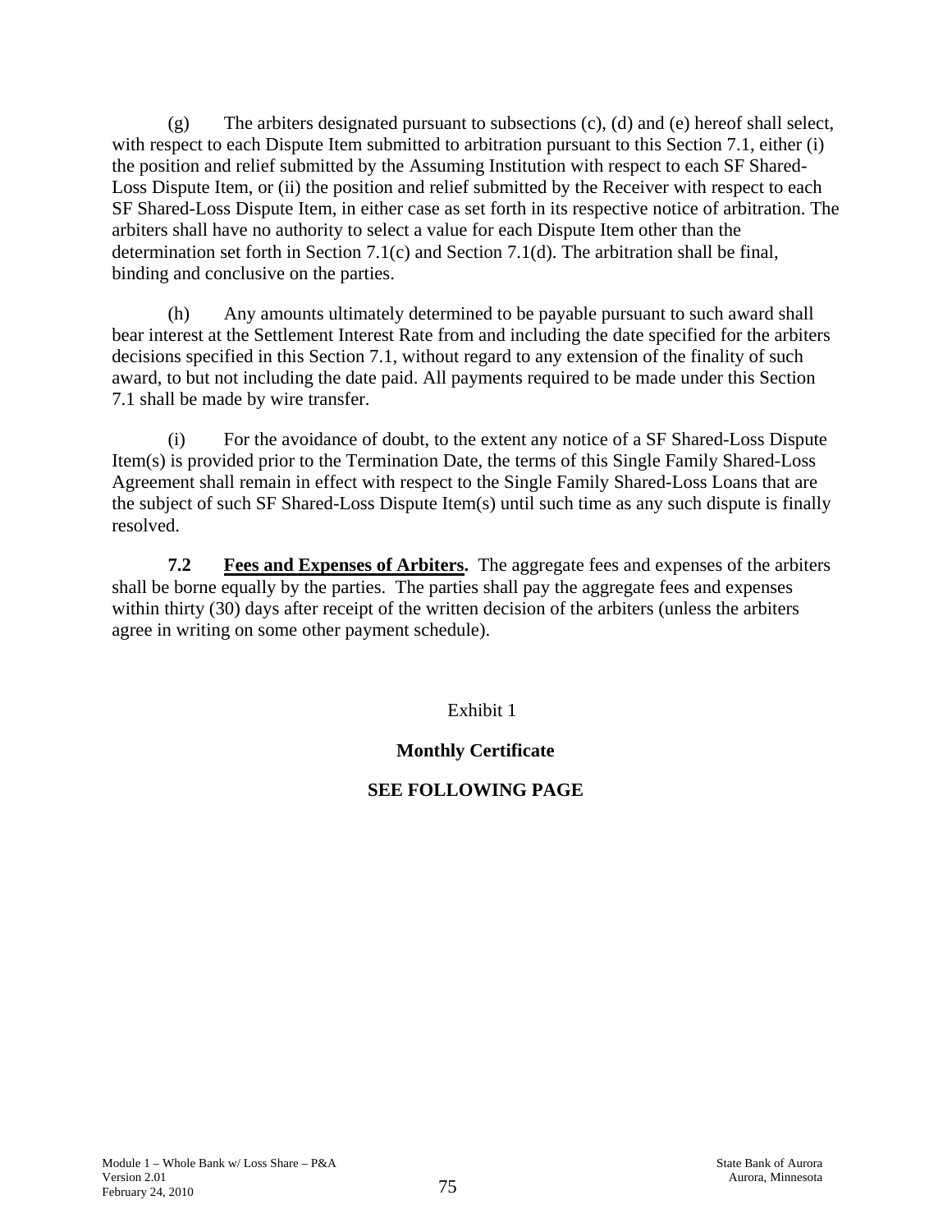(g) The arbiters designated pursuant to subsections (c), (d) and (e) hereof shall select, with respect to each Dispute Item submitted to arbitration pursuant to this Section 7.1, either (i) the position and relief submitted by the Assuming Institution with respect to each SF Shared-Loss Dispute Item, or (ii) the position and relief submitted by the Receiver with respect to each SF Shared-Loss Dispute Item, in either case as set forth in its respective notice of arbitration. The arbiters shall have no authority to select a value for each Dispute Item other than the determination set forth in Section 7.1(c) and Section 7.1(d). The arbitration shall be final, binding and conclusive on the parties.

(h) Any amounts ultimately determined to be payable pursuant to such award shall bear interest at the Settlement Interest Rate from and including the date specified for the arbiters decisions specified in this Section 7.1, without regard to any extension of the finality of such award, to but not including the date paid. All payments required to be made under this Section 7.1 shall be made by wire transfer.

(i) For the avoidance of doubt, to the extent any notice of a SF Shared-Loss Dispute Item(s) is provided prior to the Termination Date, the terms of this Single Family Shared-Loss Agreement shall remain in effect with respect to the Single Family Shared-Loss Loans that are the subject of such SF Shared-Loss Dispute Item(s) until such time as any such dispute is finally resolved.

**7.2 Fees and Expenses of Arbiters.** The aggregate fees and expenses of the arbiters shall be borne equally by the parties. The parties shall pay the aggregate fees and expenses within thirty (30) days after receipt of the written decision of the arbiters (unless the arbiters agree in writing on some other payment schedule).

Exhibit 1

**Monthly Certificate**

**SEE FOLLOWING PAGE**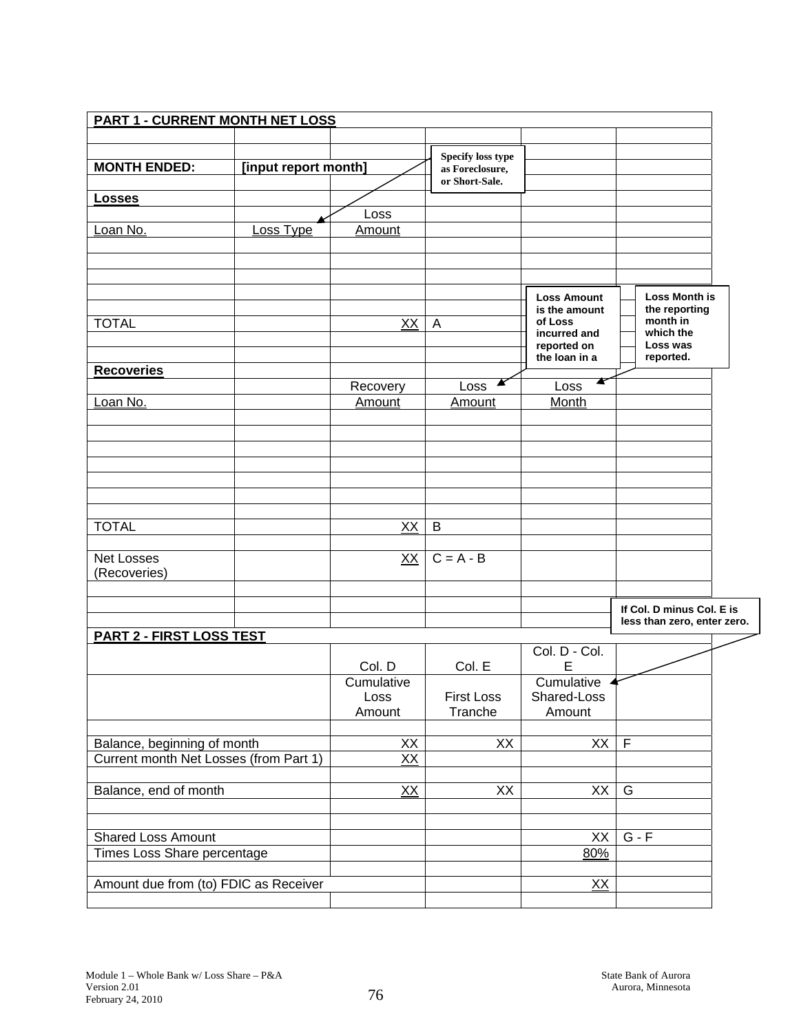**PART 1 - CURRENT MONTH NET LOSS**

**MONTH ENDED:** **[input report month]**

Specify loss type as Foreclosure, or Short-Sale.

**Losses**

| Loan No. | Loss Type | Loss Amount | |
|---|---|---|---|
| | | | |
| | | | |
| | | | |
| | | | |
| TOTAL | | XX | A |

Loss Amount is the amount of Loss incurred and reported on the loan in a

Loss Month is the reporting month in which the Loss was reported.

**Recoveries**

| Loan No. | | Recovery Amount | Loss Amount | Loss Month |
|---|---|---|---|---|
| | | | | |
| | | | | |
| | | | | |
| | | | | |
| | | | | |
| | | | | |
| | | | | |
| TOTAL | | XX | B | |
| | | | | |
| Net Losses (Recoveries) | | XX | C = A - B | |

If Col. D minus Col. E is less than zero, enter zero.

**PART 2 - FIRST LOSS TEST**

| | Col. D | Col. E | Col. D - Col. E | |
|---|---|---|---|---|
| | Cumulative Loss Amount | First Loss Tranche | Cumulative Shared-Loss Amount | |
| | | | | |
| Balance, beginning of month | XX | XX | XX | F |
| Current month Net Losses (from Part 1) | XX | | | |
| | | | | |
| Balance, end of month | XX | XX | XX | G |
| | | | | |
| | | | | |
| Shared Loss Amount | | | XX | G - F |
| Times Loss Share percentage | | | 80% | |
| | | | | |
| Amount due from (to) FDIC as Receiver | | | XX | |

Module 1 – Whole Bank w/ Loss Share – P&A
Version 2.01
February 24, 2010

State Bank of Aurora
Aurora, Minnesota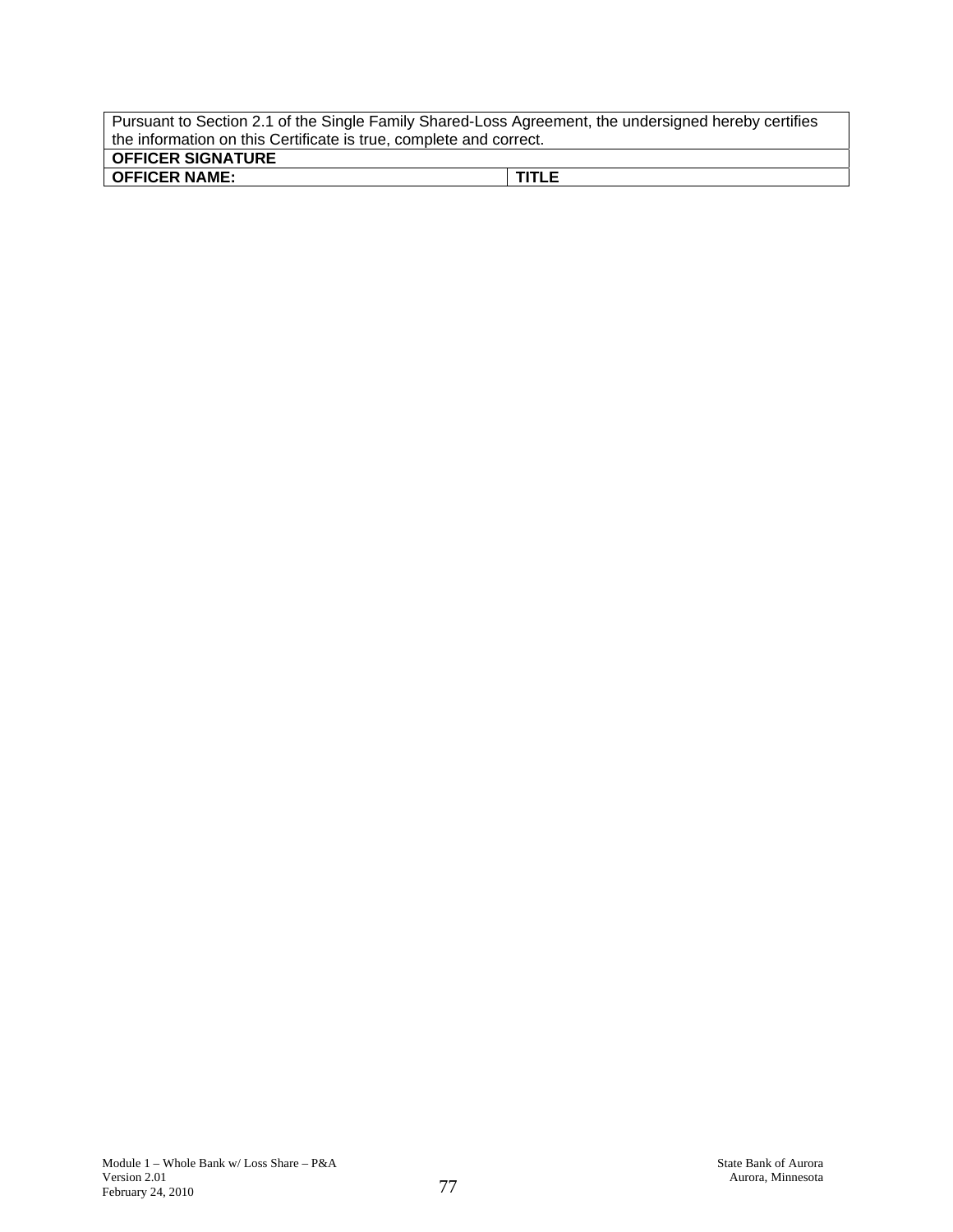| Pursuant to Section 2.1 of the Single Family Shared-Loss Agreement, the undersigned hereby certifies the information on this Certificate is true, complete and correct. | |
|---|---|
| **OFFICER SIGNATURE** | |
| **OFFICER NAME:** | **TITLE** |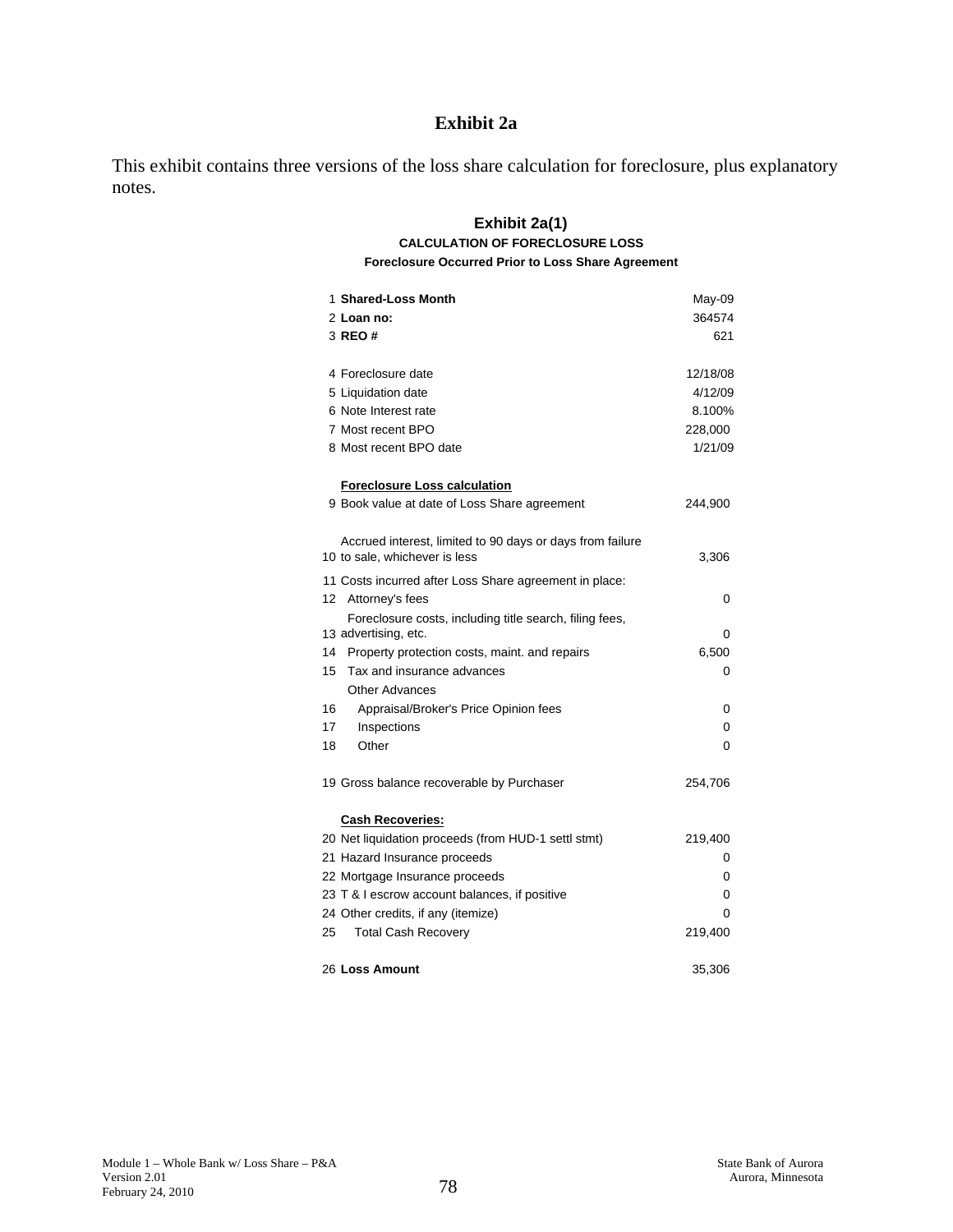# Exhibit 2a

This exhibit contains three versions of the loss share calculation for foreclosure, plus explanatory notes.

## Exhibit 2a(1)

### CALCULATION OF FORECLOSURE LOSS

**Foreclosure Occurred Prior to Loss Share Agreement**

| # | Item | Value |
|---|---|---|
| 1 | **Shared-Loss Month** | May-09 |
| 2 | **Loan no:** | 364574 |
| 3 | **REO #** | 621 |
| | | |
| 4 | Foreclosure date | 12/18/08 |
| 5 | Liquidation date | 4/12/09 |
| 6 | Note Interest rate | 8.100% |
| 7 | Most recent BPO | 228,000 |
| 8 | Most recent BPO date | 1/21/09 |
| | | |
| | **Foreclosure Loss calculation** | |
| 9 | Book value at date of Loss Share agreement | 244,900 |
| | | |
| 10 | Accrued interest, limited to 90 days or days from failure to sale, whichever is less | 3,306 |
| 11 | Costs incurred after Loss Share agreement in place: | |
| 12 | Attorney's fees | 0 |
| 13 | Foreclosure costs, including title search, filing fees, advertising, etc. | 0 |
| 14 | Property protection costs, maint. and repairs | 6,500 |
| 15 | Tax and insurance advances | 0 |
| | Other Advances | |
| 16 | Appraisal/Broker's Price Opinion fees | 0 |
| 17 | Inspections | 0 |
| 18 | Other | 0 |
| | | |
| 19 | Gross balance recoverable by Purchaser | 254,706 |
| | | |
| | **Cash Recoveries:** | |
| 20 | Net liquidation proceeds (from HUD-1 settl stmt) | 219,400 |
| 21 | Hazard Insurance proceeds | 0 |
| 22 | Mortgage Insurance proceeds | 0 |
| 23 | T & I escrow account balances, if positive | 0 |
| 24 | Other credits, if any (itemize) | 0 |
| 25 | Total Cash Recovery | 219,400 |
| | | |
| 26 | **Loss Amount** | 35,306 |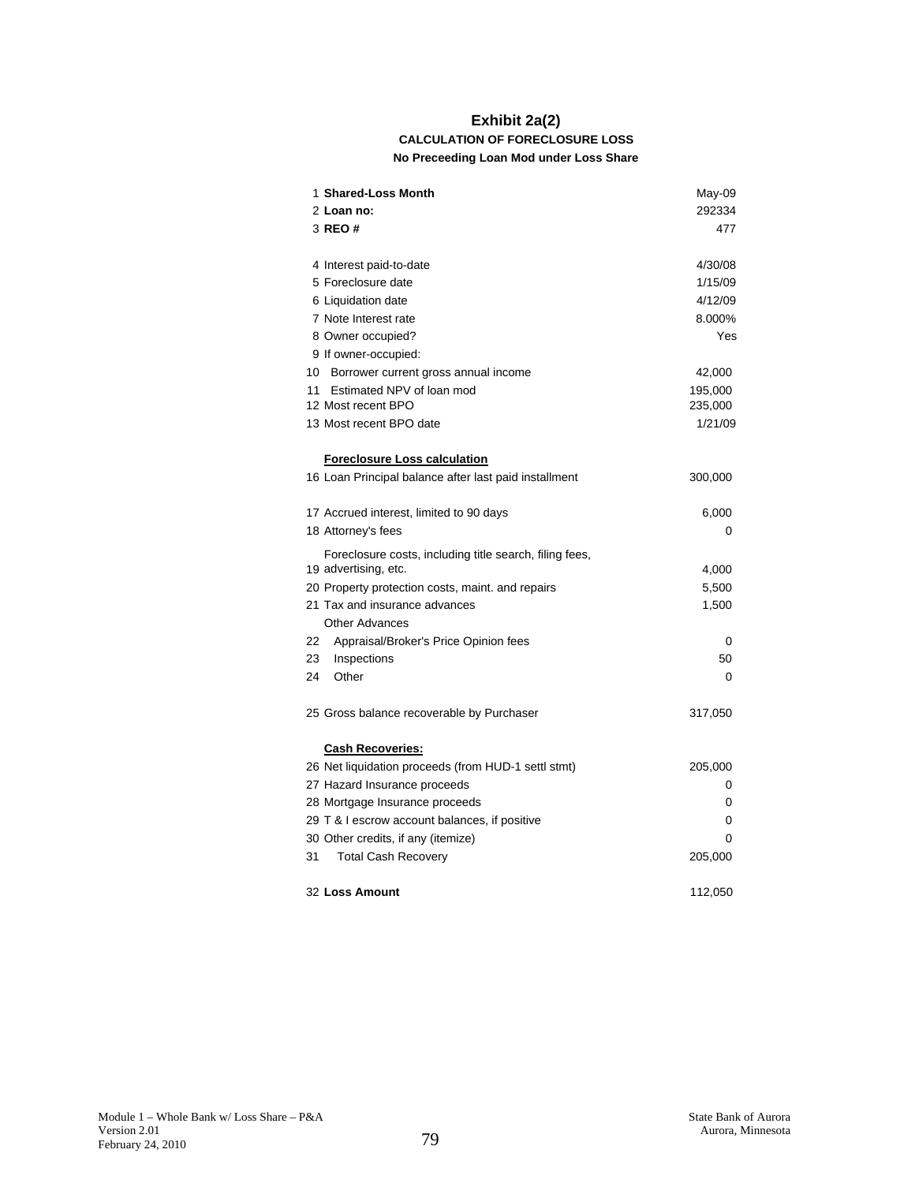# Exhibit 2a(2)

**CALCULATION OF FORECLOSURE LOSS**

**No Preceeding Loan Mod under Loss Share**

| # | Item | Value |
|---|---|---|
| 1 | **Shared-Loss Month** | May-09 |
| 2 | **Loan no:** | 292334 |
| 3 | **REO #** | 477 |
| | | |
| 4 | Interest paid-to-date | 4/30/08 |
| 5 | Foreclosure date | 1/15/09 |
| 6 | Liquidation date | 4/12/09 |
| 7 | Note Interest rate | 8.000% |
| 8 | Owner occupied? | Yes |
| 9 | If owner-occupied: | |
| 10 | Borrower current gross annual income | 42,000 |
| 11 | Estimated NPV of loan mod | 195,000 |
| 12 | Most recent BPO | 235,000 |
| 13 | Most recent BPO date | 1/21/09 |
| | | |
| | **Foreclosure Loss calculation** | |
| 16 | Loan Principal balance after last paid installment | 300,000 |
| | | |
| 17 | Accrued interest, limited to 90 days | 6,000 |
| 18 | Attorney's fees | 0 |
| 19 | Foreclosure costs, including title search, filing fees, advertising, etc. | 4,000 |
| 20 | Property protection costs, maint. and repairs | 5,500 |
| 21 | Tax and insurance advances | 1,500 |
| | Other Advances | |
| 22 | Appraisal/Broker's Price Opinion fees | 0 |
| 23 | Inspections | 50 |
| 24 | Other | 0 |
| | | |
| 25 | Gross balance recoverable by Purchaser | 317,050 |
| | | |
| | **Cash Recoveries:** | |
| 26 | Net liquidation proceeds (from HUD-1 settl stmt) | 205,000 |
| 27 | Hazard Insurance proceeds | 0 |
| 28 | Mortgage Insurance proceeds | 0 |
| 29 | T & I escrow account balances, if positive | 0 |
| 30 | Other credits, if any (itemize) | 0 |
| 31 | Total Cash Recovery | 205,000 |
| | | |
| 32 | **Loss Amount** | 112,050 |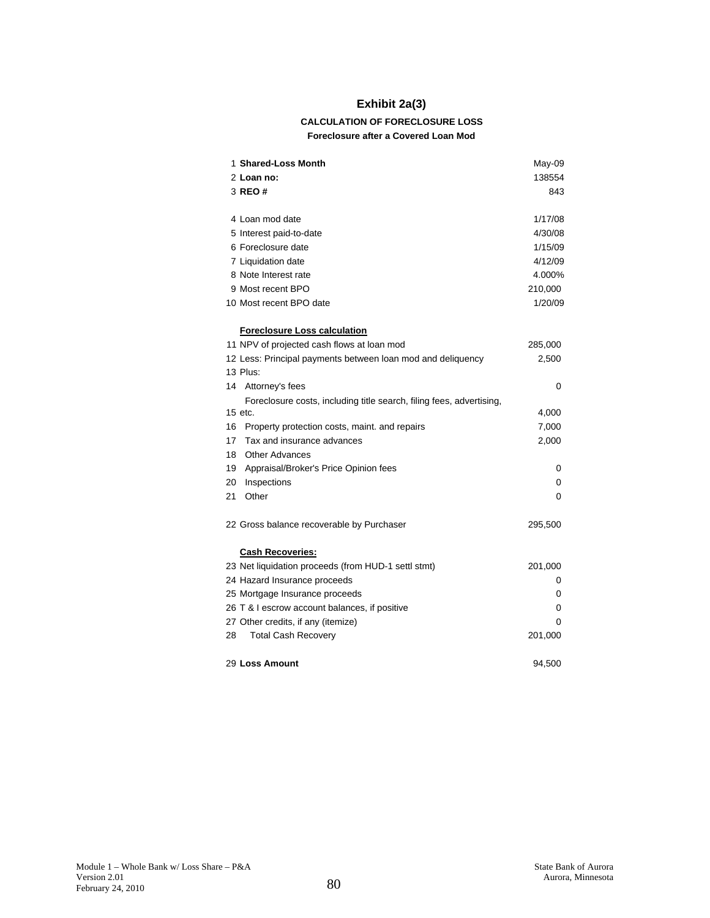# Exhibit 2a(3)

### CALCULATION OF FORECLOSURE LOSS

#### Foreclosure after a Covered Loan Mod

| | | |
|---|---|---|
| 1 | **Shared-Loss Month** | May-09 |
| 2 | **Loan no:** | 138554 |
| 3 | **REO #** | 843 |
| | | |
| 4 | Loan mod date | 1/17/08 |
| 5 | Interest paid-to-date | 4/30/08 |
| 6 | Foreclosure date | 1/15/09 |
| 7 | Liquidation date | 4/12/09 |
| 8 | Note Interest rate | 4.000% |
| 9 | Most recent BPO | 210,000 |
| 10 | Most recent BPO date | 1/20/09 |
| | | |
| | **Foreclosure Loss calculation** | |
| 11 | NPV of projected cash flows at loan mod | 285,000 |
| 12 | Less: Principal payments between loan mod and deliquency | 2,500 |
| 13 | Plus: | |
| 14 | Attorney's fees | 0 |
| 15 | Foreclosure costs, including title search, filing fees, advertising, etc. | 4,000 |
| 16 | Property protection costs, maint. and repairs | 7,000 |
| 17 | Tax and insurance advances | 2,000 |
| 18 | Other Advances | |
| 19 | Appraisal/Broker's Price Opinion fees | 0 |
| 20 | Inspections | 0 |
| 21 | Other | 0 |
| | | |
| 22 | Gross balance recoverable by Purchaser | 295,500 |
| | | |
| | **Cash Recoveries:** | |
| 23 | Net liquidation proceeds (from HUD-1 settl stmt) | 201,000 |
| 24 | Hazard Insurance proceeds | 0 |
| 25 | Mortgage Insurance proceeds | 0 |
| 26 | T & I escrow account balances, if positive | 0 |
| 27 | Other credits, if any (itemize) | 0 |
| 28 | Total Cash Recovery | 201,000 |
| | | |
| 29 | **Loss Amount** | 94,500 |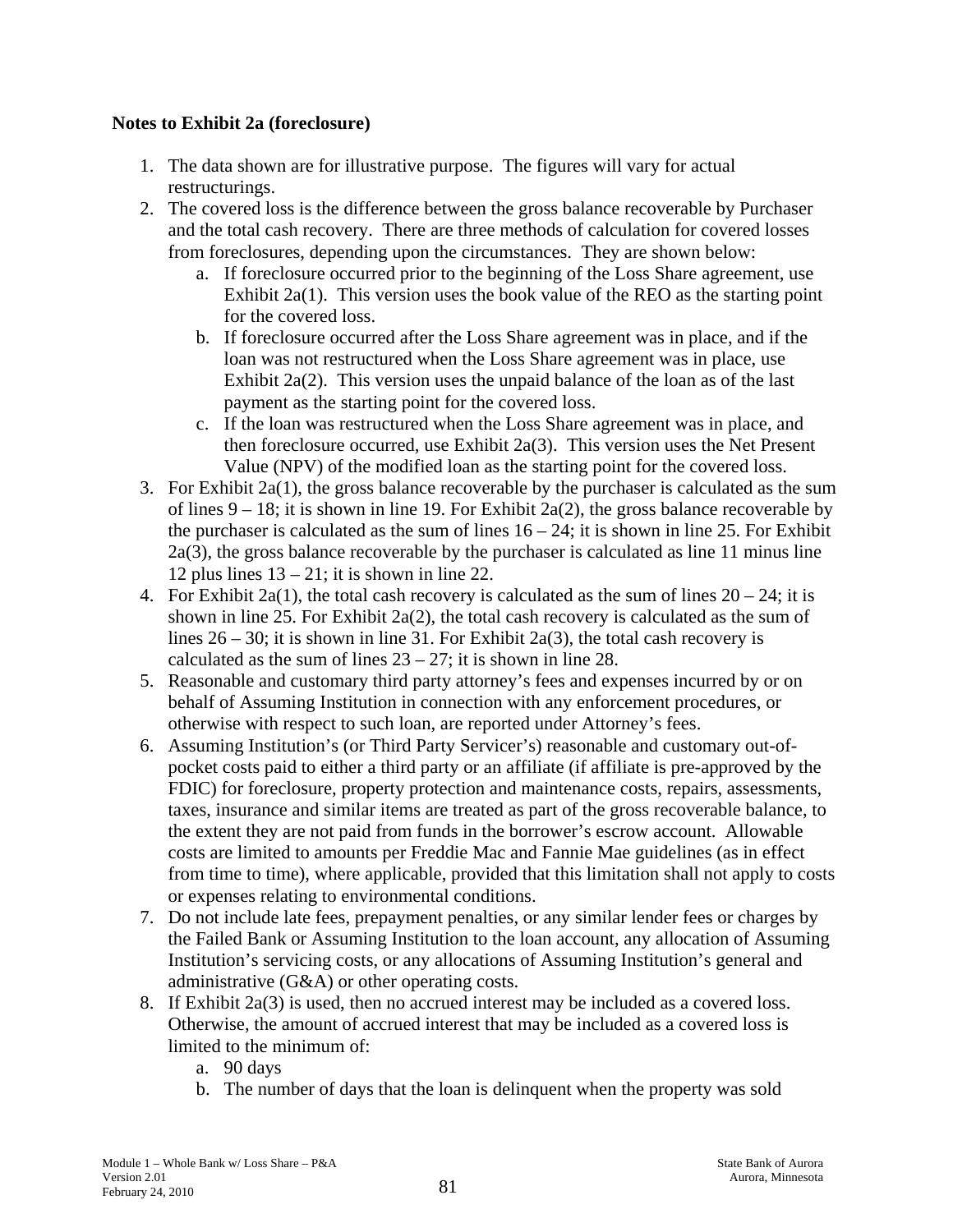**Notes to Exhibit 2a (foreclosure)**

1. The data shown are for illustrative purpose. The figures will vary for actual restructurings.
2. The covered loss is the difference between the gross balance recoverable by Purchaser and the total cash recovery. There are three methods of calculation for covered losses from foreclosures, depending upon the circumstances. They are shown below:
   a. If foreclosure occurred prior to the beginning of the Loss Share agreement, use Exhibit 2a(1). This version uses the book value of the REO as the starting point for the covered loss.
   b. If foreclosure occurred after the Loss Share agreement was in place, and if the loan was not restructured when the Loss Share agreement was in place, use Exhibit 2a(2). This version uses the unpaid balance of the loan as of the last payment as the starting point for the covered loss.
   c. If the loan was restructured when the Loss Share agreement was in place, and then foreclosure occurred, use Exhibit 2a(3). This version uses the Net Present Value (NPV) of the modified loan as the starting point for the covered loss.
3. For Exhibit 2a(1), the gross balance recoverable by the purchaser is calculated as the sum of lines 9 – 18; it is shown in line 19. For Exhibit 2a(2), the gross balance recoverable by the purchaser is calculated as the sum of lines 16 – 24; it is shown in line 25. For Exhibit 2a(3), the gross balance recoverable by the purchaser is calculated as line 11 minus line 12 plus lines 13 – 21; it is shown in line 22.
4. For Exhibit 2a(1), the total cash recovery is calculated as the sum of lines 20 – 24; it is shown in line 25. For Exhibit 2a(2), the total cash recovery is calculated as the sum of lines 26 – 30; it is shown in line 31. For Exhibit 2a(3), the total cash recovery is calculated as the sum of lines 23 – 27; it is shown in line 28.
5. Reasonable and customary third party attorney's fees and expenses incurred by or on behalf of Assuming Institution in connection with any enforcement procedures, or otherwise with respect to such loan, are reported under Attorney's fees.
6. Assuming Institution's (or Third Party Servicer's) reasonable and customary out-of-pocket costs paid to either a third party or an affiliate (if affiliate is pre-approved by the FDIC) for foreclosure, property protection and maintenance costs, repairs, assessments, taxes, insurance and similar items are treated as part of the gross recoverable balance, to the extent they are not paid from funds in the borrower's escrow account. Allowable costs are limited to amounts per Freddie Mac and Fannie Mae guidelines (as in effect from time to time), where applicable, provided that this limitation shall not apply to costs or expenses relating to environmental conditions.
7. Do not include late fees, prepayment penalties, or any similar lender fees or charges by the Failed Bank or Assuming Institution to the loan account, any allocation of Assuming Institution's servicing costs, or any allocations of Assuming Institution's general and administrative (G&A) or other operating costs.
8. If Exhibit 2a(3) is used, then no accrued interest may be included as a covered loss. Otherwise, the amount of accrued interest that may be included as a covered loss is limited to the minimum of:
   a. 90 days
   b. The number of days that the loan is delinquent when the property was sold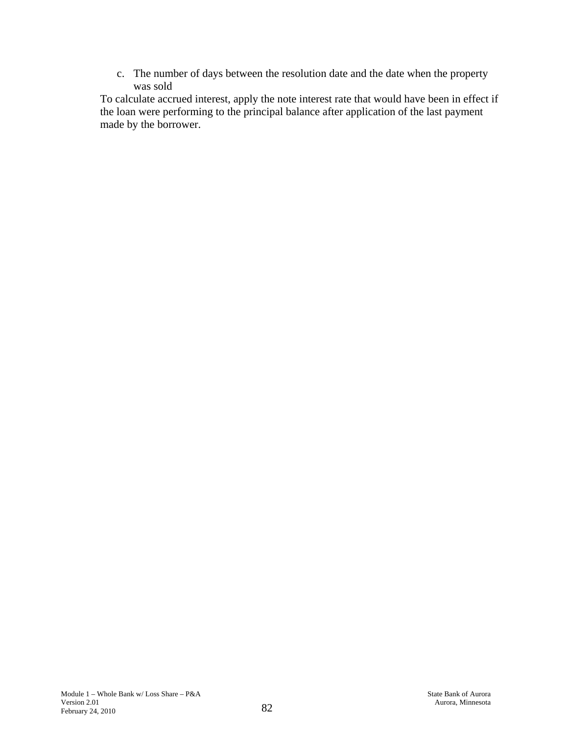c. The number of days between the resolution date and the date when the property was sold

To calculate accrued interest, apply the note interest rate that would have been in effect if the loan were performing to the principal balance after application of the last payment made by the borrower.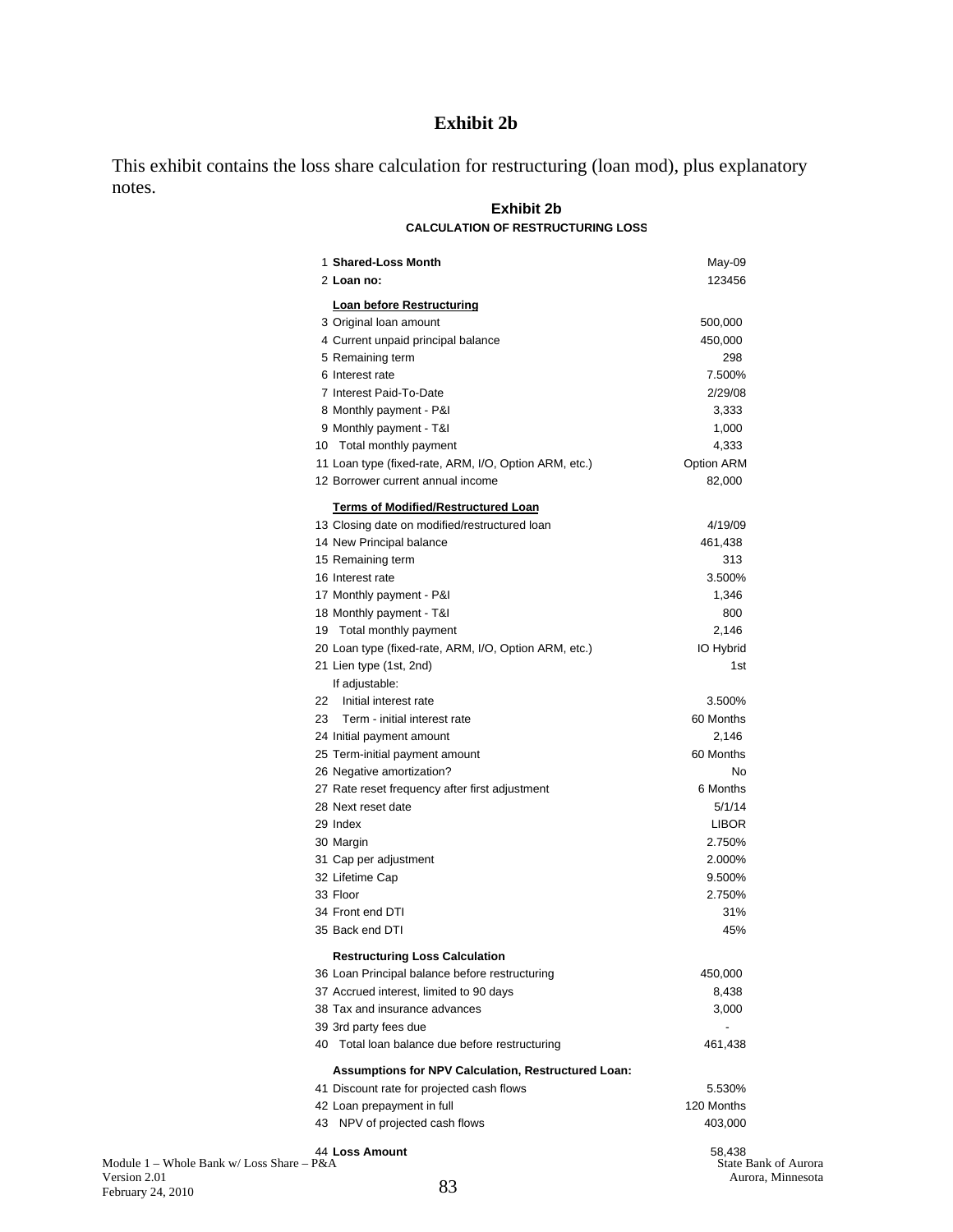# Exhibit 2b

This exhibit contains the loss share calculation for restructuring (loan mod), plus explanatory notes.

## Exhibit 2b

### CALCULATION OF RESTRUCTURING LOSS

| | | |
|---|---|---|
| 1 | **Shared-Loss Month** | May-09 |
| 2 | **Loan no:** | 123456 |
| | **Loan before Restructuring** | |
| 3 | Original loan amount | 500,000 |
| 4 | Current unpaid principal balance | 450,000 |
| 5 | Remaining term | 298 |
| 6 | Interest rate | 7.500% |
| 7 | Interest Paid-To-Date | 2/29/08 |
| 8 | Monthly payment - P&I | 3,333 |
| 9 | Monthly payment - T&I | 1,000 |
| 10 | Total monthly payment | 4,333 |
| 11 | Loan type (fixed-rate, ARM, I/O, Option ARM, etc.) | Option ARM |
| 12 | Borrower current annual income | 82,000 |
| | **Terms of Modified/Restructured Loan** | |
| 13 | Closing date on modified/restructured loan | 4/19/09 |
| 14 | New Principal balance | 461,438 |
| 15 | Remaining term | 313 |
| 16 | Interest rate | 3.500% |
| 17 | Monthly payment - P&I | 1,346 |
| 18 | Monthly payment - T&I | 800 |
| 19 | Total monthly payment | 2,146 |
| 20 | Loan type (fixed-rate, ARM, I/O, Option ARM, etc.) | IO Hybrid |
| 21 | Lien type (1st, 2nd) | 1st |
| | If adjustable: | |
| 22 | Initial interest rate | 3.500% |
| 23 | Term - initial interest rate | 60 Months |
| 24 | Initial payment amount | 2,146 |
| 25 | Term-initial payment amount | 60 Months |
| 26 | Negative amortization? | No |
| 27 | Rate reset frequency after first adjustment | 6 Months |
| 28 | Next reset date | 5/1/14 |
| 29 | Index | LIBOR |
| 30 | Margin | 2.750% |
| 31 | Cap per adjustment | 2.000% |
| 32 | Lifetime Cap | 9.500% |
| 33 | Floor | 2.750% |
| 34 | Front end DTI | 31% |
| 35 | Back end DTI | 45% |
| | **Restructuring Loss Calculation** | |
| 36 | Loan Principal balance before restructuring | 450,000 |
| 37 | Accrued interest, limited to 90 days | 8,438 |
| 38 | Tax and insurance advances | 3,000 |
| 39 | 3rd party fees due | - |
| 40 | Total loan balance due before restructuring | 461,438 |
| | **Assumptions for NPV Calculation, Restructured Loan:** | |
| 41 | Discount rate for projected cash flows | 5.530% |
| 42 | Loan prepayment in full | 120 Months |
| 43 | NPV of projected cash flows | 403,000 |
| 44 | **Loss Amount** | 58,438 |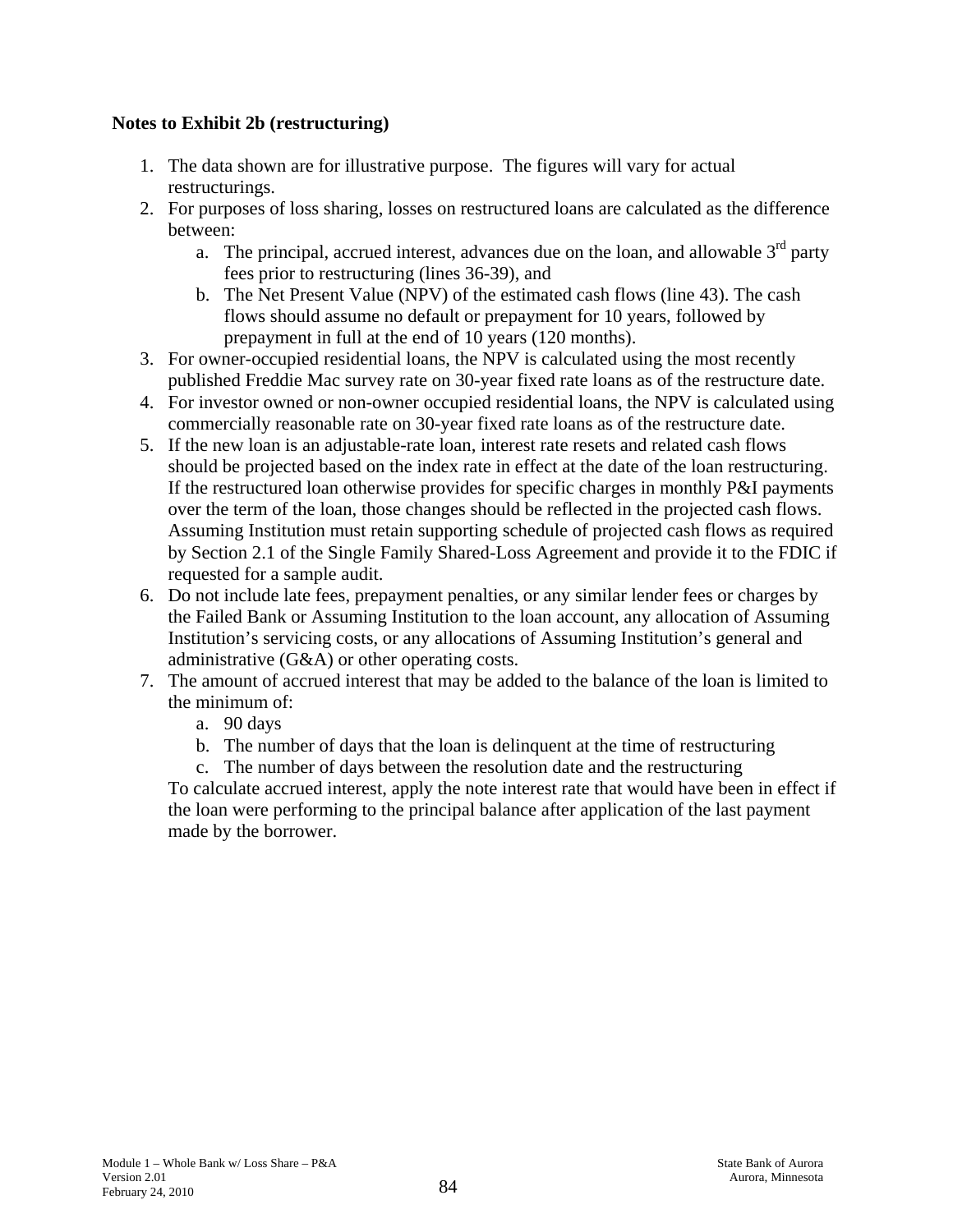**Notes to Exhibit 2b (restructuring)**

1. The data shown are for illustrative purpose. The figures will vary for actual restructurings.
2. For purposes of loss sharing, losses on restructured loans are calculated as the difference between:
   a. The principal, accrued interest, advances due on the loan, and allowable 3rd party fees prior to restructuring (lines 36-39), and
   b. The Net Present Value (NPV) of the estimated cash flows (line 43). The cash flows should assume no default or prepayment for 10 years, followed by prepayment in full at the end of 10 years (120 months).
3. For owner-occupied residential loans, the NPV is calculated using the most recently published Freddie Mac survey rate on 30-year fixed rate loans as of the restructure date.
4. For investor owned or non-owner occupied residential loans, the NPV is calculated using commercially reasonable rate on 30-year fixed rate loans as of the restructure date.
5. If the new loan is an adjustable-rate loan, interest rate resets and related cash flows should be projected based on the index rate in effect at the date of the loan restructuring. If the restructured loan otherwise provides for specific charges in monthly P&I payments over the term of the loan, those changes should be reflected in the projected cash flows. Assuming Institution must retain supporting schedule of projected cash flows as required by Section 2.1 of the Single Family Shared-Loss Agreement and provide it to the FDIC if requested for a sample audit.
6. Do not include late fees, prepayment penalties, or any similar lender fees or charges by the Failed Bank or Assuming Institution to the loan account, any allocation of Assuming Institution's servicing costs, or any allocations of Assuming Institution's general and administrative (G&A) or other operating costs.
7. The amount of accrued interest that may be added to the balance of the loan is limited to the minimum of:
   a. 90 days
   b. The number of days that the loan is delinquent at the time of restructuring
   c. The number of days between the resolution date and the restructuring

   To calculate accrued interest, apply the note interest rate that would have been in effect if the loan were performing to the principal balance after application of the last payment made by the borrower.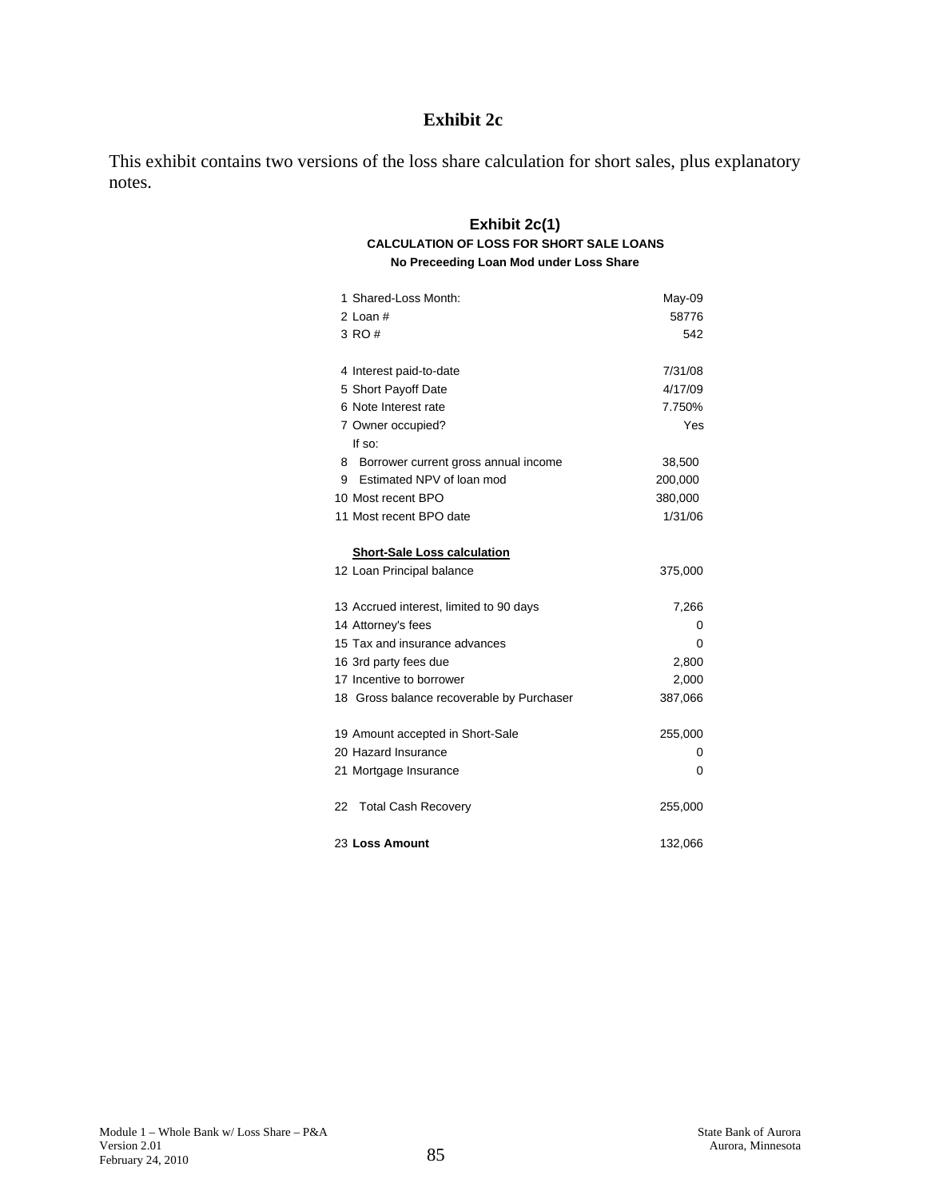# Exhibit 2c

This exhibit contains two versions of the loss share calculation for short sales, plus explanatory notes.

## Exhibit 2c(1)

**CALCULATION OF LOSS FOR SHORT SALE LOANS**

**No Preceeding Loan Mod under Loss Share**

| | |
|---|---|
| 1 Shared-Loss Month: | May-09 |
| 2 Loan # | 58776 |
| 3 RO # | 542 |
| | |
| 4 Interest paid-to-date | 7/31/08 |
| 5 Short Payoff Date | 4/17/09 |
| 6 Note Interest rate | 7.750% |
| 7 Owner occupied? | Yes |
| If so: | |
| 8 Borrower current gross annual income | 38,500 |
| 9 Estimated NPV of loan mod | 200,000 |
| 10 Most recent BPO | 380,000 |
| 11 Most recent BPO date | 1/31/06 |
| | |
| **Short-Sale Loss calculation** | |
| 12 Loan Principal balance | 375,000 |
| | |
| 13 Accrued interest, limited to 90 days | 7,266 |
| 14 Attorney's fees | 0 |
| 15 Tax and insurance advances | 0 |
| 16 3rd party fees due | 2,800 |
| 17 Incentive to borrower | 2,000 |
| 18 Gross balance recoverable by Purchaser | 387,066 |
| | |
| 19 Amount accepted in Short-Sale | 255,000 |
| 20 Hazard Insurance | 0 |
| 21 Mortgage Insurance | 0 |
| | |
| 22 Total Cash Recovery | 255,000 |
| | |
| 23 **Loss Amount** | 132,066 |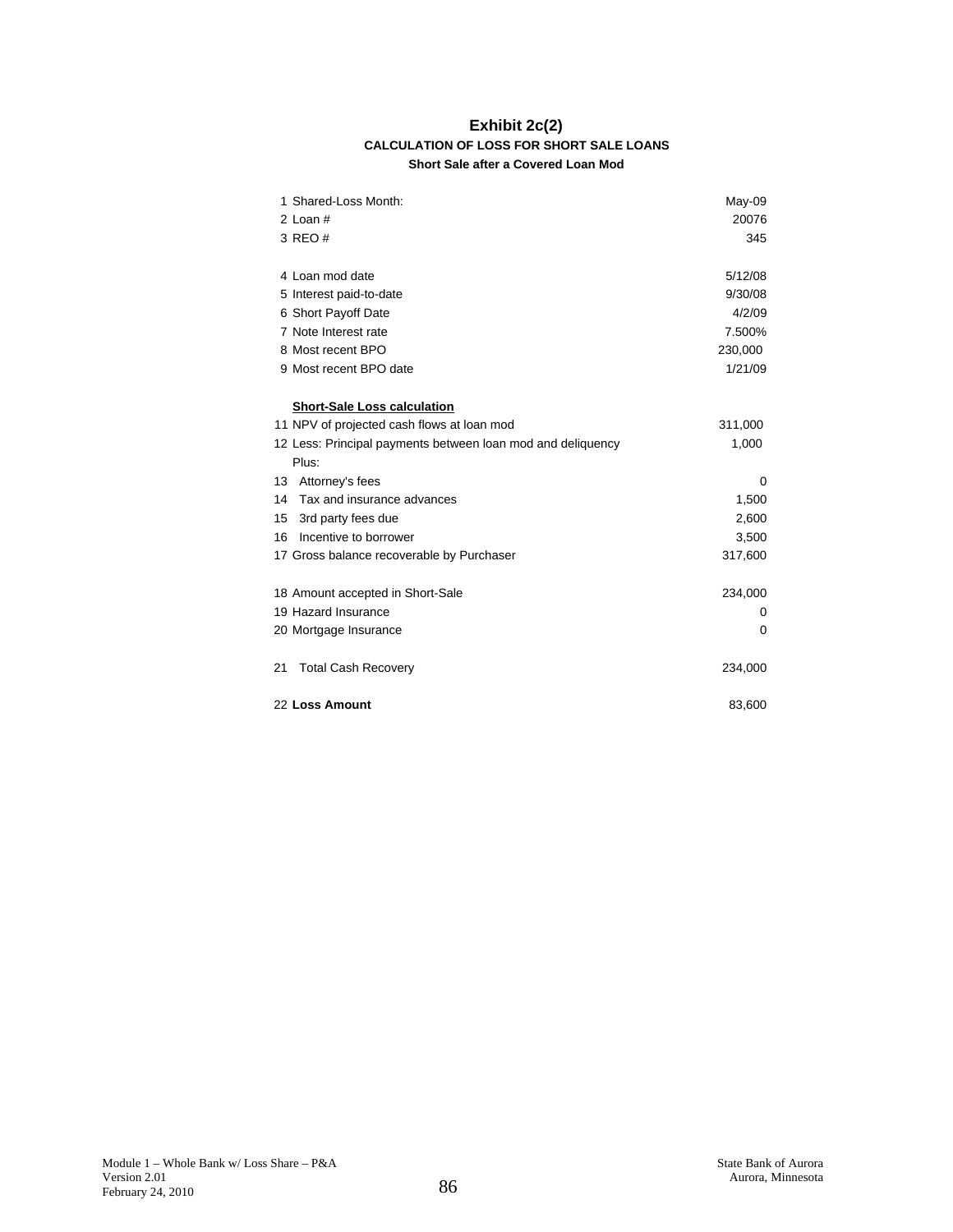# Exhibit 2c(2)

### CALCULATION OF LOSS FOR SHORT SALE LOANS

**Short Sale after a Covered Loan Mod**

| | |
|---|---|
| 1 Shared-Loss Month: | May-09 |
| 2 Loan # | 20076 |
| 3 REO # | 345 |
| | |
| 4 Loan mod date | 5/12/08 |
| 5 Interest paid-to-date | 9/30/08 |
| 6 Short Payoff Date | 4/2/09 |
| 7 Note Interest rate | 7.500% |
| 8 Most recent BPO | 230,000 |
| 9 Most recent BPO date | 1/21/09 |
| | |
| **Short-Sale Loss calculation** | |
| 11 NPV of projected cash flows at loan mod | 311,000 |
| 12 Less: Principal payments between loan mod and deliquency | 1,000 |
| Plus: | |
| 13 Attorney's fees | 0 |
| 14 Tax and insurance advances | 1,500 |
| 15 3rd party fees due | 2,600 |
| 16 Incentive to borrower | 3,500 |
| 17 Gross balance recoverable by Purchaser | 317,600 |
| | |
| 18 Amount accepted in Short-Sale | 234,000 |
| 19 Hazard Insurance | 0 |
| 20 Mortgage Insurance | 0 |
| | |
| 21 Total Cash Recovery | 234,000 |
| | |
| 22 **Loss Amount** | 83,600 |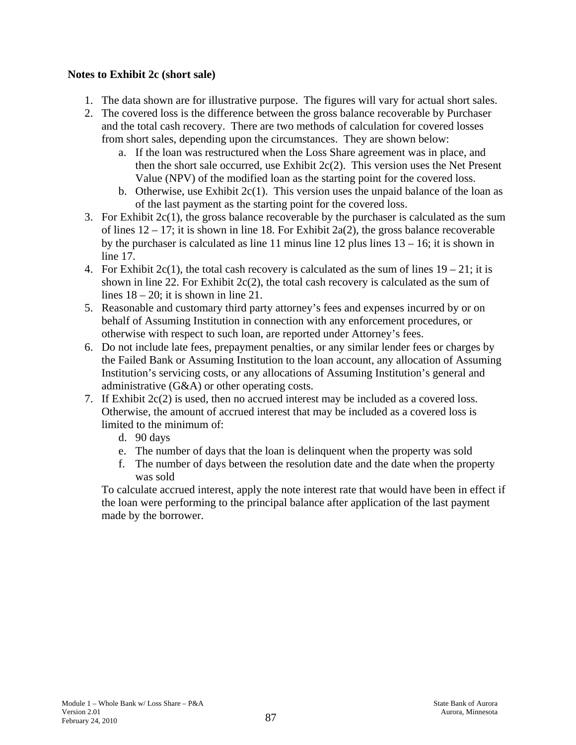**Notes to Exhibit 2c (short sale)**

1. The data shown are for illustrative purpose. The figures will vary for actual short sales.
2. The covered loss is the difference between the gross balance recoverable by Purchaser and the total cash recovery. There are two methods of calculation for covered losses from short sales, depending upon the circumstances. They are shown below:
   a. If the loan was restructured when the Loss Share agreement was in place, and then the short sale occurred, use Exhibit 2c(2). This version uses the Net Present Value (NPV) of the modified loan as the starting point for the covered loss.
   b. Otherwise, use Exhibit 2c(1). This version uses the unpaid balance of the loan as of the last payment as the starting point for the covered loss.
3. For Exhibit 2c(1), the gross balance recoverable by the purchaser is calculated as the sum of lines 12 – 17; it is shown in line 18. For Exhibit 2a(2), the gross balance recoverable by the purchaser is calculated as line 11 minus line 12 plus lines 13 – 16; it is shown in line 17.
4. For Exhibit 2c(1), the total cash recovery is calculated as the sum of lines 19 – 21; it is shown in line 22. For Exhibit 2c(2), the total cash recovery is calculated as the sum of lines 18 – 20; it is shown in line 21.
5. Reasonable and customary third party attorney's fees and expenses incurred by or on behalf of Assuming Institution in connection with any enforcement procedures, or otherwise with respect to such loan, are reported under Attorney's fees.
6. Do not include late fees, prepayment penalties, or any similar lender fees or charges by the Failed Bank or Assuming Institution to the loan account, any allocation of Assuming Institution's servicing costs, or any allocations of Assuming Institution's general and administrative (G&A) or other operating costs.
7. If Exhibit 2c(2) is used, then no accrued interest may be included as a covered loss. Otherwise, the amount of accrued interest that may be included as a covered loss is limited to the minimum of:
   d. 90 days
   e. The number of days that the loan is delinquent when the property was sold
   f. The number of days between the resolution date and the date when the property was sold

   To calculate accrued interest, apply the note interest rate that would have been in effect if the loan were performing to the principal balance after application of the last payment made by the borrower.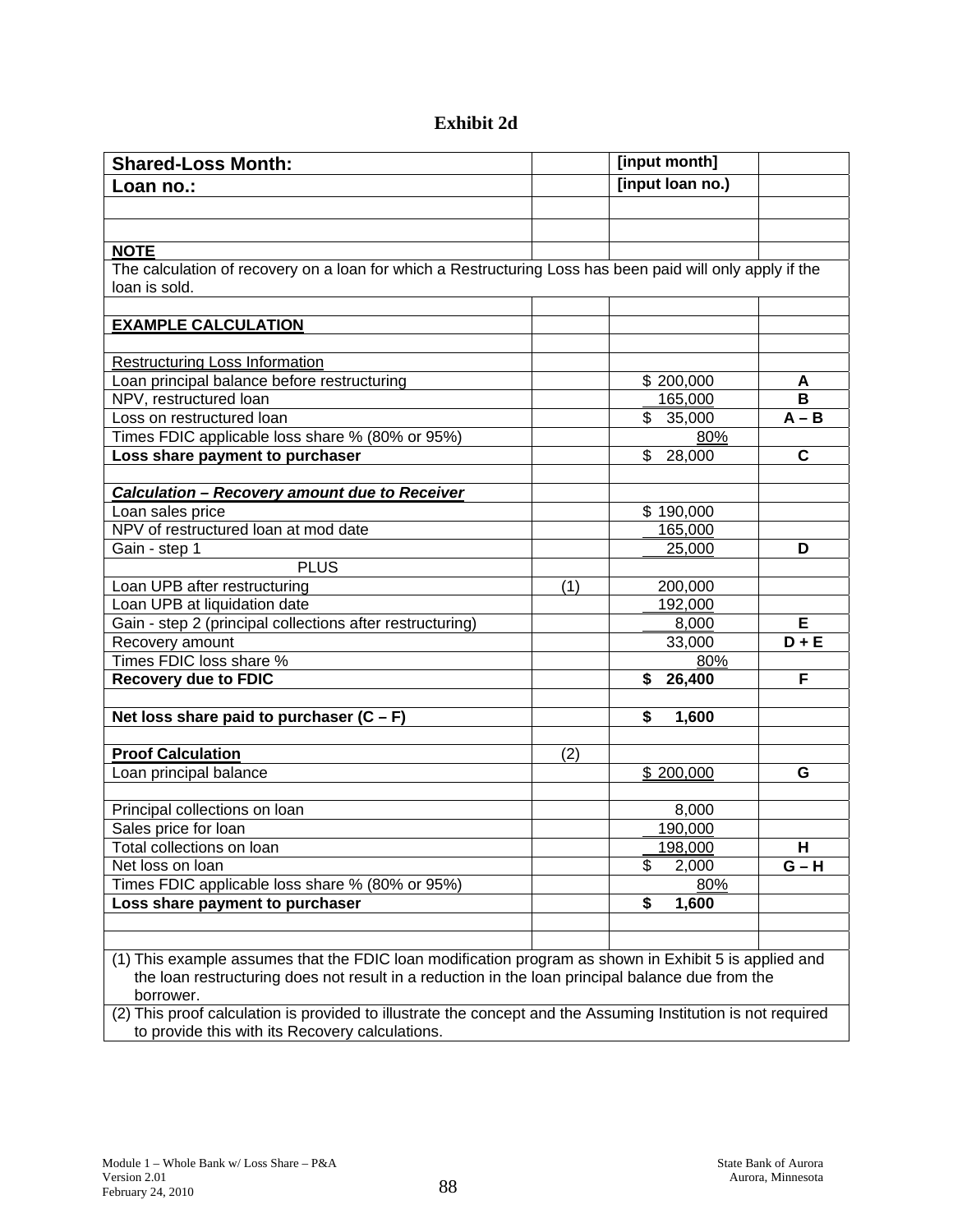# Exhibit 2d

| **Shared-Loss Month:** | | **[input month]** | |
|---|---|---|---|
| **Loan no.:** | | **[input loan no.)** | |
| | | | |
| | | | |
| **NOTE** | | | |
| The calculation of recovery on a loan for which a Restructuring Loss has been paid will only apply if the loan is sold. | | | |
| | | | |
| **EXAMPLE CALCULATION** | | | |
| | | | |
| Restructuring Loss Information | | | |
| Loan principal balance before restructuring | | $ 200,000 | **A** |
| NPV, restructured loan | | 165,000 | **B** |
| Loss on restructured loan | | $ 35,000 | **A – B** |
| Times FDIC applicable loss share % (80% or 95%) | | 80% | |
| **Loss share payment to purchaser** | | $ 28,000 | **C** |
| | | | |
| ***Calculation – Recovery amount due to Receiver*** | | | |
| Loan sales price | | $ 190,000 | |
| NPV of restructured loan at mod date | | 165,000 | |
| Gain - step 1 | | 25,000 | **D** |
| PLUS | | | |
| Loan UPB after restructuring | (1) | 200,000 | |
| Loan UPB at liquidation date | | 192,000 | |
| Gain - step 2 (principal collections after restructuring) | | 8,000 | **E** |
| Recovery amount | | 33,000 | **D + E** |
| Times FDIC loss share % | | 80% | |
| **Recovery due to FDIC** | | **$ 26,400** | **F** |
| | | | |
| **Net loss share paid to purchaser (C – F)** | | **$ 1,600** | |
| | | | |
| **Proof Calculation** | (2) | | |
| Loan principal balance | | $ 200,000 | **G** |
| | | | |
| Principal collections on loan | | 8,000 | |
| Sales price for loan | | 190,000 | |
| Total collections on loan | | 198,000 | **H** |
| Net loss on loan | | $ 2,000 | **G – H** |
| Times FDIC applicable loss share % (80% or 95%) | | 80% | |
| **Loss share payment to purchaser** | | **$ 1,600** | |
| | | | |
| | | | |
| (1) This example assumes that the FDIC loan modification program as shown in Exhibit 5 is applied and the loan restructuring does not result in a reduction in the loan principal balance due from the borrower. | | | |
| (2) This proof calculation is provided to illustrate the concept and the Assuming Institution is not required to provide this with its Recovery calculations. | | | |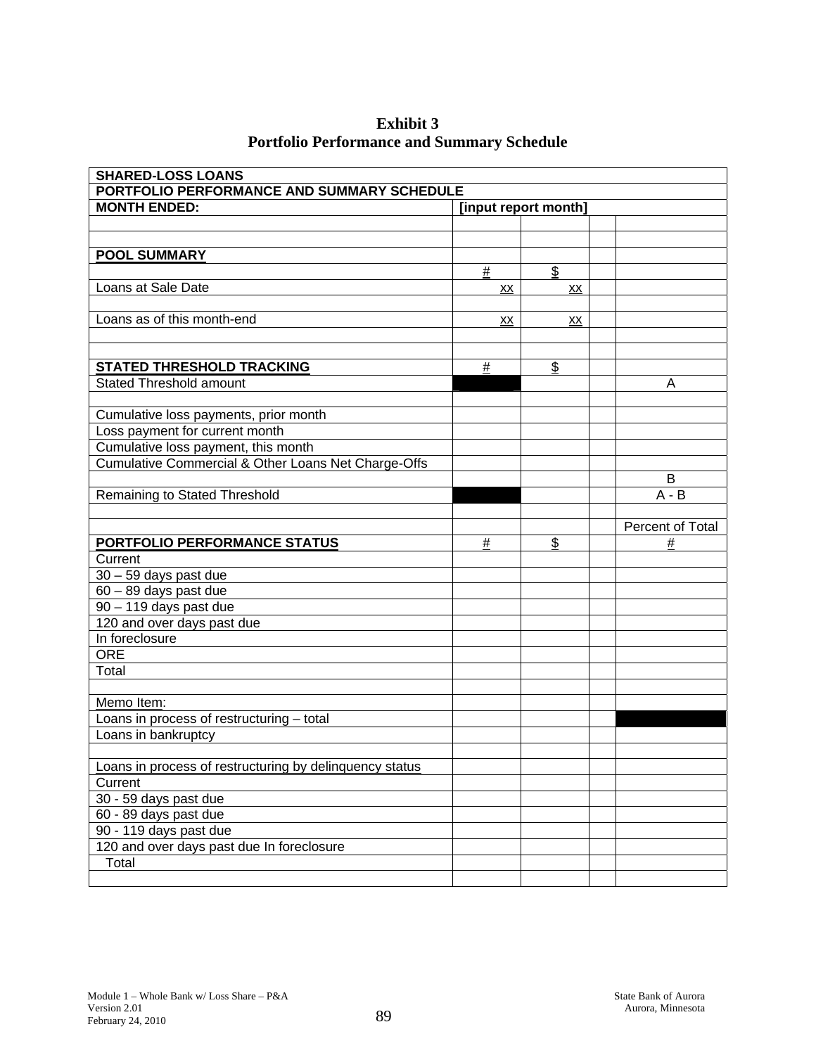**Exhibit 3**
**Portfolio Performance and Summary Schedule**

| **SHARED-LOSS LOANS** | | | | |
|---|---|---|---|---|
| **PORTFOLIO PERFORMANCE AND SUMMARY SCHEDULE** | | | | |
| **MONTH ENDED:** | **[input report month]** | | | |
| | | | | |
| | | | | |
| **POOL SUMMARY** | | | | |
| | # | $ | | |
| Loans at Sale Date | xx | xx | | |
| | | | | |
| Loans as of this month-end | xx | xx | | |
| | | | | |
| | | | | |
| **STATED THRESHOLD TRACKING** | # | $ | | |
| Stated Threshold amount | | | | A |
| | | | | |
| Cumulative loss payments, prior month | | | | |
| Loss payment for current month | | | | |
| Cumulative loss payment, this month | | | | |
| Cumulative Commercial & Other Loans Net Charge-Offs | | | | |
| | | | | B |
| Remaining to Stated Threshold | | | | A - B |
| | | | | |
| | | | | Percent of Total |
| **PORTFOLIO PERFORMANCE STATUS** | # | $ | | # |
| Current | | | | |
| 30 – 59 days past due | | | | |
| 60 – 89 days past due | | | | |
| 90 – 119 days past due | | | | |
| 120 and over days past due | | | | |
| In foreclosure | | | | |
| ORE | | | | |
| Total | | | | |
| | | | | |
| Memo Item: | | | | |
| Loans in process of restructuring – total | | | | |
| Loans in bankruptcy | | | | |
| | | | | |
| Loans in process of restructuring by delinquency status | | | | |
| Current | | | | |
| 30 - 59 days past due | | | | |
| 60 - 89 days past due | | | | |
| 90 - 119 days past due | | | | |
| 120 and over days past due In foreclosure | | | | |
| Total | | | | |
| | | | | |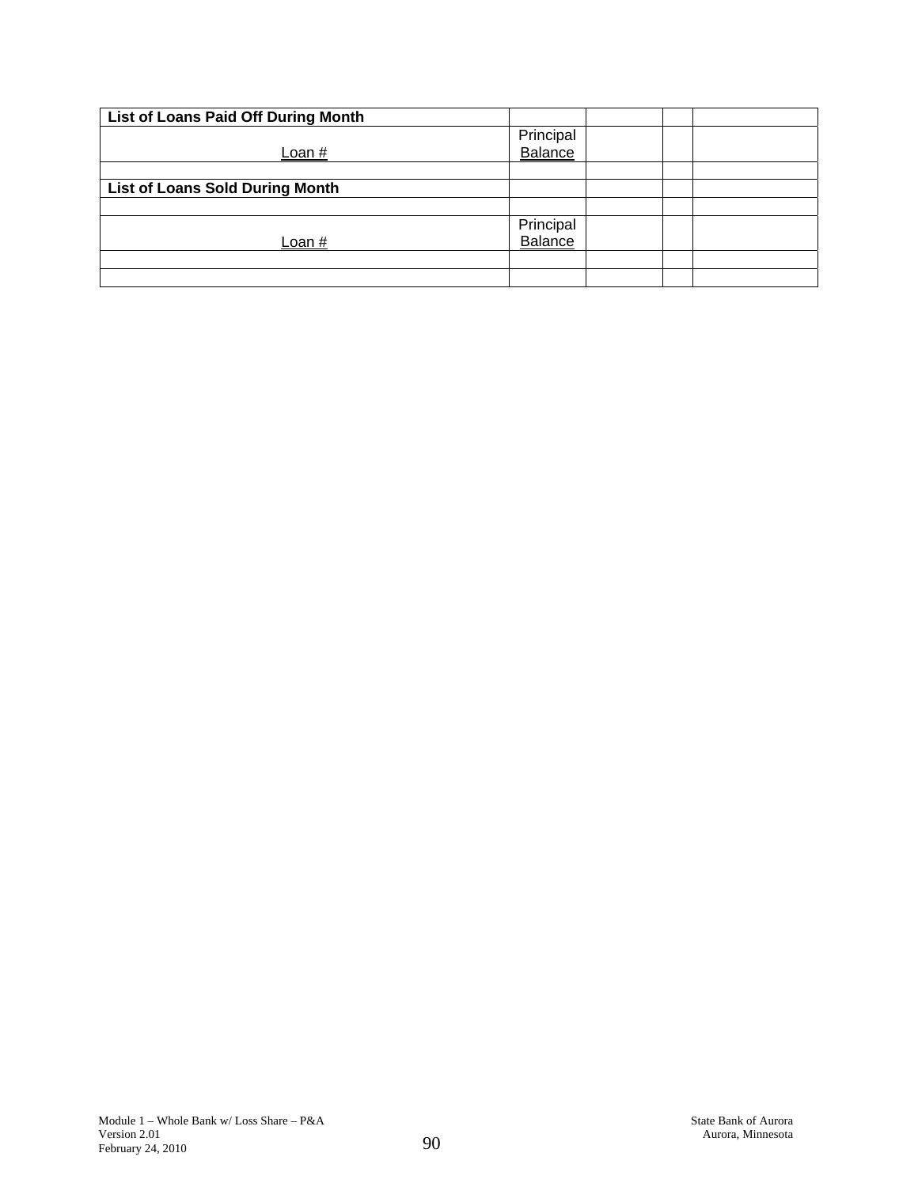| **List of Loans Paid Off During Month** | | | | |
|---|---|---|---|---|
| Loan # | Principal Balance | | | |
| | | | | |
| **List of Loans Sold During Month** | | | | |
| | | | | |
| Loan # | Principal Balance | | | |
| | | | | |
| | | | | |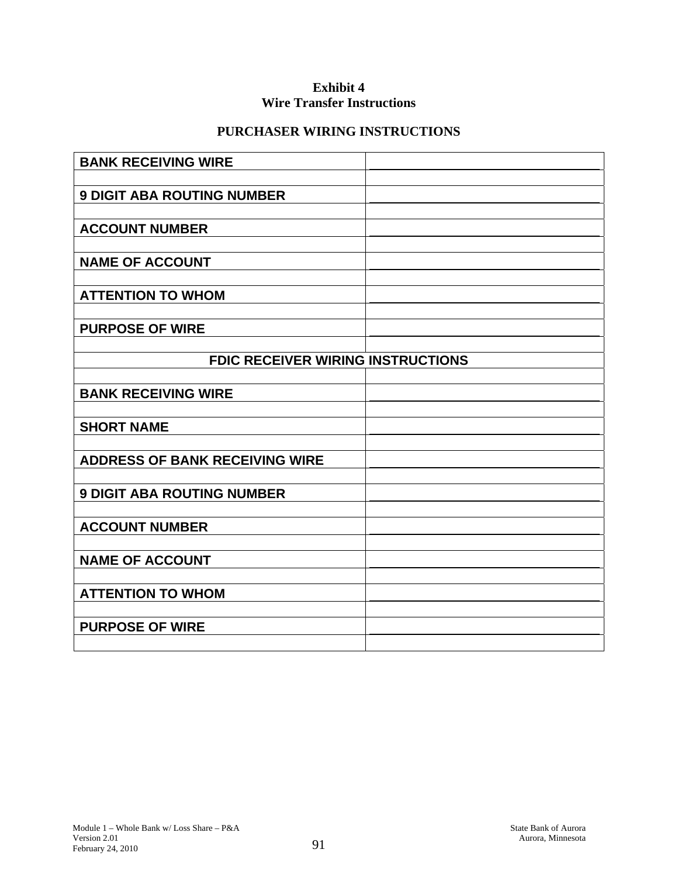**Exhibit 4**
**Wire Transfer Instructions**

**PURCHASER WIRING INSTRUCTIONS**

| | |
|---|---|
| **BANK RECEIVING WIRE** | \_\_\_\_\_\_\_\_\_\_\_\_\_\_\_\_\_\_\_\_\_\_\_\_\_\_\_\_\_\_ |
| | |
| **9 DIGIT ABA ROUTING NUMBER** | \_\_\_\_\_\_\_\_\_\_\_\_\_\_\_\_\_\_\_\_\_\_\_\_\_\_\_\_\_\_ |
| | |
| **ACCOUNT NUMBER** | \_\_\_\_\_\_\_\_\_\_\_\_\_\_\_\_\_\_\_\_\_\_\_\_\_\_\_\_\_\_ |
| | |
| **NAME OF ACCOUNT** | \_\_\_\_\_\_\_\_\_\_\_\_\_\_\_\_\_\_\_\_\_\_\_\_\_\_\_\_\_\_ |
| | |
| **ATTENTION TO WHOM** | \_\_\_\_\_\_\_\_\_\_\_\_\_\_\_\_\_\_\_\_\_\_\_\_\_\_\_\_\_\_ |
| | |
| **PURPOSE OF WIRE** | \_\_\_\_\_\_\_\_\_\_\_\_\_\_\_\_\_\_\_\_\_\_\_\_\_\_\_\_\_\_ |
| | |
| **FDIC RECEIVER WIRING INSTRUCTIONS** | |
| | |
| **BANK RECEIVING WIRE** | \_\_\_\_\_\_\_\_\_\_\_\_\_\_\_\_\_\_\_\_\_\_\_\_\_\_\_\_\_\_ |
| | |
| **SHORT NAME** | \_\_\_\_\_\_\_\_\_\_\_\_\_\_\_\_\_\_\_\_\_\_\_\_\_\_\_\_\_\_ |
| | |
| **ADDRESS OF BANK RECEIVING WIRE** | \_\_\_\_\_\_\_\_\_\_\_\_\_\_\_\_\_\_\_\_\_\_\_\_\_\_\_\_\_\_ |
| | |
| **9 DIGIT ABA ROUTING NUMBER** | \_\_\_\_\_\_\_\_\_\_\_\_\_\_\_\_\_\_\_\_\_\_\_\_\_\_\_\_\_\_ |
| | |
| **ACCOUNT NUMBER** | \_\_\_\_\_\_\_\_\_\_\_\_\_\_\_\_\_\_\_\_\_\_\_\_\_\_\_\_\_\_ |
| | |
| **NAME OF ACCOUNT** | \_\_\_\_\_\_\_\_\_\_\_\_\_\_\_\_\_\_\_\_\_\_\_\_\_\_\_\_\_\_ |
| | |
| **ATTENTION TO WHOM** | \_\_\_\_\_\_\_\_\_\_\_\_\_\_\_\_\_\_\_\_\_\_\_\_\_\_\_\_\_\_ |
| | |
| **PURPOSE OF WIRE** | \_\_\_\_\_\_\_\_\_\_\_\_\_\_\_\_\_\_\_\_\_\_\_\_\_\_\_\_\_\_ |
| | |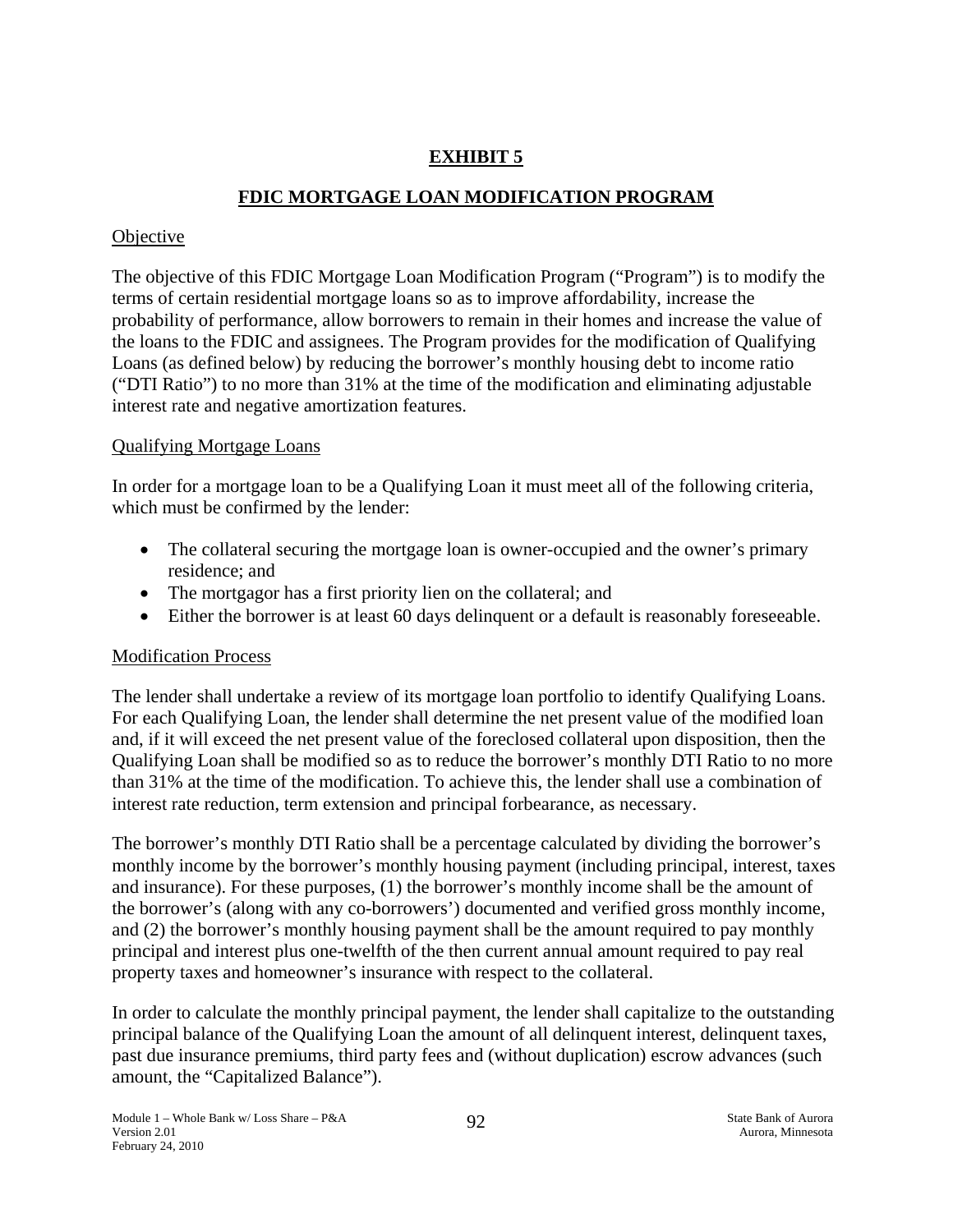# EXHIBIT 5

## FDIC MORTGAGE LOAN MODIFICATION PROGRAM

Objective

The objective of this FDIC Mortgage Loan Modification Program ("Program") is to modify the terms of certain residential mortgage loans so as to improve affordability, increase the probability of performance, allow borrowers to remain in their homes and increase the value of the loans to the FDIC and assignees. The Program provides for the modification of Qualifying Loans (as defined below) by reducing the borrower's monthly housing debt to income ratio ("DTI Ratio") to no more than 31% at the time of the modification and eliminating adjustable interest rate and negative amortization features.

Qualifying Mortgage Loans

In order for a mortgage loan to be a Qualifying Loan it must meet all of the following criteria, which must be confirmed by the lender:

- The collateral securing the mortgage loan is owner-occupied and the owner's primary residence; and
- The mortgagor has a first priority lien on the collateral; and
- Either the borrower is at least 60 days delinquent or a default is reasonably foreseeable.

Modification Process

The lender shall undertake a review of its mortgage loan portfolio to identify Qualifying Loans. For each Qualifying Loan, the lender shall determine the net present value of the modified loan and, if it will exceed the net present value of the foreclosed collateral upon disposition, then the Qualifying Loan shall be modified so as to reduce the borrower's monthly DTI Ratio to no more than 31% at the time of the modification. To achieve this, the lender shall use a combination of interest rate reduction, term extension and principal forbearance, as necessary.

The borrower's monthly DTI Ratio shall be a percentage calculated by dividing the borrower's monthly income by the borrower's monthly housing payment (including principal, interest, taxes and insurance). For these purposes, (1) the borrower's monthly income shall be the amount of the borrower's (along with any co-borrowers') documented and verified gross monthly income, and (2) the borrower's monthly housing payment shall be the amount required to pay monthly principal and interest plus one-twelfth of the then current annual amount required to pay real property taxes and homeowner's insurance with respect to the collateral.

In order to calculate the monthly principal payment, the lender shall capitalize to the outstanding principal balance of the Qualifying Loan the amount of all delinquent interest, delinquent taxes, past due insurance premiums, third party fees and (without duplication) escrow advances (such amount, the "Capitalized Balance").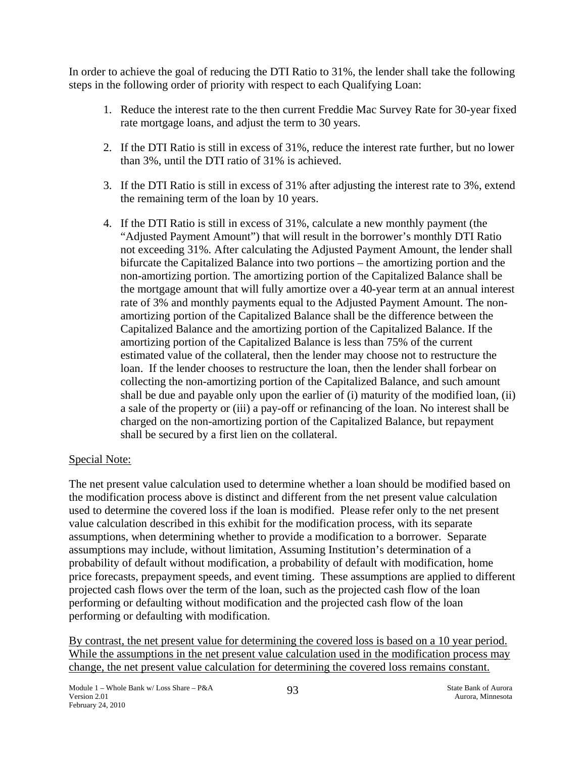In order to achieve the goal of reducing the DTI Ratio to 31%, the lender shall take the following steps in the following order of priority with respect to each Qualifying Loan:

1. Reduce the interest rate to the then current Freddie Mac Survey Rate for 30-year fixed rate mortgage loans, and adjust the term to 30 years.

2. If the DTI Ratio is still in excess of 31%, reduce the interest rate further, but no lower than 3%, until the DTI ratio of 31% is achieved.

3. If the DTI Ratio is still in excess of 31% after adjusting the interest rate to 3%, extend the remaining term of the loan by 10 years.

4. If the DTI Ratio is still in excess of 31%, calculate a new monthly payment (the "Adjusted Payment Amount") that will result in the borrower's monthly DTI Ratio not exceeding 31%. After calculating the Adjusted Payment Amount, the lender shall bifurcate the Capitalized Balance into two portions – the amortizing portion and the non-amortizing portion. The amortizing portion of the Capitalized Balance shall be the mortgage amount that will fully amortize over a 40-year term at an annual interest rate of 3% and monthly payments equal to the Adjusted Payment Amount. The non-amortizing portion of the Capitalized Balance shall be the difference between the Capitalized Balance and the amortizing portion of the Capitalized Balance. If the amortizing portion of the Capitalized Balance is less than 75% of the current estimated value of the collateral, then the lender may choose not to restructure the loan. If the lender chooses to restructure the loan, then the lender shall forbear on collecting the non-amortizing portion of the Capitalized Balance, and such amount shall be due and payable only upon the earlier of (i) maturity of the modified loan, (ii) a sale of the property or (iii) a pay-off or refinancing of the loan. No interest shall be charged on the non-amortizing portion of the Capitalized Balance, but repayment shall be secured by a first lien on the collateral.

<u>Special Note:</u>

The net present value calculation used to determine whether a loan should be modified based on the modification process above is distinct and different from the net present value calculation used to determine the covered loss if the loan is modified. Please refer only to the net present value calculation described in this exhibit for the modification process, with its separate assumptions, when determining whether to provide a modification to a borrower. Separate assumptions may include, without limitation, Assuming Institution's determination of a probability of default without modification, a probability of default with modification, home price forecasts, prepayment speeds, and event timing. These assumptions are applied to different projected cash flows over the term of the loan, such as the projected cash flow of the loan performing or defaulting without modification and the projected cash flow of the loan performing or defaulting with modification.

<u>By contrast, the net present value for determining the covered loss is based on a 10 year period. While the assumptions in the net present value calculation used in the modification process may change, the net present value calculation for determining the covered loss remains constant.</u>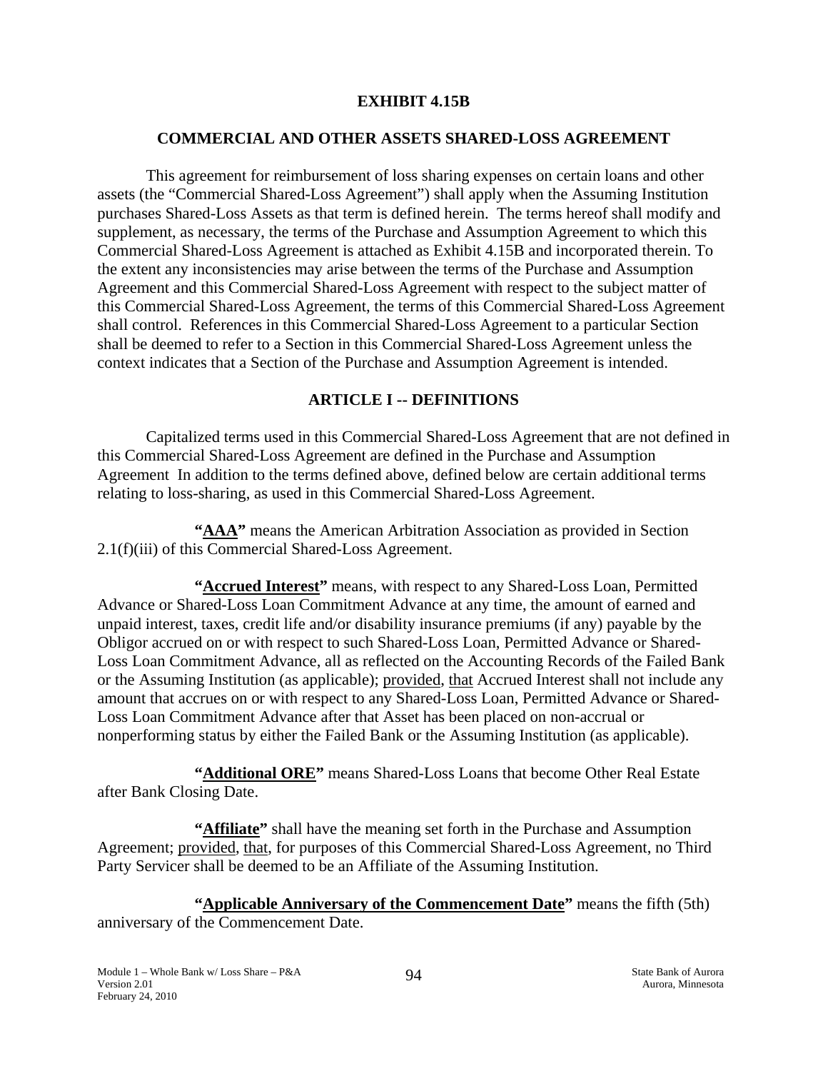# EXHIBIT 4.15B

## COMMERCIAL AND OTHER ASSETS SHARED-LOSS AGREEMENT

This agreement for reimbursement of loss sharing expenses on certain loans and other assets (the "Commercial Shared-Loss Agreement") shall apply when the Assuming Institution purchases Shared-Loss Assets as that term is defined herein. The terms hereof shall modify and supplement, as necessary, the terms of the Purchase and Assumption Agreement to which this Commercial Shared-Loss Agreement is attached as Exhibit 4.15B and incorporated therein. To the extent any inconsistencies may arise between the terms of the Purchase and Assumption Agreement and this Commercial Shared-Loss Agreement with respect to the subject matter of this Commercial Shared-Loss Agreement, the terms of this Commercial Shared-Loss Agreement shall control. References in this Commercial Shared-Loss Agreement to a particular Section shall be deemed to refer to a Section in this Commercial Shared-Loss Agreement unless the context indicates that a Section of the Purchase and Assumption Agreement is intended.

## ARTICLE I -- DEFINITIONS

Capitalized terms used in this Commercial Shared-Loss Agreement that are not defined in this Commercial Shared-Loss Agreement are defined in the Purchase and Assumption Agreement In addition to the terms defined above, defined below are certain additional terms relating to loss-sharing, as used in this Commercial Shared-Loss Agreement.

**"AAA"** means the American Arbitration Association as provided in Section 2.1(f)(iii) of this Commercial Shared-Loss Agreement.

**"Accrued Interest"** means, with respect to any Shared-Loss Loan, Permitted Advance or Shared-Loss Loan Commitment Advance at any time, the amount of earned and unpaid interest, taxes, credit life and/or disability insurance premiums (if any) payable by the Obligor accrued on or with respect to such Shared-Loss Loan, Permitted Advance or Shared-Loss Loan Commitment Advance, all as reflected on the Accounting Records of the Failed Bank or the Assuming Institution (as applicable); provided, that Accrued Interest shall not include any amount that accrues on or with respect to any Shared-Loss Loan, Permitted Advance or Shared-Loss Loan Commitment Advance after that Asset has been placed on non-accrual or nonperforming status by either the Failed Bank or the Assuming Institution (as applicable).

**"Additional ORE"** means Shared-Loss Loans that become Other Real Estate after Bank Closing Date.

**"Affiliate"** shall have the meaning set forth in the Purchase and Assumption Agreement; provided, that, for purposes of this Commercial Shared-Loss Agreement, no Third Party Servicer shall be deemed to be an Affiliate of the Assuming Institution.

**"Applicable Anniversary of the Commencement Date"** means the fifth (5th) anniversary of the Commencement Date.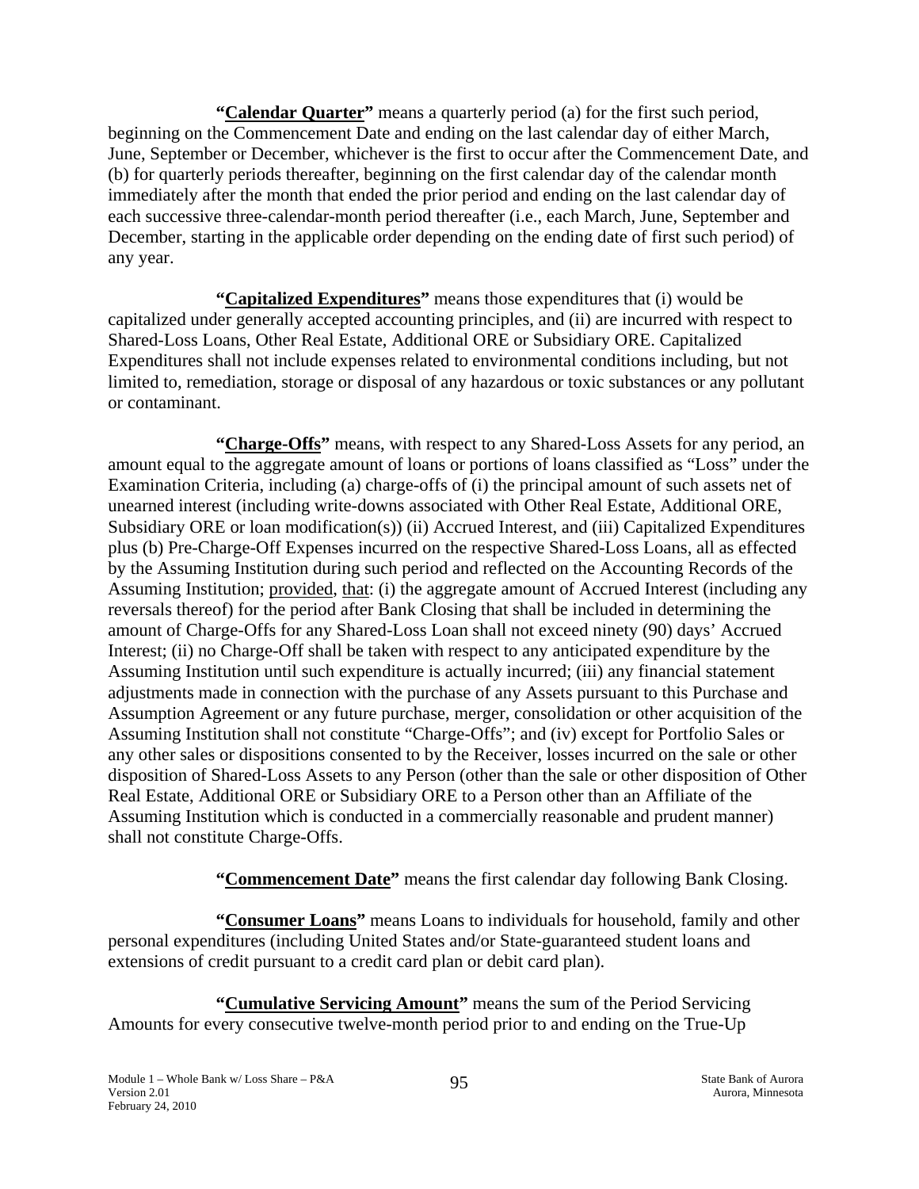**"Calendar Quarter"** means a quarterly period (a) for the first such period, beginning on the Commencement Date and ending on the last calendar day of either March, June, September or December, whichever is the first to occur after the Commencement Date, and (b) for quarterly periods thereafter, beginning on the first calendar day of the calendar month immediately after the month that ended the prior period and ending on the last calendar day of each successive three-calendar-month period thereafter (i.e., each March, June, September and December, starting in the applicable order depending on the ending date of first such period) of any year.

**"Capitalized Expenditures"** means those expenditures that (i) would be capitalized under generally accepted accounting principles, and (ii) are incurred with respect to Shared-Loss Loans, Other Real Estate, Additional ORE or Subsidiary ORE. Capitalized Expenditures shall not include expenses related to environmental conditions including, but not limited to, remediation, storage or disposal of any hazardous or toxic substances or any pollutant or contaminant.

**"Charge-Offs"** means, with respect to any Shared-Loss Assets for any period, an amount equal to the aggregate amount of loans or portions of loans classified as "Loss" under the Examination Criteria, including (a) charge-offs of (i) the principal amount of such assets net of unearned interest (including write-downs associated with Other Real Estate, Additional ORE, Subsidiary ORE or loan modification(s)) (ii) Accrued Interest, and (iii) Capitalized Expenditures plus (b) Pre-Charge-Off Expenses incurred on the respective Shared-Loss Loans, all as effected by the Assuming Institution during such period and reflected on the Accounting Records of the Assuming Institution; provided, that: (i) the aggregate amount of Accrued Interest (including any reversals thereof) for the period after Bank Closing that shall be included in determining the amount of Charge-Offs for any Shared-Loss Loan shall not exceed ninety (90) days' Accrued Interest; (ii) no Charge-Off shall be taken with respect to any anticipated expenditure by the Assuming Institution until such expenditure is actually incurred; (iii) any financial statement adjustments made in connection with the purchase of any Assets pursuant to this Purchase and Assumption Agreement or any future purchase, merger, consolidation or other acquisition of the Assuming Institution shall not constitute "Charge-Offs"; and (iv) except for Portfolio Sales or any other sales or dispositions consented to by the Receiver, losses incurred on the sale or other disposition of Shared-Loss Assets to any Person (other than the sale or other disposition of Other Real Estate, Additional ORE or Subsidiary ORE to a Person other than an Affiliate of the Assuming Institution which is conducted in a commercially reasonable and prudent manner) shall not constitute Charge-Offs.

**"Commencement Date"** means the first calendar day following Bank Closing.

**"Consumer Loans"** means Loans to individuals for household, family and other personal expenditures (including United States and/or State-guaranteed student loans and extensions of credit pursuant to a credit card plan or debit card plan).

**"Cumulative Servicing Amount"** means the sum of the Period Servicing Amounts for every consecutive twelve-month period prior to and ending on the True-Up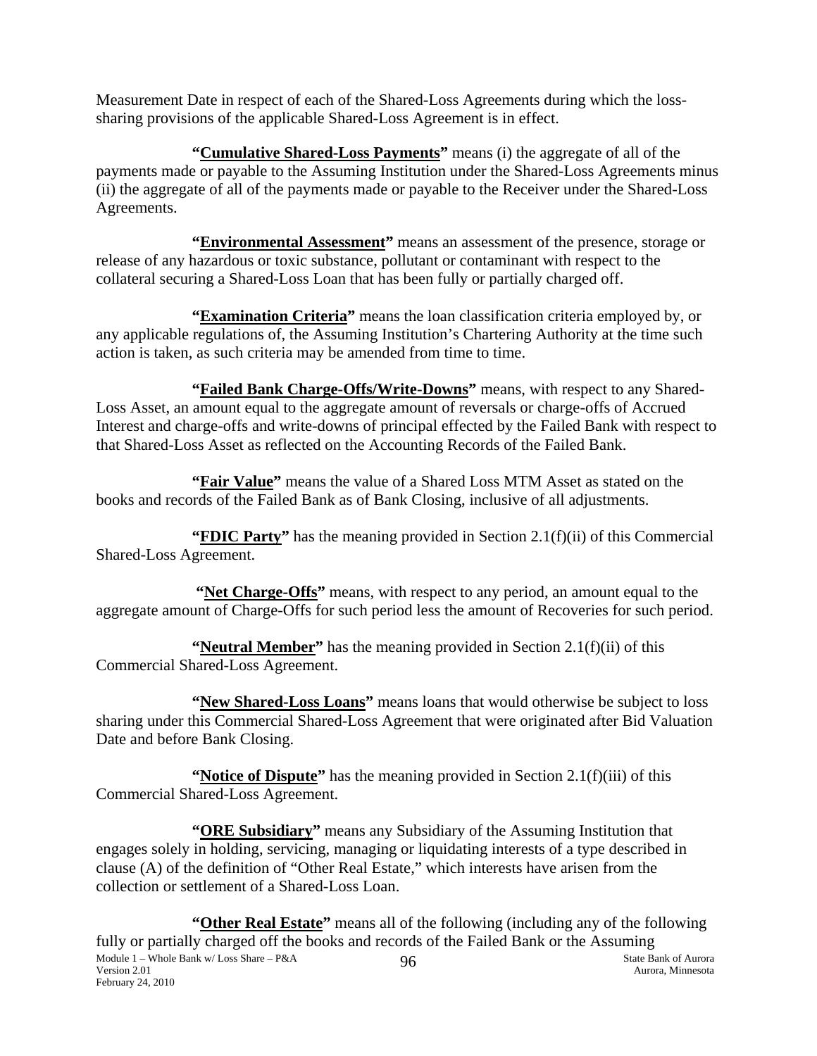Measurement Date in respect of each of the Shared-Loss Agreements during which the loss-sharing provisions of the applicable Shared-Loss Agreement is in effect.

**"Cumulative Shared-Loss Payments"** means (i) the aggregate of all of the payments made or payable to the Assuming Institution under the Shared-Loss Agreements minus (ii) the aggregate of all of the payments made or payable to the Receiver under the Shared-Loss Agreements.

**"Environmental Assessment"** means an assessment of the presence, storage or release of any hazardous or toxic substance, pollutant or contaminant with respect to the collateral securing a Shared-Loss Loan that has been fully or partially charged off.

**"Examination Criteria"** means the loan classification criteria employed by, or any applicable regulations of, the Assuming Institution's Chartering Authority at the time such action is taken, as such criteria may be amended from time to time.

**"Failed Bank Charge-Offs/Write-Downs"** means, with respect to any Shared-Loss Asset, an amount equal to the aggregate amount of reversals or charge-offs of Accrued Interest and charge-offs and write-downs of principal effected by the Failed Bank with respect to that Shared-Loss Asset as reflected on the Accounting Records of the Failed Bank.

**"Fair Value"** means the value of a Shared Loss MTM Asset as stated on the books and records of the Failed Bank as of Bank Closing, inclusive of all adjustments.

**"FDIC Party"** has the meaning provided in Section 2.1(f)(ii) of this Commercial Shared-Loss Agreement.

**"Net Charge-Offs"** means, with respect to any period, an amount equal to the aggregate amount of Charge-Offs for such period less the amount of Recoveries for such period.

**"Neutral Member"** has the meaning provided in Section 2.1(f)(ii) of this Commercial Shared-Loss Agreement.

**"New Shared-Loss Loans"** means loans that would otherwise be subject to loss sharing under this Commercial Shared-Loss Agreement that were originated after Bid Valuation Date and before Bank Closing.

**"Notice of Dispute"** has the meaning provided in Section 2.1(f)(iii) of this Commercial Shared-Loss Agreement.

**"ORE Subsidiary"** means any Subsidiary of the Assuming Institution that engages solely in holding, servicing, managing or liquidating interests of a type described in clause (A) of the definition of "Other Real Estate," which interests have arisen from the collection or settlement of a Shared-Loss Loan.

**"Other Real Estate"** means all of the following (including any of the following fully or partially charged off the books and records of the Failed Bank or the Assuming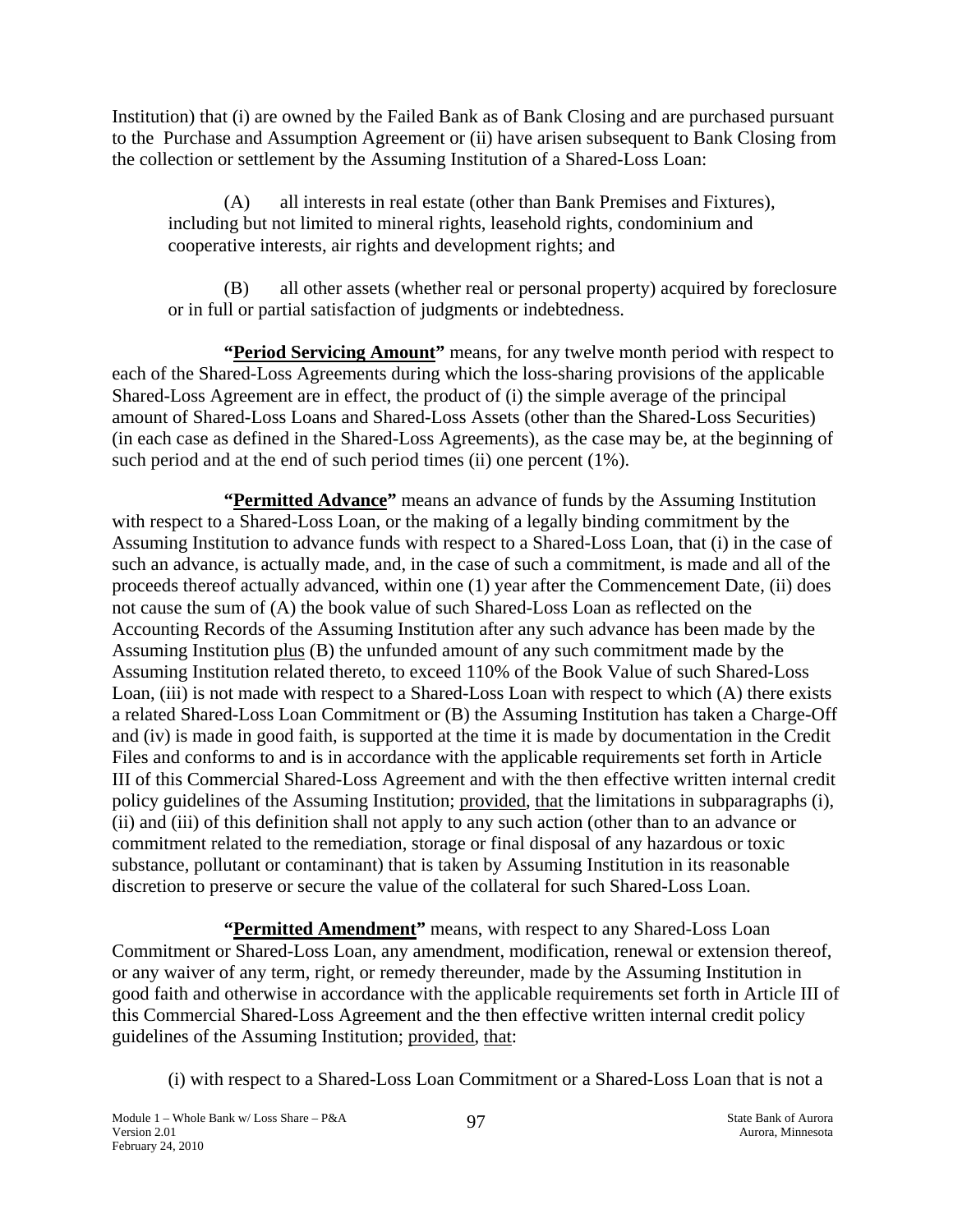Institution) that (i) are owned by the Failed Bank as of Bank Closing and are purchased pursuant to the Purchase and Assumption Agreement or (ii) have arisen subsequent to Bank Closing from the collection or settlement by the Assuming Institution of a Shared-Loss Loan:

(A) all interests in real estate (other than Bank Premises and Fixtures), including but not limited to mineral rights, leasehold rights, condominium and cooperative interests, air rights and development rights; and

(B) all other assets (whether real or personal property) acquired by foreclosure or in full or partial satisfaction of judgments or indebtedness.

**"Period Servicing Amount"** means, for any twelve month period with respect to each of the Shared-Loss Agreements during which the loss-sharing provisions of the applicable Shared-Loss Agreement are in effect, the product of (i) the simple average of the principal amount of Shared-Loss Loans and Shared-Loss Assets (other than the Shared-Loss Securities) (in each case as defined in the Shared-Loss Agreements), as the case may be, at the beginning of such period and at the end of such period times (ii) one percent (1%).

**"Permitted Advance"** means an advance of funds by the Assuming Institution with respect to a Shared-Loss Loan, or the making of a legally binding commitment by the Assuming Institution to advance funds with respect to a Shared-Loss Loan, that (i) in the case of such an advance, is actually made, and, in the case of such a commitment, is made and all of the proceeds thereof actually advanced, within one (1) year after the Commencement Date, (ii) does not cause the sum of (A) the book value of such Shared-Loss Loan as reflected on the Accounting Records of the Assuming Institution after any such advance has been made by the Assuming Institution plus (B) the unfunded amount of any such commitment made by the Assuming Institution related thereto, to exceed 110% of the Book Value of such Shared-Loss Loan, (iii) is not made with respect to a Shared-Loss Loan with respect to which (A) there exists a related Shared-Loss Loan Commitment or (B) the Assuming Institution has taken a Charge-Off and (iv) is made in good faith, is supported at the time it is made by documentation in the Credit Files and conforms to and is in accordance with the applicable requirements set forth in Article III of this Commercial Shared-Loss Agreement and with the then effective written internal credit policy guidelines of the Assuming Institution; provided, that the limitations in subparagraphs (i), (ii) and (iii) of this definition shall not apply to any such action (other than to an advance or commitment related to the remediation, storage or final disposal of any hazardous or toxic substance, pollutant or contaminant) that is taken by Assuming Institution in its reasonable discretion to preserve or secure the value of the collateral for such Shared-Loss Loan.

**"Permitted Amendment"** means, with respect to any Shared-Loss Loan Commitment or Shared-Loss Loan, any amendment, modification, renewal or extension thereof, or any waiver of any term, right, or remedy thereunder, made by the Assuming Institution in good faith and otherwise in accordance with the applicable requirements set forth in Article III of this Commercial Shared-Loss Agreement and the then effective written internal credit policy guidelines of the Assuming Institution; provided, that:

(i) with respect to a Shared-Loss Loan Commitment or a Shared-Loss Loan that is not a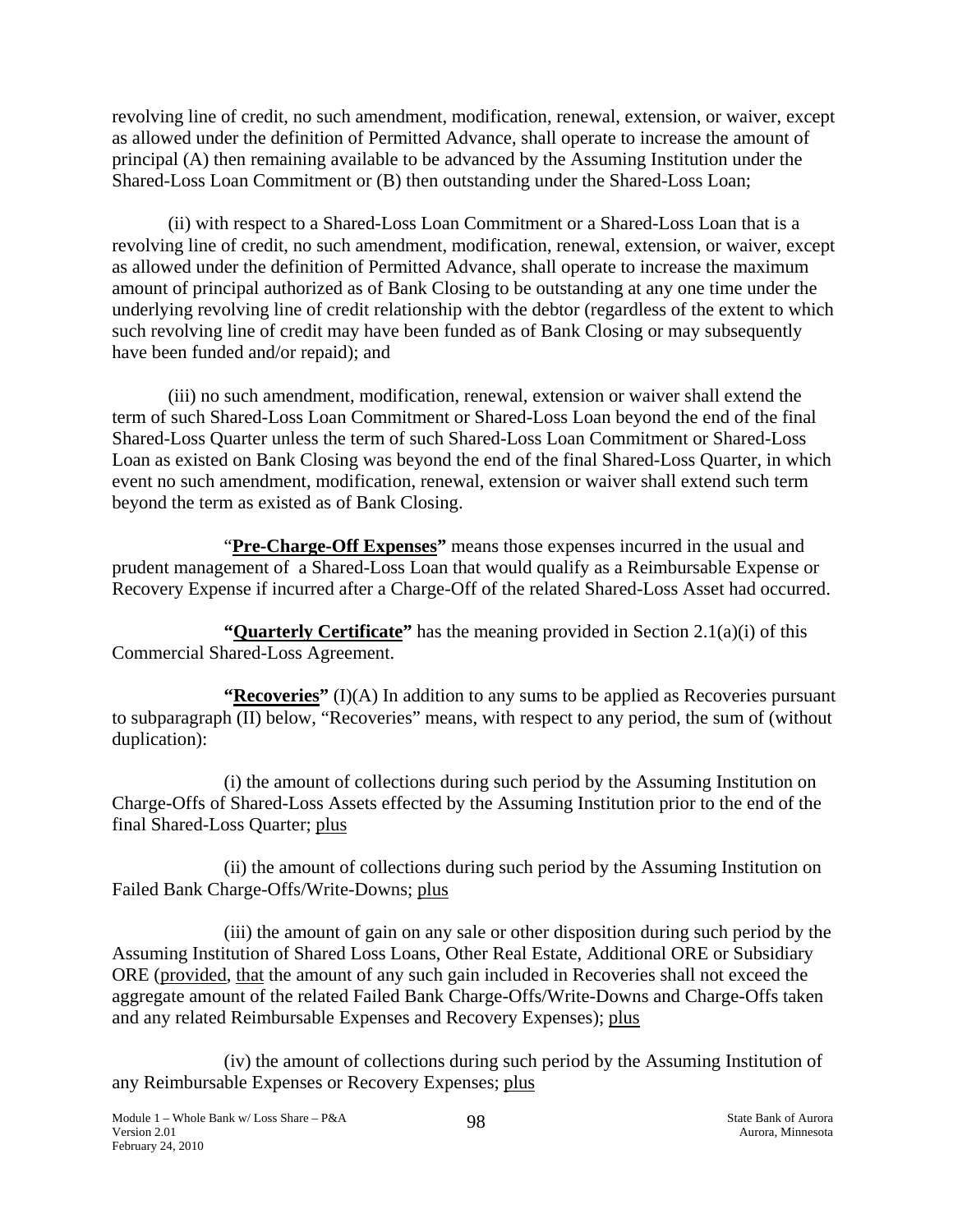revolving line of credit, no such amendment, modification, renewal, extension, or waiver, except as allowed under the definition of Permitted Advance, shall operate to increase the amount of principal (A) then remaining available to be advanced by the Assuming Institution under the Shared-Loss Loan Commitment or (B) then outstanding under the Shared-Loss Loan;

(ii) with respect to a Shared-Loss Loan Commitment or a Shared-Loss Loan that is a revolving line of credit, no such amendment, modification, renewal, extension, or waiver, except as allowed under the definition of Permitted Advance, shall operate to increase the maximum amount of principal authorized as of Bank Closing to be outstanding at any one time under the underlying revolving line of credit relationship with the debtor (regardless of the extent to which such revolving line of credit may have been funded as of Bank Closing or may subsequently have been funded and/or repaid); and

(iii) no such amendment, modification, renewal, extension or waiver shall extend the term of such Shared-Loss Loan Commitment or Shared-Loss Loan beyond the end of the final Shared-Loss Quarter unless the term of such Shared-Loss Loan Commitment or Shared-Loss Loan as existed on Bank Closing was beyond the end of the final Shared-Loss Quarter, in which event no such amendment, modification, renewal, extension or waiver shall extend such term beyond the term as existed as of Bank Closing.

"**Pre-Charge-Off Expenses"** means those expenses incurred in the usual and prudent management of a Shared-Loss Loan that would qualify as a Reimbursable Expense or Recovery Expense if incurred after a Charge-Off of the related Shared-Loss Asset had occurred.

**"Quarterly Certificate"** has the meaning provided in Section 2.1(a)(i) of this Commercial Shared-Loss Agreement.

**"Recoveries"** (I)(A) In addition to any sums to be applied as Recoveries pursuant to subparagraph (II) below, "Recoveries" means, with respect to any period, the sum of (without duplication):

(i) the amount of collections during such period by the Assuming Institution on Charge-Offs of Shared-Loss Assets effected by the Assuming Institution prior to the end of the final Shared-Loss Quarter; plus

(ii) the amount of collections during such period by the Assuming Institution on Failed Bank Charge-Offs/Write-Downs; plus

(iii) the amount of gain on any sale or other disposition during such period by the Assuming Institution of Shared Loss Loans, Other Real Estate, Additional ORE or Subsidiary ORE (provided, that the amount of any such gain included in Recoveries shall not exceed the aggregate amount of the related Failed Bank Charge-Offs/Write-Downs and Charge-Offs taken and any related Reimbursable Expenses and Recovery Expenses); plus

(iv) the amount of collections during such period by the Assuming Institution of any Reimbursable Expenses or Recovery Expenses; plus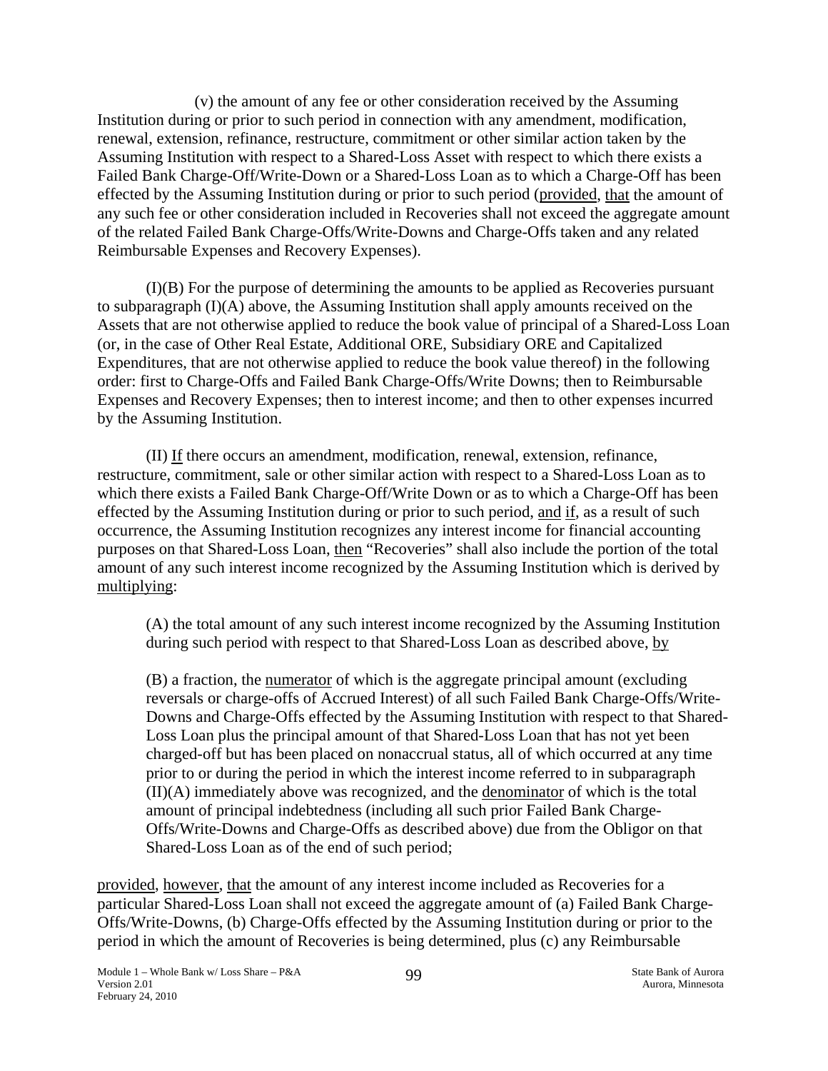(v) the amount of any fee or other consideration received by the Assuming Institution during or prior to such period in connection with any amendment, modification, renewal, extension, refinance, restructure, commitment or other similar action taken by the Assuming Institution with respect to a Shared-Loss Asset with respect to which there exists a Failed Bank Charge-Off/Write-Down or a Shared-Loss Loan as to which a Charge-Off has been effected by the Assuming Institution during or prior to such period (provided, that the amount of any such fee or other consideration included in Recoveries shall not exceed the aggregate amount of the related Failed Bank Charge-Offs/Write-Downs and Charge-Offs taken and any related Reimbursable Expenses and Recovery Expenses).

(I)(B) For the purpose of determining the amounts to be applied as Recoveries pursuant to subparagraph (I)(A) above, the Assuming Institution shall apply amounts received on the Assets that are not otherwise applied to reduce the book value of principal of a Shared-Loss Loan (or, in the case of Other Real Estate, Additional ORE, Subsidiary ORE and Capitalized Expenditures, that are not otherwise applied to reduce the book value thereof) in the following order: first to Charge-Offs and Failed Bank Charge-Offs/Write Downs; then to Reimbursable Expenses and Recovery Expenses; then to interest income; and then to other expenses incurred by the Assuming Institution.

(II) If there occurs an amendment, modification, renewal, extension, refinance, restructure, commitment, sale or other similar action with respect to a Shared-Loss Loan as to which there exists a Failed Bank Charge-Off/Write Down or as to which a Charge-Off has been effected by the Assuming Institution during or prior to such period, and if, as a result of such occurrence, the Assuming Institution recognizes any interest income for financial accounting purposes on that Shared-Loss Loan, then "Recoveries" shall also include the portion of the total amount of any such interest income recognized by the Assuming Institution which is derived by multiplying:

> (A) the total amount of any such interest income recognized by the Assuming Institution during such period with respect to that Shared-Loss Loan as described above, by
>
> (B) a fraction, the numerator of which is the aggregate principal amount (excluding reversals or charge-offs of Accrued Interest) of all such Failed Bank Charge-Offs/Write-Downs and Charge-Offs effected by the Assuming Institution with respect to that Shared-Loss Loan plus the principal amount of that Shared-Loss Loan that has not yet been charged-off but has been placed on nonaccrual status, all of which occurred at any time prior to or during the period in which the interest income referred to in subparagraph (II)(A) immediately above was recognized, and the denominator of which is the total amount of principal indebtedness (including all such prior Failed Bank Charge-Offs/Write-Downs and Charge-Offs as described above) due from the Obligor on that Shared-Loss Loan as of the end of such period;

provided, however, that the amount of any interest income included as Recoveries for a particular Shared-Loss Loan shall not exceed the aggregate amount of (a) Failed Bank Charge-Offs/Write-Downs, (b) Charge-Offs effected by the Assuming Institution during or prior to the period in which the amount of Recoveries is being determined, plus (c) any Reimbursable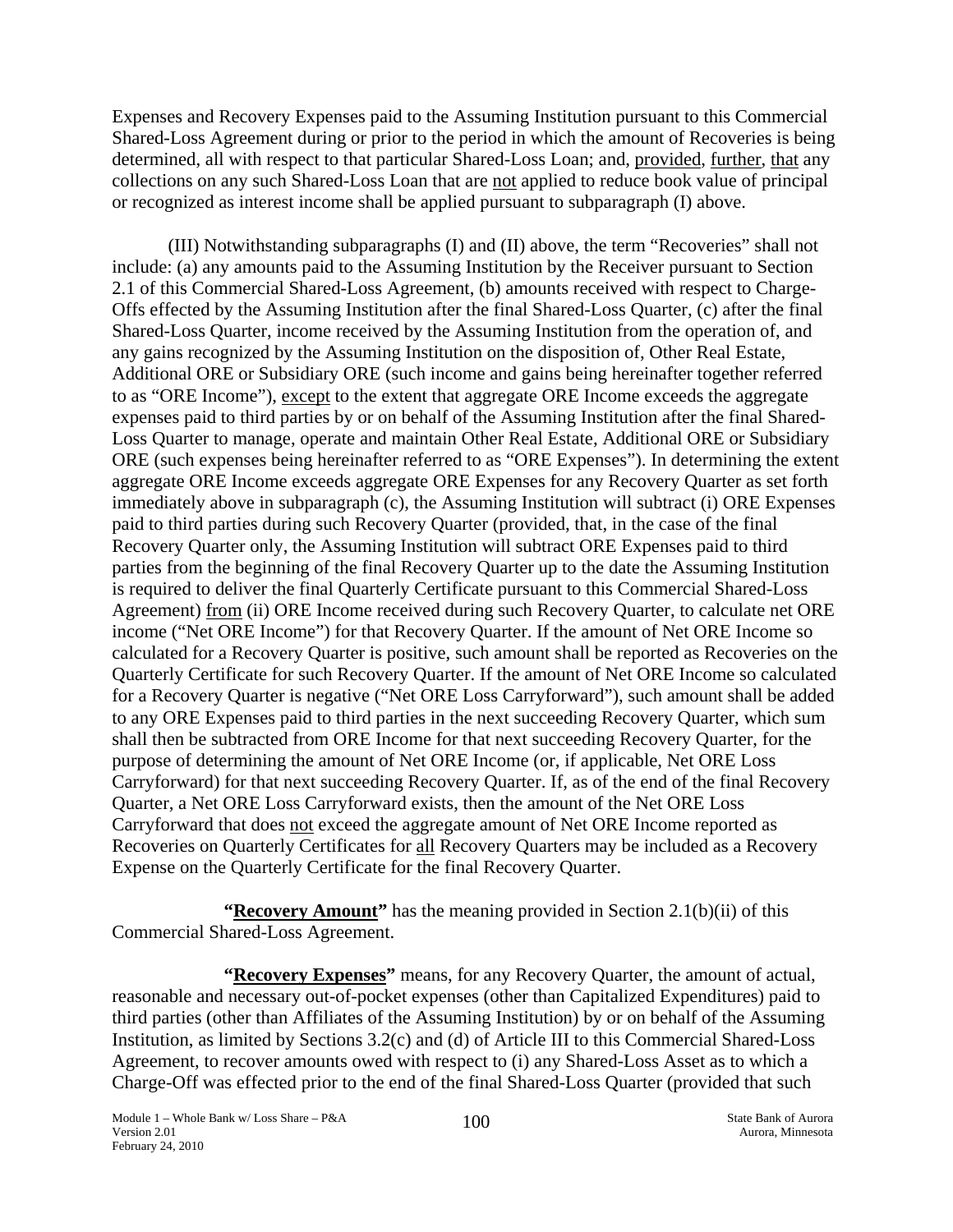Expenses and Recovery Expenses paid to the Assuming Institution pursuant to this Commercial Shared-Loss Agreement during or prior to the period in which the amount of Recoveries is being determined, all with respect to that particular Shared-Loss Loan; and, provided, further, that any collections on any such Shared-Loss Loan that are not applied to reduce book value of principal or recognized as interest income shall be applied pursuant to subparagraph (I) above.

(III) Notwithstanding subparagraphs (I) and (II) above, the term "Recoveries" shall not include: (a) any amounts paid to the Assuming Institution by the Receiver pursuant to Section 2.1 of this Commercial Shared-Loss Agreement, (b) amounts received with respect to Charge-Offs effected by the Assuming Institution after the final Shared-Loss Quarter, (c) after the final Shared-Loss Quarter, income received by the Assuming Institution from the operation of, and any gains recognized by the Assuming Institution on the disposition of, Other Real Estate, Additional ORE or Subsidiary ORE (such income and gains being hereinafter together referred to as "ORE Income"), except to the extent that aggregate ORE Income exceeds the aggregate expenses paid to third parties by or on behalf of the Assuming Institution after the final Shared-Loss Quarter to manage, operate and maintain Other Real Estate, Additional ORE or Subsidiary ORE (such expenses being hereinafter referred to as "ORE Expenses"). In determining the extent aggregate ORE Income exceeds aggregate ORE Expenses for any Recovery Quarter as set forth immediately above in subparagraph (c), the Assuming Institution will subtract (i) ORE Expenses paid to third parties during such Recovery Quarter (provided, that, in the case of the final Recovery Quarter only, the Assuming Institution will subtract ORE Expenses paid to third parties from the beginning of the final Recovery Quarter up to the date the Assuming Institution is required to deliver the final Quarterly Certificate pursuant to this Commercial Shared-Loss Agreement) from (ii) ORE Income received during such Recovery Quarter, to calculate net ORE income ("Net ORE Income") for that Recovery Quarter. If the amount of Net ORE Income so calculated for a Recovery Quarter is positive, such amount shall be reported as Recoveries on the Quarterly Certificate for such Recovery Quarter. If the amount of Net ORE Income so calculated for a Recovery Quarter is negative ("Net ORE Loss Carryforward"), such amount shall be added to any ORE Expenses paid to third parties in the next succeeding Recovery Quarter, which sum shall then be subtracted from ORE Income for that next succeeding Recovery Quarter, for the purpose of determining the amount of Net ORE Income (or, if applicable, Net ORE Loss Carryforward) for that next succeeding Recovery Quarter. If, as of the end of the final Recovery Quarter, a Net ORE Loss Carryforward exists, then the amount of the Net ORE Loss Carryforward that does not exceed the aggregate amount of Net ORE Income reported as Recoveries on Quarterly Certificates for all Recovery Quarters may be included as a Recovery Expense on the Quarterly Certificate for the final Recovery Quarter.

**"Recovery Amount"** has the meaning provided in Section 2.1(b)(ii) of this Commercial Shared-Loss Agreement.

**"Recovery Expenses"** means, for any Recovery Quarter, the amount of actual, reasonable and necessary out-of-pocket expenses (other than Capitalized Expenditures) paid to third parties (other than Affiliates of the Assuming Institution) by or on behalf of the Assuming Institution, as limited by Sections 3.2(c) and (d) of Article III to this Commercial Shared-Loss Agreement, to recover amounts owed with respect to (i) any Shared-Loss Asset as to which a Charge-Off was effected prior to the end of the final Shared-Loss Quarter (provided that such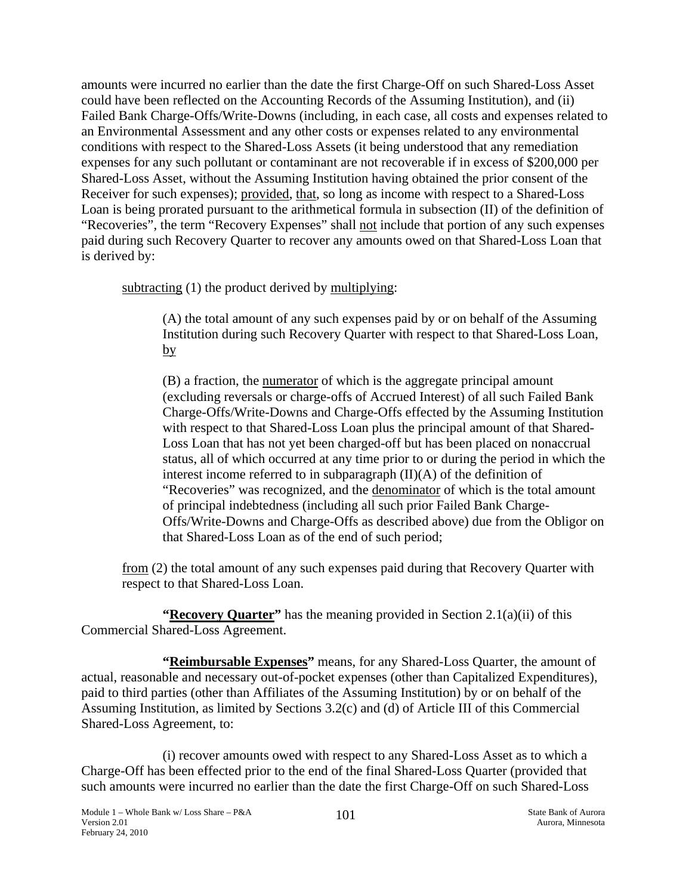amounts were incurred no earlier than the date the first Charge-Off on such Shared-Loss Asset could have been reflected on the Accounting Records of the Assuming Institution), and (ii) Failed Bank Charge-Offs/Write-Downs (including, in each case, all costs and expenses related to an Environmental Assessment and any other costs or expenses related to any environmental conditions with respect to the Shared-Loss Assets (it being understood that any remediation expenses for any such pollutant or contaminant are not recoverable if in excess of $200,000 per Shared-Loss Asset, without the Assuming Institution having obtained the prior consent of the Receiver for such expenses); provided, that, so long as income with respect to a Shared-Loss Loan is being prorated pursuant to the arithmetical formula in subsection (II) of the definition of "Recoveries", the term "Recovery Expenses" shall not include that portion of any such expenses paid during such Recovery Quarter to recover any amounts owed on that Shared-Loss Loan that is derived by:

subtracting (1) the product derived by multiplying:

(A) the total amount of any such expenses paid by or on behalf of the Assuming Institution during such Recovery Quarter with respect to that Shared-Loss Loan, by

(B) a fraction, the numerator of which is the aggregate principal amount (excluding reversals or charge-offs of Accrued Interest) of all such Failed Bank Charge-Offs/Write-Downs and Charge-Offs effected by the Assuming Institution with respect to that Shared-Loss Loan plus the principal amount of that Shared-Loss Loan that has not yet been charged-off but has been placed on nonaccrual status, all of which occurred at any time prior to or during the period in which the interest income referred to in subparagraph (II)(A) of the definition of "Recoveries" was recognized, and the denominator of which is the total amount of principal indebtedness (including all such prior Failed Bank Charge-Offs/Write-Downs and Charge-Offs as described above) due from the Obligor on that Shared-Loss Loan as of the end of such period;

from (2) the total amount of any such expenses paid during that Recovery Quarter with respect to that Shared-Loss Loan.

**"Recovery Quarter"** has the meaning provided in Section 2.1(a)(ii) of this Commercial Shared-Loss Agreement.

**"Reimbursable Expenses"** means, for any Shared-Loss Quarter, the amount of actual, reasonable and necessary out-of-pocket expenses (other than Capitalized Expenditures), paid to third parties (other than Affiliates of the Assuming Institution) by or on behalf of the Assuming Institution, as limited by Sections 3.2(c) and (d) of Article III of this Commercial Shared-Loss Agreement, to:

(i) recover amounts owed with respect to any Shared-Loss Asset as to which a Charge-Off has been effected prior to the end of the final Shared-Loss Quarter (provided that such amounts were incurred no earlier than the date the first Charge-Off on such Shared-Loss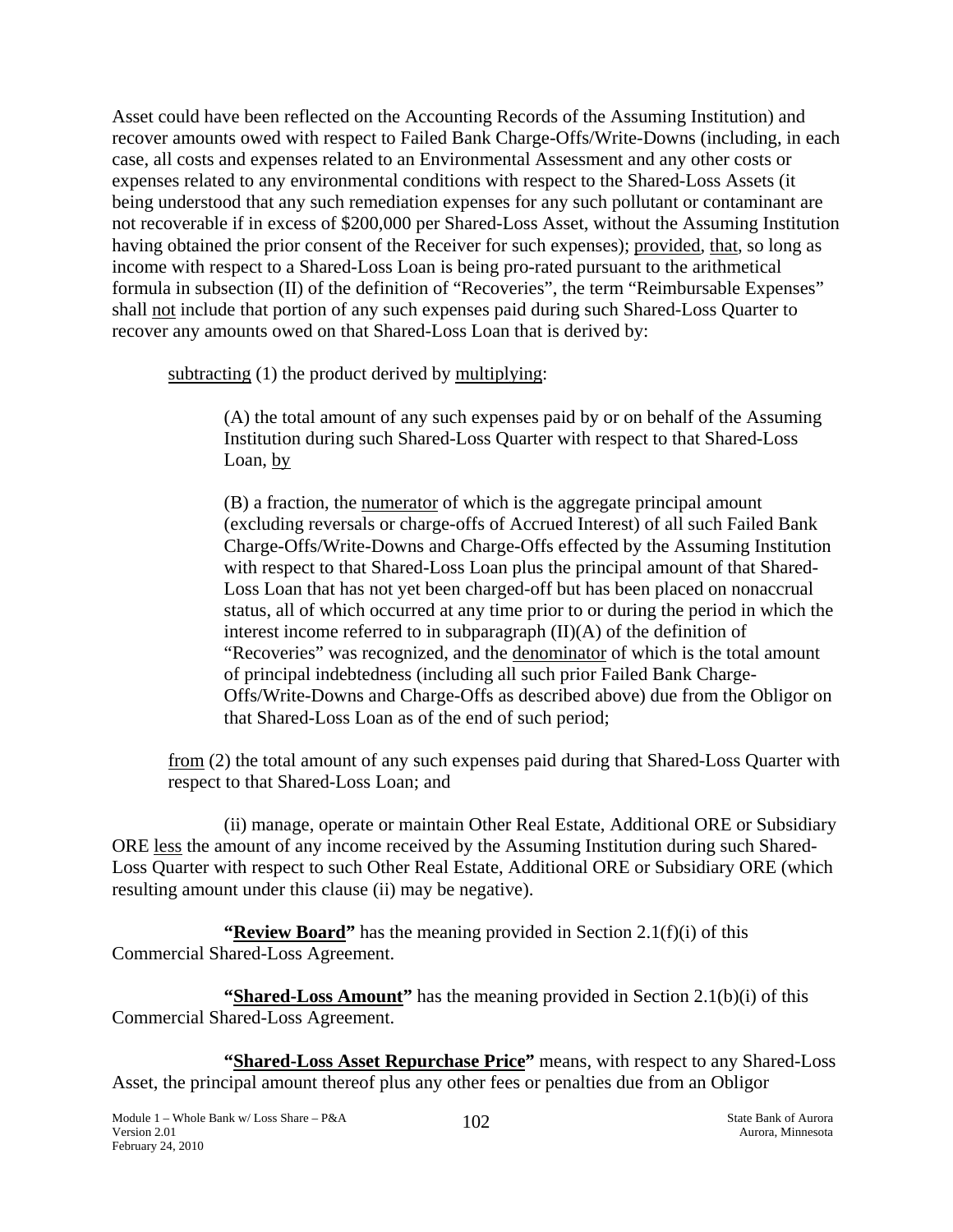Asset could have been reflected on the Accounting Records of the Assuming Institution) and recover amounts owed with respect to Failed Bank Charge-Offs/Write-Downs (including, in each case, all costs and expenses related to an Environmental Assessment and any other costs or expenses related to any environmental conditions with respect to the Shared-Loss Assets (it being understood that any such remediation expenses for any such pollutant or contaminant are not recoverable if in excess of $200,000 per Shared-Loss Asset, without the Assuming Institution having obtained the prior consent of the Receiver for such expenses); provided, that, so long as income with respect to a Shared-Loss Loan is being pro-rated pursuant to the arithmetical formula in subsection (II) of the definition of "Recoveries", the term "Reimbursable Expenses" shall not include that portion of any such expenses paid during such Shared-Loss Quarter to recover any amounts owed on that Shared-Loss Loan that is derived by:

subtracting (1) the product derived by multiplying:

(A) the total amount of any such expenses paid by or on behalf of the Assuming Institution during such Shared-Loss Quarter with respect to that Shared-Loss Loan, by

(B) a fraction, the numerator of which is the aggregate principal amount (excluding reversals or charge-offs of Accrued Interest) of all such Failed Bank Charge-Offs/Write-Downs and Charge-Offs effected by the Assuming Institution with respect to that Shared-Loss Loan plus the principal amount of that Shared-Loss Loan that has not yet been charged-off but has been placed on nonaccrual status, all of which occurred at any time prior to or during the period in which the interest income referred to in subparagraph (II)(A) of the definition of "Recoveries" was recognized, and the denominator of which is the total amount of principal indebtedness (including all such prior Failed Bank Charge-Offs/Write-Downs and Charge-Offs as described above) due from the Obligor on that Shared-Loss Loan as of the end of such period;

from (2) the total amount of any such expenses paid during that Shared-Loss Quarter with respect to that Shared-Loss Loan; and

(ii) manage, operate or maintain Other Real Estate, Additional ORE or Subsidiary ORE less the amount of any income received by the Assuming Institution during such Shared-Loss Quarter with respect to such Other Real Estate, Additional ORE or Subsidiary ORE (which resulting amount under this clause (ii) may be negative).

**"Review Board"** has the meaning provided in Section 2.1(f)(i) of this Commercial Shared-Loss Agreement.

**"Shared-Loss Amount"** has the meaning provided in Section 2.1(b)(i) of this Commercial Shared-Loss Agreement.

**"Shared-Loss Asset Repurchase Price"** means, with respect to any Shared-Loss Asset, the principal amount thereof plus any other fees or penalties due from an Obligor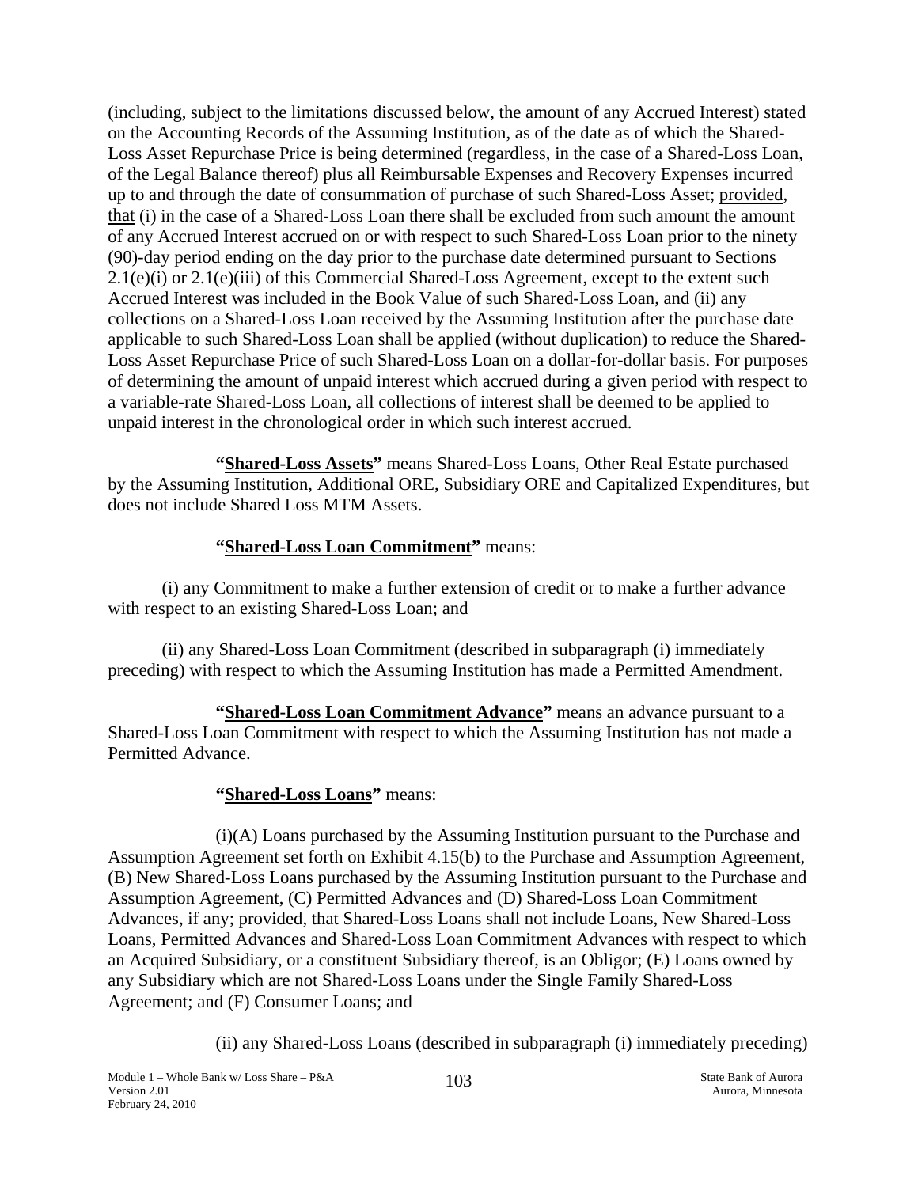(including, subject to the limitations discussed below, the amount of any Accrued Interest) stated on the Accounting Records of the Assuming Institution, as of the date as of which the Shared-Loss Asset Repurchase Price is being determined (regardless, in the case of a Shared-Loss Loan, of the Legal Balance thereof) plus all Reimbursable Expenses and Recovery Expenses incurred up to and through the date of consummation of purchase of such Shared-Loss Asset; provided, that (i) in the case of a Shared-Loss Loan there shall be excluded from such amount the amount of any Accrued Interest accrued on or with respect to such Shared-Loss Loan prior to the ninety (90)-day period ending on the day prior to the purchase date determined pursuant to Sections 2.1(e)(i) or 2.1(e)(iii) of this Commercial Shared-Loss Agreement, except to the extent such Accrued Interest was included in the Book Value of such Shared-Loss Loan, and (ii) any collections on a Shared-Loss Loan received by the Assuming Institution after the purchase date applicable to such Shared-Loss Loan shall be applied (without duplication) to reduce the Shared-Loss Asset Repurchase Price of such Shared-Loss Loan on a dollar-for-dollar basis. For purposes of determining the amount of unpaid interest which accrued during a given period with respect to a variable-rate Shared-Loss Loan, all collections of interest shall be deemed to be applied to unpaid interest in the chronological order in which such interest accrued.

**"Shared-Loss Assets"** means Shared-Loss Loans, Other Real Estate purchased by the Assuming Institution, Additional ORE, Subsidiary ORE and Capitalized Expenditures, but does not include Shared Loss MTM Assets.

**"Shared-Loss Loan Commitment"** means:

(i) any Commitment to make a further extension of credit or to make a further advance with respect to an existing Shared-Loss Loan; and

(ii) any Shared-Loss Loan Commitment (described in subparagraph (i) immediately preceding) with respect to which the Assuming Institution has made a Permitted Amendment.

**"Shared-Loss Loan Commitment Advance"** means an advance pursuant to a Shared-Loss Loan Commitment with respect to which the Assuming Institution has not made a Permitted Advance.

**"Shared-Loss Loans"** means:

(i)(A) Loans purchased by the Assuming Institution pursuant to the Purchase and Assumption Agreement set forth on Exhibit 4.15(b) to the Purchase and Assumption Agreement, (B) New Shared-Loss Loans purchased by the Assuming Institution pursuant to the Purchase and Assumption Agreement, (C) Permitted Advances and (D) Shared-Loss Loan Commitment Advances, if any; provided, that Shared-Loss Loans shall not include Loans, New Shared-Loss Loans, Permitted Advances and Shared-Loss Loan Commitment Advances with respect to which an Acquired Subsidiary, or a constituent Subsidiary thereof, is an Obligor; (E) Loans owned by any Subsidiary which are not Shared-Loss Loans under the Single Family Shared-Loss Agreement; and (F) Consumer Loans; and

(ii) any Shared-Loss Loans (described in subparagraph (i) immediately preceding)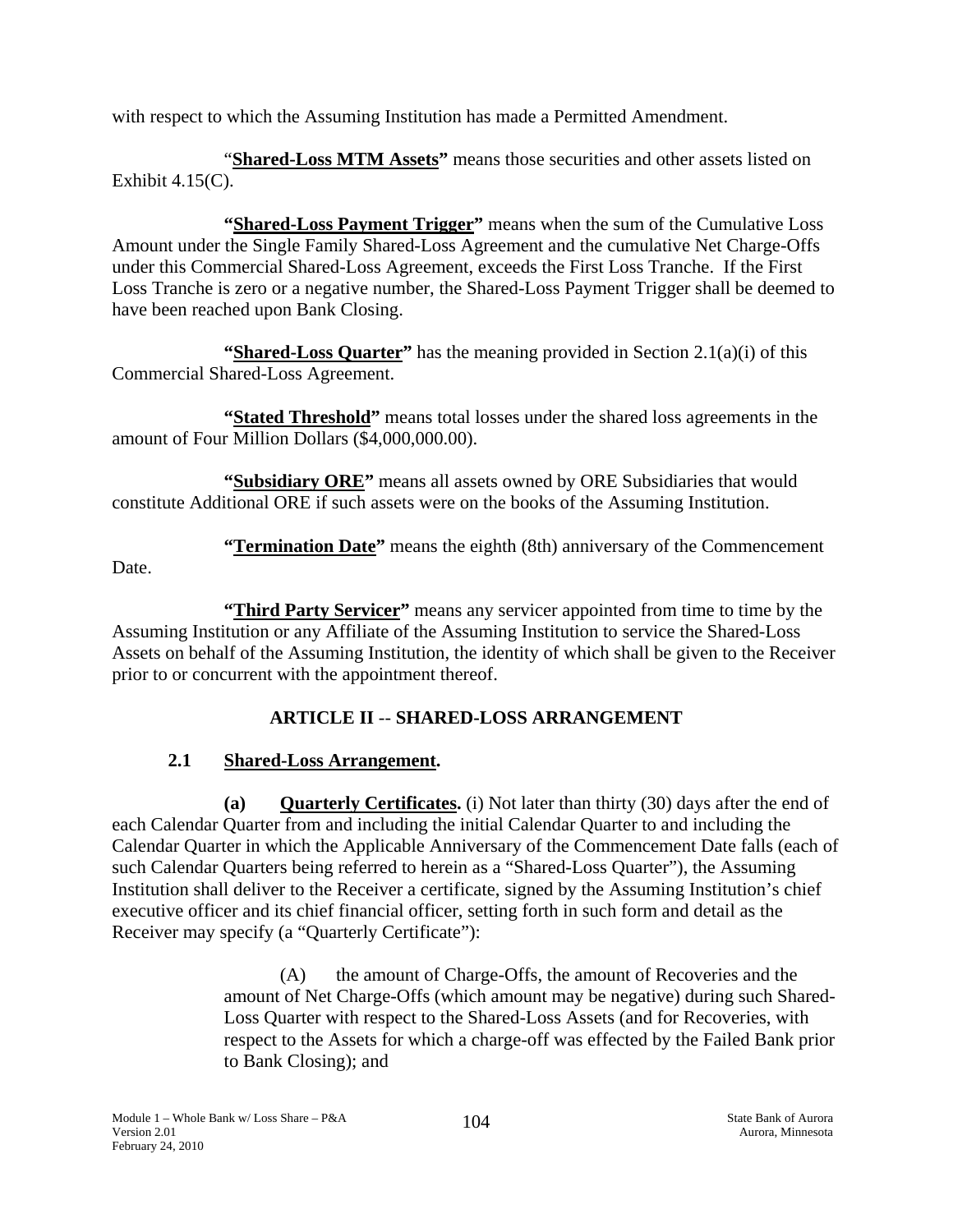with respect to which the Assuming Institution has made a Permitted Amendment.

"**Shared-Loss MTM Assets**" means those securities and other assets listed on Exhibit 4.15(C).

**"Shared-Loss Payment Trigger"** means when the sum of the Cumulative Loss Amount under the Single Family Shared-Loss Agreement and the cumulative Net Charge-Offs under this Commercial Shared-Loss Agreement, exceeds the First Loss Tranche. If the First Loss Tranche is zero or a negative number, the Shared-Loss Payment Trigger shall be deemed to have been reached upon Bank Closing.

**"Shared-Loss Quarter"** has the meaning provided in Section 2.1(a)(i) of this Commercial Shared-Loss Agreement.

**"Stated Threshold"** means total losses under the shared loss agreements in the amount of Four Million Dollars ($4,000,000.00).

**"Subsidiary ORE"** means all assets owned by ORE Subsidiaries that would constitute Additional ORE if such assets were on the books of the Assuming Institution.

**"Termination Date"** means the eighth (8th) anniversary of the Commencement Date.

**"Third Party Servicer"** means any servicer appointed from time to time by the Assuming Institution or any Affiliate of the Assuming Institution to service the Shared-Loss Assets on behalf of the Assuming Institution, the identity of which shall be given to the Receiver prior to or concurrent with the appointment thereof.

## ARTICLE II -- SHARED-LOSS ARRANGEMENT

### 2.1 Shared-Loss Arrangement.

**(a) Quarterly Certificates.** (i) Not later than thirty (30) days after the end of each Calendar Quarter from and including the initial Calendar Quarter to and including the Calendar Quarter in which the Applicable Anniversary of the Commencement Date falls (each of such Calendar Quarters being referred to herein as a "Shared-Loss Quarter"), the Assuming Institution shall deliver to the Receiver a certificate, signed by the Assuming Institution's chief executive officer and its chief financial officer, setting forth in such form and detail as the Receiver may specify (a "Quarterly Certificate"):

(A) the amount of Charge-Offs, the amount of Recoveries and the amount of Net Charge-Offs (which amount may be negative) during such Shared-Loss Quarter with respect to the Shared-Loss Assets (and for Recoveries, with respect to the Assets for which a charge-off was effected by the Failed Bank prior to Bank Closing); and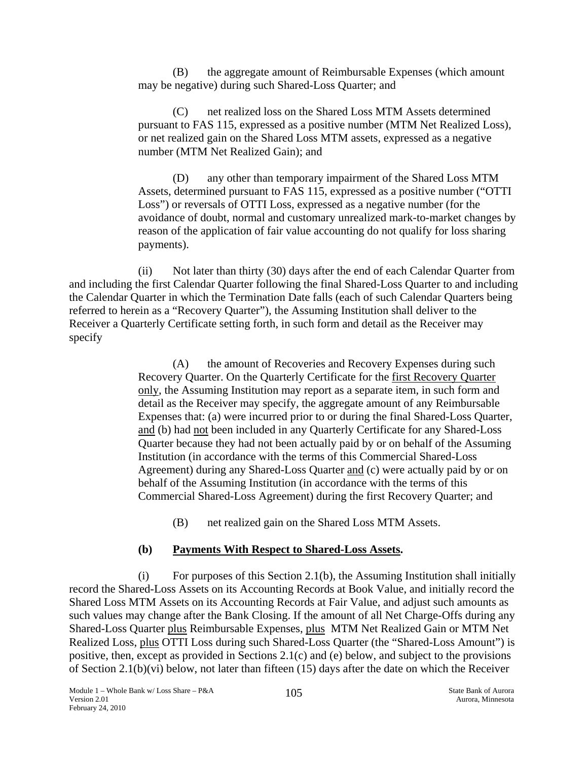(B) the aggregate amount of Reimbursable Expenses (which amount may be negative) during such Shared-Loss Quarter; and

(C) net realized loss on the Shared Loss MTM Assets determined pursuant to FAS 115, expressed as a positive number (MTM Net Realized Loss), or net realized gain on the Shared Loss MTM assets, expressed as a negative number (MTM Net Realized Gain); and

(D) any other than temporary impairment of the Shared Loss MTM Assets, determined pursuant to FAS 115, expressed as a positive number ("OTTI Loss") or reversals of OTTI Loss, expressed as a negative number (for the avoidance of doubt, normal and customary unrealized mark-to-market changes by reason of the application of fair value accounting do not qualify for loss sharing payments).

(ii) Not later than thirty (30) days after the end of each Calendar Quarter from and including the first Calendar Quarter following the final Shared-Loss Quarter to and including the Calendar Quarter in which the Termination Date falls (each of such Calendar Quarters being referred to herein as a "Recovery Quarter"), the Assuming Institution shall deliver to the Receiver a Quarterly Certificate setting forth, in such form and detail as the Receiver may specify

(A) the amount of Recoveries and Recovery Expenses during such Recovery Quarter. On the Quarterly Certificate for the first Recovery Quarter only, the Assuming Institution may report as a separate item, in such form and detail as the Receiver may specify, the aggregate amount of any Reimbursable Expenses that: (a) were incurred prior to or during the final Shared-Loss Quarter, and (b) had not been included in any Quarterly Certificate for any Shared-Loss Quarter because they had not been actually paid by or on behalf of the Assuming Institution (in accordance with the terms of this Commercial Shared-Loss Agreement) during any Shared-Loss Quarter and (c) were actually paid by or on behalf of the Assuming Institution (in accordance with the terms of this Commercial Shared-Loss Agreement) during the first Recovery Quarter; and

(B) net realized gain on the Shared Loss MTM Assets.

**(b) Payments With Respect to Shared-Loss Assets.**

(i) For purposes of this Section 2.1(b), the Assuming Institution shall initially record the Shared-Loss Assets on its Accounting Records at Book Value, and initially record the Shared Loss MTM Assets on its Accounting Records at Fair Value, and adjust such amounts as such values may change after the Bank Closing. If the amount of all Net Charge-Offs during any Shared-Loss Quarter plus Reimbursable Expenses, plus MTM Net Realized Gain or MTM Net Realized Loss, plus OTTI Loss during such Shared-Loss Quarter (the "Shared-Loss Amount") is positive, then, except as provided in Sections 2.1(c) and (e) below, and subject to the provisions of Section 2.1(b)(vi) below, not later than fifteen (15) days after the date on which the Receiver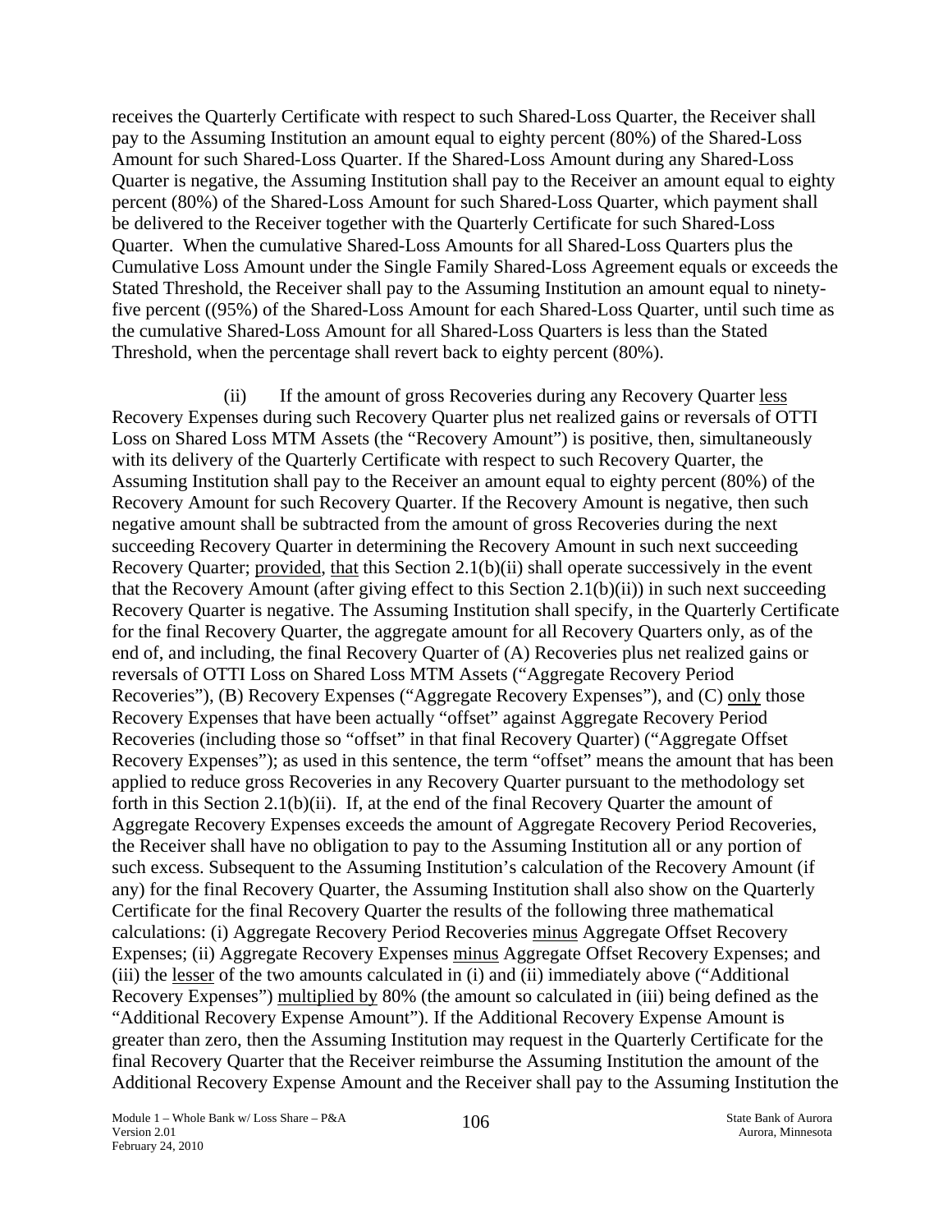receives the Quarterly Certificate with respect to such Shared-Loss Quarter, the Receiver shall pay to the Assuming Institution an amount equal to eighty percent (80%) of the Shared-Loss Amount for such Shared-Loss Quarter. If the Shared-Loss Amount during any Shared-Loss Quarter is negative, the Assuming Institution shall pay to the Receiver an amount equal to eighty percent (80%) of the Shared-Loss Amount for such Shared-Loss Quarter, which payment shall be delivered to the Receiver together with the Quarterly Certificate for such Shared-Loss Quarter. When the cumulative Shared-Loss Amounts for all Shared-Loss Quarters plus the Cumulative Loss Amount under the Single Family Shared-Loss Agreement equals or exceeds the Stated Threshold, the Receiver shall pay to the Assuming Institution an amount equal to ninety-five percent ((95%) of the Shared-Loss Amount for each Shared-Loss Quarter, until such time as the cumulative Shared-Loss Amount for all Shared-Loss Quarters is less than the Stated Threshold, when the percentage shall revert back to eighty percent (80%).

(ii) If the amount of gross Recoveries during any Recovery Quarter less Recovery Expenses during such Recovery Quarter plus net realized gains or reversals of OTTI Loss on Shared Loss MTM Assets (the "Recovery Amount") is positive, then, simultaneously with its delivery of the Quarterly Certificate with respect to such Recovery Quarter, the Assuming Institution shall pay to the Receiver an amount equal to eighty percent (80%) of the Recovery Amount for such Recovery Quarter. If the Recovery Amount is negative, then such negative amount shall be subtracted from the amount of gross Recoveries during the next succeeding Recovery Quarter in determining the Recovery Amount in such next succeeding Recovery Quarter; provided, that this Section 2.1(b)(ii) shall operate successively in the event that the Recovery Amount (after giving effect to this Section 2.1(b)(ii)) in such next succeeding Recovery Quarter is negative. The Assuming Institution shall specify, in the Quarterly Certificate for the final Recovery Quarter, the aggregate amount for all Recovery Quarters only, as of the end of, and including, the final Recovery Quarter of (A) Recoveries plus net realized gains or reversals of OTTI Loss on Shared Loss MTM Assets ("Aggregate Recovery Period Recoveries"), (B) Recovery Expenses ("Aggregate Recovery Expenses"), and (C) only those Recovery Expenses that have been actually "offset" against Aggregate Recovery Period Recoveries (including those so "offset" in that final Recovery Quarter) ("Aggregate Offset Recovery Expenses"); as used in this sentence, the term "offset" means the amount that has been applied to reduce gross Recoveries in any Recovery Quarter pursuant to the methodology set forth in this Section 2.1(b)(ii). If, at the end of the final Recovery Quarter the amount of Aggregate Recovery Expenses exceeds the amount of Aggregate Recovery Period Recoveries, the Receiver shall have no obligation to pay to the Assuming Institution all or any portion of such excess. Subsequent to the Assuming Institution's calculation of the Recovery Amount (if any) for the final Recovery Quarter, the Assuming Institution shall also show on the Quarterly Certificate for the final Recovery Quarter the results of the following three mathematical calculations: (i) Aggregate Recovery Period Recoveries minus Aggregate Offset Recovery Expenses; (ii) Aggregate Recovery Expenses minus Aggregate Offset Recovery Expenses; and (iii) the lesser of the two amounts calculated in (i) and (ii) immediately above ("Additional Recovery Expenses") multiplied by 80% (the amount so calculated in (iii) being defined as the "Additional Recovery Expense Amount"). If the Additional Recovery Expense Amount is greater than zero, then the Assuming Institution may request in the Quarterly Certificate for the final Recovery Quarter that the Receiver reimburse the Assuming Institution the amount of the Additional Recovery Expense Amount and the Receiver shall pay to the Assuming Institution the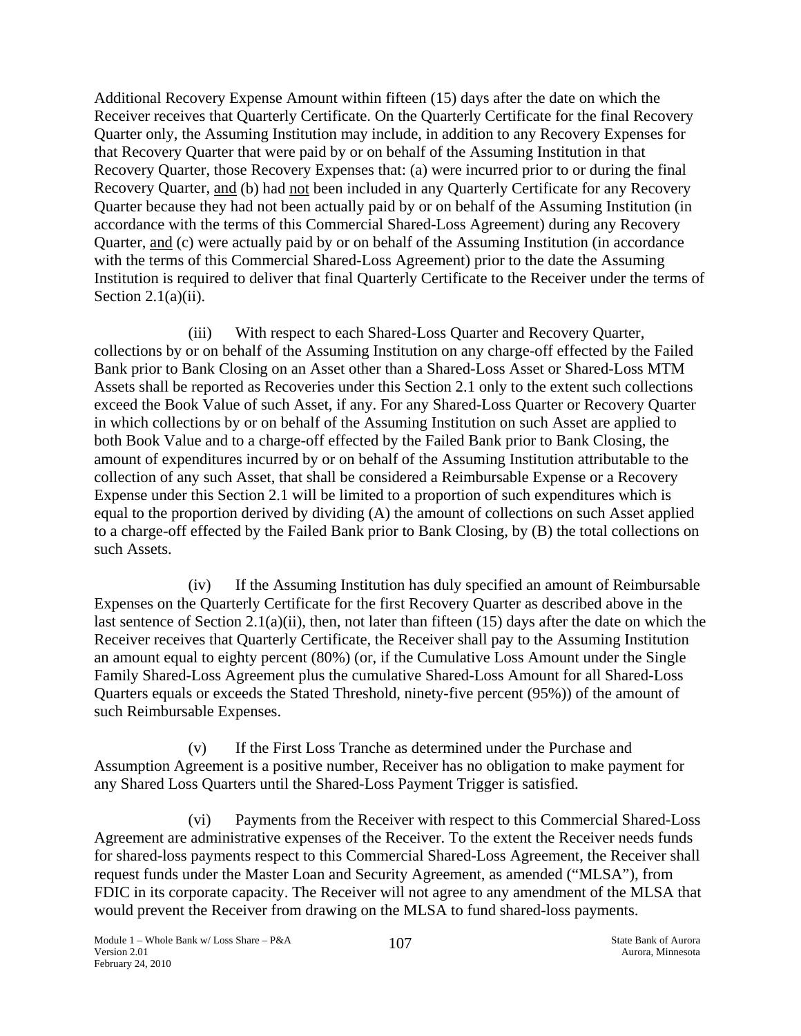Additional Recovery Expense Amount within fifteen (15) days after the date on which the Receiver receives that Quarterly Certificate. On the Quarterly Certificate for the final Recovery Quarter only, the Assuming Institution may include, in addition to any Recovery Expenses for that Recovery Quarter that were paid by or on behalf of the Assuming Institution in that Recovery Quarter, those Recovery Expenses that: (a) were incurred prior to or during the final Recovery Quarter, and (b) had not been included in any Quarterly Certificate for any Recovery Quarter because they had not been actually paid by or on behalf of the Assuming Institution (in accordance with the terms of this Commercial Shared-Loss Agreement) during any Recovery Quarter, and (c) were actually paid by or on behalf of the Assuming Institution (in accordance with the terms of this Commercial Shared-Loss Agreement) prior to the date the Assuming Institution is required to deliver that final Quarterly Certificate to the Receiver under the terms of Section 2.1(a)(ii).

(iii) With respect to each Shared-Loss Quarter and Recovery Quarter, collections by or on behalf of the Assuming Institution on any charge-off effected by the Failed Bank prior to Bank Closing on an Asset other than a Shared-Loss Asset or Shared-Loss MTM Assets shall be reported as Recoveries under this Section 2.1 only to the extent such collections exceed the Book Value of such Asset, if any. For any Shared-Loss Quarter or Recovery Quarter in which collections by or on behalf of the Assuming Institution on such Asset are applied to both Book Value and to a charge-off effected by the Failed Bank prior to Bank Closing, the amount of expenditures incurred by or on behalf of the Assuming Institution attributable to the collection of any such Asset, that shall be considered a Reimbursable Expense or a Recovery Expense under this Section 2.1 will be limited to a proportion of such expenditures which is equal to the proportion derived by dividing (A) the amount of collections on such Asset applied to a charge-off effected by the Failed Bank prior to Bank Closing, by (B) the total collections on such Assets.

(iv) If the Assuming Institution has duly specified an amount of Reimbursable Expenses on the Quarterly Certificate for the first Recovery Quarter as described above in the last sentence of Section 2.1(a)(ii), then, not later than fifteen (15) days after the date on which the Receiver receives that Quarterly Certificate, the Receiver shall pay to the Assuming Institution an amount equal to eighty percent (80%) (or, if the Cumulative Loss Amount under the Single Family Shared-Loss Agreement plus the cumulative Shared-Loss Amount for all Shared-Loss Quarters equals or exceeds the Stated Threshold, ninety-five percent (95%)) of the amount of such Reimbursable Expenses.

(v) If the First Loss Tranche as determined under the Purchase and Assumption Agreement is a positive number, Receiver has no obligation to make payment for any Shared Loss Quarters until the Shared-Loss Payment Trigger is satisfied.

(vi) Payments from the Receiver with respect to this Commercial Shared-Loss Agreement are administrative expenses of the Receiver. To the extent the Receiver needs funds for shared-loss payments respect to this Commercial Shared-Loss Agreement, the Receiver shall request funds under the Master Loan and Security Agreement, as amended ("MLSA"), from FDIC in its corporate capacity. The Receiver will not agree to any amendment of the MLSA that would prevent the Receiver from drawing on the MLSA to fund shared-loss payments.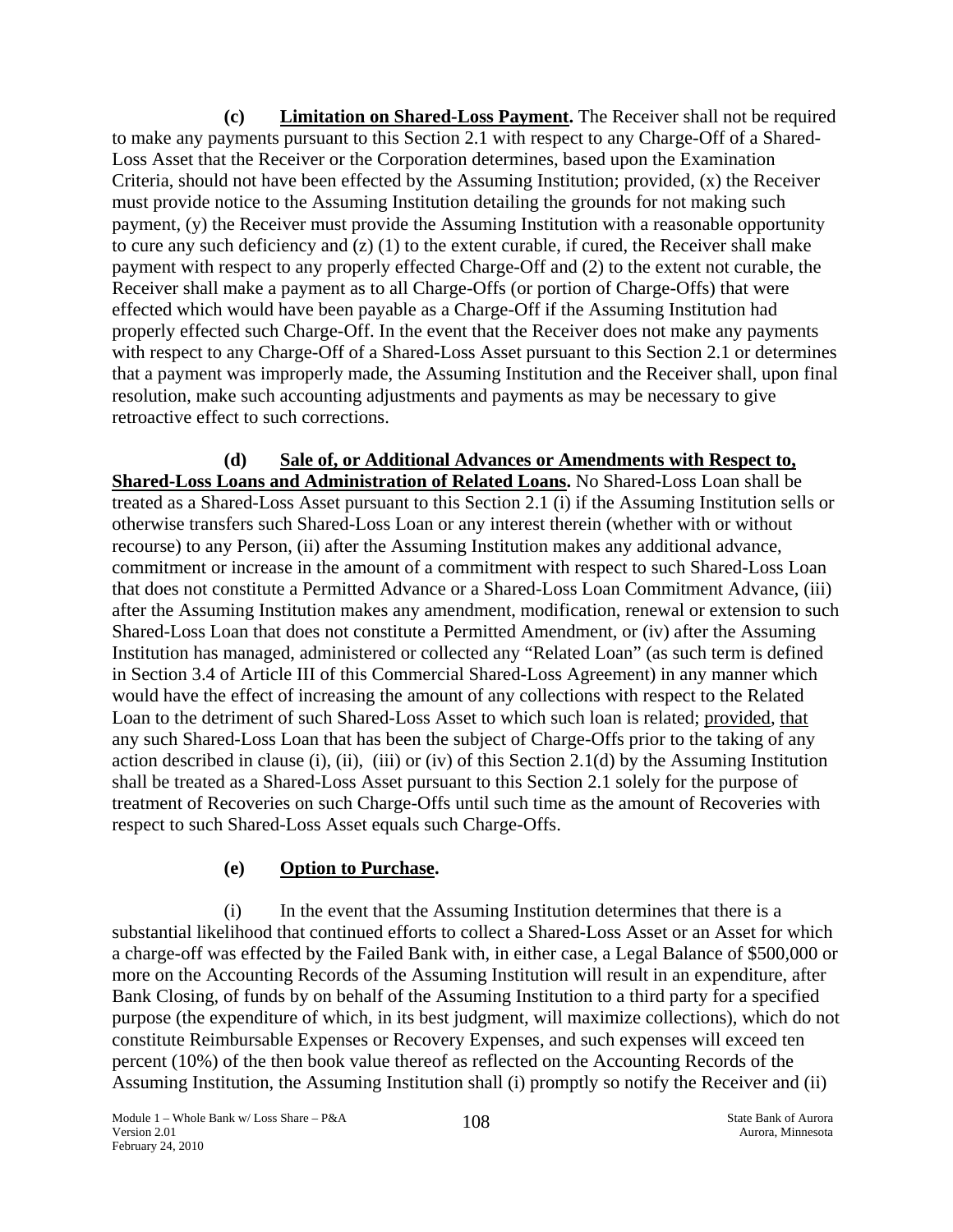**(c) <u>Limitation on Shared-Loss Payment</u>.** The Receiver shall not be required to make any payments pursuant to this Section 2.1 with respect to any Charge-Off of a Shared-Loss Asset that the Receiver or the Corporation determines, based upon the Examination Criteria, should not have been effected by the Assuming Institution; provided, (x) the Receiver must provide notice to the Assuming Institution detailing the grounds for not making such payment, (y) the Receiver must provide the Assuming Institution with a reasonable opportunity to cure any such deficiency and (z) (1) to the extent curable, if cured, the Receiver shall make payment with respect to any properly effected Charge-Off and (2) to the extent not curable, the Receiver shall make a payment as to all Charge-Offs (or portion of Charge-Offs) that were effected which would have been payable as a Charge-Off if the Assuming Institution had properly effected such Charge-Off. In the event that the Receiver does not make any payments with respect to any Charge-Off of a Shared-Loss Asset pursuant to this Section 2.1 or determines that a payment was improperly made, the Assuming Institution and the Receiver shall, upon final resolution, make such accounting adjustments and payments as may be necessary to give retroactive effect to such corrections.

**(d) <u>Sale of, or Additional Advances or Amendments with Respect to, Shared-Loss Loans and Administration of Related Loans</u>.** No Shared-Loss Loan shall be treated as a Shared-Loss Asset pursuant to this Section 2.1 (i) if the Assuming Institution sells or otherwise transfers such Shared-Loss Loan or any interest therein (whether with or without recourse) to any Person, (ii) after the Assuming Institution makes any additional advance, commitment or increase in the amount of a commitment with respect to such Shared-Loss Loan that does not constitute a Permitted Advance or a Shared-Loss Loan Commitment Advance, (iii) after the Assuming Institution makes any amendment, modification, renewal or extension to such Shared-Loss Loan that does not constitute a Permitted Amendment, or (iv) after the Assuming Institution has managed, administered or collected any "Related Loan" (as such term is defined in Section 3.4 of Article III of this Commercial Shared-Loss Agreement) in any manner which would have the effect of increasing the amount of any collections with respect to the Related Loan to the detriment of such Shared-Loss Asset to which such loan is related; <u>provided</u>, <u>that</u> any such Shared-Loss Loan that has been the subject of Charge-Offs prior to the taking of any action described in clause (i), (ii), (iii) or (iv) of this Section 2.1(d) by the Assuming Institution shall be treated as a Shared-Loss Asset pursuant to this Section 2.1 solely for the purpose of treatment of Recoveries on such Charge-Offs until such time as the amount of Recoveries with respect to such Shared-Loss Asset equals such Charge-Offs.

**(e) <u>Option to Purchase</u>.**

(i) In the event that the Assuming Institution determines that there is a substantial likelihood that continued efforts to collect a Shared-Loss Asset or an Asset for which a charge-off was effected by the Failed Bank with, in either case, a Legal Balance of $500,000 or more on the Accounting Records of the Assuming Institution will result in an expenditure, after Bank Closing, of funds by on behalf of the Assuming Institution to a third party for a specified purpose (the expenditure of which, in its best judgment, will maximize collections), which do not constitute Reimbursable Expenses or Recovery Expenses, and such expenses will exceed ten percent (10%) of the then book value thereof as reflected on the Accounting Records of the Assuming Institution, the Assuming Institution shall (i) promptly so notify the Receiver and (ii)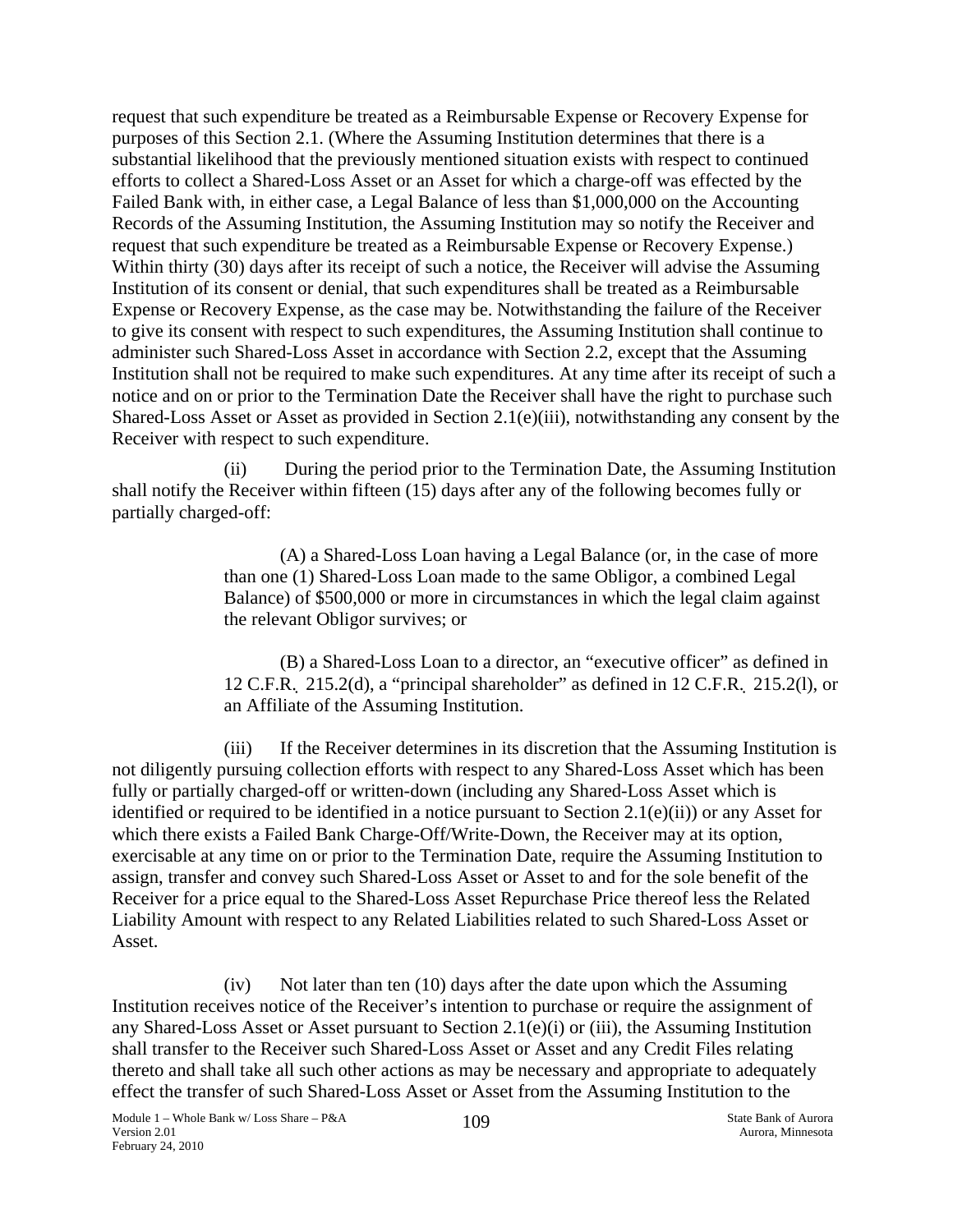request that such expenditure be treated as a Reimbursable Expense or Recovery Expense for purposes of this Section 2.1. (Where the Assuming Institution determines that there is a substantial likelihood that the previously mentioned situation exists with respect to continued efforts to collect a Shared-Loss Asset or an Asset for which a charge-off was effected by the Failed Bank with, in either case, a Legal Balance of less than $1,000,000 on the Accounting Records of the Assuming Institution, the Assuming Institution may so notify the Receiver and request that such expenditure be treated as a Reimbursable Expense or Recovery Expense.) Within thirty (30) days after its receipt of such a notice, the Receiver will advise the Assuming Institution of its consent or denial, that such expenditures shall be treated as a Reimbursable Expense or Recovery Expense, as the case may be. Notwithstanding the failure of the Receiver to give its consent with respect to such expenditures, the Assuming Institution shall continue to administer such Shared-Loss Asset in accordance with Section 2.2, except that the Assuming Institution shall not be required to make such expenditures. At any time after its receipt of such a notice and on or prior to the Termination Date the Receiver shall have the right to purchase such Shared-Loss Asset or Asset as provided in Section 2.1(e)(iii), notwithstanding any consent by the Receiver with respect to such expenditure.

(ii) During the period prior to the Termination Date, the Assuming Institution shall notify the Receiver within fifteen (15) days after any of the following becomes fully or partially charged-off:

(A) a Shared-Loss Loan having a Legal Balance (or, in the case of more than one (1) Shared-Loss Loan made to the same Obligor, a combined Legal Balance) of $500,000 or more in circumstances in which the legal claim against the relevant Obligor survives; or

(B) a Shared-Loss Loan to a director, an "executive officer" as defined in 12 C.F.R. 215.2(d), a "principal shareholder" as defined in 12 C.F.R. 215.2(l), or an Affiliate of the Assuming Institution.

(iii) If the Receiver determines in its discretion that the Assuming Institution is not diligently pursuing collection efforts with respect to any Shared-Loss Asset which has been fully or partially charged-off or written-down (including any Shared-Loss Asset which is identified or required to be identified in a notice pursuant to Section 2.1(e)(ii)) or any Asset for which there exists a Failed Bank Charge-Off/Write-Down, the Receiver may at its option, exercisable at any time on or prior to the Termination Date, require the Assuming Institution to assign, transfer and convey such Shared-Loss Asset or Asset to and for the sole benefit of the Receiver for a price equal to the Shared-Loss Asset Repurchase Price thereof less the Related Liability Amount with respect to any Related Liabilities related to such Shared-Loss Asset or Asset.

(iv) Not later than ten (10) days after the date upon which the Assuming Institution receives notice of the Receiver's intention to purchase or require the assignment of any Shared-Loss Asset or Asset pursuant to Section 2.1(e)(i) or (iii), the Assuming Institution shall transfer to the Receiver such Shared-Loss Asset or Asset and any Credit Files relating thereto and shall take all such other actions as may be necessary and appropriate to adequately effect the transfer of such Shared-Loss Asset or Asset from the Assuming Institution to the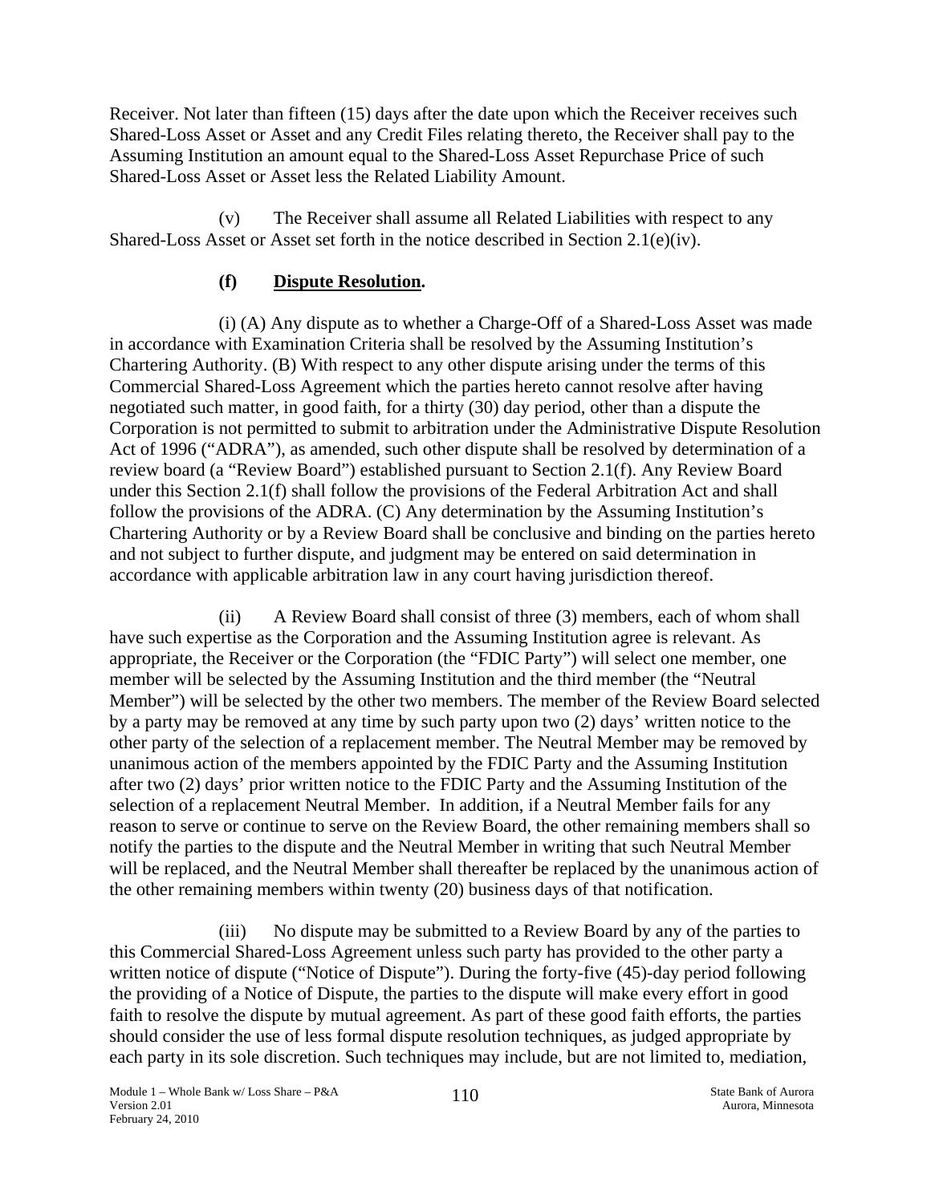Receiver. Not later than fifteen (15) days after the date upon which the Receiver receives such Shared-Loss Asset or Asset and any Credit Files relating thereto, the Receiver shall pay to the Assuming Institution an amount equal to the Shared-Loss Asset Repurchase Price of such Shared-Loss Asset or Asset less the Related Liability Amount.

(v) The Receiver shall assume all Related Liabilities with respect to any Shared-Loss Asset or Asset set forth in the notice described in Section 2.1(e)(iv).

**(f) Dispute Resolution.**

(i) (A) Any dispute as to whether a Charge-Off of a Shared-Loss Asset was made in accordance with Examination Criteria shall be resolved by the Assuming Institution's Chartering Authority. (B) With respect to any other dispute arising under the terms of this Commercial Shared-Loss Agreement which the parties hereto cannot resolve after having negotiated such matter, in good faith, for a thirty (30) day period, other than a dispute the Corporation is not permitted to submit to arbitration under the Administrative Dispute Resolution Act of 1996 ("ADRA"), as amended, such other dispute shall be resolved by determination of a review board (a "Review Board") established pursuant to Section 2.1(f). Any Review Board under this Section 2.1(f) shall follow the provisions of the Federal Arbitration Act and shall follow the provisions of the ADRA. (C) Any determination by the Assuming Institution's Chartering Authority or by a Review Board shall be conclusive and binding on the parties hereto and not subject to further dispute, and judgment may be entered on said determination in accordance with applicable arbitration law in any court having jurisdiction thereof.

(ii) A Review Board shall consist of three (3) members, each of whom shall have such expertise as the Corporation and the Assuming Institution agree is relevant. As appropriate, the Receiver or the Corporation (the "FDIC Party") will select one member, one member will be selected by the Assuming Institution and the third member (the "Neutral Member") will be selected by the other two members. The member of the Review Board selected by a party may be removed at any time by such party upon two (2) days' written notice to the other party of the selection of a replacement member. The Neutral Member may be removed by unanimous action of the members appointed by the FDIC Party and the Assuming Institution after two (2) days' prior written notice to the FDIC Party and the Assuming Institution of the selection of a replacement Neutral Member. In addition, if a Neutral Member fails for any reason to serve or continue to serve on the Review Board, the other remaining members shall so notify the parties to the dispute and the Neutral Member in writing that such Neutral Member will be replaced, and the Neutral Member shall thereafter be replaced by the unanimous action of the other remaining members within twenty (20) business days of that notification.

(iii) No dispute may be submitted to a Review Board by any of the parties to this Commercial Shared-Loss Agreement unless such party has provided to the other party a written notice of dispute ("Notice of Dispute"). During the forty-five (45)-day period following the providing of a Notice of Dispute, the parties to the dispute will make every effort in good faith to resolve the dispute by mutual agreement. As part of these good faith efforts, the parties should consider the use of less formal dispute resolution techniques, as judged appropriate by each party in its sole discretion. Such techniques may include, but are not limited to, mediation,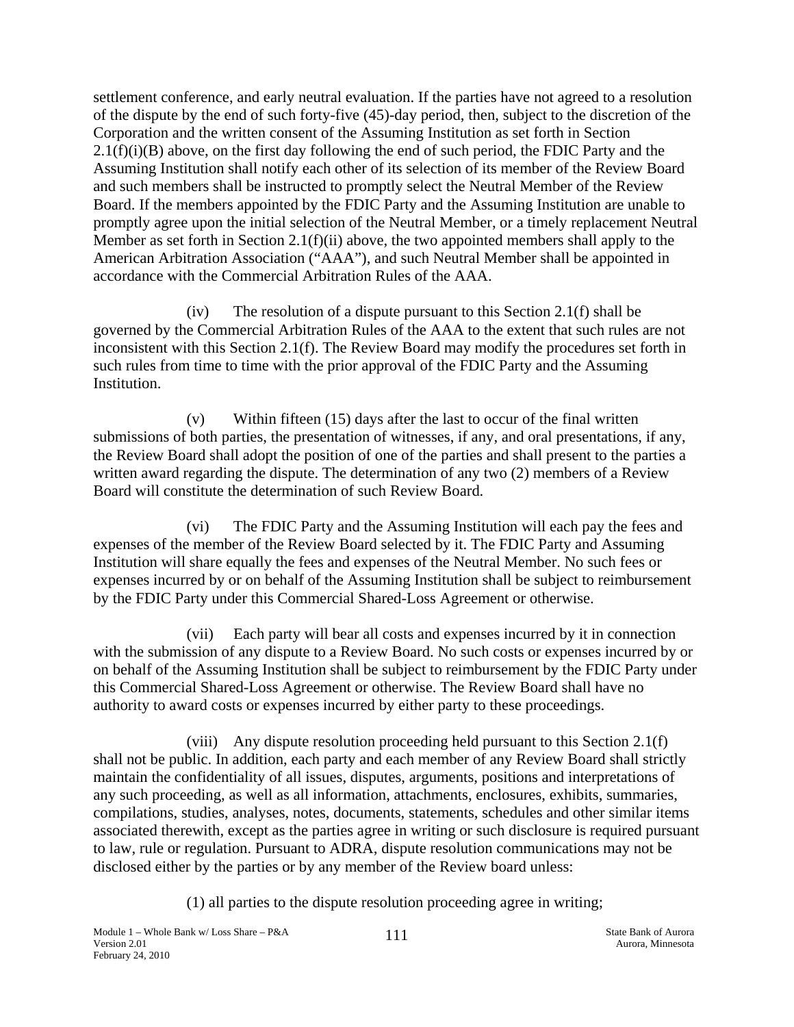settlement conference, and early neutral evaluation. If the parties have not agreed to a resolution of the dispute by the end of such forty-five (45)-day period, then, subject to the discretion of the Corporation and the written consent of the Assuming Institution as set forth in Section 2.1(f)(i)(B) above, on the first day following the end of such period, the FDIC Party and the Assuming Institution shall notify each other of its selection of its member of the Review Board and such members shall be instructed to promptly select the Neutral Member of the Review Board. If the members appointed by the FDIC Party and the Assuming Institution are unable to promptly agree upon the initial selection of the Neutral Member, or a timely replacement Neutral Member as set forth in Section 2.1(f)(ii) above, the two appointed members shall apply to the American Arbitration Association ("AAA"), and such Neutral Member shall be appointed in accordance with the Commercial Arbitration Rules of the AAA.

(iv) The resolution of a dispute pursuant to this Section 2.1(f) shall be governed by the Commercial Arbitration Rules of the AAA to the extent that such rules are not inconsistent with this Section 2.1(f). The Review Board may modify the procedures set forth in such rules from time to time with the prior approval of the FDIC Party and the Assuming Institution.

(v) Within fifteen (15) days after the last to occur of the final written submissions of both parties, the presentation of witnesses, if any, and oral presentations, if any, the Review Board shall adopt the position of one of the parties and shall present to the parties a written award regarding the dispute. The determination of any two (2) members of a Review Board will constitute the determination of such Review Board.

(vi) The FDIC Party and the Assuming Institution will each pay the fees and expenses of the member of the Review Board selected by it. The FDIC Party and Assuming Institution will share equally the fees and expenses of the Neutral Member. No such fees or expenses incurred by or on behalf of the Assuming Institution shall be subject to reimbursement by the FDIC Party under this Commercial Shared-Loss Agreement or otherwise.

(vii) Each party will bear all costs and expenses incurred by it in connection with the submission of any dispute to a Review Board. No such costs or expenses incurred by or on behalf of the Assuming Institution shall be subject to reimbursement by the FDIC Party under this Commercial Shared-Loss Agreement or otherwise. The Review Board shall have no authority to award costs or expenses incurred by either party to these proceedings.

(viii) Any dispute resolution proceeding held pursuant to this Section 2.1(f) shall not be public. In addition, each party and each member of any Review Board shall strictly maintain the confidentiality of all issues, disputes, arguments, positions and interpretations of any such proceeding, as well as all information, attachments, enclosures, exhibits, summaries, compilations, studies, analyses, notes, documents, statements, schedules and other similar items associated therewith, except as the parties agree in writing or such disclosure is required pursuant to law, rule or regulation. Pursuant to ADRA, dispute resolution communications may not be disclosed either by the parties or by any member of the Review board unless:

(1) all parties to the dispute resolution proceeding agree in writing;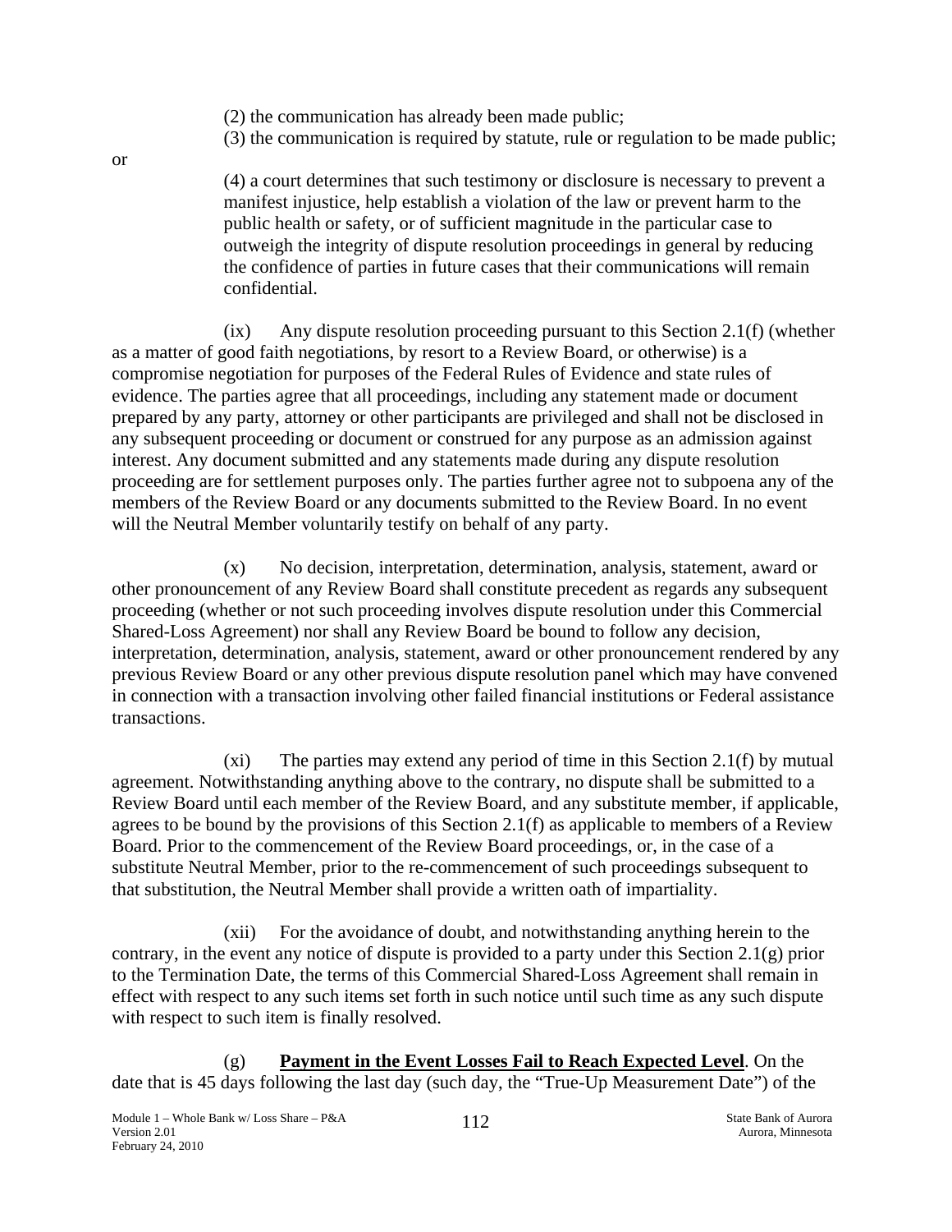(2) the communication has already been made public;

(3) the communication is required by statute, rule or regulation to be made public; or

(4) a court determines that such testimony or disclosure is necessary to prevent a manifest injustice, help establish a violation of the law or prevent harm to the public health or safety, or of sufficient magnitude in the particular case to outweigh the integrity of dispute resolution proceedings in general by reducing the confidence of parties in future cases that their communications will remain confidential.

(ix) Any dispute resolution proceeding pursuant to this Section 2.1(f) (whether as a matter of good faith negotiations, by resort to a Review Board, or otherwise) is a compromise negotiation for purposes of the Federal Rules of Evidence and state rules of evidence. The parties agree that all proceedings, including any statement made or document prepared by any party, attorney or other participants are privileged and shall not be disclosed in any subsequent proceeding or document or construed for any purpose as an admission against interest. Any document submitted and any statements made during any dispute resolution proceeding are for settlement purposes only. The parties further agree not to subpoena any of the members of the Review Board or any documents submitted to the Review Board. In no event will the Neutral Member voluntarily testify on behalf of any party.

(x) No decision, interpretation, determination, analysis, statement, award or other pronouncement of any Review Board shall constitute precedent as regards any subsequent proceeding (whether or not such proceeding involves dispute resolution under this Commercial Shared-Loss Agreement) nor shall any Review Board be bound to follow any decision, interpretation, determination, analysis, statement, award or other pronouncement rendered by any previous Review Board or any other previous dispute resolution panel which may have convened in connection with a transaction involving other failed financial institutions or Federal assistance transactions.

(xi) The parties may extend any period of time in this Section 2.1(f) by mutual agreement. Notwithstanding anything above to the contrary, no dispute shall be submitted to a Review Board until each member of the Review Board, and any substitute member, if applicable, agrees to be bound by the provisions of this Section 2.1(f) as applicable to members of a Review Board. Prior to the commencement of the Review Board proceedings, or, in the case of a substitute Neutral Member, prior to the re-commencement of such proceedings subsequent to that substitution, the Neutral Member shall provide a written oath of impartiality.

(xii) For the avoidance of doubt, and notwithstanding anything herein to the contrary, in the event any notice of dispute is provided to a party under this Section 2.1(g) prior to the Termination Date, the terms of this Commercial Shared-Loss Agreement shall remain in effect with respect to any such items set forth in such notice until such time as any such dispute with respect to such item is finally resolved.

(g) **Payment in the Event Losses Fail to Reach Expected Level**. On the date that is 45 days following the last day (such day, the "True-Up Measurement Date") of the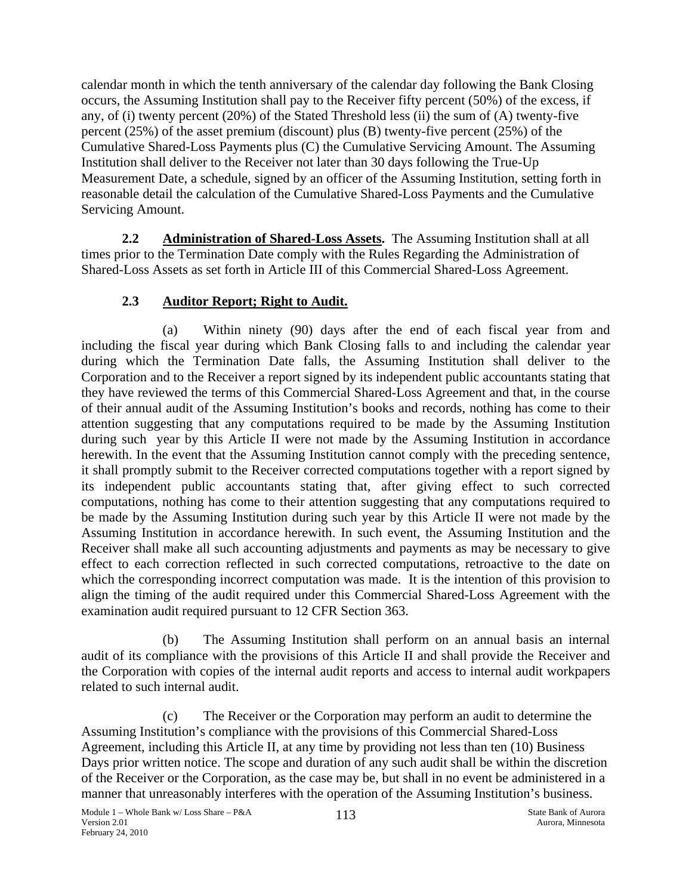calendar month in which the tenth anniversary of the calendar day following the Bank Closing occurs, the Assuming Institution shall pay to the Receiver fifty percent (50%) of the excess, if any, of (i) twenty percent (20%) of the Stated Threshold less (ii) the sum of (A) twenty-five percent (25%) of the asset premium (discount) plus (B) twenty-five percent (25%) of the Cumulative Shared-Loss Payments plus (C) the Cumulative Servicing Amount. The Assuming Institution shall deliver to the Receiver not later than 30 days following the True-Up Measurement Date, a schedule, signed by an officer of the Assuming Institution, setting forth in reasonable detail the calculation of the Cumulative Shared-Loss Payments and the Cumulative Servicing Amount.

**2.2 Administration of Shared-Loss Assets.** The Assuming Institution shall at all times prior to the Termination Date comply with the Rules Regarding the Administration of Shared-Loss Assets as set forth in Article III of this Commercial Shared-Loss Agreement.

**2.3 Auditor Report; Right to Audit.**

(a) Within ninety (90) days after the end of each fiscal year from and including the fiscal year during which Bank Closing falls to and including the calendar year during which the Termination Date falls, the Assuming Institution shall deliver to the Corporation and to the Receiver a report signed by its independent public accountants stating that they have reviewed the terms of this Commercial Shared-Loss Agreement and that, in the course of their annual audit of the Assuming Institution's books and records, nothing has come to their attention suggesting that any computations required to be made by the Assuming Institution during such year by this Article II were not made by the Assuming Institution in accordance herewith. In the event that the Assuming Institution cannot comply with the preceding sentence, it shall promptly submit to the Receiver corrected computations together with a report signed by its independent public accountants stating that, after giving effect to such corrected computations, nothing has come to their attention suggesting that any computations required to be made by the Assuming Institution during such year by this Article II were not made by the Assuming Institution in accordance herewith. In such event, the Assuming Institution and the Receiver shall make all such accounting adjustments and payments as may be necessary to give effect to each correction reflected in such corrected computations, retroactive to the date on which the corresponding incorrect computation was made. It is the intention of this provision to align the timing of the audit required under this Commercial Shared-Loss Agreement with the examination audit required pursuant to 12 CFR Section 363.

(b) The Assuming Institution shall perform on an annual basis an internal audit of its compliance with the provisions of this Article II and shall provide the Receiver and the Corporation with copies of the internal audit reports and access to internal audit workpapers related to such internal audit.

(c) The Receiver or the Corporation may perform an audit to determine the Assuming Institution's compliance with the provisions of this Commercial Shared-Loss Agreement, including this Article II, at any time by providing not less than ten (10) Business Days prior written notice. The scope and duration of any such audit shall be within the discretion of the Receiver or the Corporation, as the case may be, but shall in no event be administered in a manner that unreasonably interferes with the operation of the Assuming Institution's business.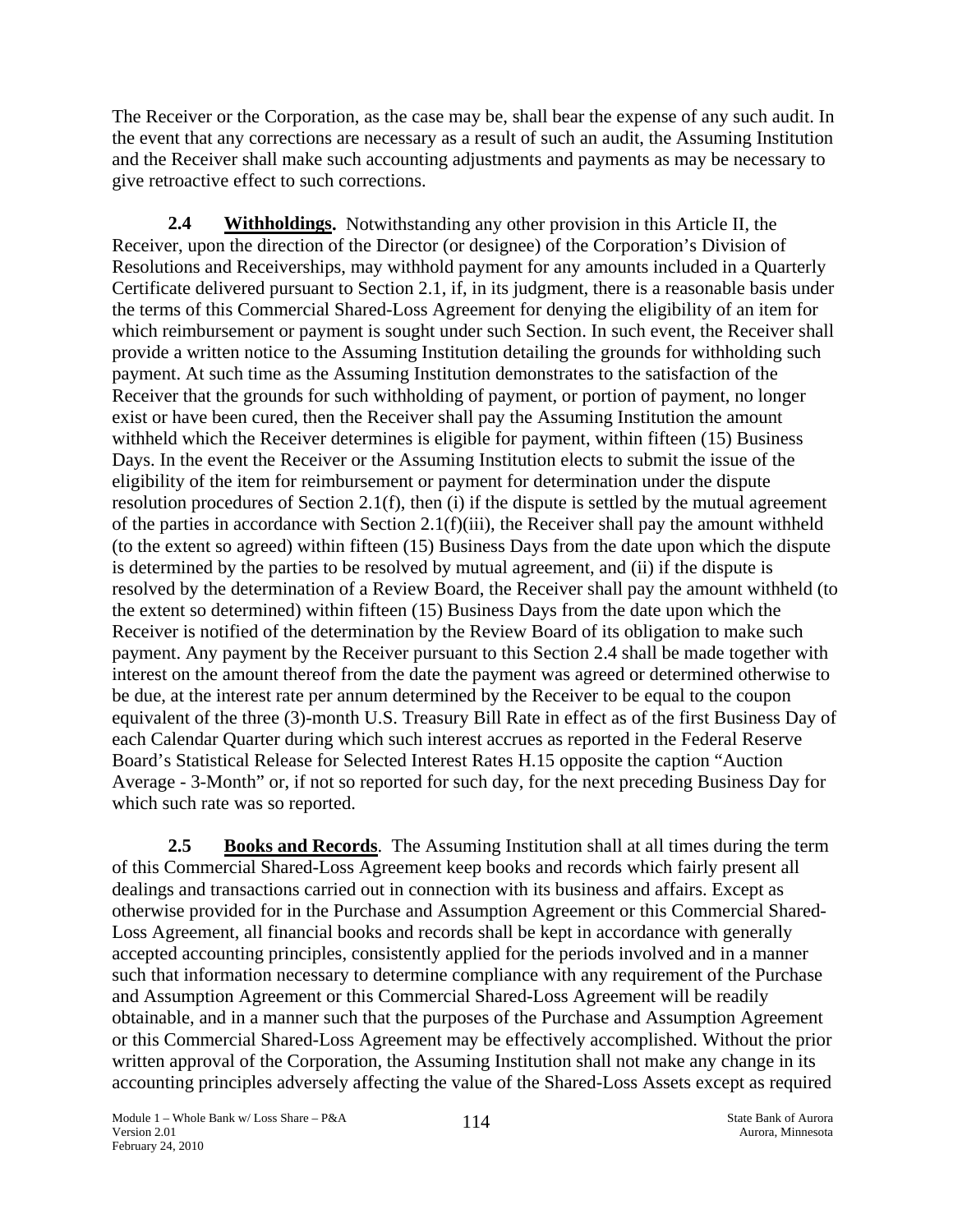The Receiver or the Corporation, as the case may be, shall bear the expense of any such audit. In the event that any corrections are necessary as a result of such an audit, the Assuming Institution and the Receiver shall make such accounting adjustments and payments as may be necessary to give retroactive effect to such corrections.

**2.4 Withholdings.** Notwithstanding any other provision in this Article II, the Receiver, upon the direction of the Director (or designee) of the Corporation's Division of Resolutions and Receiverships, may withhold payment for any amounts included in a Quarterly Certificate delivered pursuant to Section 2.1, if, in its judgment, there is a reasonable basis under the terms of this Commercial Shared-Loss Agreement for denying the eligibility of an item for which reimbursement or payment is sought under such Section. In such event, the Receiver shall provide a written notice to the Assuming Institution detailing the grounds for withholding such payment. At such time as the Assuming Institution demonstrates to the satisfaction of the Receiver that the grounds for such withholding of payment, or portion of payment, no longer exist or have been cured, then the Receiver shall pay the Assuming Institution the amount withheld which the Receiver determines is eligible for payment, within fifteen (15) Business Days. In the event the Receiver or the Assuming Institution elects to submit the issue of the eligibility of the item for reimbursement or payment for determination under the dispute resolution procedures of Section 2.1(f), then (i) if the dispute is settled by the mutual agreement of the parties in accordance with Section 2.1(f)(iii), the Receiver shall pay the amount withheld (to the extent so agreed) within fifteen (15) Business Days from the date upon which the dispute is determined by the parties to be resolved by mutual agreement, and (ii) if the dispute is resolved by the determination of a Review Board, the Receiver shall pay the amount withheld (to the extent so determined) within fifteen (15) Business Days from the date upon which the Receiver is notified of the determination by the Review Board of its obligation to make such payment. Any payment by the Receiver pursuant to this Section 2.4 shall be made together with interest on the amount thereof from the date the payment was agreed or determined otherwise to be due, at the interest rate per annum determined by the Receiver to be equal to the coupon equivalent of the three (3)-month U.S. Treasury Bill Rate in effect as of the first Business Day of each Calendar Quarter during which such interest accrues as reported in the Federal Reserve Board's Statistical Release for Selected Interest Rates H.15 opposite the caption "Auction Average - 3-Month" or, if not so reported for such day, for the next preceding Business Day for which such rate was so reported.

**2.5 Books and Records**. The Assuming Institution shall at all times during the term of this Commercial Shared-Loss Agreement keep books and records which fairly present all dealings and transactions carried out in connection with its business and affairs. Except as otherwise provided for in the Purchase and Assumption Agreement or this Commercial Shared-Loss Agreement, all financial books and records shall be kept in accordance with generally accepted accounting principles, consistently applied for the periods involved and in a manner such that information necessary to determine compliance with any requirement of the Purchase and Assumption Agreement or this Commercial Shared-Loss Agreement will be readily obtainable, and in a manner such that the purposes of the Purchase and Assumption Agreement or this Commercial Shared-Loss Agreement may be effectively accomplished. Without the prior written approval of the Corporation, the Assuming Institution shall not make any change in its accounting principles adversely affecting the value of the Shared-Loss Assets except as required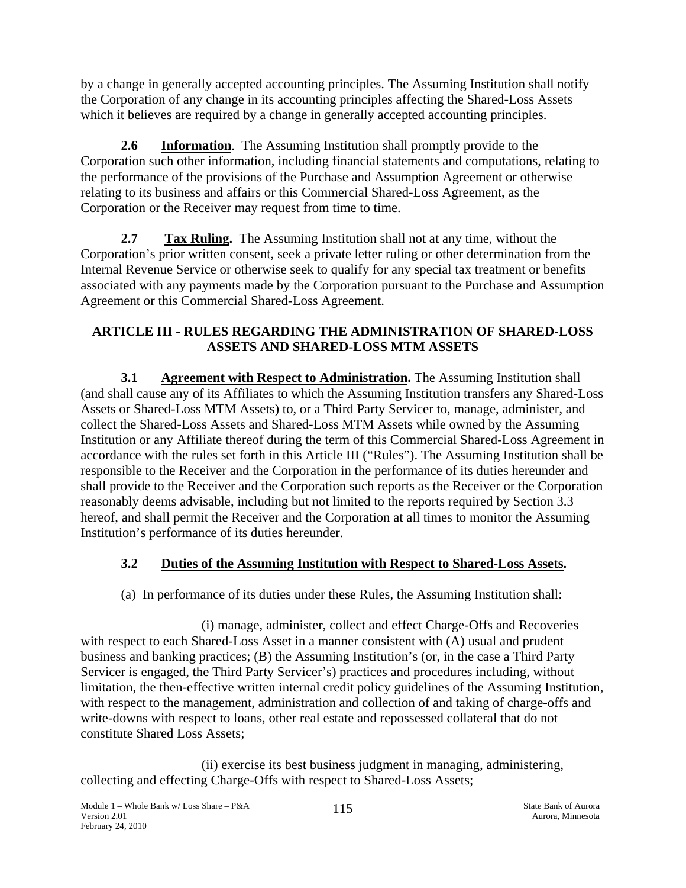by a change in generally accepted accounting principles. The Assuming Institution shall notify the Corporation of any change in its accounting principles affecting the Shared-Loss Assets which it believes are required by a change in generally accepted accounting principles.

**2.6** **Information**. The Assuming Institution shall promptly provide to the Corporation such other information, including financial statements and computations, relating to the performance of the provisions of the Purchase and Assumption Agreement or otherwise relating to its business and affairs or this Commercial Shared-Loss Agreement, as the Corporation or the Receiver may request from time to time.

**2.7** **Tax Ruling.** The Assuming Institution shall not at any time, without the Corporation's prior written consent, seek a private letter ruling or other determination from the Internal Revenue Service or otherwise seek to qualify for any special tax treatment or benefits associated with any payments made by the Corporation pursuant to the Purchase and Assumption Agreement or this Commercial Shared-Loss Agreement.

## ARTICLE III - RULES REGARDING THE ADMINISTRATION OF SHARED-LOSS ASSETS AND SHARED-LOSS MTM ASSETS

**3.1** **Agreement with Respect to Administration.** The Assuming Institution shall (and shall cause any of its Affiliates to which the Assuming Institution transfers any Shared-Loss Assets or Shared-Loss MTM Assets) to, or a Third Party Servicer to, manage, administer, and collect the Shared-Loss Assets and Shared-Loss MTM Assets while owned by the Assuming Institution or any Affiliate thereof during the term of this Commercial Shared-Loss Agreement in accordance with the rules set forth in this Article III ("Rules"). The Assuming Institution shall be responsible to the Receiver and the Corporation in the performance of its duties hereunder and shall provide to the Receiver and the Corporation such reports as the Receiver or the Corporation reasonably deems advisable, including but not limited to the reports required by Section 3.3 hereof, and shall permit the Receiver and the Corporation at all times to monitor the Assuming Institution's performance of its duties hereunder.

### 3.2 Duties of the Assuming Institution with Respect to Shared-Loss Assets.

(a) In performance of its duties under these Rules, the Assuming Institution shall:

(i) manage, administer, collect and effect Charge-Offs and Recoveries with respect to each Shared-Loss Asset in a manner consistent with (A) usual and prudent business and banking practices; (B) the Assuming Institution's (or, in the case a Third Party Servicer is engaged, the Third Party Servicer's) practices and procedures including, without limitation, the then-effective written internal credit policy guidelines of the Assuming Institution, with respect to the management, administration and collection of and taking of charge-offs and write-downs with respect to loans, other real estate and repossessed collateral that do not constitute Shared Loss Assets;

(ii) exercise its best business judgment in managing, administering, collecting and effecting Charge-Offs with respect to Shared-Loss Assets;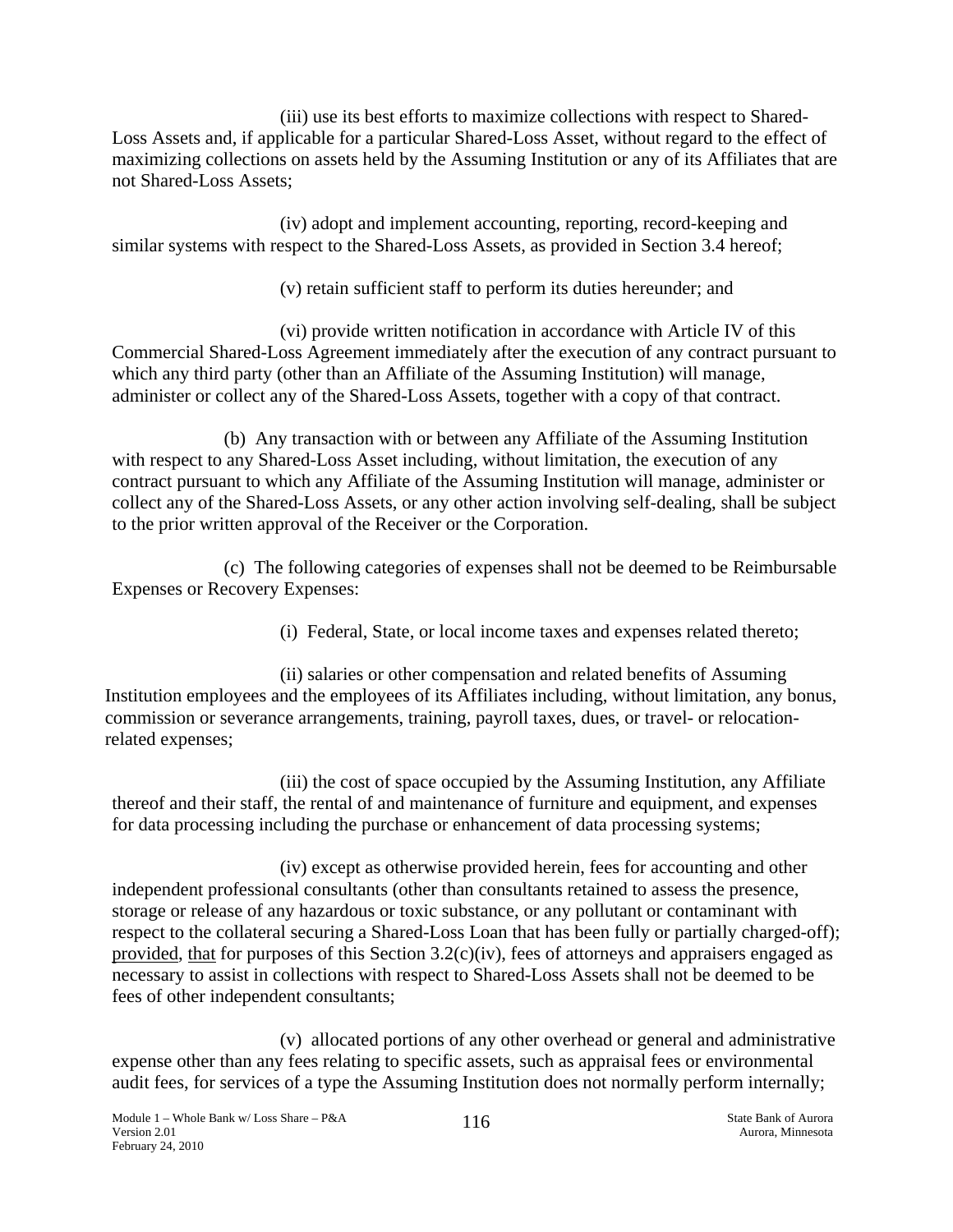(iii) use its best efforts to maximize collections with respect to Shared-Loss Assets and, if applicable for a particular Shared-Loss Asset, without regard to the effect of maximizing collections on assets held by the Assuming Institution or any of its Affiliates that are not Shared-Loss Assets;

(iv) adopt and implement accounting, reporting, record-keeping and similar systems with respect to the Shared-Loss Assets, as provided in Section 3.4 hereof;

(v) retain sufficient staff to perform its duties hereunder; and

(vi) provide written notification in accordance with Article IV of this Commercial Shared-Loss Agreement immediately after the execution of any contract pursuant to which any third party (other than an Affiliate of the Assuming Institution) will manage, administer or collect any of the Shared-Loss Assets, together with a copy of that contract.

(b) Any transaction with or between any Affiliate of the Assuming Institution with respect to any Shared-Loss Asset including, without limitation, the execution of any contract pursuant to which any Affiliate of the Assuming Institution will manage, administer or collect any of the Shared-Loss Assets, or any other action involving self-dealing, shall be subject to the prior written approval of the Receiver or the Corporation.

(c) The following categories of expenses shall not be deemed to be Reimbursable Expenses or Recovery Expenses:

(i) Federal, State, or local income taxes and expenses related thereto;

(ii) salaries or other compensation and related benefits of Assuming Institution employees and the employees of its Affiliates including, without limitation, any bonus, commission or severance arrangements, training, payroll taxes, dues, or travel- or relocation-related expenses;

(iii) the cost of space occupied by the Assuming Institution, any Affiliate thereof and their staff, the rental of and maintenance of furniture and equipment, and expenses for data processing including the purchase or enhancement of data processing systems;

(iv) except as otherwise provided herein, fees for accounting and other independent professional consultants (other than consultants retained to assess the presence, storage or release of any hazardous or toxic substance, or any pollutant or contaminant with respect to the collateral securing a Shared-Loss Loan that has been fully or partially charged-off); provided, that for purposes of this Section 3.2(c)(iv), fees of attorneys and appraisers engaged as necessary to assist in collections with respect to Shared-Loss Assets shall not be deemed to be fees of other independent consultants;

(v) allocated portions of any other overhead or general and administrative expense other than any fees relating to specific assets, such as appraisal fees or environmental audit fees, for services of a type the Assuming Institution does not normally perform internally;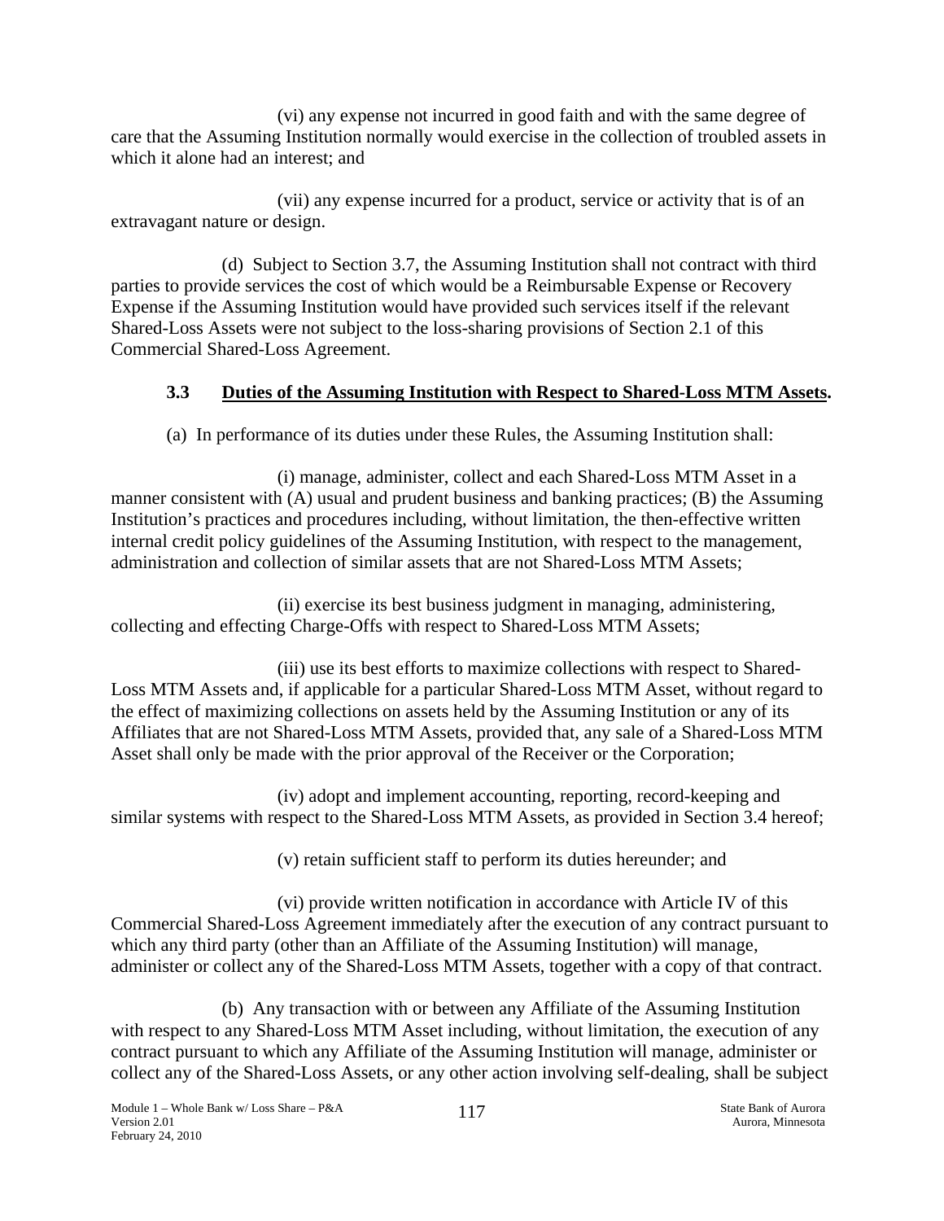(vi) any expense not incurred in good faith and with the same degree of care that the Assuming Institution normally would exercise in the collection of troubled assets in which it alone had an interest; and

(vii) any expense incurred for a product, service or activity that is of an extravagant nature or design.

(d) Subject to Section 3.7, the Assuming Institution shall not contract with third parties to provide services the cost of which would be a Reimbursable Expense or Recovery Expense if the Assuming Institution would have provided such services itself if the relevant Shared-Loss Assets were not subject to the loss-sharing provisions of Section 2.1 of this Commercial Shared-Loss Agreement.

### 3.3 Duties of the Assuming Institution with Respect to Shared-Loss MTM Assets.

(a) In performance of its duties under these Rules, the Assuming Institution shall:

(i) manage, administer, collect and each Shared-Loss MTM Asset in a manner consistent with (A) usual and prudent business and banking practices; (B) the Assuming Institution's practices and procedures including, without limitation, the then-effective written internal credit policy guidelines of the Assuming Institution, with respect to the management, administration and collection of similar assets that are not Shared-Loss MTM Assets;

(ii) exercise its best business judgment in managing, administering, collecting and effecting Charge-Offs with respect to Shared-Loss MTM Assets;

(iii) use its best efforts to maximize collections with respect to Shared-Loss MTM Assets and, if applicable for a particular Shared-Loss MTM Asset, without regard to the effect of maximizing collections on assets held by the Assuming Institution or any of its Affiliates that are not Shared-Loss MTM Assets, provided that, any sale of a Shared-Loss MTM Asset shall only be made with the prior approval of the Receiver or the Corporation;

(iv) adopt and implement accounting, reporting, record-keeping and similar systems with respect to the Shared-Loss MTM Assets, as provided in Section 3.4 hereof;

(v) retain sufficient staff to perform its duties hereunder; and

(vi) provide written notification in accordance with Article IV of this Commercial Shared-Loss Agreement immediately after the execution of any contract pursuant to which any third party (other than an Affiliate of the Assuming Institution) will manage, administer or collect any of the Shared-Loss MTM Assets, together with a copy of that contract.

(b) Any transaction with or between any Affiliate of the Assuming Institution with respect to any Shared-Loss MTM Asset including, without limitation, the execution of any contract pursuant to which any Affiliate of the Assuming Institution will manage, administer or collect any of the Shared-Loss Assets, or any other action involving self-dealing, shall be subject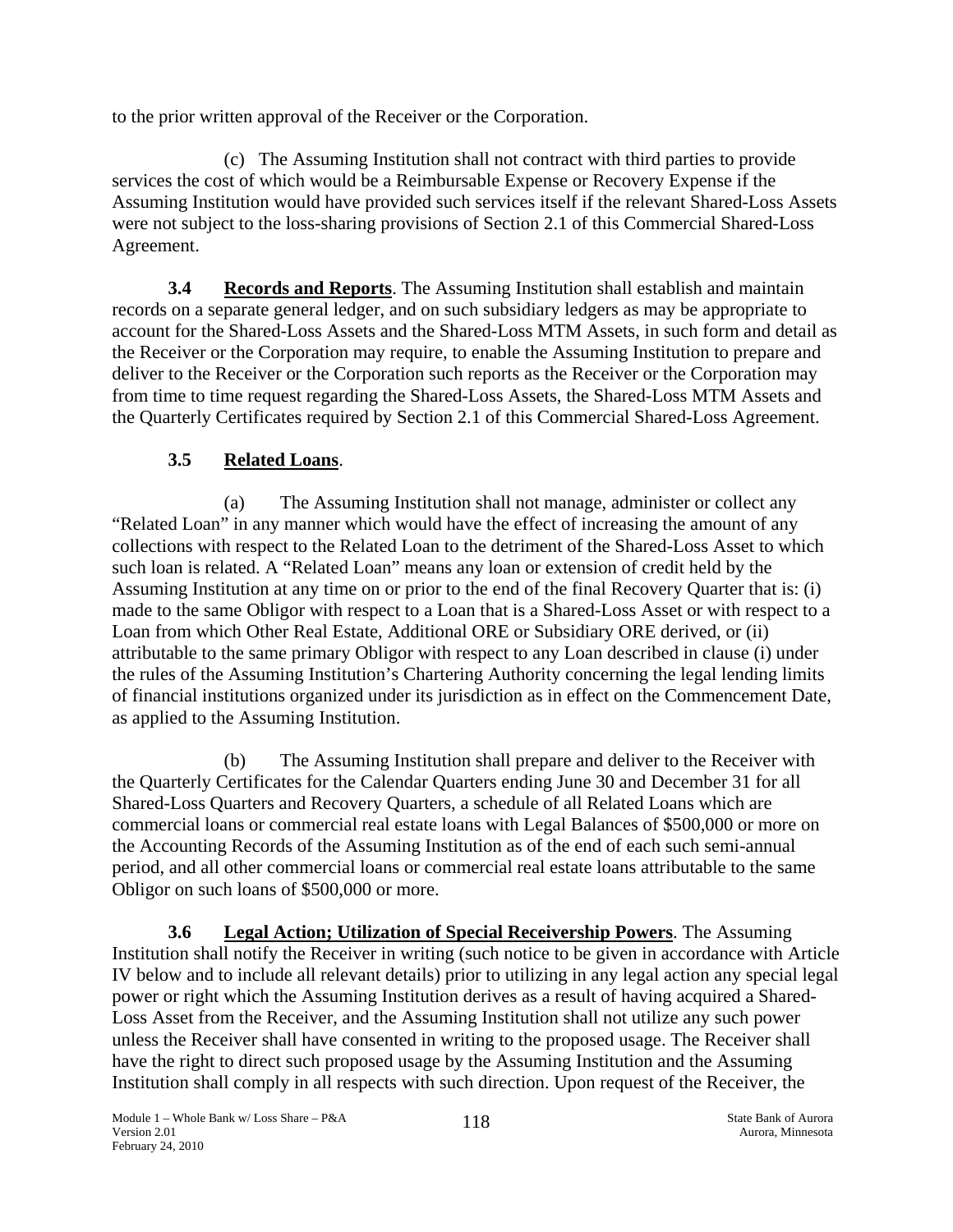to the prior written approval of the Receiver or the Corporation.

(c) The Assuming Institution shall not contract with third parties to provide services the cost of which would be a Reimbursable Expense or Recovery Expense if the Assuming Institution would have provided such services itself if the relevant Shared-Loss Assets were not subject to the loss-sharing provisions of Section 2.1 of this Commercial Shared-Loss Agreement.

**3.4 Records and Reports**. The Assuming Institution shall establish and maintain records on a separate general ledger, and on such subsidiary ledgers as may be appropriate to account for the Shared-Loss Assets and the Shared-Loss MTM Assets, in such form and detail as the Receiver or the Corporation may require, to enable the Assuming Institution to prepare and deliver to the Receiver or the Corporation such reports as the Receiver or the Corporation may from time to time request regarding the Shared-Loss Assets, the Shared-Loss MTM Assets and the Quarterly Certificates required by Section 2.1 of this Commercial Shared-Loss Agreement.

**3.5 Related Loans**.

(a) The Assuming Institution shall not manage, administer or collect any "Related Loan" in any manner which would have the effect of increasing the amount of any collections with respect to the Related Loan to the detriment of the Shared-Loss Asset to which such loan is related. A "Related Loan" means any loan or extension of credit held by the Assuming Institution at any time on or prior to the end of the final Recovery Quarter that is: (i) made to the same Obligor with respect to a Loan that is a Shared-Loss Asset or with respect to a Loan from which Other Real Estate, Additional ORE or Subsidiary ORE derived, or (ii) attributable to the same primary Obligor with respect to any Loan described in clause (i) under the rules of the Assuming Institution's Chartering Authority concerning the legal lending limits of financial institutions organized under its jurisdiction as in effect on the Commencement Date, as applied to the Assuming Institution.

(b) The Assuming Institution shall prepare and deliver to the Receiver with the Quarterly Certificates for the Calendar Quarters ending June 30 and December 31 for all Shared-Loss Quarters and Recovery Quarters, a schedule of all Related Loans which are commercial loans or commercial real estate loans with Legal Balances of $500,000 or more on the Accounting Records of the Assuming Institution as of the end of each such semi-annual period, and all other commercial loans or commercial real estate loans attributable to the same Obligor on such loans of $500,000 or more.

**3.6 Legal Action; Utilization of Special Receivership Powers**. The Assuming Institution shall notify the Receiver in writing (such notice to be given in accordance with Article IV below and to include all relevant details) prior to utilizing in any legal action any special legal power or right which the Assuming Institution derives as a result of having acquired a Shared-Loss Asset from the Receiver, and the Assuming Institution shall not utilize any such power unless the Receiver shall have consented in writing to the proposed usage. The Receiver shall have the right to direct such proposed usage by the Assuming Institution and the Assuming Institution shall comply in all respects with such direction. Upon request of the Receiver, the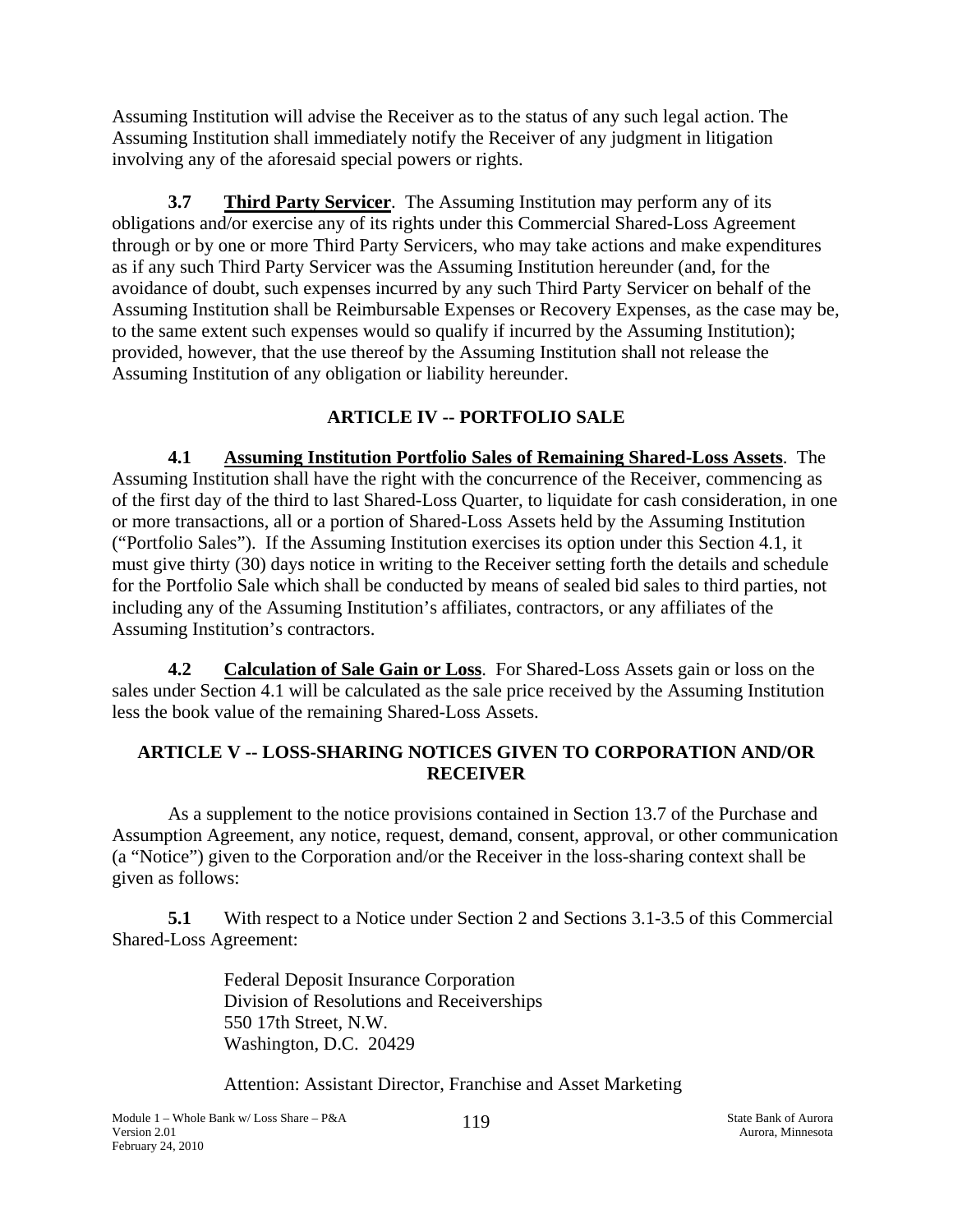Assuming Institution will advise the Receiver as to the status of any such legal action. The Assuming Institution shall immediately notify the Receiver of any judgment in litigation involving any of the aforesaid special powers or rights.

**3.7 Third Party Servicer**. The Assuming Institution may perform any of its obligations and/or exercise any of its rights under this Commercial Shared-Loss Agreement through or by one or more Third Party Servicers, who may take actions and make expenditures as if any such Third Party Servicer was the Assuming Institution hereunder (and, for the avoidance of doubt, such expenses incurred by any such Third Party Servicer on behalf of the Assuming Institution shall be Reimbursable Expenses or Recovery Expenses, as the case may be, to the same extent such expenses would so qualify if incurred by the Assuming Institution); provided, however, that the use thereof by the Assuming Institution shall not release the Assuming Institution of any obligation or liability hereunder.

## ARTICLE IV -- PORTFOLIO SALE

**4.1 Assuming Institution Portfolio Sales of Remaining Shared-Loss Assets**. The Assuming Institution shall have the right with the concurrence of the Receiver, commencing as of the first day of the third to last Shared-Loss Quarter, to liquidate for cash consideration, in one or more transactions, all or a portion of Shared-Loss Assets held by the Assuming Institution ("Portfolio Sales"). If the Assuming Institution exercises its option under this Section 4.1, it must give thirty (30) days notice in writing to the Receiver setting forth the details and schedule for the Portfolio Sale which shall be conducted by means of sealed bid sales to third parties, not including any of the Assuming Institution's affiliates, contractors, or any affiliates of the Assuming Institution's contractors.

**4.2 Calculation of Sale Gain or Loss**. For Shared-Loss Assets gain or loss on the sales under Section 4.1 will be calculated as the sale price received by the Assuming Institution less the book value of the remaining Shared-Loss Assets.

## ARTICLE V -- LOSS-SHARING NOTICES GIVEN TO CORPORATION AND/OR RECEIVER

As a supplement to the notice provisions contained in Section 13.7 of the Purchase and Assumption Agreement, any notice, request, demand, consent, approval, or other communication (a "Notice") given to the Corporation and/or the Receiver in the loss-sharing context shall be given as follows:

**5.1** With respect to a Notice under Section 2 and Sections 3.1-3.5 of this Commercial Shared-Loss Agreement:

Federal Deposit Insurance Corporation
Division of Resolutions and Receiverships
550 17th Street, N.W.
Washington, D.C. 20429

Attention: Assistant Director, Franchise and Asset Marketing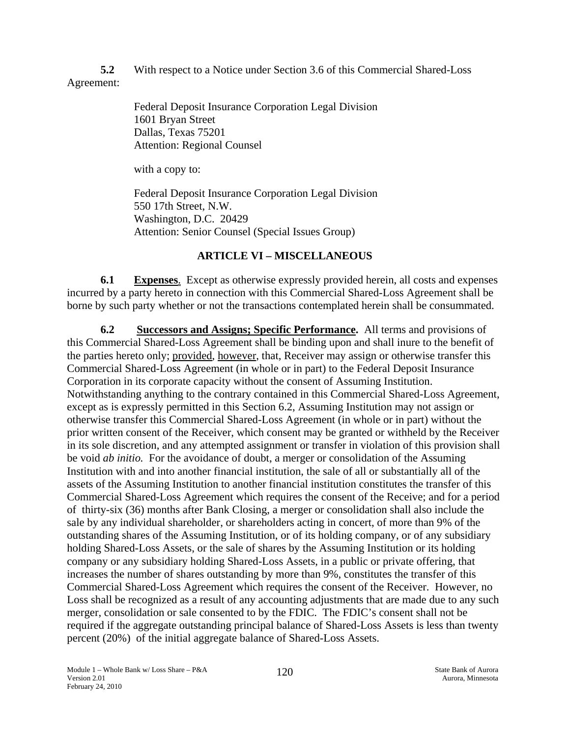**5.2** With respect to a Notice under Section 3.6 of this Commercial Shared-Loss Agreement:

Federal Deposit Insurance Corporation Legal Division
1601 Bryan Street
Dallas, Texas 75201
Attention: Regional Counsel

with a copy to:

Federal Deposit Insurance Corporation Legal Division
550 17th Street, N.W.
Washington, D.C. 20429
Attention: Senior Counsel (Special Issues Group)

## ARTICLE VI – MISCELLANEOUS

**6.1** **Expenses**. Except as otherwise expressly provided herein, all costs and expenses incurred by a party hereto in connection with this Commercial Shared-Loss Agreement shall be borne by such party whether or not the transactions contemplated herein shall be consummated.

**6.2** **Successors and Assigns; Specific Performance.** All terms and provisions of this Commercial Shared-Loss Agreement shall be binding upon and shall inure to the benefit of the parties hereto only; provided, however, that, Receiver may assign or otherwise transfer this Commercial Shared-Loss Agreement (in whole or in part) to the Federal Deposit Insurance Corporation in its corporate capacity without the consent of Assuming Institution. Notwithstanding anything to the contrary contained in this Commercial Shared-Loss Agreement, except as is expressly permitted in this Section 6.2, Assuming Institution may not assign or otherwise transfer this Commercial Shared-Loss Agreement (in whole or in part) without the prior written consent of the Receiver, which consent may be granted or withheld by the Receiver in its sole discretion, and any attempted assignment or transfer in violation of this provision shall be void *ab initio.* For the avoidance of doubt, a merger or consolidation of the Assuming Institution with and into another financial institution, the sale of all or substantially all of the assets of the Assuming Institution to another financial institution constitutes the transfer of this Commercial Shared-Loss Agreement which requires the consent of the Receive; and for a period of thirty-six (36) months after Bank Closing, a merger or consolidation shall also include the sale by any individual shareholder, or shareholders acting in concert, of more than 9% of the outstanding shares of the Assuming Institution, or of its holding company, or of any subsidiary holding Shared-Loss Assets, or the sale of shares by the Assuming Institution or its holding company or any subsidiary holding Shared-Loss Assets, in a public or private offering, that increases the number of shares outstanding by more than 9%, constitutes the transfer of this Commercial Shared-Loss Agreement which requires the consent of the Receiver. However, no Loss shall be recognized as a result of any accounting adjustments that are made due to any such merger, consolidation or sale consented to by the FDIC. The FDIC's consent shall not be required if the aggregate outstanding principal balance of Shared-Loss Assets is less than twenty percent (20%) of the initial aggregate balance of Shared-Loss Assets.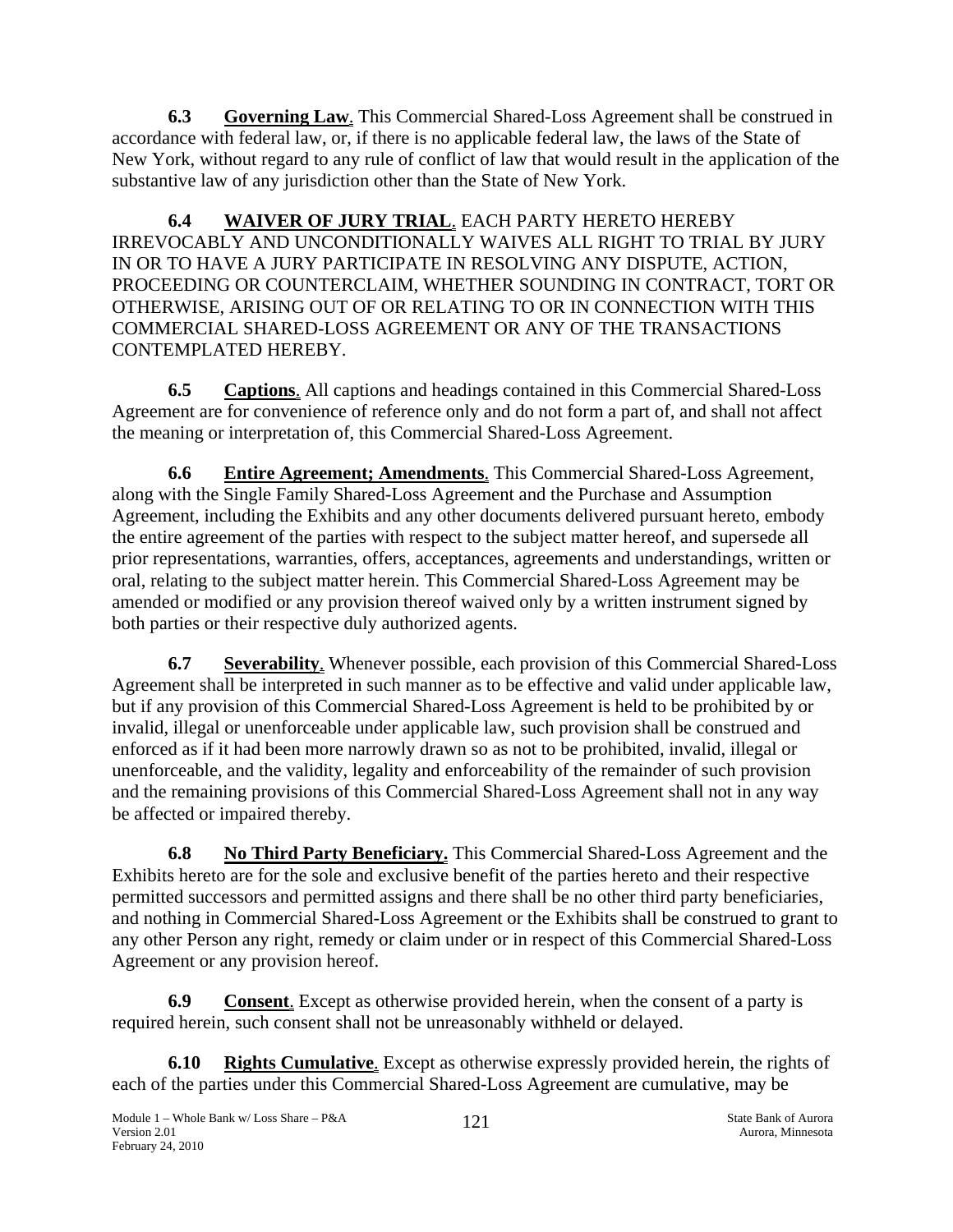**6.3 Governing Law**. This Commercial Shared-Loss Agreement shall be construed in accordance with federal law, or, if there is no applicable federal law, the laws of the State of New York, without regard to any rule of conflict of law that would result in the application of the substantive law of any jurisdiction other than the State of New York.

**6.4 WAIVER OF JURY TRIAL**. EACH PARTY HERETO HEREBY IRREVOCABLY AND UNCONDITIONALLY WAIVES ALL RIGHT TO TRIAL BY JURY IN OR TO HAVE A JURY PARTICIPATE IN RESOLVING ANY DISPUTE, ACTION, PROCEEDING OR COUNTERCLAIM, WHETHER SOUNDING IN CONTRACT, TORT OR OTHERWISE, ARISING OUT OF OR RELATING TO OR IN CONNECTION WITH THIS COMMERCIAL SHARED-LOSS AGREEMENT OR ANY OF THE TRANSACTIONS CONTEMPLATED HEREBY.

**6.5 Captions**. All captions and headings contained in this Commercial Shared-Loss Agreement are for convenience of reference only and do not form a part of, and shall not affect the meaning or interpretation of, this Commercial Shared-Loss Agreement.

**6.6 Entire Agreement; Amendments**. This Commercial Shared-Loss Agreement, along with the Single Family Shared-Loss Agreement and the Purchase and Assumption Agreement, including the Exhibits and any other documents delivered pursuant hereto, embody the entire agreement of the parties with respect to the subject matter hereof, and supersede all prior representations, warranties, offers, acceptances, agreements and understandings, written or oral, relating to the subject matter herein. This Commercial Shared-Loss Agreement may be amended or modified or any provision thereof waived only by a written instrument signed by both parties or their respective duly authorized agents.

**6.7 Severability**. Whenever possible, each provision of this Commercial Shared-Loss Agreement shall be interpreted in such manner as to be effective and valid under applicable law, but if any provision of this Commercial Shared-Loss Agreement is held to be prohibited by or invalid, illegal or unenforceable under applicable law, such provision shall be construed and enforced as if it had been more narrowly drawn so as not to be prohibited, invalid, illegal or unenforceable, and the validity, legality and enforceability of the remainder of such provision and the remaining provisions of this Commercial Shared-Loss Agreement shall not in any way be affected or impaired thereby.

**6.8 No Third Party Beneficiary.** This Commercial Shared-Loss Agreement and the Exhibits hereto are for the sole and exclusive benefit of the parties hereto and their respective permitted successors and permitted assigns and there shall be no other third party beneficiaries, and nothing in Commercial Shared-Loss Agreement or the Exhibits shall be construed to grant to any other Person any right, remedy or claim under or in respect of this Commercial Shared-Loss Agreement or any provision hereof.

**6.9 Consent**. Except as otherwise provided herein, when the consent of a party is required herein, such consent shall not be unreasonably withheld or delayed.

**6.10 Rights Cumulative**. Except as otherwise expressly provided herein, the rights of each of the parties under this Commercial Shared-Loss Agreement are cumulative, may be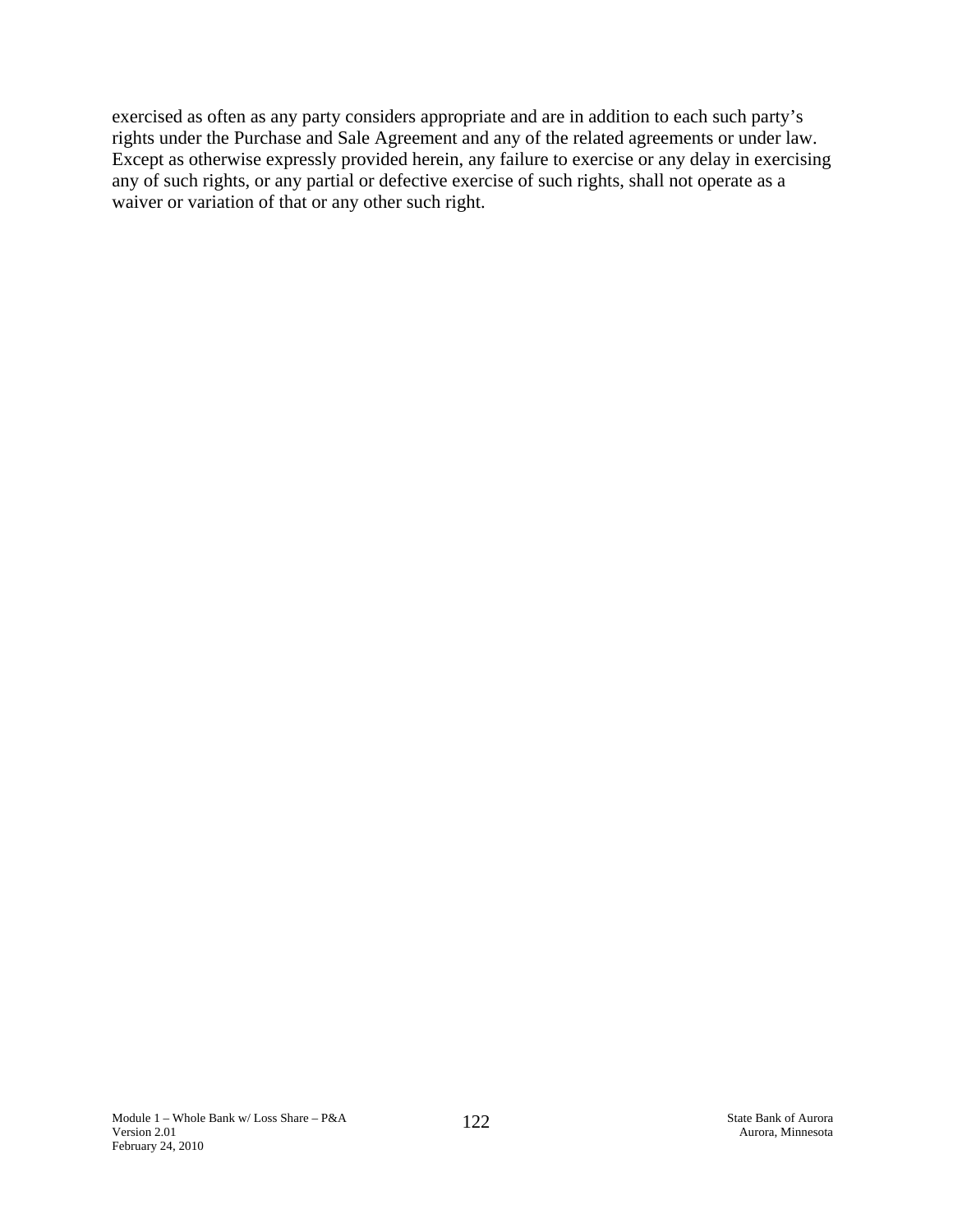exercised as often as any party considers appropriate and are in addition to each such party's rights under the Purchase and Sale Agreement and any of the related agreements or under law. Except as otherwise expressly provided herein, any failure to exercise or any delay in exercising any of such rights, or any partial or defective exercise of such rights, shall not operate as a waiver or variation of that or any other such right.